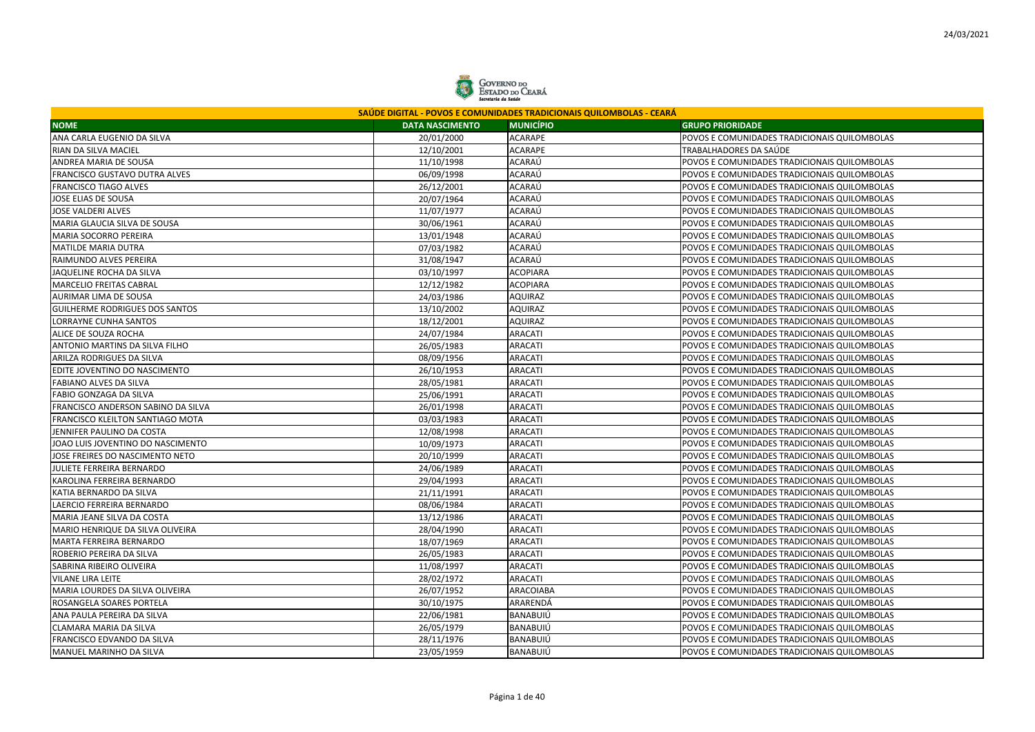24/03/2021

GOVERNO DO ESTADO DO CEARÁ
Secretaria da Saúde

| SAÚDE DIGITAL - POVOS E COMUNIDADES TRADICIONAIS QUILOMBOLAS - CEARÁ | | | |
|---|---|---|---|
| **NOME** | **DATA NASCIMENTO** | **MUNICÍPIO** | **GRUPO PRIORIDADE** |
| ANA CARLA EUGENIO DA SILVA | 20/01/2000 | ACARAPE | POVOS E COMUNIDADES TRADICIONAIS QUILOMBOLAS |
| RIAN DA SILVA MACIEL | 12/10/2001 | ACARAPE | TRABALHADORES DA SAÚDE |
| ANDREA MARIA DE SOUSA | 11/10/1998 | ACARAÚ | POVOS E COMUNIDADES TRADICIONAIS QUILOMBOLAS |
| FRANCISCO GUSTAVO DUTRA ALVES | 06/09/1998 | ACARAÚ | POVOS E COMUNIDADES TRADICIONAIS QUILOMBOLAS |
| FRANCISCO TIAGO ALVES | 26/12/2001 | ACARAÚ | POVOS E COMUNIDADES TRADICIONAIS QUILOMBOLAS |
| JOSE ELIAS DE SOUSA | 20/07/1964 | ACARAÚ | POVOS E COMUNIDADES TRADICIONAIS QUILOMBOLAS |
| JOSE VALDERI ALVES | 11/07/1977 | ACARAÚ | POVOS E COMUNIDADES TRADICIONAIS QUILOMBOLAS |
| MARIA GLAUCIA SILVA DE SOUSA | 30/06/1961 | ACARAÚ | POVOS E COMUNIDADES TRADICIONAIS QUILOMBOLAS |
| MARIA SOCORRO PEREIRA | 13/01/1948 | ACARAÚ | POVOS E COMUNIDADES TRADICIONAIS QUILOMBOLAS |
| MATILDE MARIA DUTRA | 07/03/1982 | ACARAÚ | POVOS E COMUNIDADES TRADICIONAIS QUILOMBOLAS |
| RAIMUNDO ALVES PEREIRA | 31/08/1947 | ACARAÚ | POVOS E COMUNIDADES TRADICIONAIS QUILOMBOLAS |
| JAQUELINE ROCHA DA SILVA | 03/10/1997 | ACOPIARA | POVOS E COMUNIDADES TRADICIONAIS QUILOMBOLAS |
| MARCELIO FREITAS CABRAL | 12/12/1982 | ACOPIARA | POVOS E COMUNIDADES TRADICIONAIS QUILOMBOLAS |
| AURIMAR LIMA DE SOUSA | 24/03/1986 | AQUIRAZ | POVOS E COMUNIDADES TRADICIONAIS QUILOMBOLAS |
| GUILHERME RODRIGUES DOS SANTOS | 13/10/2002 | AQUIRAZ | POVOS E COMUNIDADES TRADICIONAIS QUILOMBOLAS |
| LORRAYNE CUNHA SANTOS | 18/12/2001 | AQUIRAZ | POVOS E COMUNIDADES TRADICIONAIS QUILOMBOLAS |
| ALICE DE SOUZA ROCHA | 24/07/1984 | ARACATI | POVOS E COMUNIDADES TRADICIONAIS QUILOMBOLAS |
| ANTONIO MARTINS DA SILVA FILHO | 26/05/1983 | ARACATI | POVOS E COMUNIDADES TRADICIONAIS QUILOMBOLAS |
| ARILZA RODRIGUES DA SILVA | 08/09/1956 | ARACATI | POVOS E COMUNIDADES TRADICIONAIS QUILOMBOLAS |
| EDITE JOVENTINO DO NASCIMENTO | 26/10/1953 | ARACATI | POVOS E COMUNIDADES TRADICIONAIS QUILOMBOLAS |
| FABIANO ALVES DA SILVA | 28/05/1981 | ARACATI | POVOS E COMUNIDADES TRADICIONAIS QUILOMBOLAS |
| FABIO GONZAGA DA SILVA | 25/06/1991 | ARACATI | POVOS E COMUNIDADES TRADICIONAIS QUILOMBOLAS |
| FRANCISCO ANDERSON SABINO DA SILVA | 26/01/1998 | ARACATI | POVOS E COMUNIDADES TRADICIONAIS QUILOMBOLAS |
| FRANCISCO KLEILTON SANTIAGO MOTA | 03/03/1983 | ARACATI | POVOS E COMUNIDADES TRADICIONAIS QUILOMBOLAS |
| JENNIFER PAULINO DA COSTA | 12/08/1998 | ARACATI | POVOS E COMUNIDADES TRADICIONAIS QUILOMBOLAS |
| JOAO LUIS JOVENTINO DO NASCIMENTO | 10/09/1973 | ARACATI | POVOS E COMUNIDADES TRADICIONAIS QUILOMBOLAS |
| JOSE FREIRES DO NASCIMENTO NETO | 20/10/1999 | ARACATI | POVOS E COMUNIDADES TRADICIONAIS QUILOMBOLAS |
| JULIETE FERREIRA BERNARDO | 24/06/1989 | ARACATI | POVOS E COMUNIDADES TRADICIONAIS QUILOMBOLAS |
| KAROLINA FERREIRA BERNARDO | 29/04/1993 | ARACATI | POVOS E COMUNIDADES TRADICIONAIS QUILOMBOLAS |
| KATIA BERNARDO DA SILVA | 21/11/1991 | ARACATI | POVOS E COMUNIDADES TRADICIONAIS QUILOMBOLAS |
| LAERCIO FERREIRA BERNARDO | 08/06/1984 | ARACATI | POVOS E COMUNIDADES TRADICIONAIS QUILOMBOLAS |
| MARIA JEANE SILVA DA COSTA | 13/12/1986 | ARACATI | POVOS E COMUNIDADES TRADICIONAIS QUILOMBOLAS |
| MARIO HENRIQUE DA SILVA OLIVEIRA | 28/04/1990 | ARACATI | POVOS E COMUNIDADES TRADICIONAIS QUILOMBOLAS |
| MARTA FERREIRA BERNARDO | 18/07/1969 | ARACATI | POVOS E COMUNIDADES TRADICIONAIS QUILOMBOLAS |
| ROBERIO PEREIRA DA SILVA | 26/05/1983 | ARACATI | POVOS E COMUNIDADES TRADICIONAIS QUILOMBOLAS |
| SABRINA RIBEIRO OLIVEIRA | 11/08/1997 | ARACATI | POVOS E COMUNIDADES TRADICIONAIS QUILOMBOLAS |
| VILANE LIRA LEITE | 28/02/1972 | ARACATI | POVOS E COMUNIDADES TRADICIONAIS QUILOMBOLAS |
| MARIA LOURDES DA SILVA OLIVEIRA | 26/07/1952 | ARACOIABA | POVOS E COMUNIDADES TRADICIONAIS QUILOMBOLAS |
| ROSANGELA SOARES PORTELA | 30/10/1975 | ARARENDÁ | POVOS E COMUNIDADES TRADICIONAIS QUILOMBOLAS |
| ANA PAULA PEREIRA DA SILVA | 22/06/1981 | BANABUIÚ | POVOS E COMUNIDADES TRADICIONAIS QUILOMBOLAS |
| CLAMARA MARIA DA SILVA | 26/05/1979 | BANABUIÚ | POVOS E COMUNIDADES TRADICIONAIS QUILOMBOLAS |
| FRANCISCO EDVANDO DA SILVA | 28/11/1976 | BANABUIÚ | POVOS E COMUNIDADES TRADICIONAIS QUILOMBOLAS |
| MANUEL MARINHO DA SILVA | 23/05/1959 | BANABUIÚ | POVOS E COMUNIDADES TRADICIONAIS QUILOMBOLAS |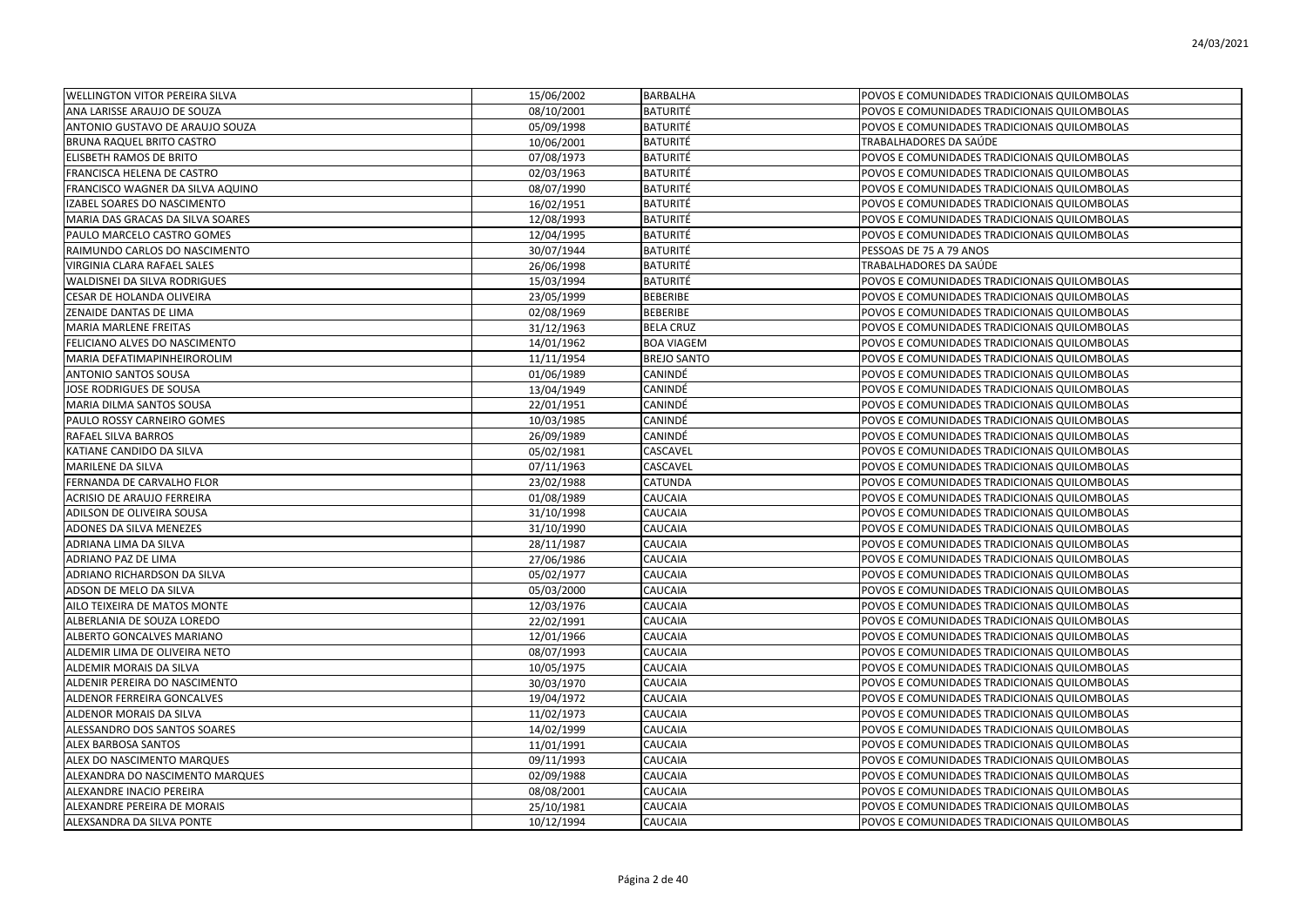| | | | |
|---|---|---|---|
| WELLINGTON VITOR PEREIRA SILVA | 15/06/2002 | BARBALHA | POVOS E COMUNIDADES TRADICIONAIS QUILOMBOLAS |
| ANA LARISSE ARAUJO DE SOUZA | 08/10/2001 | BATURITÉ | POVOS E COMUNIDADES TRADICIONAIS QUILOMBOLAS |
| ANTONIO GUSTAVO DE ARAUJO SOUZA | 05/09/1998 | BATURITÉ | POVOS E COMUNIDADES TRADICIONAIS QUILOMBOLAS |
| BRUNA RAQUEL BRITO CASTRO | 10/06/2001 | BATURITÉ | TRABALHADORES DA SAÚDE |
| ELISBETH RAMOS DE BRITO | 07/08/1973 | BATURITÉ | POVOS E COMUNIDADES TRADICIONAIS QUILOMBOLAS |
| FRANCISCA HELENA DE CASTRO | 02/03/1963 | BATURITÉ | POVOS E COMUNIDADES TRADICIONAIS QUILOMBOLAS |
| FRANCISCO WAGNER DA SILVA AQUINO | 08/07/1990 | BATURITÉ | POVOS E COMUNIDADES TRADICIONAIS QUILOMBOLAS |
| IZABEL SOARES DO NASCIMENTO | 16/02/1951 | BATURITÉ | POVOS E COMUNIDADES TRADICIONAIS QUILOMBOLAS |
| MARIA DAS GRACAS DA SILVA SOARES | 12/08/1993 | BATURITÉ | POVOS E COMUNIDADES TRADICIONAIS QUILOMBOLAS |
| PAULO MARCELO CASTRO GOMES | 12/04/1995 | BATURITÉ | POVOS E COMUNIDADES TRADICIONAIS QUILOMBOLAS |
| RAIMUNDO CARLOS DO NASCIMENTO | 30/07/1944 | BATURITÉ | PESSOAS DE 75 A 79 ANOS |
| VIRGINIA CLARA RAFAEL SALES | 26/06/1998 | BATURITÉ | TRABALHADORES DA SAÚDE |
| WALDISNEI DA SILVA RODRIGUES | 15/03/1994 | BATURITÉ | POVOS E COMUNIDADES TRADICIONAIS QUILOMBOLAS |
| CESAR DE HOLANDA OLIVEIRA | 23/05/1999 | BEBERIBE | POVOS E COMUNIDADES TRADICIONAIS QUILOMBOLAS |
| ZENAIDE DANTAS DE LIMA | 02/08/1969 | BEBERIBE | POVOS E COMUNIDADES TRADICIONAIS QUILOMBOLAS |
| MARIA MARLENE FREITAS | 31/12/1963 | BELA CRUZ | POVOS E COMUNIDADES TRADICIONAIS QUILOMBOLAS |
| FELICIANO ALVES DO NASCIMENTO | 14/01/1962 | BOA VIAGEM | POVOS E COMUNIDADES TRADICIONAIS QUILOMBOLAS |
| MARIA DEFATIMAPINHEIROROLIM | 11/11/1954 | BREJO SANTO | POVOS E COMUNIDADES TRADICIONAIS QUILOMBOLAS |
| ANTONIO SANTOS SOUSA | 01/06/1989 | CANINDÉ | POVOS E COMUNIDADES TRADICIONAIS QUILOMBOLAS |
| JOSE RODRIGUES DE SOUSA | 13/04/1949 | CANINDÉ | POVOS E COMUNIDADES TRADICIONAIS QUILOMBOLAS |
| MARIA DILMA SANTOS SOUSA | 22/01/1951 | CANINDÉ | POVOS E COMUNIDADES TRADICIONAIS QUILOMBOLAS |
| PAULO ROSSY CARNEIRO GOMES | 10/03/1985 | CANINDÉ | POVOS E COMUNIDADES TRADICIONAIS QUILOMBOLAS |
| RAFAEL SILVA BARROS | 26/09/1989 | CANINDÉ | POVOS E COMUNIDADES TRADICIONAIS QUILOMBOLAS |
| KATIANE CANDIDO DA SILVA | 05/02/1981 | CASCAVEL | POVOS E COMUNIDADES TRADICIONAIS QUILOMBOLAS |
| MARILENE DA SILVA | 07/11/1963 | CASCAVEL | POVOS E COMUNIDADES TRADICIONAIS QUILOMBOLAS |
| FERNANDA DE CARVALHO FLOR | 23/02/1988 | CATUNDA | POVOS E COMUNIDADES TRADICIONAIS QUILOMBOLAS |
| ACRISIO DE ARAUJO FERREIRA | 01/08/1989 | CAUCAIA | POVOS E COMUNIDADES TRADICIONAIS QUILOMBOLAS |
| ADILSON DE OLIVEIRA SOUSA | 31/10/1998 | CAUCAIA | POVOS E COMUNIDADES TRADICIONAIS QUILOMBOLAS |
| ADONES DA SILVA MENEZES | 31/10/1990 | CAUCAIA | POVOS E COMUNIDADES TRADICIONAIS QUILOMBOLAS |
| ADRIANA LIMA DA SILVA | 28/11/1987 | CAUCAIA | POVOS E COMUNIDADES TRADICIONAIS QUILOMBOLAS |
| ADRIANO PAZ DE LIMA | 27/06/1986 | CAUCAIA | POVOS E COMUNIDADES TRADICIONAIS QUILOMBOLAS |
| ADRIANO RICHARDSON DA SILVA | 05/02/1977 | CAUCAIA | POVOS E COMUNIDADES TRADICIONAIS QUILOMBOLAS |
| ADSON DE MELO DA SILVA | 05/03/2000 | CAUCAIA | POVOS E COMUNIDADES TRADICIONAIS QUILOMBOLAS |
| AILO TEIXEIRA DE MATOS MONTE | 12/03/1976 | CAUCAIA | POVOS E COMUNIDADES TRADICIONAIS QUILOMBOLAS |
| ALBERLANIA DE SOUZA LOREDO | 22/02/1991 | CAUCAIA | POVOS E COMUNIDADES TRADICIONAIS QUILOMBOLAS |
| ALBERTO GONCALVES MARIANO | 12/01/1966 | CAUCAIA | POVOS E COMUNIDADES TRADICIONAIS QUILOMBOLAS |
| ALDEMIR LIMA DE OLIVEIRA NETO | 08/07/1993 | CAUCAIA | POVOS E COMUNIDADES TRADICIONAIS QUILOMBOLAS |
| ALDEMIR MORAIS DA SILVA | 10/05/1975 | CAUCAIA | POVOS E COMUNIDADES TRADICIONAIS QUILOMBOLAS |
| ALDENIR PEREIRA DO NASCIMENTO | 30/03/1970 | CAUCAIA | POVOS E COMUNIDADES TRADICIONAIS QUILOMBOLAS |
| ALDENOR FERREIRA GONCALVES | 19/04/1972 | CAUCAIA | POVOS E COMUNIDADES TRADICIONAIS QUILOMBOLAS |
| ALDENOR MORAIS DA SILVA | 11/02/1973 | CAUCAIA | POVOS E COMUNIDADES TRADICIONAIS QUILOMBOLAS |
| ALESSANDRO DOS SANTOS SOARES | 14/02/1999 | CAUCAIA | POVOS E COMUNIDADES TRADICIONAIS QUILOMBOLAS |
| ALEX BARBOSA SANTOS | 11/01/1991 | CAUCAIA | POVOS E COMUNIDADES TRADICIONAIS QUILOMBOLAS |
| ALEX DO NASCIMENTO MARQUES | 09/11/1993 | CAUCAIA | POVOS E COMUNIDADES TRADICIONAIS QUILOMBOLAS |
| ALEXANDRA DO NASCIMENTO MARQUES | 02/09/1988 | CAUCAIA | POVOS E COMUNIDADES TRADICIONAIS QUILOMBOLAS |
| ALEXANDRE INACIO PEREIRA | 08/08/2001 | CAUCAIA | POVOS E COMUNIDADES TRADICIONAIS QUILOMBOLAS |
| ALEXANDRE PEREIRA DE MORAIS | 25/10/1981 | CAUCAIA | POVOS E COMUNIDADES TRADICIONAIS QUILOMBOLAS |
| ALEXSANDRA DA SILVA PONTE | 10/12/1994 | CAUCAIA | POVOS E COMUNIDADES TRADICIONAIS QUILOMBOLAS |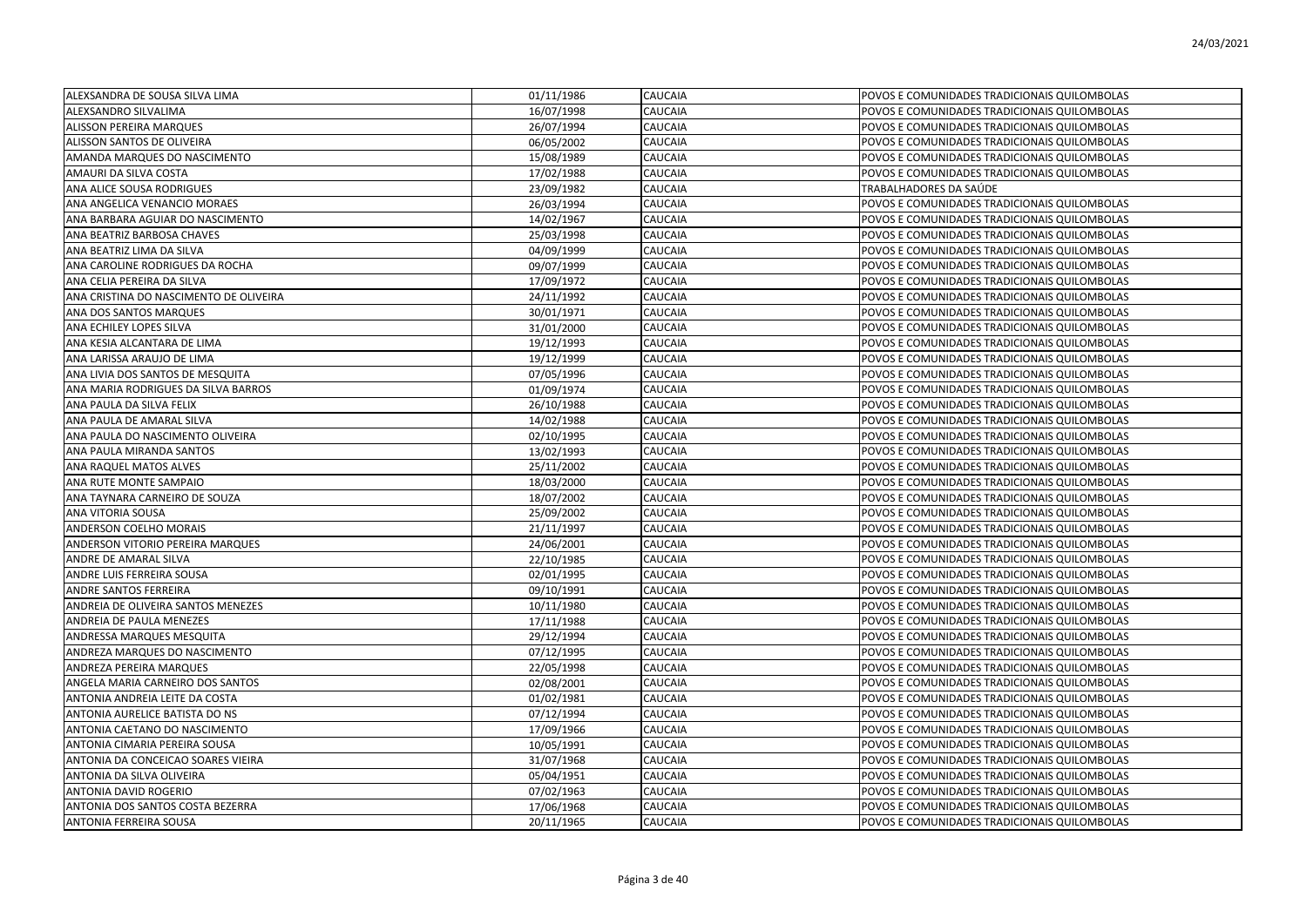| ALEXSANDRA DE SOUSA SILVA LIMA | 01/11/1986 | CAUCAIA | POVOS E COMUNIDADES TRADICIONAIS QUILOMBOLAS |
|---|---|---|---|
| ALEXSANDRO SILVALIMA | 16/07/1998 | CAUCAIA | POVOS E COMUNIDADES TRADICIONAIS QUILOMBOLAS |
| ALISSON PEREIRA MARQUES | 26/07/1994 | CAUCAIA | POVOS E COMUNIDADES TRADICIONAIS QUILOMBOLAS |
| ALISSON SANTOS DE OLIVEIRA | 06/05/2002 | CAUCAIA | POVOS E COMUNIDADES TRADICIONAIS QUILOMBOLAS |
| AMANDA MARQUES DO NASCIMENTO | 15/08/1989 | CAUCAIA | POVOS E COMUNIDADES TRADICIONAIS QUILOMBOLAS |
| AMAURI DA SILVA COSTA | 17/02/1988 | CAUCAIA | POVOS E COMUNIDADES TRADICIONAIS QUILOMBOLAS |
| ANA ALICE SOUSA RODRIGUES | 23/09/1982 | CAUCAIA | TRABALHADORES DA SAÚDE |
| ANA ANGELICA VENANCIO MORAES | 26/03/1994 | CAUCAIA | POVOS E COMUNIDADES TRADICIONAIS QUILOMBOLAS |
| ANA BARBARA AGUIAR DO NASCIMENTO | 14/02/1967 | CAUCAIA | POVOS E COMUNIDADES TRADICIONAIS QUILOMBOLAS |
| ANA BEATRIZ BARBOSA CHAVES | 25/03/1998 | CAUCAIA | POVOS E COMUNIDADES TRADICIONAIS QUILOMBOLAS |
| ANA BEATRIZ LIMA DA SILVA | 04/09/1999 | CAUCAIA | POVOS E COMUNIDADES TRADICIONAIS QUILOMBOLAS |
| ANA CAROLINE RODRIGUES DA ROCHA | 09/07/1999 | CAUCAIA | POVOS E COMUNIDADES TRADICIONAIS QUILOMBOLAS |
| ANA CELIA PEREIRA DA SILVA | 17/09/1972 | CAUCAIA | POVOS E COMUNIDADES TRADICIONAIS QUILOMBOLAS |
| ANA CRISTINA DO NASCIMENTO DE OLIVEIRA | 24/11/1992 | CAUCAIA | POVOS E COMUNIDADES TRADICIONAIS QUILOMBOLAS |
| ANA DOS SANTOS MARQUES | 30/01/1971 | CAUCAIA | POVOS E COMUNIDADES TRADICIONAIS QUILOMBOLAS |
| ANA ECHILEY LOPES SILVA | 31/01/2000 | CAUCAIA | POVOS E COMUNIDADES TRADICIONAIS QUILOMBOLAS |
| ANA KESIA ALCANTARA DE LIMA | 19/12/1993 | CAUCAIA | POVOS E COMUNIDADES TRADICIONAIS QUILOMBOLAS |
| ANA LARISSA ARAUJO DE LIMA | 19/12/1999 | CAUCAIA | POVOS E COMUNIDADES TRADICIONAIS QUILOMBOLAS |
| ANA LIVIA DOS SANTOS DE MESQUITA | 07/05/1996 | CAUCAIA | POVOS E COMUNIDADES TRADICIONAIS QUILOMBOLAS |
| ANA MARIA RODRIGUES DA SILVA BARROS | 01/09/1974 | CAUCAIA | POVOS E COMUNIDADES TRADICIONAIS QUILOMBOLAS |
| ANA PAULA DA SILVA FELIX | 26/10/1988 | CAUCAIA | POVOS E COMUNIDADES TRADICIONAIS QUILOMBOLAS |
| ANA PAULA DE AMARAL SILVA | 14/02/1988 | CAUCAIA | POVOS E COMUNIDADES TRADICIONAIS QUILOMBOLAS |
| ANA PAULA DO NASCIMENTO OLIVEIRA | 02/10/1995 | CAUCAIA | POVOS E COMUNIDADES TRADICIONAIS QUILOMBOLAS |
| ANA PAULA MIRANDA SANTOS | 13/02/1993 | CAUCAIA | POVOS E COMUNIDADES TRADICIONAIS QUILOMBOLAS |
| ANA RAQUEL MATOS ALVES | 25/11/2002 | CAUCAIA | POVOS E COMUNIDADES TRADICIONAIS QUILOMBOLAS |
| ANA RUTE MONTE SAMPAIO | 18/03/2000 | CAUCAIA | POVOS E COMUNIDADES TRADICIONAIS QUILOMBOLAS |
| ANA TAYNARA CARNEIRO DE SOUZA | 18/07/2002 | CAUCAIA | POVOS E COMUNIDADES TRADICIONAIS QUILOMBOLAS |
| ANA VITORIA SOUSA | 25/09/2002 | CAUCAIA | POVOS E COMUNIDADES TRADICIONAIS QUILOMBOLAS |
| ANDERSON COELHO MORAIS | 21/11/1997 | CAUCAIA | POVOS E COMUNIDADES TRADICIONAIS QUILOMBOLAS |
| ANDERSON VITORIO PEREIRA MARQUES | 24/06/2001 | CAUCAIA | POVOS E COMUNIDADES TRADICIONAIS QUILOMBOLAS |
| ANDRE DE AMARAL SILVA | 22/10/1985 | CAUCAIA | POVOS E COMUNIDADES TRADICIONAIS QUILOMBOLAS |
| ANDRE LUIS FERREIRA SOUSA | 02/01/1995 | CAUCAIA | POVOS E COMUNIDADES TRADICIONAIS QUILOMBOLAS |
| ANDRE SANTOS FERREIRA | 09/10/1991 | CAUCAIA | POVOS E COMUNIDADES TRADICIONAIS QUILOMBOLAS |
| ANDREIA DE OLIVEIRA SANTOS MENEZES | 10/11/1980 | CAUCAIA | POVOS E COMUNIDADES TRADICIONAIS QUILOMBOLAS |
| ANDREIA DE PAULA MENEZES | 17/11/1988 | CAUCAIA | POVOS E COMUNIDADES TRADICIONAIS QUILOMBOLAS |
| ANDRESSA MARQUES MESQUITA | 29/12/1994 | CAUCAIA | POVOS E COMUNIDADES TRADICIONAIS QUILOMBOLAS |
| ANDREZA MARQUES DO NASCIMENTO | 07/12/1995 | CAUCAIA | POVOS E COMUNIDADES TRADICIONAIS QUILOMBOLAS |
| ANDREZA PEREIRA MARQUES | 22/05/1998 | CAUCAIA | POVOS E COMUNIDADES TRADICIONAIS QUILOMBOLAS |
| ANGELA MARIA CARNEIRO DOS SANTOS | 02/08/2001 | CAUCAIA | POVOS E COMUNIDADES TRADICIONAIS QUILOMBOLAS |
| ANTONIA ANDREIA LEITE DA COSTA | 01/02/1981 | CAUCAIA | POVOS E COMUNIDADES TRADICIONAIS QUILOMBOLAS |
| ANTONIA AURELICE BATISTA DO NS | 07/12/1994 | CAUCAIA | POVOS E COMUNIDADES TRADICIONAIS QUILOMBOLAS |
| ANTONIA CAETANO DO NASCIMENTO | 17/09/1966 | CAUCAIA | POVOS E COMUNIDADES TRADICIONAIS QUILOMBOLAS |
| ANTONIA CIMARIA PEREIRA SOUSA | 10/05/1991 | CAUCAIA | POVOS E COMUNIDADES TRADICIONAIS QUILOMBOLAS |
| ANTONIA DA CONCEICAO SOARES VIEIRA | 31/07/1968 | CAUCAIA | POVOS E COMUNIDADES TRADICIONAIS QUILOMBOLAS |
| ANTONIA DA SILVA OLIVEIRA | 05/04/1951 | CAUCAIA | POVOS E COMUNIDADES TRADICIONAIS QUILOMBOLAS |
| ANTONIA DAVID ROGERIO | 07/02/1963 | CAUCAIA | POVOS E COMUNIDADES TRADICIONAIS QUILOMBOLAS |
| ANTONIA DOS SANTOS COSTA BEZERRA | 17/06/1968 | CAUCAIA | POVOS E COMUNIDADES TRADICIONAIS QUILOMBOLAS |
| ANTONIA FERREIRA SOUSA | 20/11/1965 | CAUCAIA | POVOS E COMUNIDADES TRADICIONAIS QUILOMBOLAS |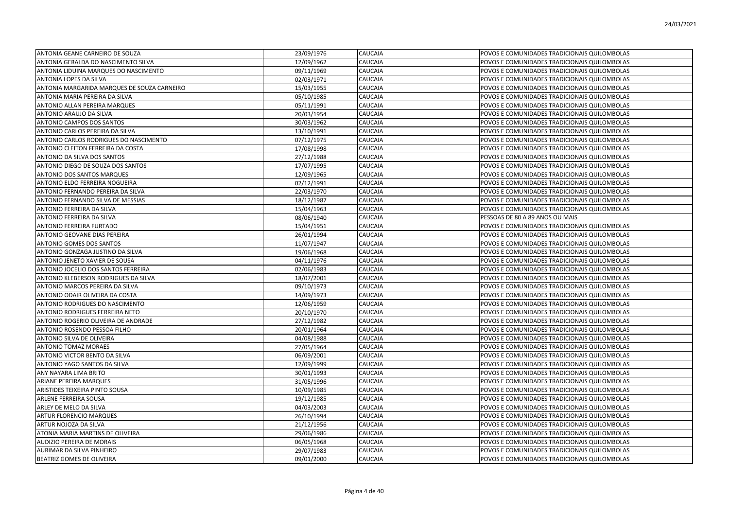| | | | |
|---|---|---|---|
| ANTONIA GEANE CARNEIRO DE SOUZA | 23/09/1976 | CAUCAIA | POVOS E COMUNIDADES TRADICIONAIS QUILOMBOLAS |
| ANTONIA GERALDA DO NASCIMENTO SILVA | 12/09/1962 | CAUCAIA | POVOS E COMUNIDADES TRADICIONAIS QUILOMBOLAS |
| ANTONIA LIDUINA MARQUES DO NASCIMENTO | 09/11/1969 | CAUCAIA | POVOS E COMUNIDADES TRADICIONAIS QUILOMBOLAS |
| ANTONIA LOPES DA SILVA | 02/03/1971 | CAUCAIA | POVOS E COMUNIDADES TRADICIONAIS QUILOMBOLAS |
| ANTONIA MARGARIDA MARQUES DE SOUZA CARNEIRO | 15/03/1955 | CAUCAIA | POVOS E COMUNIDADES TRADICIONAIS QUILOMBOLAS |
| ANTONIA MARIA PEREIRA DA SILVA | 05/10/1985 | CAUCAIA | POVOS E COMUNIDADES TRADICIONAIS QUILOMBOLAS |
| ANTONIO ALLAN PEREIRA MARQUES | 05/11/1991 | CAUCAIA | POVOS E COMUNIDADES TRADICIONAIS QUILOMBOLAS |
| ANTONIO ARAUJO DA SILVA | 20/03/1954 | CAUCAIA | POVOS E COMUNIDADES TRADICIONAIS QUILOMBOLAS |
| ANTONIO CAMPOS DOS SANTOS | 30/03/1962 | CAUCAIA | POVOS E COMUNIDADES TRADICIONAIS QUILOMBOLAS |
| ANTONIO CARLOS PEREIRA DA SILVA | 13/10/1991 | CAUCAIA | POVOS E COMUNIDADES TRADICIONAIS QUILOMBOLAS |
| ANTONIO CARLOS RODRIGUES DO NASCIMENTO | 07/12/1975 | CAUCAIA | POVOS E COMUNIDADES TRADICIONAIS QUILOMBOLAS |
| ANTONIO CLEITON FERREIRA DA COSTA | 17/08/1998 | CAUCAIA | POVOS E COMUNIDADES TRADICIONAIS QUILOMBOLAS |
| ANTONIO DA SILVA DOS SANTOS | 27/12/1988 | CAUCAIA | POVOS E COMUNIDADES TRADICIONAIS QUILOMBOLAS |
| ANTONIO DIEGO DE SOUZA DOS SANTOS | 17/07/1995 | CAUCAIA | POVOS E COMUNIDADES TRADICIONAIS QUILOMBOLAS |
| ANTONIO DOS SANTOS MARQUES | 12/09/1965 | CAUCAIA | POVOS E COMUNIDADES TRADICIONAIS QUILOMBOLAS |
| ANTONIO ELDO FERREIRA NOGUEIRA | 02/12/1991 | CAUCAIA | POVOS E COMUNIDADES TRADICIONAIS QUILOMBOLAS |
| ANTONIO FERNANDO PEREIRA DA SILVA | 22/03/1970 | CAUCAIA | POVOS E COMUNIDADES TRADICIONAIS QUILOMBOLAS |
| ANTONIO FERNANDO SILVA DE MESSIAS | 18/12/1987 | CAUCAIA | POVOS E COMUNIDADES TRADICIONAIS QUILOMBOLAS |
| ANTONIO FERREIRA DA SILVA | 15/04/1963 | CAUCAIA | POVOS E COMUNIDADES TRADICIONAIS QUILOMBOLAS |
| ANTONIO FERREIRA DA SILVA | 08/06/1940 | CAUCAIA | PESSOAS DE 80 A 89 ANOS OU MAIS |
| ANTONIO FERREIRA FURTADO | 15/04/1951 | CAUCAIA | POVOS E COMUNIDADES TRADICIONAIS QUILOMBOLAS |
| ANTONIO GEOVANE DIAS PEREIRA | 26/01/1994 | CAUCAIA | POVOS E COMUNIDADES TRADICIONAIS QUILOMBOLAS |
| ANTONIO GOMES DOS SANTOS | 11/07/1947 | CAUCAIA | POVOS E COMUNIDADES TRADICIONAIS QUILOMBOLAS |
| ANTONIO GONZAGA JUSTINO DA SILVA | 19/06/1968 | CAUCAIA | POVOS E COMUNIDADES TRADICIONAIS QUILOMBOLAS |
| ANTONIO JENETO XAVIER DE SOUSA | 04/11/1976 | CAUCAIA | POVOS E COMUNIDADES TRADICIONAIS QUILOMBOLAS |
| ANTONIO JOCELIO DOS SANTOS FERREIRA | 02/06/1983 | CAUCAIA | POVOS E COMUNIDADES TRADICIONAIS QUILOMBOLAS |
| ANTONIO KLEBERSON RODRIGUES DA SILVA | 18/07/2001 | CAUCAIA | POVOS E COMUNIDADES TRADICIONAIS QUILOMBOLAS |
| ANTONIO MARCOS PEREIRA DA SILVA | 09/10/1973 | CAUCAIA | POVOS E COMUNIDADES TRADICIONAIS QUILOMBOLAS |
| ANTONIO ODAIR OLIVEIRA DA COSTA | 14/09/1973 | CAUCAIA | POVOS E COMUNIDADES TRADICIONAIS QUILOMBOLAS |
| ANTONIO RODRIGUES DO NASCIMENTO | 12/06/1959 | CAUCAIA | POVOS E COMUNIDADES TRADICIONAIS QUILOMBOLAS |
| ANTONIO RODRIGUES FERREIRA NETO | 20/10/1970 | CAUCAIA | POVOS E COMUNIDADES TRADICIONAIS QUILOMBOLAS |
| ANTONIO ROGERIO OLIVEIRA DE ANDRADE | 27/12/1982 | CAUCAIA | POVOS E COMUNIDADES TRADICIONAIS QUILOMBOLAS |
| ANTONIO ROSENDO PESSOA FILHO | 20/01/1964 | CAUCAIA | POVOS E COMUNIDADES TRADICIONAIS QUILOMBOLAS |
| ANTONIO SILVA DE OLIVEIRA | 04/08/1988 | CAUCAIA | POVOS E COMUNIDADES TRADICIONAIS QUILOMBOLAS |
| ANTONIO TOMAZ MORAES | 27/05/1964 | CAUCAIA | POVOS E COMUNIDADES TRADICIONAIS QUILOMBOLAS |
| ANTONIO VICTOR BENTO DA SILVA | 06/09/2001 | CAUCAIA | POVOS E COMUNIDADES TRADICIONAIS QUILOMBOLAS |
| ANTONIO YAGO SANTOS DA SILVA | 12/09/1999 | CAUCAIA | POVOS E COMUNIDADES TRADICIONAIS QUILOMBOLAS |
| ANY NAYARA LIMA BRITO | 30/01/1993 | CAUCAIA | POVOS E COMUNIDADES TRADICIONAIS QUILOMBOLAS |
| ARIANE PEREIRA MARQUES | 31/05/1996 | CAUCAIA | POVOS E COMUNIDADES TRADICIONAIS QUILOMBOLAS |
| ARISTIDES TEIXEIRA PINTO SOUSA | 10/09/1985 | CAUCAIA | POVOS E COMUNIDADES TRADICIONAIS QUILOMBOLAS |
| ARLENE FERREIRA SOUSA | 19/12/1985 | CAUCAIA | POVOS E COMUNIDADES TRADICIONAIS QUILOMBOLAS |
| ARLEY DE MELO DA SILVA | 04/03/2003 | CAUCAIA | POVOS E COMUNIDADES TRADICIONAIS QUILOMBOLAS |
| ARTUR FLORENCIO MARQUES | 26/10/1994 | CAUCAIA | POVOS E COMUNIDADES TRADICIONAIS QUILOMBOLAS |
| ARTUR NOJOZA DA SILVA | 21/12/1956 | CAUCAIA | POVOS E COMUNIDADES TRADICIONAIS QUILOMBOLAS |
| ATONIA MARIA MARTINS DE OLIVEIRA | 29/06/1986 | CAUCAIA | POVOS E COMUNIDADES TRADICIONAIS QUILOMBOLAS |
| AUDIZIO PEREIRA DE MORAIS | 06/05/1968 | CAUCAIA | POVOS E COMUNIDADES TRADICIONAIS QUILOMBOLAS |
| AURIMAR DA SILVA PINHEIRO | 29/07/1983 | CAUCAIA | POVOS E COMUNIDADES TRADICIONAIS QUILOMBOLAS |
| BEATRIZ GOMES DE OLIVEIRA | 09/01/2000 | CAUCAIA | POVOS E COMUNIDADES TRADICIONAIS QUILOMBOLAS |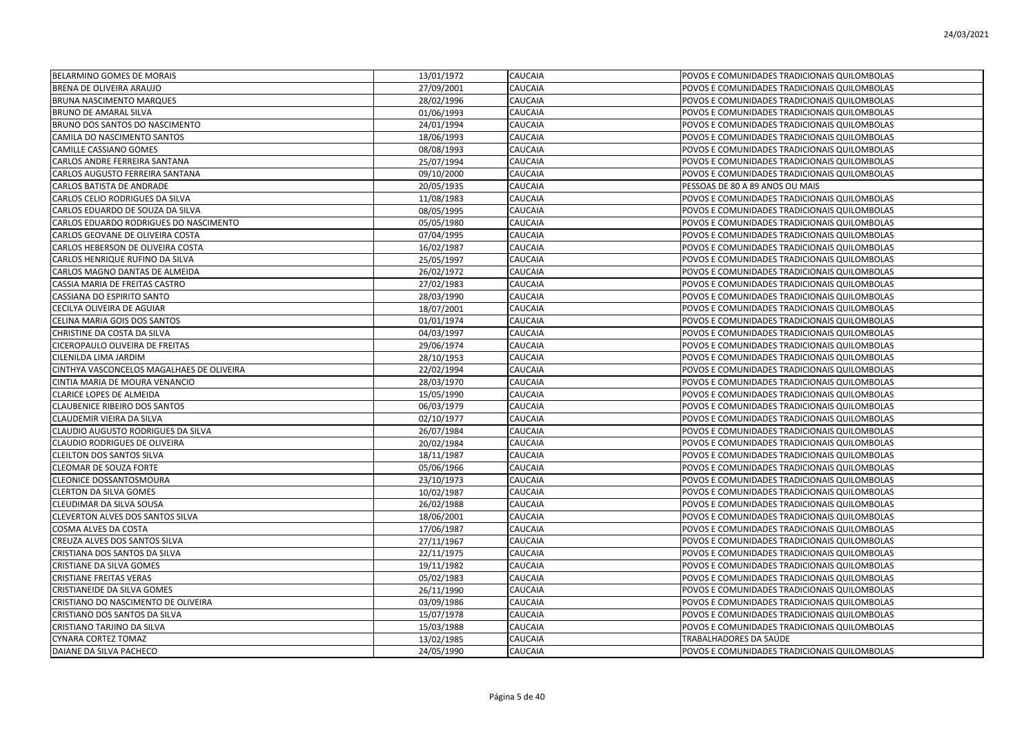| | | | |
|---|---|---|---|
| BELARMINO GOMES DE MORAIS | 13/01/1972 | CAUCAIA | POVOS E COMUNIDADES TRADICIONAIS QUILOMBOLAS |
| BRENA DE OLIVEIRA ARAUJO | 27/09/2001 | CAUCAIA | POVOS E COMUNIDADES TRADICIONAIS QUILOMBOLAS |
| BRUNA NASCIMENTO MARQUES | 28/02/1996 | CAUCAIA | POVOS E COMUNIDADES TRADICIONAIS QUILOMBOLAS |
| BRUNO DE AMARAL SILVA | 01/06/1993 | CAUCAIA | POVOS E COMUNIDADES TRADICIONAIS QUILOMBOLAS |
| BRUNO DOS SANTOS DO NASCIMENTO | 24/01/1994 | CAUCAIA | POVOS E COMUNIDADES TRADICIONAIS QUILOMBOLAS |
| CAMILA DO NASCIMENTO SANTOS | 18/06/1993 | CAUCAIA | POVOS E COMUNIDADES TRADICIONAIS QUILOMBOLAS |
| CAMILLE CASSIANO GOMES | 08/08/1993 | CAUCAIA | POVOS E COMUNIDADES TRADICIONAIS QUILOMBOLAS |
| CARLOS ANDRE FERREIRA SANTANA | 25/07/1994 | CAUCAIA | POVOS E COMUNIDADES TRADICIONAIS QUILOMBOLAS |
| CARLOS AUGUSTO FERREIRA SANTANA | 09/10/2000 | CAUCAIA | POVOS E COMUNIDADES TRADICIONAIS QUILOMBOLAS |
| CARLOS BATISTA DE ANDRADE | 20/05/1935 | CAUCAIA | PESSOAS DE 80 A 89 ANOS OU MAIS |
| CARLOS CELIO RODRIGUES DA SILVA | 11/08/1983 | CAUCAIA | POVOS E COMUNIDADES TRADICIONAIS QUILOMBOLAS |
| CARLOS EDUARDO DE SOUZA DA SILVA | 08/05/1995 | CAUCAIA | POVOS E COMUNIDADES TRADICIONAIS QUILOMBOLAS |
| CARLOS EDUARDO RODRIGUES DO NASCIMENTO | 05/05/1980 | CAUCAIA | POVOS E COMUNIDADES TRADICIONAIS QUILOMBOLAS |
| CARLOS GEOVANE DE OLIVEIRA COSTA | 07/04/1995 | CAUCAIA | POVOS E COMUNIDADES TRADICIONAIS QUILOMBOLAS |
| CARLOS HEBERSON DE OLIVEIRA COSTA | 16/02/1987 | CAUCAIA | POVOS E COMUNIDADES TRADICIONAIS QUILOMBOLAS |
| CARLOS HENRIQUE RUFINO DA SILVA | 25/05/1997 | CAUCAIA | POVOS E COMUNIDADES TRADICIONAIS QUILOMBOLAS |
| CARLOS MAGNO DANTAS DE ALMEIDA | 26/02/1972 | CAUCAIA | POVOS E COMUNIDADES TRADICIONAIS QUILOMBOLAS |
| CASSIA MARIA DE FREITAS CASTRO | 27/02/1983 | CAUCAIA | POVOS E COMUNIDADES TRADICIONAIS QUILOMBOLAS |
| CASSIANA DO ESPIRITO SANTO | 28/03/1990 | CAUCAIA | POVOS E COMUNIDADES TRADICIONAIS QUILOMBOLAS |
| CECILYA OLIVEIRA DE AGUIAR | 18/07/2001 | CAUCAIA | POVOS E COMUNIDADES TRADICIONAIS QUILOMBOLAS |
| CELINA MARIA GOIS DOS SANTOS | 01/01/1974 | CAUCAIA | POVOS E COMUNIDADES TRADICIONAIS QUILOMBOLAS |
| CHRISTINE DA COSTA DA SILVA | 04/03/1997 | CAUCAIA | POVOS E COMUNIDADES TRADICIONAIS QUILOMBOLAS |
| CICEROPAULO OLIVEIRA DE FREITAS | 29/06/1974 | CAUCAIA | POVOS E COMUNIDADES TRADICIONAIS QUILOMBOLAS |
| CILENILDA LIMA JARDIM | 28/10/1953 | CAUCAIA | POVOS E COMUNIDADES TRADICIONAIS QUILOMBOLAS |
| CINTHYA VASCONCELOS MAGALHAES DE OLIVEIRA | 22/02/1994 | CAUCAIA | POVOS E COMUNIDADES TRADICIONAIS QUILOMBOLAS |
| CINTIA MARIA DE MOURA VENANCIO | 28/03/1970 | CAUCAIA | POVOS E COMUNIDADES TRADICIONAIS QUILOMBOLAS |
| CLARICE LOPES DE ALMEIDA | 15/05/1990 | CAUCAIA | POVOS E COMUNIDADES TRADICIONAIS QUILOMBOLAS |
| CLAUBENICE RIBEIRO DOS SANTOS | 06/03/1979 | CAUCAIA | POVOS E COMUNIDADES TRADICIONAIS QUILOMBOLAS |
| CLAUDEMIR VIEIRA DA SILVA | 02/10/1977 | CAUCAIA | POVOS E COMUNIDADES TRADICIONAIS QUILOMBOLAS |
| CLAUDIO AUGUSTO RODRIGUES DA SILVA | 26/07/1984 | CAUCAIA | POVOS E COMUNIDADES TRADICIONAIS QUILOMBOLAS |
| CLAUDIO RODRIGUES DE OLIVEIRA | 20/02/1984 | CAUCAIA | POVOS E COMUNIDADES TRADICIONAIS QUILOMBOLAS |
| CLEILTON DOS SANTOS SILVA | 18/11/1987 | CAUCAIA | POVOS E COMUNIDADES TRADICIONAIS QUILOMBOLAS |
| CLEOMAR DE SOUZA FORTE | 05/06/1966 | CAUCAIA | POVOS E COMUNIDADES TRADICIONAIS QUILOMBOLAS |
| CLEONICE DOSSANTOSMOURA | 23/10/1973 | CAUCAIA | POVOS E COMUNIDADES TRADICIONAIS QUILOMBOLAS |
| CLERTON DA SILVA GOMES | 10/02/1987 | CAUCAIA | POVOS E COMUNIDADES TRADICIONAIS QUILOMBOLAS |
| CLEUDIMAR DA SILVA SOUSA | 26/02/1988 | CAUCAIA | POVOS E COMUNIDADES TRADICIONAIS QUILOMBOLAS |
| CLEVERTON ALVES DOS SANTOS SILVA | 18/06/2001 | CAUCAIA | POVOS E COMUNIDADES TRADICIONAIS QUILOMBOLAS |
| COSMA ALVES DA COSTA | 17/06/1987 | CAUCAIA | POVOS E COMUNIDADES TRADICIONAIS QUILOMBOLAS |
| CREUZA ALVES DOS SANTOS SILVA | 27/11/1967 | CAUCAIA | POVOS E COMUNIDADES TRADICIONAIS QUILOMBOLAS |
| CRISTIANA DOS SANTOS DA SILVA | 22/11/1975 | CAUCAIA | POVOS E COMUNIDADES TRADICIONAIS QUILOMBOLAS |
| CRISTIANE DA SILVA GOMES | 19/11/1982 | CAUCAIA | POVOS E COMUNIDADES TRADICIONAIS QUILOMBOLAS |
| CRISTIANE FREITAS VERAS | 05/02/1983 | CAUCAIA | POVOS E COMUNIDADES TRADICIONAIS QUILOMBOLAS |
| CRISTIANEIDE DA SILVA GOMES | 26/11/1990 | CAUCAIA | POVOS E COMUNIDADES TRADICIONAIS QUILOMBOLAS |
| CRISTIANO DO NASCIMENTO DE OLIVEIRA | 03/09/1986 | CAUCAIA | POVOS E COMUNIDADES TRADICIONAIS QUILOMBOLAS |
| CRISTIANO DOS SANTOS DA SILVA | 15/07/1978 | CAUCAIA | POVOS E COMUNIDADES TRADICIONAIS QUILOMBOLAS |
| CRISTIANO TARJINO DA SILVA | 15/03/1988 | CAUCAIA | POVOS E COMUNIDADES TRADICIONAIS QUILOMBOLAS |
| CYNARA CORTEZ TOMAZ | 13/02/1985 | CAUCAIA | TRABALHADORES DA SAÚDE |
| DAIANE DA SILVA PACHECO | 24/05/1990 | CAUCAIA | POVOS E COMUNIDADES TRADICIONAIS QUILOMBOLAS |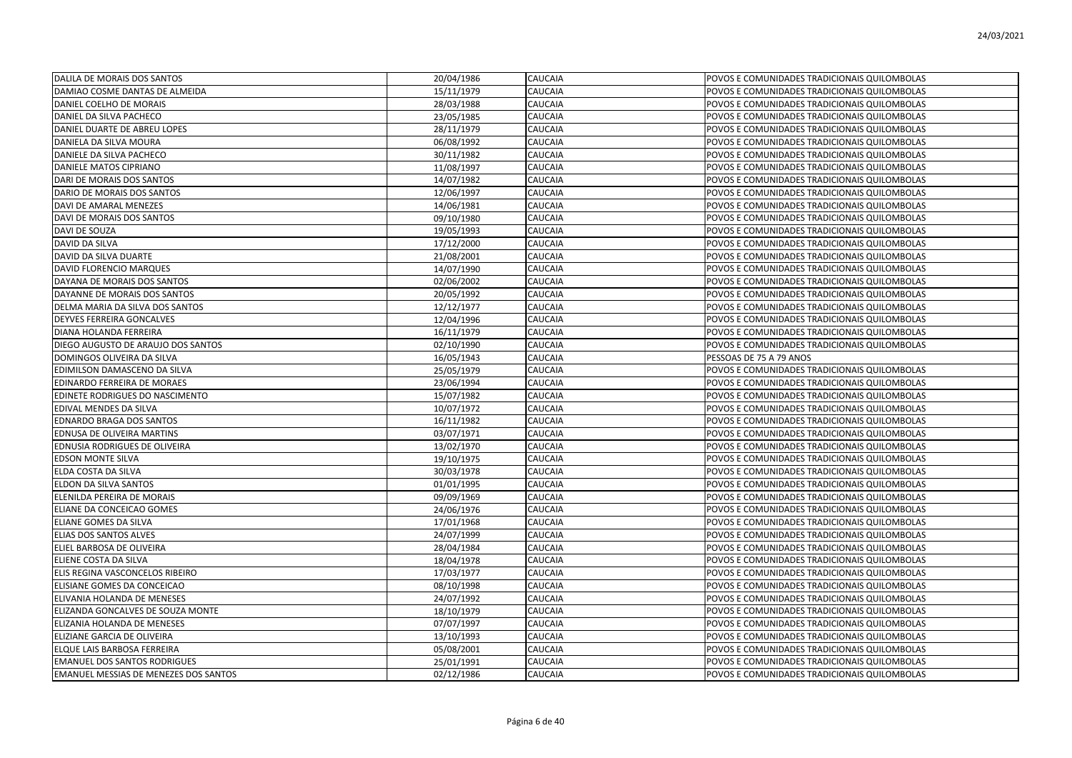| | | | |
|---|---|---|---|
| DALILA DE MORAIS DOS SANTOS | 20/04/1986 | CAUCAIA | POVOS E COMUNIDADES TRADICIONAIS QUILOMBOLAS |
| DAMIAO COSME DANTAS DE ALMEIDA | 15/11/1979 | CAUCAIA | POVOS E COMUNIDADES TRADICIONAIS QUILOMBOLAS |
| DANIEL COELHO DE MORAIS | 28/03/1988 | CAUCAIA | POVOS E COMUNIDADES TRADICIONAIS QUILOMBOLAS |
| DANIEL DA SILVA PACHECO | 23/05/1985 | CAUCAIA | POVOS E COMUNIDADES TRADICIONAIS QUILOMBOLAS |
| DANIEL DUARTE DE ABREU LOPES | 28/11/1979 | CAUCAIA | POVOS E COMUNIDADES TRADICIONAIS QUILOMBOLAS |
| DANIELA DA SILVA MOURA | 06/08/1992 | CAUCAIA | POVOS E COMUNIDADES TRADICIONAIS QUILOMBOLAS |
| DANIELE DA SILVA PACHECO | 30/11/1982 | CAUCAIA | POVOS E COMUNIDADES TRADICIONAIS QUILOMBOLAS |
| DANIELE MATOS CIPRIANO | 11/08/1997 | CAUCAIA | POVOS E COMUNIDADES TRADICIONAIS QUILOMBOLAS |
| DARI DE MORAIS DOS SANTOS | 14/07/1982 | CAUCAIA | POVOS E COMUNIDADES TRADICIONAIS QUILOMBOLAS |
| DARIO DE MORAIS DOS SANTOS | 12/06/1997 | CAUCAIA | POVOS E COMUNIDADES TRADICIONAIS QUILOMBOLAS |
| DAVI DE AMARAL MENEZES | 14/06/1981 | CAUCAIA | POVOS E COMUNIDADES TRADICIONAIS QUILOMBOLAS |
| DAVI DE MORAIS DOS SANTOS | 09/10/1980 | CAUCAIA | POVOS E COMUNIDADES TRADICIONAIS QUILOMBOLAS |
| DAVI DE SOUZA | 19/05/1993 | CAUCAIA | POVOS E COMUNIDADES TRADICIONAIS QUILOMBOLAS |
| DAVID DA SILVA | 17/12/2000 | CAUCAIA | POVOS E COMUNIDADES TRADICIONAIS QUILOMBOLAS |
| DAVID DA SILVA DUARTE | 21/08/2001 | CAUCAIA | POVOS E COMUNIDADES TRADICIONAIS QUILOMBOLAS |
| DAVID FLORENCIO MARQUES | 14/07/1990 | CAUCAIA | POVOS E COMUNIDADES TRADICIONAIS QUILOMBOLAS |
| DAYANA DE MORAIS DOS SANTOS | 02/06/2002 | CAUCAIA | POVOS E COMUNIDADES TRADICIONAIS QUILOMBOLAS |
| DAYANNE DE MORAIS DOS SANTOS | 20/05/1992 | CAUCAIA | POVOS E COMUNIDADES TRADICIONAIS QUILOMBOLAS |
| DELMA MARIA DA SILVA DOS SANTOS | 12/12/1977 | CAUCAIA | POVOS E COMUNIDADES TRADICIONAIS QUILOMBOLAS |
| DEYVES FERREIRA GONCALVES | 12/04/1996 | CAUCAIA | POVOS E COMUNIDADES TRADICIONAIS QUILOMBOLAS |
| DIANA HOLANDA FERREIRA | 16/11/1979 | CAUCAIA | POVOS E COMUNIDADES TRADICIONAIS QUILOMBOLAS |
| DIEGO AUGUSTO DE ARAUJO DOS SANTOS | 02/10/1990 | CAUCAIA | POVOS E COMUNIDADES TRADICIONAIS QUILOMBOLAS |
| DOMINGOS OLIVEIRA DA SILVA | 16/05/1943 | CAUCAIA | PESSOAS DE 75 A 79 ANOS |
| EDIMILSON DAMASCENO DA SILVA | 25/05/1979 | CAUCAIA | POVOS E COMUNIDADES TRADICIONAIS QUILOMBOLAS |
| EDINARDO FERREIRA DE MORAES | 23/06/1994 | CAUCAIA | POVOS E COMUNIDADES TRADICIONAIS QUILOMBOLAS |
| EDINETE RODRIGUES DO NASCIMENTO | 15/07/1982 | CAUCAIA | POVOS E COMUNIDADES TRADICIONAIS QUILOMBOLAS |
| EDIVAL MENDES DA SILVA | 10/07/1972 | CAUCAIA | POVOS E COMUNIDADES TRADICIONAIS QUILOMBOLAS |
| EDNARDO BRAGA DOS SANTOS | 16/11/1982 | CAUCAIA | POVOS E COMUNIDADES TRADICIONAIS QUILOMBOLAS |
| EDNUSA DE OLIVEIRA MARTINS | 03/07/1971 | CAUCAIA | POVOS E COMUNIDADES TRADICIONAIS QUILOMBOLAS |
| EDNUSIA RODRIGUES DE OLIVEIRA | 13/02/1970 | CAUCAIA | POVOS E COMUNIDADES TRADICIONAIS QUILOMBOLAS |
| EDSON MONTE SILVA | 19/10/1975 | CAUCAIA | POVOS E COMUNIDADES TRADICIONAIS QUILOMBOLAS |
| ELDA COSTA DA SILVA | 30/03/1978 | CAUCAIA | POVOS E COMUNIDADES TRADICIONAIS QUILOMBOLAS |
| ELDON DA SILVA SANTOS | 01/01/1995 | CAUCAIA | POVOS E COMUNIDADES TRADICIONAIS QUILOMBOLAS |
| ELENILDA PEREIRA DE MORAIS | 09/09/1969 | CAUCAIA | POVOS E COMUNIDADES TRADICIONAIS QUILOMBOLAS |
| ELIANE DA CONCEICAO GOMES | 24/06/1976 | CAUCAIA | POVOS E COMUNIDADES TRADICIONAIS QUILOMBOLAS |
| ELIANE GOMES DA SILVA | 17/01/1968 | CAUCAIA | POVOS E COMUNIDADES TRADICIONAIS QUILOMBOLAS |
| ELIAS DOS SANTOS ALVES | 24/07/1999 | CAUCAIA | POVOS E COMUNIDADES TRADICIONAIS QUILOMBOLAS |
| ELIEL BARBOSA DE OLIVEIRA | 28/04/1984 | CAUCAIA | POVOS E COMUNIDADES TRADICIONAIS QUILOMBOLAS |
| ELIENE COSTA DA SILVA | 18/04/1978 | CAUCAIA | POVOS E COMUNIDADES TRADICIONAIS QUILOMBOLAS |
| ELIS REGINA VASCONCELOS RIBEIRO | 17/03/1977 | CAUCAIA | POVOS E COMUNIDADES TRADICIONAIS QUILOMBOLAS |
| ELISIANE GOMES DA CONCEICAO | 08/10/1998 | CAUCAIA | POVOS E COMUNIDADES TRADICIONAIS QUILOMBOLAS |
| ELIVANIA HOLANDA DE MENESES | 24/07/1992 | CAUCAIA | POVOS E COMUNIDADES TRADICIONAIS QUILOMBOLAS |
| ELIZANDA GONCALVES DE SOUZA MONTE | 18/10/1979 | CAUCAIA | POVOS E COMUNIDADES TRADICIONAIS QUILOMBOLAS |
| ELIZANIA HOLANDA DE MENESES | 07/07/1997 | CAUCAIA | POVOS E COMUNIDADES TRADICIONAIS QUILOMBOLAS |
| ELIZIANE GARCIA DE OLIVEIRA | 13/10/1993 | CAUCAIA | POVOS E COMUNIDADES TRADICIONAIS QUILOMBOLAS |
| ELQUE LAIS BARBOSA FERREIRA | 05/08/2001 | CAUCAIA | POVOS E COMUNIDADES TRADICIONAIS QUILOMBOLAS |
| EMANUEL DOS SANTOS RODRIGUES | 25/01/1991 | CAUCAIA | POVOS E COMUNIDADES TRADICIONAIS QUILOMBOLAS |
| EMANUEL MESSIAS DE MENEZES DOS SANTOS | 02/12/1986 | CAUCAIA | POVOS E COMUNIDADES TRADICIONAIS QUILOMBOLAS |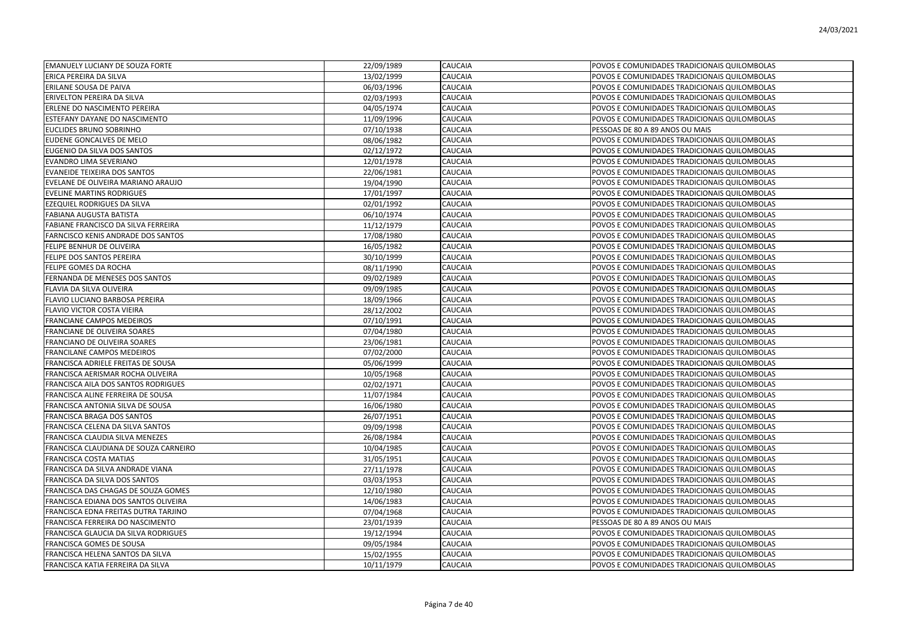| | | | |
|---|---|---|---|
| EMANUELY LUCIANY DE SOUZA FORTE | 22/09/1989 | CAUCAIA | POVOS E COMUNIDADES TRADICIONAIS QUILOMBOLAS |
| ERICA PEREIRA DA SILVA | 13/02/1999 | CAUCAIA | POVOS E COMUNIDADES TRADICIONAIS QUILOMBOLAS |
| ERILANE SOUSA DE PAIVA | 06/03/1996 | CAUCAIA | POVOS E COMUNIDADES TRADICIONAIS QUILOMBOLAS |
| ERIVELTON PEREIRA DA SILVA | 02/03/1993 | CAUCAIA | POVOS E COMUNIDADES TRADICIONAIS QUILOMBOLAS |
| ERLENE DO NASCIMENTO PEREIRA | 04/05/1974 | CAUCAIA | POVOS E COMUNIDADES TRADICIONAIS QUILOMBOLAS |
| ESTEFANY DAYANE DO NASCIMENTO | 11/09/1996 | CAUCAIA | POVOS E COMUNIDADES TRADICIONAIS QUILOMBOLAS |
| EUCLIDES BRUNO SOBRINHO | 07/10/1938 | CAUCAIA | PESSOAS DE 80 A 89 ANOS OU MAIS |
| EUDENE GONCALVES DE MELO | 08/06/1982 | CAUCAIA | POVOS E COMUNIDADES TRADICIONAIS QUILOMBOLAS |
| EUGENIO DA SILVA DOS SANTOS | 02/12/1972 | CAUCAIA | POVOS E COMUNIDADES TRADICIONAIS QUILOMBOLAS |
| EVANDRO LIMA SEVERIANO | 12/01/1978 | CAUCAIA | POVOS E COMUNIDADES TRADICIONAIS QUILOMBOLAS |
| EVANEIDE TEIXEIRA DOS SANTOS | 22/06/1981 | CAUCAIA | POVOS E COMUNIDADES TRADICIONAIS QUILOMBOLAS |
| EVELANE DE OLIVEIRA MARIANO ARAUJO | 19/04/1990 | CAUCAIA | POVOS E COMUNIDADES TRADICIONAIS QUILOMBOLAS |
| EVELINE MARTINS RODRIGUES | 17/01/1997 | CAUCAIA | POVOS E COMUNIDADES TRADICIONAIS QUILOMBOLAS |
| EZEQUIEL RODRIGUES DA SILVA | 02/01/1992 | CAUCAIA | POVOS E COMUNIDADES TRADICIONAIS QUILOMBOLAS |
| FABIANA AUGUSTA BATISTA | 06/10/1974 | CAUCAIA | POVOS E COMUNIDADES TRADICIONAIS QUILOMBOLAS |
| FABIANE FRANCISCO DA SILVA FERREIRA | 11/12/1979 | CAUCAIA | POVOS E COMUNIDADES TRADICIONAIS QUILOMBOLAS |
| FARNCISCO KENIS ANDRADE DOS SANTOS | 17/08/1980 | CAUCAIA | POVOS E COMUNIDADES TRADICIONAIS QUILOMBOLAS |
| FELIPE BENHUR DE OLIVEIRA | 16/05/1982 | CAUCAIA | POVOS E COMUNIDADES TRADICIONAIS QUILOMBOLAS |
| FELIPE DOS SANTOS PEREIRA | 30/10/1999 | CAUCAIA | POVOS E COMUNIDADES TRADICIONAIS QUILOMBOLAS |
| FELIPE GOMES DA ROCHA | 08/11/1990 | CAUCAIA | POVOS E COMUNIDADES TRADICIONAIS QUILOMBOLAS |
| FERNANDA DE MENESES DOS SANTOS | 09/02/1989 | CAUCAIA | POVOS E COMUNIDADES TRADICIONAIS QUILOMBOLAS |
| FLAVIA DA SILVA OLIVEIRA | 09/09/1985 | CAUCAIA | POVOS E COMUNIDADES TRADICIONAIS QUILOMBOLAS |
| FLAVIO LUCIANO BARBOSA PEREIRA | 18/09/1966 | CAUCAIA | POVOS E COMUNIDADES TRADICIONAIS QUILOMBOLAS |
| FLAVIO VICTOR COSTA VIEIRA | 28/12/2002 | CAUCAIA | POVOS E COMUNIDADES TRADICIONAIS QUILOMBOLAS |
| FRANCIANE CAMPOS MEDEIROS | 07/10/1991 | CAUCAIA | POVOS E COMUNIDADES TRADICIONAIS QUILOMBOLAS |
| FRANCIANE DE OLIVEIRA SOARES | 07/04/1980 | CAUCAIA | POVOS E COMUNIDADES TRADICIONAIS QUILOMBOLAS |
| FRANCIANO DE OLIVEIRA SOARES | 23/06/1981 | CAUCAIA | POVOS E COMUNIDADES TRADICIONAIS QUILOMBOLAS |
| FRANCILANE CAMPOS MEDEIROS | 07/02/2000 | CAUCAIA | POVOS E COMUNIDADES TRADICIONAIS QUILOMBOLAS |
| FRANCISCA ADRIELE FREITAS DE SOUSA | 05/06/1999 | CAUCAIA | POVOS E COMUNIDADES TRADICIONAIS QUILOMBOLAS |
| FRANCISCA AERISMAR ROCHA OLIVEIRA | 10/05/1968 | CAUCAIA | POVOS E COMUNIDADES TRADICIONAIS QUILOMBOLAS |
| FRANCISCA AILA DOS SANTOS RODRIGUES | 02/02/1971 | CAUCAIA | POVOS E COMUNIDADES TRADICIONAIS QUILOMBOLAS |
| FRANCISCA ALINE FERREIRA DE SOUSA | 11/07/1984 | CAUCAIA | POVOS E COMUNIDADES TRADICIONAIS QUILOMBOLAS |
| FRANCISCA ANTONIA SILVA DE SOUSA | 16/06/1980 | CAUCAIA | POVOS E COMUNIDADES TRADICIONAIS QUILOMBOLAS |
| FRANCISCA BRAGA DOS SANTOS | 26/07/1951 | CAUCAIA | POVOS E COMUNIDADES TRADICIONAIS QUILOMBOLAS |
| FRANCISCA CELENA DA SILVA SANTOS | 09/09/1998 | CAUCAIA | POVOS E COMUNIDADES TRADICIONAIS QUILOMBOLAS |
| FRANCISCA CLAUDIA SILVA MENEZES | 26/08/1984 | CAUCAIA | POVOS E COMUNIDADES TRADICIONAIS QUILOMBOLAS |
| FRANCISCA CLAUDIANA DE SOUZA CARNEIRO | 10/04/1985 | CAUCAIA | POVOS E COMUNIDADES TRADICIONAIS QUILOMBOLAS |
| FRANCISCA COSTA MATIAS | 31/05/1951 | CAUCAIA | POVOS E COMUNIDADES TRADICIONAIS QUILOMBOLAS |
| FRANCISCA DA SILVA ANDRADE VIANA | 27/11/1978 | CAUCAIA | POVOS E COMUNIDADES TRADICIONAIS QUILOMBOLAS |
| FRANCISCA DA SILVA DOS SANTOS | 03/03/1953 | CAUCAIA | POVOS E COMUNIDADES TRADICIONAIS QUILOMBOLAS |
| FRANCISCA DAS CHAGAS DE SOUZA GOMES | 12/10/1980 | CAUCAIA | POVOS E COMUNIDADES TRADICIONAIS QUILOMBOLAS |
| FRANCISCA EDIANA DOS SANTOS OLIVEIRA | 14/06/1983 | CAUCAIA | POVOS E COMUNIDADES TRADICIONAIS QUILOMBOLAS |
| FRANCISCA EDNA FREITAS DUTRA TARJINO | 07/04/1968 | CAUCAIA | POVOS E COMUNIDADES TRADICIONAIS QUILOMBOLAS |
| FRANCISCA FERREIRA DO NASCIMENTO | 23/01/1939 | CAUCAIA | PESSOAS DE 80 A 89 ANOS OU MAIS |
| FRANCISCA GLAUCIA DA SILVA RODRIGUES | 19/12/1994 | CAUCAIA | POVOS E COMUNIDADES TRADICIONAIS QUILOMBOLAS |
| FRANCISCA GOMES DE SOUSA | 09/05/1984 | CAUCAIA | POVOS E COMUNIDADES TRADICIONAIS QUILOMBOLAS |
| FRANCISCA HELENA SANTOS DA SILVA | 15/02/1955 | CAUCAIA | POVOS E COMUNIDADES TRADICIONAIS QUILOMBOLAS |
| FRANCISCA KATIA FERREIRA DA SILVA | 10/11/1979 | CAUCAIA | POVOS E COMUNIDADES TRADICIONAIS QUILOMBOLAS |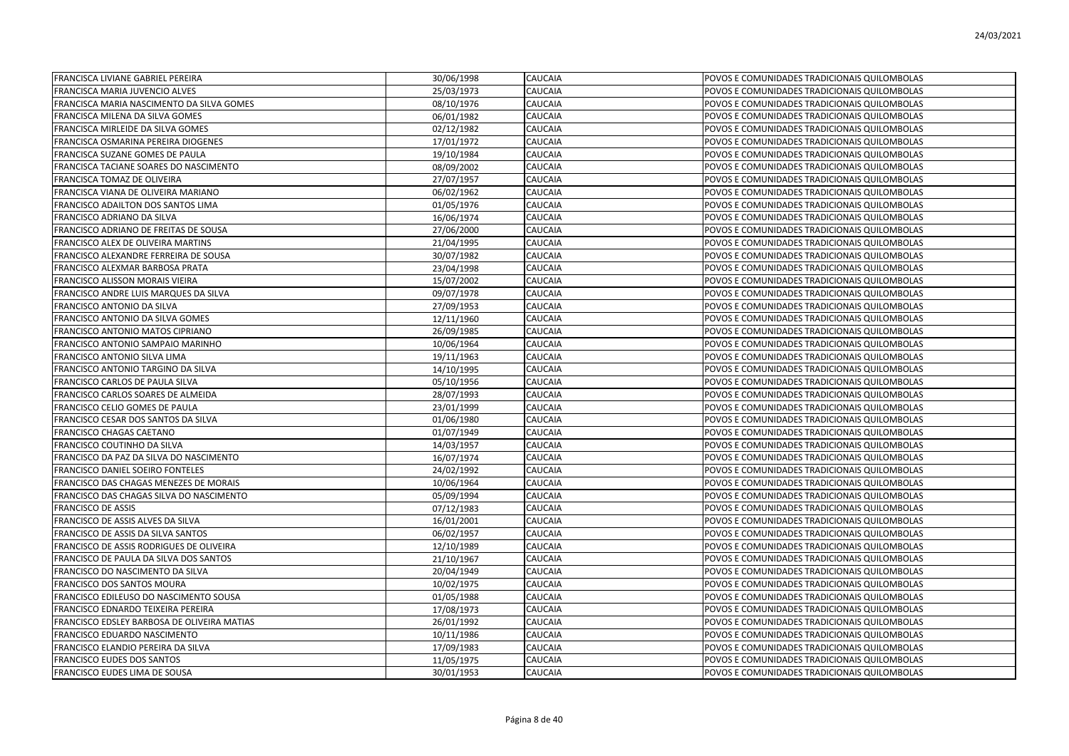| | | | |
|---|---|---|---|
| FRANCISCA LIVIANE GABRIEL PEREIRA | 30/06/1998 | CAUCAIA | POVOS E COMUNIDADES TRADICIONAIS QUILOMBOLAS |
| FRANCISCA MARIA JUVENCIO ALVES | 25/03/1973 | CAUCAIA | POVOS E COMUNIDADES TRADICIONAIS QUILOMBOLAS |
| FRANCISCA MARIA NASCIMENTO DA SILVA GOMES | 08/10/1976 | CAUCAIA | POVOS E COMUNIDADES TRADICIONAIS QUILOMBOLAS |
| FRANCISCA MILENA DA SILVA GOMES | 06/01/1982 | CAUCAIA | POVOS E COMUNIDADES TRADICIONAIS QUILOMBOLAS |
| FRANCISCA MIRLEIDE DA SILVA GOMES | 02/12/1982 | CAUCAIA | POVOS E COMUNIDADES TRADICIONAIS QUILOMBOLAS |
| FRANCISCA OSMARINA PEREIRA DIOGENES | 17/01/1972 | CAUCAIA | POVOS E COMUNIDADES TRADICIONAIS QUILOMBOLAS |
| FRANCISCA SUZANE GOMES DE PAULA | 19/10/1984 | CAUCAIA | POVOS E COMUNIDADES TRADICIONAIS QUILOMBOLAS |
| FRANCISCA TACIANE SOARES DO NASCIMENTO | 08/09/2002 | CAUCAIA | POVOS E COMUNIDADES TRADICIONAIS QUILOMBOLAS |
| FRANCISCA TOMAZ DE OLIVEIRA | 27/07/1957 | CAUCAIA | POVOS E COMUNIDADES TRADICIONAIS QUILOMBOLAS |
| FRANCISCA VIANA DE OLIVEIRA MARIANO | 06/02/1962 | CAUCAIA | POVOS E COMUNIDADES TRADICIONAIS QUILOMBOLAS |
| FRANCISCO ADAILTON DOS SANTOS LIMA | 01/05/1976 | CAUCAIA | POVOS E COMUNIDADES TRADICIONAIS QUILOMBOLAS |
| FRANCISCO ADRIANO DA SILVA | 16/06/1974 | CAUCAIA | POVOS E COMUNIDADES TRADICIONAIS QUILOMBOLAS |
| FRANCISCO ADRIANO DE FREITAS DE SOUSA | 27/06/2000 | CAUCAIA | POVOS E COMUNIDADES TRADICIONAIS QUILOMBOLAS |
| FRANCISCO ALEX DE OLIVEIRA MARTINS | 21/04/1995 | CAUCAIA | POVOS E COMUNIDADES TRADICIONAIS QUILOMBOLAS |
| FRANCISCO ALEXANDRE FERREIRA DE SOUSA | 30/07/1982 | CAUCAIA | POVOS E COMUNIDADES TRADICIONAIS QUILOMBOLAS |
| FRANCISCO ALEXMAR BARBOSA PRATA | 23/04/1998 | CAUCAIA | POVOS E COMUNIDADES TRADICIONAIS QUILOMBOLAS |
| FRANCISCO ALISSON MORAIS VIEIRA | 15/07/2002 | CAUCAIA | POVOS E COMUNIDADES TRADICIONAIS QUILOMBOLAS |
| FRANCISCO ANDRE LUIS MARQUES DA SILVA | 09/07/1978 | CAUCAIA | POVOS E COMUNIDADES TRADICIONAIS QUILOMBOLAS |
| FRANCISCO ANTONIO DA SILVA | 27/09/1953 | CAUCAIA | POVOS E COMUNIDADES TRADICIONAIS QUILOMBOLAS |
| FRANCISCO ANTONIO DA SILVA GOMES | 12/11/1960 | CAUCAIA | POVOS E COMUNIDADES TRADICIONAIS QUILOMBOLAS |
| FRANCISCO ANTONIO MATOS CIPRIANO | 26/09/1985 | CAUCAIA | POVOS E COMUNIDADES TRADICIONAIS QUILOMBOLAS |
| FRANCISCO ANTONIO SAMPAIO MARINHO | 10/06/1964 | CAUCAIA | POVOS E COMUNIDADES TRADICIONAIS QUILOMBOLAS |
| FRANCISCO ANTONIO SILVA LIMA | 19/11/1963 | CAUCAIA | POVOS E COMUNIDADES TRADICIONAIS QUILOMBOLAS |
| FRANCISCO ANTONIO TARGINO DA SILVA | 14/10/1995 | CAUCAIA | POVOS E COMUNIDADES TRADICIONAIS QUILOMBOLAS |
| FRANCISCO CARLOS DE PAULA SILVA | 05/10/1956 | CAUCAIA | POVOS E COMUNIDADES TRADICIONAIS QUILOMBOLAS |
| FRANCISCO CARLOS SOARES DE ALMEIDA | 28/07/1993 | CAUCAIA | POVOS E COMUNIDADES TRADICIONAIS QUILOMBOLAS |
| FRANCISCO CELIO GOMES DE PAULA | 23/01/1999 | CAUCAIA | POVOS E COMUNIDADES TRADICIONAIS QUILOMBOLAS |
| FRANCISCO CESAR DOS SANTOS DA SILVA | 01/06/1980 | CAUCAIA | POVOS E COMUNIDADES TRADICIONAIS QUILOMBOLAS |
| FRANCISCO CHAGAS CAETANO | 01/07/1949 | CAUCAIA | POVOS E COMUNIDADES TRADICIONAIS QUILOMBOLAS |
| FRANCISCO COUTINHO DA SILVA | 14/03/1957 | CAUCAIA | POVOS E COMUNIDADES TRADICIONAIS QUILOMBOLAS |
| FRANCISCO DA PAZ DA SILVA DO NASCIMENTO | 16/07/1974 | CAUCAIA | POVOS E COMUNIDADES TRADICIONAIS QUILOMBOLAS |
| FRANCISCO DANIEL SOEIRO FONTELES | 24/02/1992 | CAUCAIA | POVOS E COMUNIDADES TRADICIONAIS QUILOMBOLAS |
| FRANCISCO DAS CHAGAS MENEZES DE MORAIS | 10/06/1964 | CAUCAIA | POVOS E COMUNIDADES TRADICIONAIS QUILOMBOLAS |
| FRANCISCO DAS CHAGAS SILVA DO NASCIMENTO | 05/09/1994 | CAUCAIA | POVOS E COMUNIDADES TRADICIONAIS QUILOMBOLAS |
| FRANCISCO DE ASSIS | 07/12/1983 | CAUCAIA | POVOS E COMUNIDADES TRADICIONAIS QUILOMBOLAS |
| FRANCISCO DE ASSIS ALVES DA SILVA | 16/01/2001 | CAUCAIA | POVOS E COMUNIDADES TRADICIONAIS QUILOMBOLAS |
| FRANCISCO DE ASSIS DA SILVA SANTOS | 06/02/1957 | CAUCAIA | POVOS E COMUNIDADES TRADICIONAIS QUILOMBOLAS |
| FRANCISCO DE ASSIS RODRIGUES DE OLIVEIRA | 12/10/1989 | CAUCAIA | POVOS E COMUNIDADES TRADICIONAIS QUILOMBOLAS |
| FRANCISCO DE PAULA DA SILVA DOS SANTOS | 21/10/1967 | CAUCAIA | POVOS E COMUNIDADES TRADICIONAIS QUILOMBOLAS |
| FRANCISCO DO NASCIMENTO DA SILVA | 20/04/1949 | CAUCAIA | POVOS E COMUNIDADES TRADICIONAIS QUILOMBOLAS |
| FRANCISCO DOS SANTOS MOURA | 10/02/1975 | CAUCAIA | POVOS E COMUNIDADES TRADICIONAIS QUILOMBOLAS |
| FRANCISCO EDILEUSO DO NASCIMENTO SOUSA | 01/05/1988 | CAUCAIA | POVOS E COMUNIDADES TRADICIONAIS QUILOMBOLAS |
| FRANCISCO EDNARDO TEIXEIRA PEREIRA | 17/08/1973 | CAUCAIA | POVOS E COMUNIDADES TRADICIONAIS QUILOMBOLAS |
| FRANCISCO EDSLEY BARBOSA DE OLIVEIRA MATIAS | 26/01/1992 | CAUCAIA | POVOS E COMUNIDADES TRADICIONAIS QUILOMBOLAS |
| FRANCISCO EDUARDO NASCIMENTO | 10/11/1986 | CAUCAIA | POVOS E COMUNIDADES TRADICIONAIS QUILOMBOLAS |
| FRANCISCO ELANDIO PEREIRA DA SILVA | 17/09/1983 | CAUCAIA | POVOS E COMUNIDADES TRADICIONAIS QUILOMBOLAS |
| FRANCISCO EUDES DOS SANTOS | 11/05/1975 | CAUCAIA | POVOS E COMUNIDADES TRADICIONAIS QUILOMBOLAS |
| FRANCISCO EUDES LIMA DE SOUSA | 30/01/1953 | CAUCAIA | POVOS E COMUNIDADES TRADICIONAIS QUILOMBOLAS |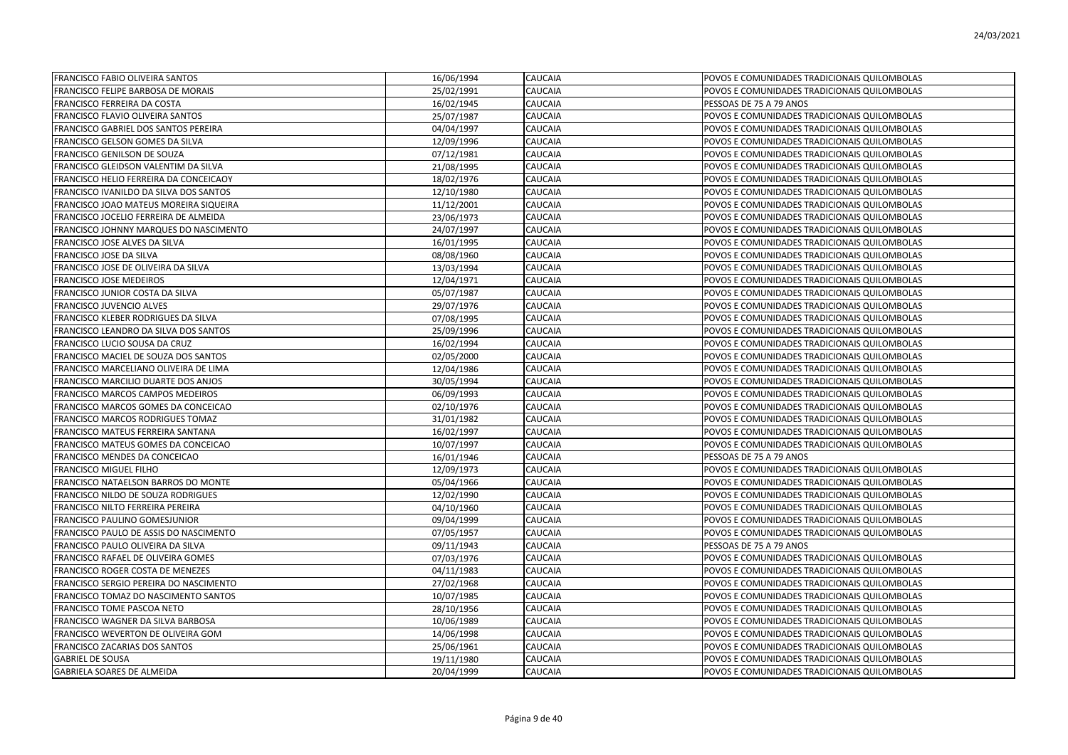| | | | |
|---|---|---|---|
| FRANCISCO FABIO OLIVEIRA SANTOS | 16/06/1994 | CAUCAIA | POVOS E COMUNIDADES TRADICIONAIS QUILOMBOLAS |
| FRANCISCO FELIPE BARBOSA DE MORAIS | 25/02/1991 | CAUCAIA | POVOS E COMUNIDADES TRADICIONAIS QUILOMBOLAS |
| FRANCISCO FERREIRA DA COSTA | 16/02/1945 | CAUCAIA | PESSOAS DE 75 A 79 ANOS |
| FRANCISCO FLAVIO OLIVEIRA SANTOS | 25/07/1987 | CAUCAIA | POVOS E COMUNIDADES TRADICIONAIS QUILOMBOLAS |
| FRANCISCO GABRIEL DOS SANTOS PEREIRA | 04/04/1997 | CAUCAIA | POVOS E COMUNIDADES TRADICIONAIS QUILOMBOLAS |
| FRANCISCO GELSON GOMES DA SILVA | 12/09/1996 | CAUCAIA | POVOS E COMUNIDADES TRADICIONAIS QUILOMBOLAS |
| FRANCISCO GENILSON DE SOUZA | 07/12/1981 | CAUCAIA | POVOS E COMUNIDADES TRADICIONAIS QUILOMBOLAS |
| FRANCISCO GLEIDSON VALENTIM DA SILVA | 21/08/1995 | CAUCAIA | POVOS E COMUNIDADES TRADICIONAIS QUILOMBOLAS |
| FRANCISCO HELIO FERREIRA DA CONCEICAOY | 18/02/1976 | CAUCAIA | POVOS E COMUNIDADES TRADICIONAIS QUILOMBOLAS |
| FRANCISCO IVANILDO DA SILVA DOS SANTOS | 12/10/1980 | CAUCAIA | POVOS E COMUNIDADES TRADICIONAIS QUILOMBOLAS |
| FRANCISCO JOAO MATEUS MOREIRA SIQUEIRA | 11/12/2001 | CAUCAIA | POVOS E COMUNIDADES TRADICIONAIS QUILOMBOLAS |
| FRANCISCO JOCELIO FERREIRA DE ALMEIDA | 23/06/1973 | CAUCAIA | POVOS E COMUNIDADES TRADICIONAIS QUILOMBOLAS |
| FRANCISCO JOHNNY MARQUES DO NASCIMENTO | 24/07/1997 | CAUCAIA | POVOS E COMUNIDADES TRADICIONAIS QUILOMBOLAS |
| FRANCISCO JOSE ALVES DA SILVA | 16/01/1995 | CAUCAIA | POVOS E COMUNIDADES TRADICIONAIS QUILOMBOLAS |
| FRANCISCO JOSE DA SILVA | 08/08/1960 | CAUCAIA | POVOS E COMUNIDADES TRADICIONAIS QUILOMBOLAS |
| FRANCISCO JOSE DE OLIVEIRA DA SILVA | 13/03/1994 | CAUCAIA | POVOS E COMUNIDADES TRADICIONAIS QUILOMBOLAS |
| FRANCISCO JOSE MEDEIROS | 12/04/1971 | CAUCAIA | POVOS E COMUNIDADES TRADICIONAIS QUILOMBOLAS |
| FRANCISCO JUNIOR COSTA DA SILVA | 05/07/1987 | CAUCAIA | POVOS E COMUNIDADES TRADICIONAIS QUILOMBOLAS |
| FRANCISCO JUVENCIO ALVES | 29/07/1976 | CAUCAIA | POVOS E COMUNIDADES TRADICIONAIS QUILOMBOLAS |
| FRANCISCO KLEBER RODRIGUES DA SILVA | 07/08/1995 | CAUCAIA | POVOS E COMUNIDADES TRADICIONAIS QUILOMBOLAS |
| FRANCISCO LEANDRO DA SILVA DOS SANTOS | 25/09/1996 | CAUCAIA | POVOS E COMUNIDADES TRADICIONAIS QUILOMBOLAS |
| FRANCISCO LUCIO SOUSA DA CRUZ | 16/02/1994 | CAUCAIA | POVOS E COMUNIDADES TRADICIONAIS QUILOMBOLAS |
| FRANCISCO MACIEL DE SOUZA DOS SANTOS | 02/05/2000 | CAUCAIA | POVOS E COMUNIDADES TRADICIONAIS QUILOMBOLAS |
| FRANCISCO MARCELIANO OLIVEIRA DE LIMA | 12/04/1986 | CAUCAIA | POVOS E COMUNIDADES TRADICIONAIS QUILOMBOLAS |
| FRANCISCO MARCILIO DUARTE DOS ANJOS | 30/05/1994 | CAUCAIA | POVOS E COMUNIDADES TRADICIONAIS QUILOMBOLAS |
| FRANCISCO MARCOS CAMPOS MEDEIROS | 06/09/1993 | CAUCAIA | POVOS E COMUNIDADES TRADICIONAIS QUILOMBOLAS |
| FRANCISCO MARCOS GOMES DA CONCEICAO | 02/10/1976 | CAUCAIA | POVOS E COMUNIDADES TRADICIONAIS QUILOMBOLAS |
| FRANCISCO MARCOS RODRIGUES TOMAZ | 31/01/1982 | CAUCAIA | POVOS E COMUNIDADES TRADICIONAIS QUILOMBOLAS |
| FRANCISCO MATEUS FERREIRA SANTANA | 16/02/1997 | CAUCAIA | POVOS E COMUNIDADES TRADICIONAIS QUILOMBOLAS |
| FRANCISCO MATEUS GOMES DA CONCEICAO | 10/07/1997 | CAUCAIA | POVOS E COMUNIDADES TRADICIONAIS QUILOMBOLAS |
| FRANCISCO MENDES DA CONCEICAO | 16/01/1946 | CAUCAIA | PESSOAS DE 75 A 79 ANOS |
| FRANCISCO MIGUEL FILHO | 12/09/1973 | CAUCAIA | POVOS E COMUNIDADES TRADICIONAIS QUILOMBOLAS |
| FRANCISCO NATAELSON BARROS DO MONTE | 05/04/1966 | CAUCAIA | POVOS E COMUNIDADES TRADICIONAIS QUILOMBOLAS |
| FRANCISCO NILDO DE SOUZA RODRIGUES | 12/02/1990 | CAUCAIA | POVOS E COMUNIDADES TRADICIONAIS QUILOMBOLAS |
| FRANCISCO NILTO FERREIRA PEREIRA | 04/10/1960 | CAUCAIA | POVOS E COMUNIDADES TRADICIONAIS QUILOMBOLAS |
| FRANCISCO PAULINO GOMESJUNIOR | 09/04/1999 | CAUCAIA | POVOS E COMUNIDADES TRADICIONAIS QUILOMBOLAS |
| FRANCISCO PAULO DE ASSIS DO NASCIMENTO | 07/05/1957 | CAUCAIA | POVOS E COMUNIDADES TRADICIONAIS QUILOMBOLAS |
| FRANCISCO PAULO OLIVEIRA DA SILVA | 09/11/1943 | CAUCAIA | PESSOAS DE 75 A 79 ANOS |
| FRANCISCO RAFAEL DE OLIVEIRA GOMES | 07/03/1976 | CAUCAIA | POVOS E COMUNIDADES TRADICIONAIS QUILOMBOLAS |
| FRANCISCO ROGER COSTA DE MENEZES | 04/11/1983 | CAUCAIA | POVOS E COMUNIDADES TRADICIONAIS QUILOMBOLAS |
| FRANCISCO SERGIO PEREIRA DO NASCIMENTO | 27/02/1968 | CAUCAIA | POVOS E COMUNIDADES TRADICIONAIS QUILOMBOLAS |
| FRANCISCO TOMAZ DO NASCIMENTO SANTOS | 10/07/1985 | CAUCAIA | POVOS E COMUNIDADES TRADICIONAIS QUILOMBOLAS |
| FRANCISCO TOME PASCOA NETO | 28/10/1956 | CAUCAIA | POVOS E COMUNIDADES TRADICIONAIS QUILOMBOLAS |
| FRANCISCO WAGNER DA SILVA BARBOSA | 10/06/1989 | CAUCAIA | POVOS E COMUNIDADES TRADICIONAIS QUILOMBOLAS |
| FRANCISCO WEVERTON DE OLIVEIRA GOM | 14/06/1998 | CAUCAIA | POVOS E COMUNIDADES TRADICIONAIS QUILOMBOLAS |
| FRANCISCO ZACARIAS DOS SANTOS | 25/06/1961 | CAUCAIA | POVOS E COMUNIDADES TRADICIONAIS QUILOMBOLAS |
| GABRIEL DE SOUSA | 19/11/1980 | CAUCAIA | POVOS E COMUNIDADES TRADICIONAIS QUILOMBOLAS |
| GABRIELA SOARES DE ALMEIDA | 20/04/1999 | CAUCAIA | POVOS E COMUNIDADES TRADICIONAIS QUILOMBOLAS |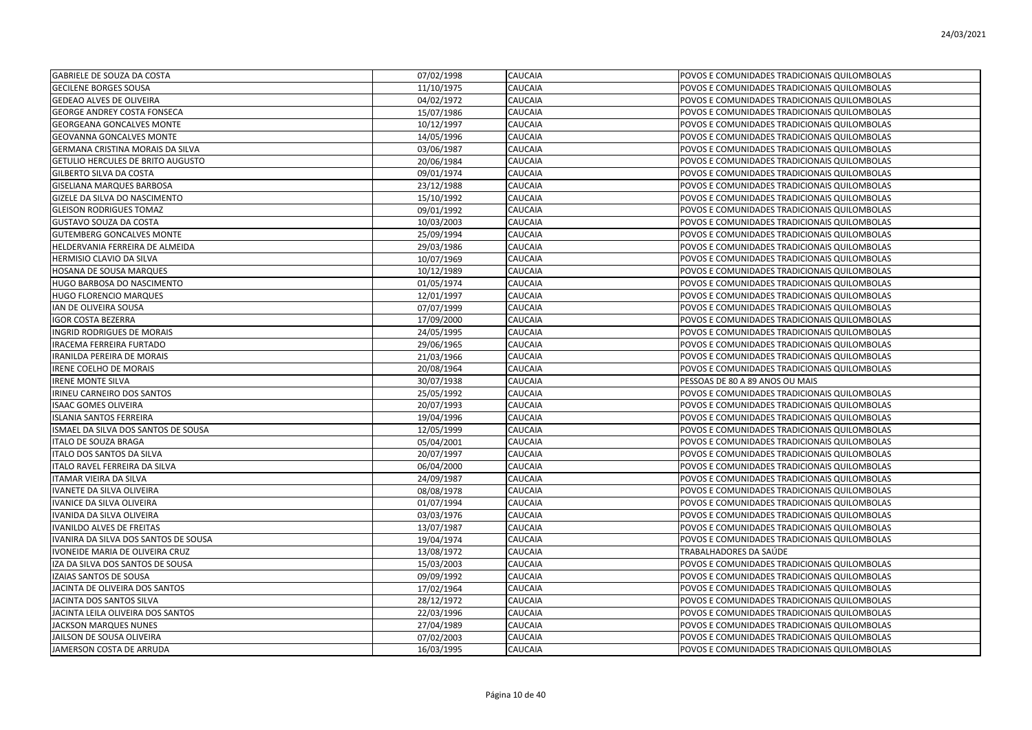| | | | |
|---|---|---|---|
| GABRIELE DE SOUZA DA COSTA | 07/02/1998 | CAUCAIA | POVOS E COMUNIDADES TRADICIONAIS QUILOMBOLAS |
| GECILENE BORGES SOUSA | 11/10/1975 | CAUCAIA | POVOS E COMUNIDADES TRADICIONAIS QUILOMBOLAS |
| GEDEAO ALVES DE OLIVEIRA | 04/02/1972 | CAUCAIA | POVOS E COMUNIDADES TRADICIONAIS QUILOMBOLAS |
| GEORGE ANDREY COSTA FONSECA | 15/07/1986 | CAUCAIA | POVOS E COMUNIDADES TRADICIONAIS QUILOMBOLAS |
| GEORGEANA GONCALVES MONTE | 10/12/1997 | CAUCAIA | POVOS E COMUNIDADES TRADICIONAIS QUILOMBOLAS |
| GEOVANNA GONCALVES MONTE | 14/05/1996 | CAUCAIA | POVOS E COMUNIDADES TRADICIONAIS QUILOMBOLAS |
| GERMANA CRISTINA MORAIS DA SILVA | 03/06/1987 | CAUCAIA | POVOS E COMUNIDADES TRADICIONAIS QUILOMBOLAS |
| GETULIO HERCULES DE BRITO AUGUSTO | 20/06/1984 | CAUCAIA | POVOS E COMUNIDADES TRADICIONAIS QUILOMBOLAS |
| GILBERTO SILVA DA COSTA | 09/01/1974 | CAUCAIA | POVOS E COMUNIDADES TRADICIONAIS QUILOMBOLAS |
| GISELIANA MARQUES BARBOSA | 23/12/1988 | CAUCAIA | POVOS E COMUNIDADES TRADICIONAIS QUILOMBOLAS |
| GIZELE DA SILVA DO NASCIMENTO | 15/10/1992 | CAUCAIA | POVOS E COMUNIDADES TRADICIONAIS QUILOMBOLAS |
| GLEISON RODRIGUES TOMAZ | 09/01/1992 | CAUCAIA | POVOS E COMUNIDADES TRADICIONAIS QUILOMBOLAS |
| GUSTAVO SOUZA DA COSTA | 10/03/2003 | CAUCAIA | POVOS E COMUNIDADES TRADICIONAIS QUILOMBOLAS |
| GUTEMBERG GONCALVES MONTE | 25/09/1994 | CAUCAIA | POVOS E COMUNIDADES TRADICIONAIS QUILOMBOLAS |
| HELDERVANIA FERREIRA DE ALMEIDA | 29/03/1986 | CAUCAIA | POVOS E COMUNIDADES TRADICIONAIS QUILOMBOLAS |
| HERMISIO CLAVIO DA SILVA | 10/07/1969 | CAUCAIA | POVOS E COMUNIDADES TRADICIONAIS QUILOMBOLAS |
| HOSANA DE SOUSA MARQUES | 10/12/1989 | CAUCAIA | POVOS E COMUNIDADES TRADICIONAIS QUILOMBOLAS |
| HUGO BARBOSA DO NASCIMENTO | 01/05/1974 | CAUCAIA | POVOS E COMUNIDADES TRADICIONAIS QUILOMBOLAS |
| HUGO FLORENCIO MARQUES | 12/01/1997 | CAUCAIA | POVOS E COMUNIDADES TRADICIONAIS QUILOMBOLAS |
| IAN DE OLIVEIRA SOUSA | 07/07/1999 | CAUCAIA | POVOS E COMUNIDADES TRADICIONAIS QUILOMBOLAS |
| IGOR COSTA BEZERRA | 17/09/2000 | CAUCAIA | POVOS E COMUNIDADES TRADICIONAIS QUILOMBOLAS |
| INGRID RODRIGUES DE MORAIS | 24/05/1995 | CAUCAIA | POVOS E COMUNIDADES TRADICIONAIS QUILOMBOLAS |
| IRACEMA FERREIRA FURTADO | 29/06/1965 | CAUCAIA | POVOS E COMUNIDADES TRADICIONAIS QUILOMBOLAS |
| IRANILDA PEREIRA DE MORAIS | 21/03/1966 | CAUCAIA | POVOS E COMUNIDADES TRADICIONAIS QUILOMBOLAS |
| IRENE COELHO DE MORAIS | 20/08/1964 | CAUCAIA | POVOS E COMUNIDADES TRADICIONAIS QUILOMBOLAS |
| IRENE MONTE SILVA | 30/07/1938 | CAUCAIA | PESSOAS DE 80 A 89 ANOS OU MAIS |
| IRINEU CARNEIRO DOS SANTOS | 25/05/1992 | CAUCAIA | POVOS E COMUNIDADES TRADICIONAIS QUILOMBOLAS |
| ISAAC GOMES OLIVEIRA | 20/07/1993 | CAUCAIA | POVOS E COMUNIDADES TRADICIONAIS QUILOMBOLAS |
| ISLANIA SANTOS FERREIRA | 19/04/1996 | CAUCAIA | POVOS E COMUNIDADES TRADICIONAIS QUILOMBOLAS |
| ISMAEL DA SILVA DOS SANTOS DE SOUSA | 12/05/1999 | CAUCAIA | POVOS E COMUNIDADES TRADICIONAIS QUILOMBOLAS |
| ITALO DE SOUZA BRAGA | 05/04/2001 | CAUCAIA | POVOS E COMUNIDADES TRADICIONAIS QUILOMBOLAS |
| ITALO DOS SANTOS DA SILVA | 20/07/1997 | CAUCAIA | POVOS E COMUNIDADES TRADICIONAIS QUILOMBOLAS |
| ITALO RAVEL FERREIRA DA SILVA | 06/04/2000 | CAUCAIA | POVOS E COMUNIDADES TRADICIONAIS QUILOMBOLAS |
| ITAMAR VIEIRA DA SILVA | 24/09/1987 | CAUCAIA | POVOS E COMUNIDADES TRADICIONAIS QUILOMBOLAS |
| IVANETE DA SILVA OLIVEIRA | 08/08/1978 | CAUCAIA | POVOS E COMUNIDADES TRADICIONAIS QUILOMBOLAS |
| IVANICE DA SILVA OLIVEIRA | 01/07/1994 | CAUCAIA | POVOS E COMUNIDADES TRADICIONAIS QUILOMBOLAS |
| IVANIDA DA SILVA OLIVEIRA | 03/03/1976 | CAUCAIA | POVOS E COMUNIDADES TRADICIONAIS QUILOMBOLAS |
| IVANILDO ALVES DE FREITAS | 13/07/1987 | CAUCAIA | POVOS E COMUNIDADES TRADICIONAIS QUILOMBOLAS |
| IVANIRA DA SILVA DOS SANTOS DE SOUSA | 19/04/1974 | CAUCAIA | POVOS E COMUNIDADES TRADICIONAIS QUILOMBOLAS |
| IVONEIDE MARIA DE OLIVEIRA CRUZ | 13/08/1972 | CAUCAIA | TRABALHADORES DA SAÚDE |
| IZA DA SILVA DOS SANTOS DE SOUSA | 15/03/2003 | CAUCAIA | POVOS E COMUNIDADES TRADICIONAIS QUILOMBOLAS |
| IZAIAS SANTOS DE SOUSA | 09/09/1992 | CAUCAIA | POVOS E COMUNIDADES TRADICIONAIS QUILOMBOLAS |
| JACINTA DE OLIVEIRA DOS SANTOS | 17/02/1964 | CAUCAIA | POVOS E COMUNIDADES TRADICIONAIS QUILOMBOLAS |
| JACINTA DOS SANTOS SILVA | 28/12/1972 | CAUCAIA | POVOS E COMUNIDADES TRADICIONAIS QUILOMBOLAS |
| JACINTA LEILA OLIVEIRA DOS SANTOS | 22/03/1996 | CAUCAIA | POVOS E COMUNIDADES TRADICIONAIS QUILOMBOLAS |
| JACKSON MARQUES NUNES | 27/04/1989 | CAUCAIA | POVOS E COMUNIDADES TRADICIONAIS QUILOMBOLAS |
| JAILSON DE SOUSA OLIVEIRA | 07/02/2003 | CAUCAIA | POVOS E COMUNIDADES TRADICIONAIS QUILOMBOLAS |
| JAMERSON COSTA DE ARRUDA | 16/03/1995 | CAUCAIA | POVOS E COMUNIDADES TRADICIONAIS QUILOMBOLAS |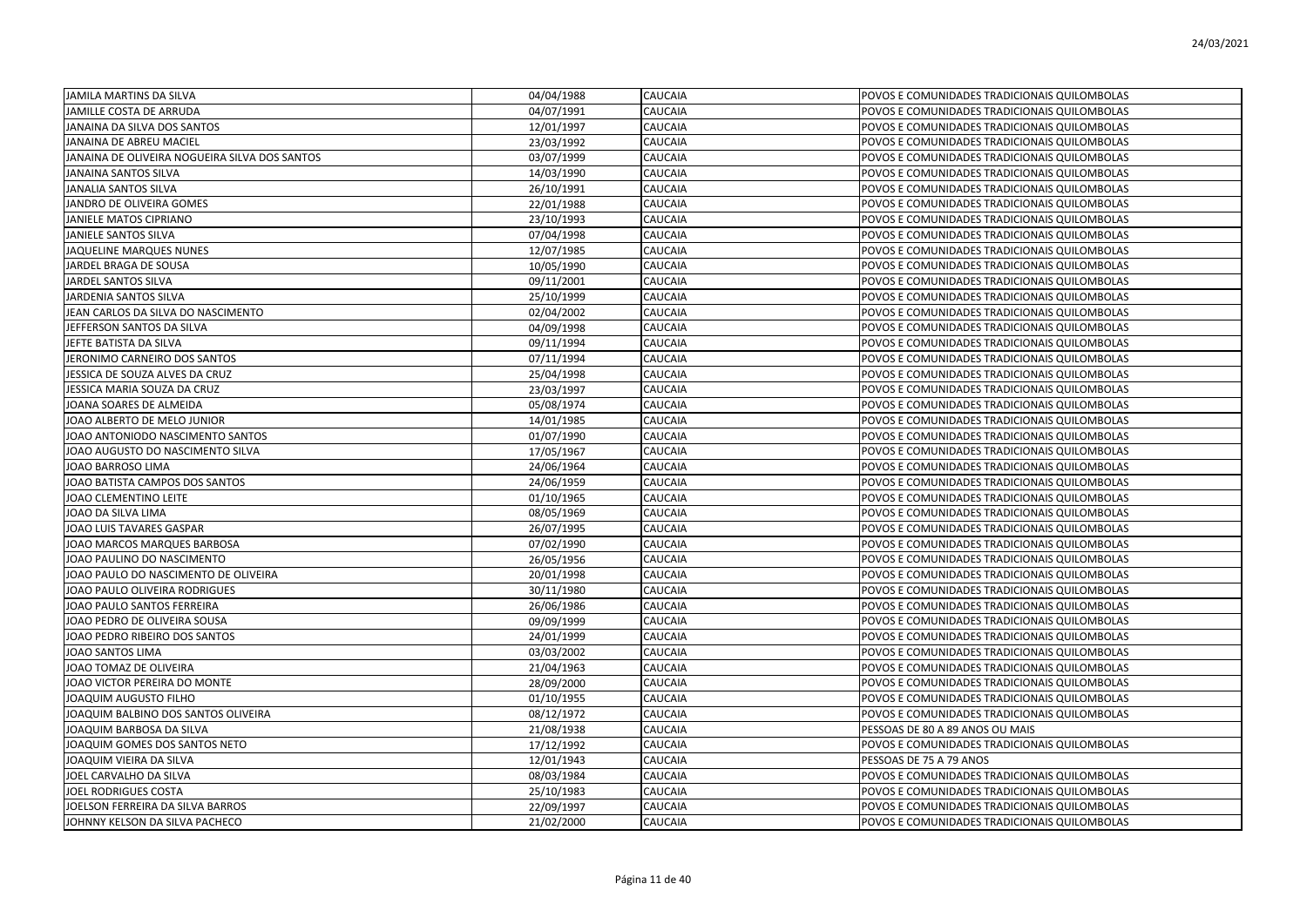| JAMILA MARTINS DA SILVA | 04/04/1988 | CAUCAIA | POVOS E COMUNIDADES TRADICIONAIS QUILOMBOLAS |
|---|---|---|---|
| JAMILLE COSTA DE ARRUDA | 04/07/1991 | CAUCAIA | POVOS E COMUNIDADES TRADICIONAIS QUILOMBOLAS |
| JANAINA DA SILVA DOS SANTOS | 12/01/1997 | CAUCAIA | POVOS E COMUNIDADES TRADICIONAIS QUILOMBOLAS |
| JANAINA DE ABREU MACIEL | 23/03/1992 | CAUCAIA | POVOS E COMUNIDADES TRADICIONAIS QUILOMBOLAS |
| JANAINA DE OLIVEIRA NOGUEIRA SILVA DOS SANTOS | 03/07/1999 | CAUCAIA | POVOS E COMUNIDADES TRADICIONAIS QUILOMBOLAS |
| JANAINA SANTOS SILVA | 14/03/1990 | CAUCAIA | POVOS E COMUNIDADES TRADICIONAIS QUILOMBOLAS |
| JANALIA SANTOS SILVA | 26/10/1991 | CAUCAIA | POVOS E COMUNIDADES TRADICIONAIS QUILOMBOLAS |
| JANDRO DE OLIVEIRA GOMES | 22/01/1988 | CAUCAIA | POVOS E COMUNIDADES TRADICIONAIS QUILOMBOLAS |
| JANIELE MATOS CIPRIANO | 23/10/1993 | CAUCAIA | POVOS E COMUNIDADES TRADICIONAIS QUILOMBOLAS |
| JANIELE SANTOS SILVA | 07/04/1998 | CAUCAIA | POVOS E COMUNIDADES TRADICIONAIS QUILOMBOLAS |
| JAQUELINE MARQUES NUNES | 12/07/1985 | CAUCAIA | POVOS E COMUNIDADES TRADICIONAIS QUILOMBOLAS |
| JARDEL BRAGA DE SOUSA | 10/05/1990 | CAUCAIA | POVOS E COMUNIDADES TRADICIONAIS QUILOMBOLAS |
| JARDEL SANTOS SILVA | 09/11/2001 | CAUCAIA | POVOS E COMUNIDADES TRADICIONAIS QUILOMBOLAS |
| JARDENIA SANTOS SILVA | 25/10/1999 | CAUCAIA | POVOS E COMUNIDADES TRADICIONAIS QUILOMBOLAS |
| JEAN CARLOS DA SILVA DO NASCIMENTO | 02/04/2002 | CAUCAIA | POVOS E COMUNIDADES TRADICIONAIS QUILOMBOLAS |
| JEFFERSON SANTOS DA SILVA | 04/09/1998 | CAUCAIA | POVOS E COMUNIDADES TRADICIONAIS QUILOMBOLAS |
| JEFTE BATISTA DA SILVA | 09/11/1994 | CAUCAIA | POVOS E COMUNIDADES TRADICIONAIS QUILOMBOLAS |
| JERONIMO CARNEIRO DOS SANTOS | 07/11/1994 | CAUCAIA | POVOS E COMUNIDADES TRADICIONAIS QUILOMBOLAS |
| JESSICA DE SOUZA ALVES DA CRUZ | 25/04/1998 | CAUCAIA | POVOS E COMUNIDADES TRADICIONAIS QUILOMBOLAS |
| JESSICA MARIA SOUZA DA CRUZ | 23/03/1997 | CAUCAIA | POVOS E COMUNIDADES TRADICIONAIS QUILOMBOLAS |
| JOANA SOARES DE ALMEIDA | 05/08/1974 | CAUCAIA | POVOS E COMUNIDADES TRADICIONAIS QUILOMBOLAS |
| JOAO ALBERTO DE MELO JUNIOR | 14/01/1985 | CAUCAIA | POVOS E COMUNIDADES TRADICIONAIS QUILOMBOLAS |
| JOAO ANTONIODO NASCIMENTO SANTOS | 01/07/1990 | CAUCAIA | POVOS E COMUNIDADES TRADICIONAIS QUILOMBOLAS |
| JOAO AUGUSTO DO NASCIMENTO SILVA | 17/05/1967 | CAUCAIA | POVOS E COMUNIDADES TRADICIONAIS QUILOMBOLAS |
| JOAO BARROSO LIMA | 24/06/1964 | CAUCAIA | POVOS E COMUNIDADES TRADICIONAIS QUILOMBOLAS |
| JOAO BATISTA CAMPOS DOS SANTOS | 24/06/1959 | CAUCAIA | POVOS E COMUNIDADES TRADICIONAIS QUILOMBOLAS |
| JOAO CLEMENTINO LEITE | 01/10/1965 | CAUCAIA | POVOS E COMUNIDADES TRADICIONAIS QUILOMBOLAS |
| JOAO DA SILVA LIMA | 08/05/1969 | CAUCAIA | POVOS E COMUNIDADES TRADICIONAIS QUILOMBOLAS |
| JOAO LUIS TAVARES GASPAR | 26/07/1995 | CAUCAIA | POVOS E COMUNIDADES TRADICIONAIS QUILOMBOLAS |
| JOAO MARCOS MARQUES BARBOSA | 07/02/1990 | CAUCAIA | POVOS E COMUNIDADES TRADICIONAIS QUILOMBOLAS |
| JOAO PAULINO DO NASCIMENTO | 26/05/1956 | CAUCAIA | POVOS E COMUNIDADES TRADICIONAIS QUILOMBOLAS |
| JOAO PAULO DO NASCIMENTO DE OLIVEIRA | 20/01/1998 | CAUCAIA | POVOS E COMUNIDADES TRADICIONAIS QUILOMBOLAS |
| JOAO PAULO OLIVEIRA RODRIGUES | 30/11/1980 | CAUCAIA | POVOS E COMUNIDADES TRADICIONAIS QUILOMBOLAS |
| JOAO PAULO SANTOS FERREIRA | 26/06/1986 | CAUCAIA | POVOS E COMUNIDADES TRADICIONAIS QUILOMBOLAS |
| JOAO PEDRO DE OLIVEIRA SOUSA | 09/09/1999 | CAUCAIA | POVOS E COMUNIDADES TRADICIONAIS QUILOMBOLAS |
| JOAO PEDRO RIBEIRO DOS SANTOS | 24/01/1999 | CAUCAIA | POVOS E COMUNIDADES TRADICIONAIS QUILOMBOLAS |
| JOAO SANTOS LIMA | 03/03/2002 | CAUCAIA | POVOS E COMUNIDADES TRADICIONAIS QUILOMBOLAS |
| JOAO TOMAZ DE OLIVEIRA | 21/04/1963 | CAUCAIA | POVOS E COMUNIDADES TRADICIONAIS QUILOMBOLAS |
| JOAO VICTOR PEREIRA DO MONTE | 28/09/2000 | CAUCAIA | POVOS E COMUNIDADES TRADICIONAIS QUILOMBOLAS |
| JOAQUIM AUGUSTO FILHO | 01/10/1955 | CAUCAIA | POVOS E COMUNIDADES TRADICIONAIS QUILOMBOLAS |
| JOAQUIM BALBINO DOS SANTOS OLIVEIRA | 08/12/1972 | CAUCAIA | POVOS E COMUNIDADES TRADICIONAIS QUILOMBOLAS |
| JOAQUIM BARBOSA DA SILVA | 21/08/1938 | CAUCAIA | PESSOAS DE 80 A 89 ANOS OU MAIS |
| JOAQUIM GOMES DOS SANTOS NETO | 17/12/1992 | CAUCAIA | POVOS E COMUNIDADES TRADICIONAIS QUILOMBOLAS |
| JOAQUIM VIEIRA DA SILVA | 12/01/1943 | CAUCAIA | PESSOAS DE 75 A 79 ANOS |
| JOEL CARVALHO DA SILVA | 08/03/1984 | CAUCAIA | POVOS E COMUNIDADES TRADICIONAIS QUILOMBOLAS |
| JOEL RODRIGUES COSTA | 25/10/1983 | CAUCAIA | POVOS E COMUNIDADES TRADICIONAIS QUILOMBOLAS |
| JOELSON FERREIRA DA SILVA BARROS | 22/09/1997 | CAUCAIA | POVOS E COMUNIDADES TRADICIONAIS QUILOMBOLAS |
| JOHNNY KELSON DA SILVA PACHECO | 21/02/2000 | CAUCAIA | POVOS E COMUNIDADES TRADICIONAIS QUILOMBOLAS |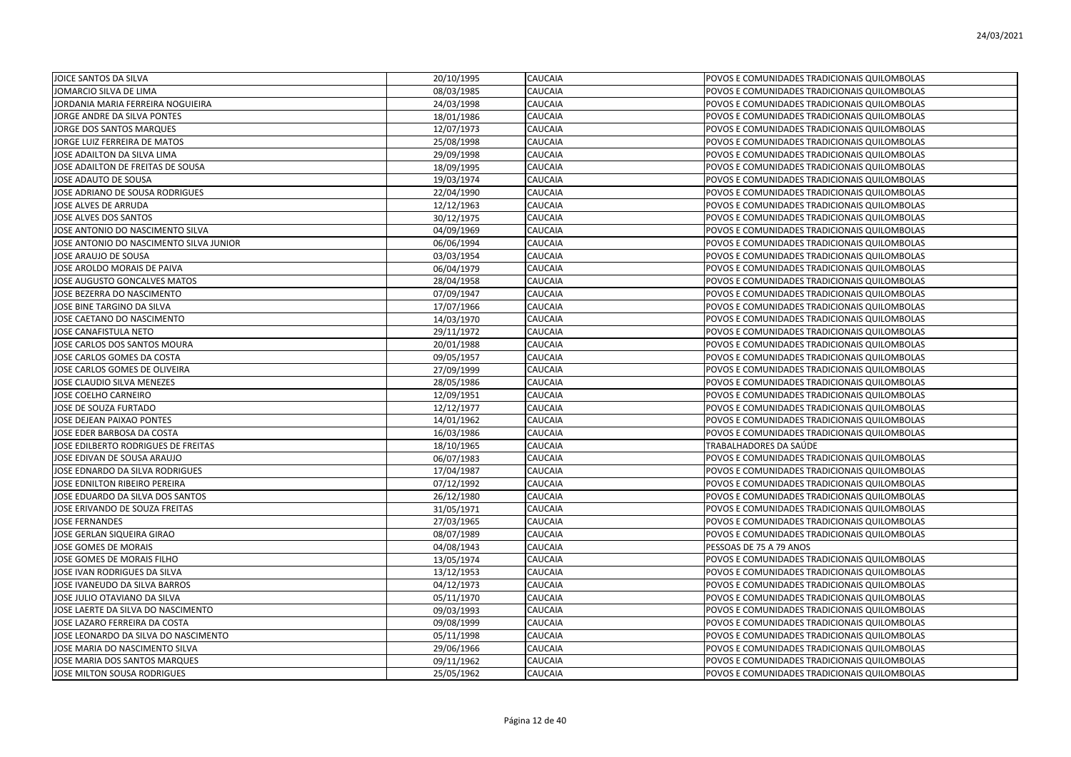| JOICE SANTOS DA SILVA | 20/10/1995 | CAUCAIA | POVOS E COMUNIDADES TRADICIONAIS QUILOMBOLAS |
|---|---|---|---|
| JOMARCIO SILVA DE LIMA | 08/03/1985 | CAUCAIA | POVOS E COMUNIDADES TRADICIONAIS QUILOMBOLAS |
| JORDANIA MARIA FERREIRA NOGUIEIRA | 24/03/1998 | CAUCAIA | POVOS E COMUNIDADES TRADICIONAIS QUILOMBOLAS |
| JORGE ANDRE DA SILVA PONTES | 18/01/1986 | CAUCAIA | POVOS E COMUNIDADES TRADICIONAIS QUILOMBOLAS |
| JORGE DOS SANTOS MARQUES | 12/07/1973 | CAUCAIA | POVOS E COMUNIDADES TRADICIONAIS QUILOMBOLAS |
| JORGE LUIZ FERREIRA DE MATOS | 25/08/1998 | CAUCAIA | POVOS E COMUNIDADES TRADICIONAIS QUILOMBOLAS |
| JOSE ADAILTON DA SILVA LIMA | 29/09/1998 | CAUCAIA | POVOS E COMUNIDADES TRADICIONAIS QUILOMBOLAS |
| JOSE ADAILTON DE FREITAS DE SOUSA | 18/09/1995 | CAUCAIA | POVOS E COMUNIDADES TRADICIONAIS QUILOMBOLAS |
| JOSE ADAUTO DE SOUSA | 19/03/1974 | CAUCAIA | POVOS E COMUNIDADES TRADICIONAIS QUILOMBOLAS |
| JOSE ADRIANO DE SOUSA RODRIGUES | 22/04/1990 | CAUCAIA | POVOS E COMUNIDADES TRADICIONAIS QUILOMBOLAS |
| JOSE ALVES DE ARRUDA | 12/12/1963 | CAUCAIA | POVOS E COMUNIDADES TRADICIONAIS QUILOMBOLAS |
| JOSE ALVES DOS SANTOS | 30/12/1975 | CAUCAIA | POVOS E COMUNIDADES TRADICIONAIS QUILOMBOLAS |
| JOSE ANTONIO DO NASCIMENTO SILVA | 04/09/1969 | CAUCAIA | POVOS E COMUNIDADES TRADICIONAIS QUILOMBOLAS |
| JOSE ANTONIO DO NASCIMENTO SILVA JUNIOR | 06/06/1994 | CAUCAIA | POVOS E COMUNIDADES TRADICIONAIS QUILOMBOLAS |
| JOSE ARAUJO DE SOUSA | 03/03/1954 | CAUCAIA | POVOS E COMUNIDADES TRADICIONAIS QUILOMBOLAS |
| JOSE AROLDO MORAIS DE PAIVA | 06/04/1979 | CAUCAIA | POVOS E COMUNIDADES TRADICIONAIS QUILOMBOLAS |
| JOSE AUGUSTO GONCALVES MATOS | 28/04/1958 | CAUCAIA | POVOS E COMUNIDADES TRADICIONAIS QUILOMBOLAS |
| JOSE BEZERRA DO NASCIMENTO | 07/09/1947 | CAUCAIA | POVOS E COMUNIDADES TRADICIONAIS QUILOMBOLAS |
| JOSE BINE TARGINO DA SILVA | 17/07/1966 | CAUCAIA | POVOS E COMUNIDADES TRADICIONAIS QUILOMBOLAS |
| JOSE CAETANO DO NASCIMENTO | 14/03/1970 | CAUCAIA | POVOS E COMUNIDADES TRADICIONAIS QUILOMBOLAS |
| JOSE CANAFISTULA NETO | 29/11/1972 | CAUCAIA | POVOS E COMUNIDADES TRADICIONAIS QUILOMBOLAS |
| JOSE CARLOS DOS SANTOS MOURA | 20/01/1988 | CAUCAIA | POVOS E COMUNIDADES TRADICIONAIS QUILOMBOLAS |
| JOSE CARLOS GOMES DA COSTA | 09/05/1957 | CAUCAIA | POVOS E COMUNIDADES TRADICIONAIS QUILOMBOLAS |
| JOSE CARLOS GOMES DE OLIVEIRA | 27/09/1999 | CAUCAIA | POVOS E COMUNIDADES TRADICIONAIS QUILOMBOLAS |
| JOSE CLAUDIO SILVA MENEZES | 28/05/1986 | CAUCAIA | POVOS E COMUNIDADES TRADICIONAIS QUILOMBOLAS |
| JOSE COELHO CARNEIRO | 12/09/1951 | CAUCAIA | POVOS E COMUNIDADES TRADICIONAIS QUILOMBOLAS |
| JOSE DE SOUZA FURTADO | 12/12/1977 | CAUCAIA | POVOS E COMUNIDADES TRADICIONAIS QUILOMBOLAS |
| JOSE DEJEAN PAIXAO PONTES | 14/01/1962 | CAUCAIA | POVOS E COMUNIDADES TRADICIONAIS QUILOMBOLAS |
| JOSE EDER BARBOSA DA COSTA | 16/03/1986 | CAUCAIA | POVOS E COMUNIDADES TRADICIONAIS QUILOMBOLAS |
| JOSE EDILBERTO RODRIGUES DE FREITAS | 18/10/1965 | CAUCAIA | TRABALHADORES DA SAÚDE |
| JOSE EDIVAN DE SOUSA ARAUJO | 06/07/1983 | CAUCAIA | POVOS E COMUNIDADES TRADICIONAIS QUILOMBOLAS |
| JOSE EDNARDO DA SILVA RODRIGUES | 17/04/1987 | CAUCAIA | POVOS E COMUNIDADES TRADICIONAIS QUILOMBOLAS |
| JOSE EDNILTON RIBEIRO PEREIRA | 07/12/1992 | CAUCAIA | POVOS E COMUNIDADES TRADICIONAIS QUILOMBOLAS |
| JOSE EDUARDO DA SILVA DOS SANTOS | 26/12/1980 | CAUCAIA | POVOS E COMUNIDADES TRADICIONAIS QUILOMBOLAS |
| JOSE ERIVANDO DE SOUZA FREITAS | 31/05/1971 | CAUCAIA | POVOS E COMUNIDADES TRADICIONAIS QUILOMBOLAS |
| JOSE FERNANDES | 27/03/1965 | CAUCAIA | POVOS E COMUNIDADES TRADICIONAIS QUILOMBOLAS |
| JOSE GERLAN SIQUEIRA GIRAO | 08/07/1989 | CAUCAIA | POVOS E COMUNIDADES TRADICIONAIS QUILOMBOLAS |
| JOSE GOMES DE MORAIS | 04/08/1943 | CAUCAIA | PESSOAS DE 75 A 79 ANOS |
| JOSE GOMES DE MORAIS FILHO | 13/05/1974 | CAUCAIA | POVOS E COMUNIDADES TRADICIONAIS QUILOMBOLAS |
| JOSE IVAN RODRIGUES DA SILVA | 13/12/1953 | CAUCAIA | POVOS E COMUNIDADES TRADICIONAIS QUILOMBOLAS |
| JOSE IVANEUDO DA SILVA BARROS | 04/12/1973 | CAUCAIA | POVOS E COMUNIDADES TRADICIONAIS QUILOMBOLAS |
| JOSE JULIO OTAVIANO DA SILVA | 05/11/1970 | CAUCAIA | POVOS E COMUNIDADES TRADICIONAIS QUILOMBOLAS |
| JOSE LAERTE DA SILVA DO NASCIMENTO | 09/03/1993 | CAUCAIA | POVOS E COMUNIDADES TRADICIONAIS QUILOMBOLAS |
| JOSE LAZARO FERREIRA DA COSTA | 09/08/1999 | CAUCAIA | POVOS E COMUNIDADES TRADICIONAIS QUILOMBOLAS |
| JOSE LEONARDO DA SILVA DO NASCIMENTO | 05/11/1998 | CAUCAIA | POVOS E COMUNIDADES TRADICIONAIS QUILOMBOLAS |
| JOSE MARIA DO NASCIMENTO SILVA | 29/06/1966 | CAUCAIA | POVOS E COMUNIDADES TRADICIONAIS QUILOMBOLAS |
| JOSE MARIA DOS SANTOS MARQUES | 09/11/1962 | CAUCAIA | POVOS E COMUNIDADES TRADICIONAIS QUILOMBOLAS |
| JOSE MILTON SOUSA RODRIGUES | 25/05/1962 | CAUCAIA | POVOS E COMUNIDADES TRADICIONAIS QUILOMBOLAS |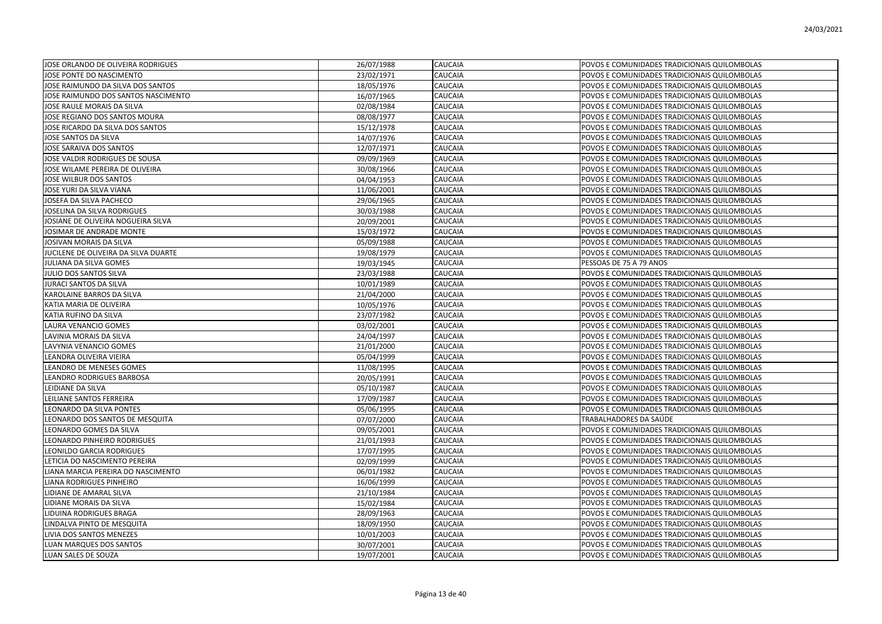| | | | |
|---|---|---|---|
| JOSE ORLANDO DE OLIVEIRA RODRIGUES | 26/07/1988 | CAUCAIA | POVOS E COMUNIDADES TRADICIONAIS QUILOMBOLAS |
| JOSE PONTE DO NASCIMENTO | 23/02/1971 | CAUCAIA | POVOS E COMUNIDADES TRADICIONAIS QUILOMBOLAS |
| JOSE RAIMUNDO DA SILVA DOS SANTOS | 18/05/1976 | CAUCAIA | POVOS E COMUNIDADES TRADICIONAIS QUILOMBOLAS |
| JOSE RAIMUNDO DOS SANTOS NASCIMENTO | 16/07/1965 | CAUCAIA | POVOS E COMUNIDADES TRADICIONAIS QUILOMBOLAS |
| JOSE RAULE MORAIS DA SILVA | 02/08/1984 | CAUCAIA | POVOS E COMUNIDADES TRADICIONAIS QUILOMBOLAS |
| JOSE REGIANO DOS SANTOS MOURA | 08/08/1977 | CAUCAIA | POVOS E COMUNIDADES TRADICIONAIS QUILOMBOLAS |
| JOSE RICARDO DA SILVA DOS SANTOS | 15/12/1978 | CAUCAIA | POVOS E COMUNIDADES TRADICIONAIS QUILOMBOLAS |
| JOSE SANTOS DA SILVA | 14/07/1976 | CAUCAIA | POVOS E COMUNIDADES TRADICIONAIS QUILOMBOLAS |
| JOSE SARAIVA DOS SANTOS | 12/07/1971 | CAUCAIA | POVOS E COMUNIDADES TRADICIONAIS QUILOMBOLAS |
| JOSE VALDIR RODRIGUES DE SOUSA | 09/09/1969 | CAUCAIA | POVOS E COMUNIDADES TRADICIONAIS QUILOMBOLAS |
| JOSE WILAME PEREIRA DE OLIVEIRA | 30/08/1966 | CAUCAIA | POVOS E COMUNIDADES TRADICIONAIS QUILOMBOLAS |
| JOSE WILBUR DOS SANTOS | 04/04/1953 | CAUCAIA | POVOS E COMUNIDADES TRADICIONAIS QUILOMBOLAS |
| JOSE YURI DA SILVA VIANA | 11/06/2001 | CAUCAIA | POVOS E COMUNIDADES TRADICIONAIS QUILOMBOLAS |
| JOSEFA DA SILVA PACHECO | 29/06/1965 | CAUCAIA | POVOS E COMUNIDADES TRADICIONAIS QUILOMBOLAS |
| JOSELINA DA SILVA RODRIGUES | 30/03/1988 | CAUCAIA | POVOS E COMUNIDADES TRADICIONAIS QUILOMBOLAS |
| JOSIANE DE OLIVEIRA NOGUEIRA SILVA | 20/09/2001 | CAUCAIA | POVOS E COMUNIDADES TRADICIONAIS QUILOMBOLAS |
| JOSIMAR DE ANDRADE MONTE | 15/03/1972 | CAUCAIA | POVOS E COMUNIDADES TRADICIONAIS QUILOMBOLAS |
| JOSIVAN MORAIS DA SILVA | 05/09/1988 | CAUCAIA | POVOS E COMUNIDADES TRADICIONAIS QUILOMBOLAS |
| JUCILENE DE OLIVEIRA DA SILVA DUARTE | 19/08/1979 | CAUCAIA | POVOS E COMUNIDADES TRADICIONAIS QUILOMBOLAS |
| JULIANA DA SILVA GOMES | 19/03/1945 | CAUCAIA | PESSOAS DE 75 A 79 ANOS |
| JULIO DOS SANTOS SILVA | 23/03/1988 | CAUCAIA | POVOS E COMUNIDADES TRADICIONAIS QUILOMBOLAS |
| JURACI SANTOS DA SILVA | 10/01/1989 | CAUCAIA | POVOS E COMUNIDADES TRADICIONAIS QUILOMBOLAS |
| KAROLAINE BARROS DA SILVA | 21/04/2000 | CAUCAIA | POVOS E COMUNIDADES TRADICIONAIS QUILOMBOLAS |
| KATIA MARIA DE OLIVEIRA | 10/05/1976 | CAUCAIA | POVOS E COMUNIDADES TRADICIONAIS QUILOMBOLAS |
| KATIA RUFINO DA SILVA | 23/07/1982 | CAUCAIA | POVOS E COMUNIDADES TRADICIONAIS QUILOMBOLAS |
| LAURA VENANCIO GOMES | 03/02/2001 | CAUCAIA | POVOS E COMUNIDADES TRADICIONAIS QUILOMBOLAS |
| LAVINIA MORAIS DA SILVA | 24/04/1997 | CAUCAIA | POVOS E COMUNIDADES TRADICIONAIS QUILOMBOLAS |
| LAVYNIA VENANCIO GOMES | 21/01/2000 | CAUCAIA | POVOS E COMUNIDADES TRADICIONAIS QUILOMBOLAS |
| LEANDRA OLIVEIRA VIEIRA | 05/04/1999 | CAUCAIA | POVOS E COMUNIDADES TRADICIONAIS QUILOMBOLAS |
| LEANDRO DE MENESES GOMES | 11/08/1995 | CAUCAIA | POVOS E COMUNIDADES TRADICIONAIS QUILOMBOLAS |
| LEANDRO RODRIGUES BARBOSA | 20/05/1991 | CAUCAIA | POVOS E COMUNIDADES TRADICIONAIS QUILOMBOLAS |
| LEIDIANE DA SILVA | 05/10/1987 | CAUCAIA | POVOS E COMUNIDADES TRADICIONAIS QUILOMBOLAS |
| LEILIANE SANTOS FERREIRA | 17/09/1987 | CAUCAIA | POVOS E COMUNIDADES TRADICIONAIS QUILOMBOLAS |
| LEONARDO DA SILVA PONTES | 05/06/1995 | CAUCAIA | POVOS E COMUNIDADES TRADICIONAIS QUILOMBOLAS |
| LEONARDO DOS SANTOS DE MESQUITA | 07/07/2000 | CAUCAIA | TRABALHADORES DA SAÚDE |
| LEONARDO GOMES DA SILVA | 09/05/2001 | CAUCAIA | POVOS E COMUNIDADES TRADICIONAIS QUILOMBOLAS |
| LEONARDO PINHEIRO RODRIGUES | 21/01/1993 | CAUCAIA | POVOS E COMUNIDADES TRADICIONAIS QUILOMBOLAS |
| LEONILDO GARCIA RODRIGUES | 17/07/1995 | CAUCAIA | POVOS E COMUNIDADES TRADICIONAIS QUILOMBOLAS |
| LETICIA DO NASCIMENTO PEREIRA | 02/09/1999 | CAUCAIA | POVOS E COMUNIDADES TRADICIONAIS QUILOMBOLAS |
| LIANA MARCIA PEREIRA DO NASCIMENTO | 06/01/1982 | CAUCAIA | POVOS E COMUNIDADES TRADICIONAIS QUILOMBOLAS |
| LIANA RODRIGUES PINHEIRO | 16/06/1999 | CAUCAIA | POVOS E COMUNIDADES TRADICIONAIS QUILOMBOLAS |
| LIDIANE DE AMARAL SILVA | 21/10/1984 | CAUCAIA | POVOS E COMUNIDADES TRADICIONAIS QUILOMBOLAS |
| LIDIANE MORAIS DA SILVA | 15/02/1984 | CAUCAIA | POVOS E COMUNIDADES TRADICIONAIS QUILOMBOLAS |
| LIDUINA RODRIGUES BRAGA | 28/09/1963 | CAUCAIA | POVOS E COMUNIDADES TRADICIONAIS QUILOMBOLAS |
| LINDALVA PINTO DE MESQUITA | 18/09/1950 | CAUCAIA | POVOS E COMUNIDADES TRADICIONAIS QUILOMBOLAS |
| LIVIA DOS SANTOS MENEZES | 10/01/2003 | CAUCAIA | POVOS E COMUNIDADES TRADICIONAIS QUILOMBOLAS |
| LUAN MARQUES DOS SANTOS | 30/07/2001 | CAUCAIA | POVOS E COMUNIDADES TRADICIONAIS QUILOMBOLAS |
| LUAN SALES DE SOUZA | 19/07/2001 | CAUCAIA | POVOS E COMUNIDADES TRADICIONAIS QUILOMBOLAS |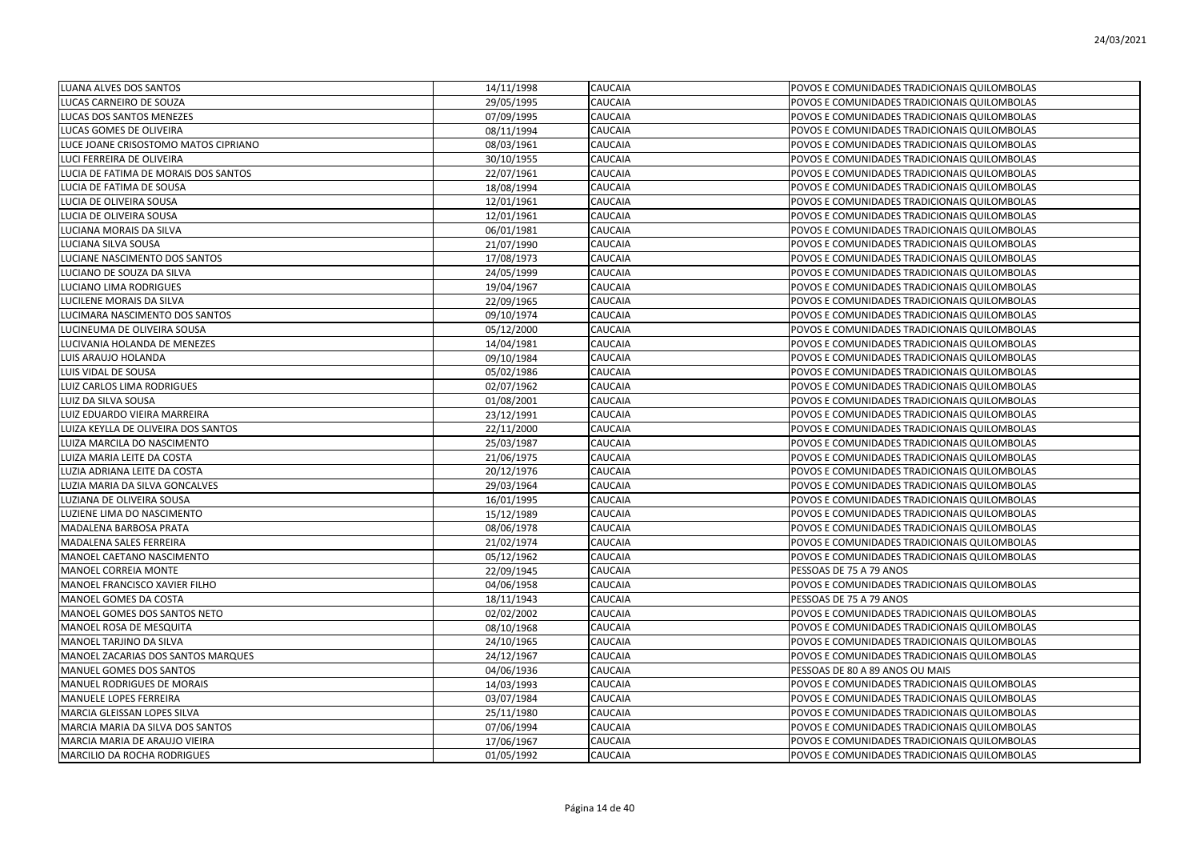| | | | |
|---|---|---|---|
| LUANA ALVES DOS SANTOS | 14/11/1998 | CAUCAIA | POVOS E COMUNIDADES TRADICIONAIS QUILOMBOLAS |
| LUCAS CARNEIRO DE SOUZA | 29/05/1995 | CAUCAIA | POVOS E COMUNIDADES TRADICIONAIS QUILOMBOLAS |
| LUCAS DOS SANTOS MENEZES | 07/09/1995 | CAUCAIA | POVOS E COMUNIDADES TRADICIONAIS QUILOMBOLAS |
| LUCAS GOMES DE OLIVEIRA | 08/11/1994 | CAUCAIA | POVOS E COMUNIDADES TRADICIONAIS QUILOMBOLAS |
| LUCE JOANE CRISOSTOMO MATOS CIPRIANO | 08/03/1961 | CAUCAIA | POVOS E COMUNIDADES TRADICIONAIS QUILOMBOLAS |
| LUCI FERREIRA DE OLIVEIRA | 30/10/1955 | CAUCAIA | POVOS E COMUNIDADES TRADICIONAIS QUILOMBOLAS |
| LUCIA DE FATIMA DE MORAIS DOS SANTOS | 22/07/1961 | CAUCAIA | POVOS E COMUNIDADES TRADICIONAIS QUILOMBOLAS |
| LUCIA DE FATIMA DE SOUSA | 18/08/1994 | CAUCAIA | POVOS E COMUNIDADES TRADICIONAIS QUILOMBOLAS |
| LUCIA DE OLIVEIRA SOUSA | 12/01/1961 | CAUCAIA | POVOS E COMUNIDADES TRADICIONAIS QUILOMBOLAS |
| LUCIA DE OLIVEIRA SOUSA | 12/01/1961 | CAUCAIA | POVOS E COMUNIDADES TRADICIONAIS QUILOMBOLAS |
| LUCIANA MORAIS DA SILVA | 06/01/1981 | CAUCAIA | POVOS E COMUNIDADES TRADICIONAIS QUILOMBOLAS |
| LUCIANA SILVA SOUSA | 21/07/1990 | CAUCAIA | POVOS E COMUNIDADES TRADICIONAIS QUILOMBOLAS |
| LUCIANE NASCIMENTO DOS SANTOS | 17/08/1973 | CAUCAIA | POVOS E COMUNIDADES TRADICIONAIS QUILOMBOLAS |
| LUCIANO DE SOUZA DA SILVA | 24/05/1999 | CAUCAIA | POVOS E COMUNIDADES TRADICIONAIS QUILOMBOLAS |
| LUCIANO LIMA RODRIGUES | 19/04/1967 | CAUCAIA | POVOS E COMUNIDADES TRADICIONAIS QUILOMBOLAS |
| LUCILENE MORAIS DA SILVA | 22/09/1965 | CAUCAIA | POVOS E COMUNIDADES TRADICIONAIS QUILOMBOLAS |
| LUCIMARA NASCIMENTO DOS SANTOS | 09/10/1974 | CAUCAIA | POVOS E COMUNIDADES TRADICIONAIS QUILOMBOLAS |
| LUCINEUMA DE OLIVEIRA SOUSA | 05/12/2000 | CAUCAIA | POVOS E COMUNIDADES TRADICIONAIS QUILOMBOLAS |
| LUCIVANIA HOLANDA DE MENEZES | 14/04/1981 | CAUCAIA | POVOS E COMUNIDADES TRADICIONAIS QUILOMBOLAS |
| LUIS ARAUJO HOLANDA | 09/10/1984 | CAUCAIA | POVOS E COMUNIDADES TRADICIONAIS QUILOMBOLAS |
| LUIS VIDAL DE SOUSA | 05/02/1986 | CAUCAIA | POVOS E COMUNIDADES TRADICIONAIS QUILOMBOLAS |
| LUIZ CARLOS LIMA RODRIGUES | 02/07/1962 | CAUCAIA | POVOS E COMUNIDADES TRADICIONAIS QUILOMBOLAS |
| LUIZ DA SILVA SOUSA | 01/08/2001 | CAUCAIA | POVOS E COMUNIDADES TRADICIONAIS QUILOMBOLAS |
| LUIZ EDUARDO VIEIRA MARREIRA | 23/12/1991 | CAUCAIA | POVOS E COMUNIDADES TRADICIONAIS QUILOMBOLAS |
| LUIZA KEYLLA DE OLIVEIRA DOS SANTOS | 22/11/2000 | CAUCAIA | POVOS E COMUNIDADES TRADICIONAIS QUILOMBOLAS |
| LUIZA MARCILA DO NASCIMENTO | 25/03/1987 | CAUCAIA | POVOS E COMUNIDADES TRADICIONAIS QUILOMBOLAS |
| LUIZA MARIA LEITE DA COSTA | 21/06/1975 | CAUCAIA | POVOS E COMUNIDADES TRADICIONAIS QUILOMBOLAS |
| LUZIA ADRIANA LEITE DA COSTA | 20/12/1976 | CAUCAIA | POVOS E COMUNIDADES TRADICIONAIS QUILOMBOLAS |
| LUZIA MARIA DA SILVA GONCALVES | 29/03/1964 | CAUCAIA | POVOS E COMUNIDADES TRADICIONAIS QUILOMBOLAS |
| LUZIANA DE OLIVEIRA SOUSA | 16/01/1995 | CAUCAIA | POVOS E COMUNIDADES TRADICIONAIS QUILOMBOLAS |
| LUZIENE LIMA DO NASCIMENTO | 15/12/1989 | CAUCAIA | POVOS E COMUNIDADES TRADICIONAIS QUILOMBOLAS |
| MADALENA BARBOSA PRATA | 08/06/1978 | CAUCAIA | POVOS E COMUNIDADES TRADICIONAIS QUILOMBOLAS |
| MADALENA SALES FERREIRA | 21/02/1974 | CAUCAIA | POVOS E COMUNIDADES TRADICIONAIS QUILOMBOLAS |
| MANOEL CAETANO NASCIMENTO | 05/12/1962 | CAUCAIA | POVOS E COMUNIDADES TRADICIONAIS QUILOMBOLAS |
| MANOEL CORREIA MONTE | 22/09/1945 | CAUCAIA | PESSOAS DE 75 A 79 ANOS |
| MANOEL FRANCISCO XAVIER FILHO | 04/06/1958 | CAUCAIA | POVOS E COMUNIDADES TRADICIONAIS QUILOMBOLAS |
| MANOEL GOMES DA COSTA | 18/11/1943 | CAUCAIA | PESSOAS DE 75 A 79 ANOS |
| MANOEL GOMES DOS SANTOS NETO | 02/02/2002 | CAUCAIA | POVOS E COMUNIDADES TRADICIONAIS QUILOMBOLAS |
| MANOEL ROSA DE MESQUITA | 08/10/1968 | CAUCAIA | POVOS E COMUNIDADES TRADICIONAIS QUILOMBOLAS |
| MANOEL TARJINO DA SILVA | 24/10/1965 | CAUCAIA | POVOS E COMUNIDADES TRADICIONAIS QUILOMBOLAS |
| MANOEL ZACARIAS DOS SANTOS MARQUES | 24/12/1967 | CAUCAIA | POVOS E COMUNIDADES TRADICIONAIS QUILOMBOLAS |
| MANUEL GOMES DOS SANTOS | 04/06/1936 | CAUCAIA | PESSOAS DE 80 A 89 ANOS OU MAIS |
| MANUEL RODRIGUES DE MORAIS | 14/03/1993 | CAUCAIA | POVOS E COMUNIDADES TRADICIONAIS QUILOMBOLAS |
| MANUELE LOPES FERREIRA | 03/07/1984 | CAUCAIA | POVOS E COMUNIDADES TRADICIONAIS QUILOMBOLAS |
| MARCIA GLEISSAN LOPES SILVA | 25/11/1980 | CAUCAIA | POVOS E COMUNIDADES TRADICIONAIS QUILOMBOLAS |
| MARCIA MARIA DA SILVA DOS SANTOS | 07/06/1994 | CAUCAIA | POVOS E COMUNIDADES TRADICIONAIS QUILOMBOLAS |
| MARCIA MARIA DE ARAUJO VIEIRA | 17/06/1967 | CAUCAIA | POVOS E COMUNIDADES TRADICIONAIS QUILOMBOLAS |
| MARCILIO DA ROCHA RODRIGUES | 01/05/1992 | CAUCAIA | POVOS E COMUNIDADES TRADICIONAIS QUILOMBOLAS |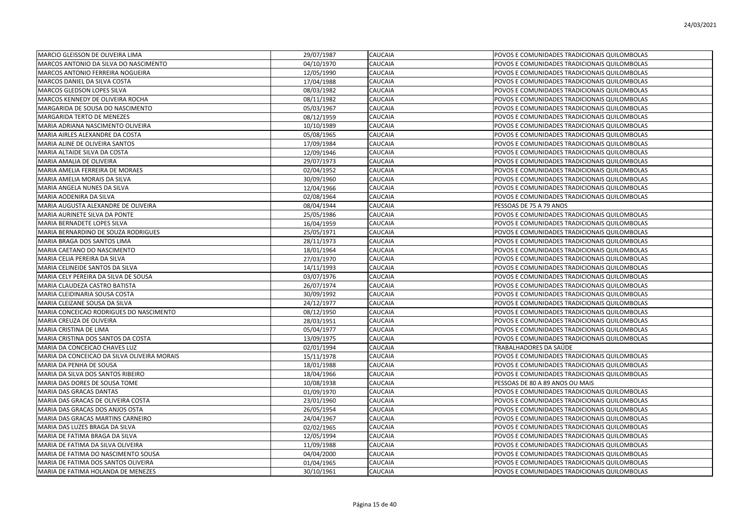| | | | |
|---|---|---|---|
| MARCIO GLEISSON DE OLIVEIRA LIMA | 29/07/1987 | CAUCAIA | POVOS E COMUNIDADES TRADICIONAIS QUILOMBOLAS |
| MARCOS ANTONIO DA SILVA DO NASCIMENTO | 04/10/1970 | CAUCAIA | POVOS E COMUNIDADES TRADICIONAIS QUILOMBOLAS |
| MARCOS ANTONIO FERREIRA NOGUEIRA | 12/05/1990 | CAUCAIA | POVOS E COMUNIDADES TRADICIONAIS QUILOMBOLAS |
| MARCOS DANIEL DA SILVA COSTA | 17/04/1988 | CAUCAIA | POVOS E COMUNIDADES TRADICIONAIS QUILOMBOLAS |
| MARCOS GLEDSON LOPES SILVA | 08/03/1982 | CAUCAIA | POVOS E COMUNIDADES TRADICIONAIS QUILOMBOLAS |
| MARCOS KENNEDY DE OLIVEIRA ROCHA | 08/11/1982 | CAUCAIA | POVOS E COMUNIDADES TRADICIONAIS QUILOMBOLAS |
| MARGARIDA DE SOUSA DO NASCIMENTO | 05/03/1967 | CAUCAIA | POVOS E COMUNIDADES TRADICIONAIS QUILOMBOLAS |
| MARGARIDA TERTO DE MENEZES | 08/12/1959 | CAUCAIA | POVOS E COMUNIDADES TRADICIONAIS QUILOMBOLAS |
| MARIA ADRIANA NASCIMENTO OLIVEIRA | 10/10/1989 | CAUCAIA | POVOS E COMUNIDADES TRADICIONAIS QUILOMBOLAS |
| MARIA AIRLES ALEXANDRE DA COSTA | 05/08/1965 | CAUCAIA | POVOS E COMUNIDADES TRADICIONAIS QUILOMBOLAS |
| MARIA ALINE DE OLIVEIRA SANTOS | 17/09/1984 | CAUCAIA | POVOS E COMUNIDADES TRADICIONAIS QUILOMBOLAS |
| MARIA ALTAIDE SILVA DA COSTA | 12/09/1946 | CAUCAIA | POVOS E COMUNIDADES TRADICIONAIS QUILOMBOLAS |
| MARIA AMALIA DE OLIVEIRA | 29/07/1973 | CAUCAIA | POVOS E COMUNIDADES TRADICIONAIS QUILOMBOLAS |
| MARIA AMELIA FERREIRA DE MORAES | 02/04/1952 | CAUCAIA | POVOS E COMUNIDADES TRADICIONAIS QUILOMBOLAS |
| MARIA AMELIA MORAIS DA SILVA | 30/09/1960 | CAUCAIA | POVOS E COMUNIDADES TRADICIONAIS QUILOMBOLAS |
| MARIA ANGELA NUNES DA SILVA | 12/04/1966 | CAUCAIA | POVOS E COMUNIDADES TRADICIONAIS QUILOMBOLAS |
| MARIA AODENIRA DA SILVA | 02/08/1964 | CAUCAIA | POVOS E COMUNIDADES TRADICIONAIS QUILOMBOLAS |
| MARIA AUGUSTA ALEXANDRE DE OLIVEIRA | 08/04/1944 | CAUCAIA | PESSOAS DE 75 A 79 ANOS |
| MARIA AURINETE SILVA DA PONTE | 25/05/1986 | CAUCAIA | POVOS E COMUNIDADES TRADICIONAIS QUILOMBOLAS |
| MARIA BERNADETE LOPES SILVA | 16/04/1959 | CAUCAIA | POVOS E COMUNIDADES TRADICIONAIS QUILOMBOLAS |
| MARIA BERNARDINO DE SOUZA RODRIGUES | 25/05/1971 | CAUCAIA | POVOS E COMUNIDADES TRADICIONAIS QUILOMBOLAS |
| MARIA BRAGA DOS SANTOS LIMA | 28/11/1973 | CAUCAIA | POVOS E COMUNIDADES TRADICIONAIS QUILOMBOLAS |
| MARIA CAETANO DO NASCIMENTO | 18/01/1964 | CAUCAIA | POVOS E COMUNIDADES TRADICIONAIS QUILOMBOLAS |
| MARIA CELIA PEREIRA DA SILVA | 27/03/1970 | CAUCAIA | POVOS E COMUNIDADES TRADICIONAIS QUILOMBOLAS |
| MARIA CELINEIDE SANTOS DA SILVA | 14/11/1993 | CAUCAIA | POVOS E COMUNIDADES TRADICIONAIS QUILOMBOLAS |
| MARIA CELY PEREIRA DA SILVA DE SOUSA | 03/07/1976 | CAUCAIA | POVOS E COMUNIDADES TRADICIONAIS QUILOMBOLAS |
| MARIA CLAUDEZA CASTRO BATISTA | 26/07/1974 | CAUCAIA | POVOS E COMUNIDADES TRADICIONAIS QUILOMBOLAS |
| MARIA CLEIDINARIA SOUSA COSTA | 30/09/1992 | CAUCAIA | POVOS E COMUNIDADES TRADICIONAIS QUILOMBOLAS |
| MARIA CLEIZANE SOUSA DA SILVA | 24/12/1977 | CAUCAIA | POVOS E COMUNIDADES TRADICIONAIS QUILOMBOLAS |
| MARIA CONCEICAO RODRIGUES DO NASCIMENTO | 08/12/1950 | CAUCAIA | POVOS E COMUNIDADES TRADICIONAIS QUILOMBOLAS |
| MARIA CREUZA DE OLIVEIRA | 28/03/1951 | CAUCAIA | POVOS E COMUNIDADES TRADICIONAIS QUILOMBOLAS |
| MARIA CRISTINA DE LIMA | 05/04/1977 | CAUCAIA | POVOS E COMUNIDADES TRADICIONAIS QUILOMBOLAS |
| MARIA CRISTINA DOS SANTOS DA COSTA | 13/09/1975 | CAUCAIA | POVOS E COMUNIDADES TRADICIONAIS QUILOMBOLAS |
| MARIA DA CONCEICAO CHAVES LUZ | 02/01/1994 | CAUCAIA | TRABALHADORES DA SAÚDE |
| MARIA DA CONCEICAO DA SILVA OLIVEIRA MORAIS | 15/11/1978 | CAUCAIA | POVOS E COMUNIDADES TRADICIONAIS QUILOMBOLAS |
| MARIA DA PENHA DE SOUSA | 18/01/1988 | CAUCAIA | POVOS E COMUNIDADES TRADICIONAIS QUILOMBOLAS |
| MARIA DA SILVA DOS SANTOS RIBEIRO | 18/04/1966 | CAUCAIA | POVOS E COMUNIDADES TRADICIONAIS QUILOMBOLAS |
| MARIA DAS DORES DE SOUSA TOME | 10/08/1938 | CAUCAIA | PESSOAS DE 80 A 89 ANOS OU MAIS |
| MARIA DAS GRACAS DANTAS | 01/09/1970 | CAUCAIA | POVOS E COMUNIDADES TRADICIONAIS QUILOMBOLAS |
| MARIA DAS GRACAS DE OLIVEIRA COSTA | 23/01/1960 | CAUCAIA | POVOS E COMUNIDADES TRADICIONAIS QUILOMBOLAS |
| MARIA DAS GRACAS DOS ANJOS OSTA | 26/05/1954 | CAUCAIA | POVOS E COMUNIDADES TRADICIONAIS QUILOMBOLAS |
| MARIA DAS GRACAS MARTINS CARNEIRO | 24/04/1967 | CAUCAIA | POVOS E COMUNIDADES TRADICIONAIS QUILOMBOLAS |
| MARIA DAS LUZES BRAGA DA SILVA | 02/02/1965 | CAUCAIA | POVOS E COMUNIDADES TRADICIONAIS QUILOMBOLAS |
| MARIA DE FATIMA BRAGA DA SILVA | 12/05/1994 | CAUCAIA | POVOS E COMUNIDADES TRADICIONAIS QUILOMBOLAS |
| MARIA DE FATIMA DA SILVA OLIVEIRA | 11/09/1988 | CAUCAIA | POVOS E COMUNIDADES TRADICIONAIS QUILOMBOLAS |
| MARIA DE FATIMA DO NASCIMENTO SOUSA | 04/04/2000 | CAUCAIA | POVOS E COMUNIDADES TRADICIONAIS QUILOMBOLAS |
| MARIA DE FATIMA DOS SANTOS OLIVEIRA | 01/04/1965 | CAUCAIA | POVOS E COMUNIDADES TRADICIONAIS QUILOMBOLAS |
| MARIA DE FATIMA HOLANDA DE MENEZES | 30/10/1961 | CAUCAIA | POVOS E COMUNIDADES TRADICIONAIS QUILOMBOLAS |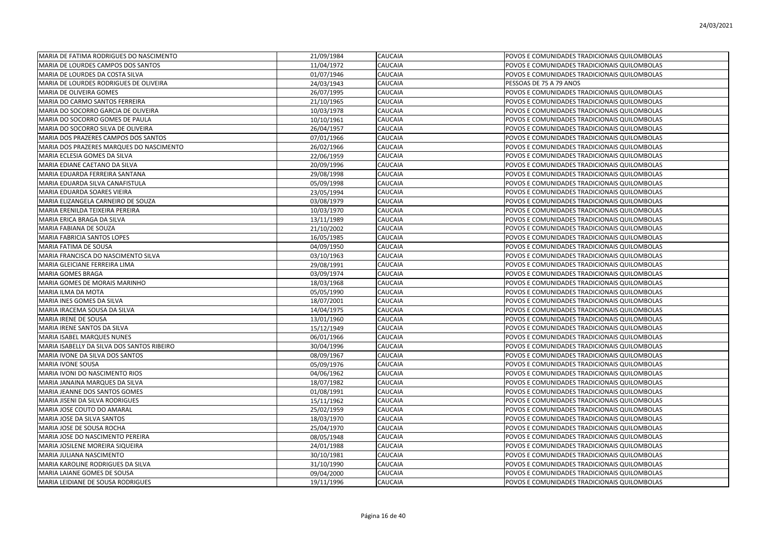24/03/2021

| | | | |
|---|---|---|---|
| MARIA DE FATIMA RODRIGUES DO NASCIMENTO | 21/09/1984 | CAUCAIA | POVOS E COMUNIDADES TRADICIONAIS QUILOMBOLAS |
| MARIA DE LOURDES CAMPOS DOS SANTOS | 11/04/1972 | CAUCAIA | POVOS E COMUNIDADES TRADICIONAIS QUILOMBOLAS |
| MARIA DE LOURDES DA COSTA SILVA | 01/07/1946 | CAUCAIA | POVOS E COMUNIDADES TRADICIONAIS QUILOMBOLAS |
| MARIA DE LOURDES RODRIGUES DE OLIVEIRA | 24/03/1943 | CAUCAIA | PESSOAS DE 75 A 79 ANOS |
| MARIA DE OLIVEIRA GOMES | 26/07/1995 | CAUCAIA | POVOS E COMUNIDADES TRADICIONAIS QUILOMBOLAS |
| MARIA DO CARMO SANTOS FERREIRA | 21/10/1965 | CAUCAIA | POVOS E COMUNIDADES TRADICIONAIS QUILOMBOLAS |
| MARIA DO SOCORRO GARCIA DE OLIVEIRA | 10/03/1978 | CAUCAIA | POVOS E COMUNIDADES TRADICIONAIS QUILOMBOLAS |
| MARIA DO SOCORRO GOMES DE PAULA | 10/10/1961 | CAUCAIA | POVOS E COMUNIDADES TRADICIONAIS QUILOMBOLAS |
| MARIA DO SOCORRO SILVA DE OLIVEIRA | 26/04/1957 | CAUCAIA | POVOS E COMUNIDADES TRADICIONAIS QUILOMBOLAS |
| MARIA DOS PRAZERES CAMPOS DOS SANTOS | 07/01/1966 | CAUCAIA | POVOS E COMUNIDADES TRADICIONAIS QUILOMBOLAS |
| MARIA DOS PRAZERES MARQUES DO NASCIMENTO | 26/02/1966 | CAUCAIA | POVOS E COMUNIDADES TRADICIONAIS QUILOMBOLAS |
| MARIA ECLESIA GOMES DA SILVA | 22/06/1959 | CAUCAIA | POVOS E COMUNIDADES TRADICIONAIS QUILOMBOLAS |
| MARIA EDIANE CAETANO DA SILVA | 20/09/1996 | CAUCAIA | POVOS E COMUNIDADES TRADICIONAIS QUILOMBOLAS |
| MARIA EDUARDA FERREIRA SANTANA | 29/08/1998 | CAUCAIA | POVOS E COMUNIDADES TRADICIONAIS QUILOMBOLAS |
| MARIA EDUARDA SILVA CANAFISTULA | 05/09/1998 | CAUCAIA | POVOS E COMUNIDADES TRADICIONAIS QUILOMBOLAS |
| MARIA EDUARDA SOARES VIEIRA | 23/05/1994 | CAUCAIA | POVOS E COMUNIDADES TRADICIONAIS QUILOMBOLAS |
| MARIA ELIZANGELA CARNEIRO DE SOUZA | 03/08/1979 | CAUCAIA | POVOS E COMUNIDADES TRADICIONAIS QUILOMBOLAS |
| MARIA ERENILDA TEIXEIRA PEREIRA | 10/03/1970 | CAUCAIA | POVOS E COMUNIDADES TRADICIONAIS QUILOMBOLAS |
| MARIA ERICA BRAGA DA SILVA | 13/11/1989 | CAUCAIA | POVOS E COMUNIDADES TRADICIONAIS QUILOMBOLAS |
| MARIA FABIANA DE SOUZA | 21/10/2002 | CAUCAIA | POVOS E COMUNIDADES TRADICIONAIS QUILOMBOLAS |
| MARIA FABRICIA SANTOS LOPES | 16/05/1985 | CAUCAIA | POVOS E COMUNIDADES TRADICIONAIS QUILOMBOLAS |
| MARIA FATIMA DE SOUSA | 04/09/1950 | CAUCAIA | POVOS E COMUNIDADES TRADICIONAIS QUILOMBOLAS |
| MARIA FRANCISCA DO NASCIMENTO SILVA | 03/10/1963 | CAUCAIA | POVOS E COMUNIDADES TRADICIONAIS QUILOMBOLAS |
| MARIA GLEICIANE FERREIRA LIMA | 29/08/1991 | CAUCAIA | POVOS E COMUNIDADES TRADICIONAIS QUILOMBOLAS |
| MARIA GOMES BRAGA | 03/09/1974 | CAUCAIA | POVOS E COMUNIDADES TRADICIONAIS QUILOMBOLAS |
| MARIA GOMES DE MORAIS MARINHO | 18/03/1968 | CAUCAIA | POVOS E COMUNIDADES TRADICIONAIS QUILOMBOLAS |
| MARIA ILMA DA MOTA | 05/05/1990 | CAUCAIA | POVOS E COMUNIDADES TRADICIONAIS QUILOMBOLAS |
| MARIA INES GOMES DA SILVA | 18/07/2001 | CAUCAIA | POVOS E COMUNIDADES TRADICIONAIS QUILOMBOLAS |
| MARIA IRACEMA SOUSA DA SILVA | 14/04/1975 | CAUCAIA | POVOS E COMUNIDADES TRADICIONAIS QUILOMBOLAS |
| MARIA IRENE DE SOUSA | 13/01/1960 | CAUCAIA | POVOS E COMUNIDADES TRADICIONAIS QUILOMBOLAS |
| MARIA IRENE SANTOS DA SILVA | 15/12/1949 | CAUCAIA | POVOS E COMUNIDADES TRADICIONAIS QUILOMBOLAS |
| MARIA ISABEL MARQUES NUNES | 06/01/1966 | CAUCAIA | POVOS E COMUNIDADES TRADICIONAIS QUILOMBOLAS |
| MARIA ISABELLY DA SILVA DOS SANTOS RIBEIRO | 30/04/1996 | CAUCAIA | POVOS E COMUNIDADES TRADICIONAIS QUILOMBOLAS |
| MARIA IVONE DA SILVA DOS SANTOS | 08/09/1967 | CAUCAIA | POVOS E COMUNIDADES TRADICIONAIS QUILOMBOLAS |
| MARIA IVONE SOUSA | 05/09/1976 | CAUCAIA | POVOS E COMUNIDADES TRADICIONAIS QUILOMBOLAS |
| MARIA IVONI DO NASCIMENTO RIOS | 04/06/1962 | CAUCAIA | POVOS E COMUNIDADES TRADICIONAIS QUILOMBOLAS |
| MARIA JANAINA MARQUES DA SILVA | 18/07/1982 | CAUCAIA | POVOS E COMUNIDADES TRADICIONAIS QUILOMBOLAS |
| MARIA JEANNE DOS SANTOS GOMES | 01/08/1991 | CAUCAIA | POVOS E COMUNIDADES TRADICIONAIS QUILOMBOLAS |
| MARIA JISENI DA SILVA RODRIGUES | 15/11/1962 | CAUCAIA | POVOS E COMUNIDADES TRADICIONAIS QUILOMBOLAS |
| MARIA JOSE COUTO DO AMARAL | 25/02/1959 | CAUCAIA | POVOS E COMUNIDADES TRADICIONAIS QUILOMBOLAS |
| MARIA JOSE DA SILVA SANTOS | 18/03/1970 | CAUCAIA | POVOS E COMUNIDADES TRADICIONAIS QUILOMBOLAS |
| MARIA JOSE DE SOUSA ROCHA | 25/04/1970 | CAUCAIA | POVOS E COMUNIDADES TRADICIONAIS QUILOMBOLAS |
| MARIA JOSE DO NASCIMENTO PEREIRA | 08/05/1948 | CAUCAIA | POVOS E COMUNIDADES TRADICIONAIS QUILOMBOLAS |
| MARIA JOSILENE MOREIRA SIQUEIRA | 24/01/1988 | CAUCAIA | POVOS E COMUNIDADES TRADICIONAIS QUILOMBOLAS |
| MARIA JULIANA NASCIMENTO | 30/10/1981 | CAUCAIA | POVOS E COMUNIDADES TRADICIONAIS QUILOMBOLAS |
| MARIA KAROLINE RODRIGUES DA SILVA | 31/10/1990 | CAUCAIA | POVOS E COMUNIDADES TRADICIONAIS QUILOMBOLAS |
| MARIA LAIANE GOMES DE SOUSA | 09/04/2000 | CAUCAIA | POVOS E COMUNIDADES TRADICIONAIS QUILOMBOLAS |
| MARIA LEIDIANE DE SOUSA RODRIGUES | 19/11/1996 | CAUCAIA | POVOS E COMUNIDADES TRADICIONAIS QUILOMBOLAS |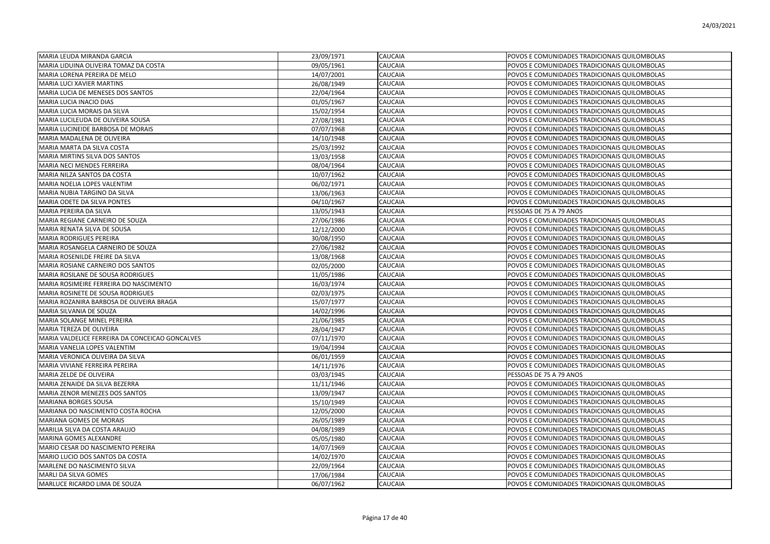| | | | |
|---|---|---|---|
| MARIA LEUDA MIRANDA GARCIA | 23/09/1971 | CAUCAIA | POVOS E COMUNIDADES TRADICIONAIS QUILOMBOLAS |
| MARIA LIDUINA OLIVEIRA TOMAZ DA COSTA | 09/05/1961 | CAUCAIA | POVOS E COMUNIDADES TRADICIONAIS QUILOMBOLAS |
| MARIA LORENA PEREIRA DE MELO | 14/07/2001 | CAUCAIA | POVOS E COMUNIDADES TRADICIONAIS QUILOMBOLAS |
| MARIA LUCI XAVIER MARTINS | 26/08/1949 | CAUCAIA | POVOS E COMUNIDADES TRADICIONAIS QUILOMBOLAS |
| MARIA LUCIA DE MENESES DOS SANTOS | 22/04/1964 | CAUCAIA | POVOS E COMUNIDADES TRADICIONAIS QUILOMBOLAS |
| MARIA LUCIA INACIO DIAS | 01/05/1967 | CAUCAIA | POVOS E COMUNIDADES TRADICIONAIS QUILOMBOLAS |
| MARIA LUCIA MORAIS DA SILVA | 15/02/1954 | CAUCAIA | POVOS E COMUNIDADES TRADICIONAIS QUILOMBOLAS |
| MARIA LUCILEUDA DE OLIVEIRA SOUSA | 27/08/1981 | CAUCAIA | POVOS E COMUNIDADES TRADICIONAIS QUILOMBOLAS |
| MARIA LUCINEIDE BARBOSA DE MORAIS | 07/07/1968 | CAUCAIA | POVOS E COMUNIDADES TRADICIONAIS QUILOMBOLAS |
| MARIA MADALENA DE OLIVEIRA | 14/10/1948 | CAUCAIA | POVOS E COMUNIDADES TRADICIONAIS QUILOMBOLAS |
| MARIA MARTA DA SILVA COSTA | 25/03/1992 | CAUCAIA | POVOS E COMUNIDADES TRADICIONAIS QUILOMBOLAS |
| MARIA MIRTINS SILVA DOS SANTOS | 13/03/1958 | CAUCAIA | POVOS E COMUNIDADES TRADICIONAIS QUILOMBOLAS |
| MARIA NECI MENDES FERREIRA | 08/04/1964 | CAUCAIA | POVOS E COMUNIDADES TRADICIONAIS QUILOMBOLAS |
| MARIA NILZA SANTOS DA COSTA | 10/07/1962 | CAUCAIA | POVOS E COMUNIDADES TRADICIONAIS QUILOMBOLAS |
| MARIA NOELIA LOPES VALENTIM | 06/02/1971 | CAUCAIA | POVOS E COMUNIDADES TRADICIONAIS QUILOMBOLAS |
| MARIA NUBIA TARGINO DA SILVA | 13/06/1963 | CAUCAIA | POVOS E COMUNIDADES TRADICIONAIS QUILOMBOLAS |
| MARIA ODETE DA SILVA PONTES | 04/10/1967 | CAUCAIA | POVOS E COMUNIDADES TRADICIONAIS QUILOMBOLAS |
| MARIA PEREIRA DA SILVA | 13/05/1943 | CAUCAIA | PESSOAS DE 75 A 79 ANOS |
| MARIA REGIANE CARNEIRO DE SOUZA | 27/06/1986 | CAUCAIA | POVOS E COMUNIDADES TRADICIONAIS QUILOMBOLAS |
| MARIA RENATA SILVA DE SOUSA | 12/12/2000 | CAUCAIA | POVOS E COMUNIDADES TRADICIONAIS QUILOMBOLAS |
| MARIA RODRIGUES PEREIRA | 30/08/1950 | CAUCAIA | POVOS E COMUNIDADES TRADICIONAIS QUILOMBOLAS |
| MARIA ROSANGELA CARNEIRO DE SOUZA | 27/06/1982 | CAUCAIA | POVOS E COMUNIDADES TRADICIONAIS QUILOMBOLAS |
| MARIA ROSENILDE FREIRE DA SILVA | 13/08/1968 | CAUCAIA | POVOS E COMUNIDADES TRADICIONAIS QUILOMBOLAS |
| MARIA ROSIANE CARNEIRO DOS SANTOS | 02/05/2000 | CAUCAIA | POVOS E COMUNIDADES TRADICIONAIS QUILOMBOLAS |
| MARIA ROSILANE DE SOUSA RODRIGUES | 11/05/1986 | CAUCAIA | POVOS E COMUNIDADES TRADICIONAIS QUILOMBOLAS |
| MARIA ROSIMEIRE FERREIRA DO NASCIMENTO | 16/03/1974 | CAUCAIA | POVOS E COMUNIDADES TRADICIONAIS QUILOMBOLAS |
| MARIA ROSINETE DE SOUSA RODRIGUES | 02/03/1975 | CAUCAIA | POVOS E COMUNIDADES TRADICIONAIS QUILOMBOLAS |
| MARIA ROZANIRA BARBOSA DE OLIVEIRA BRAGA | 15/07/1977 | CAUCAIA | POVOS E COMUNIDADES TRADICIONAIS QUILOMBOLAS |
| MARIA SILVANIA DE SOUZA | 14/02/1996 | CAUCAIA | POVOS E COMUNIDADES TRADICIONAIS QUILOMBOLAS |
| MARIA SOLANGE MINEL PEREIRA | 21/06/1985 | CAUCAIA | POVOS E COMUNIDADES TRADICIONAIS QUILOMBOLAS |
| MARIA TEREZA DE OLIVEIRA | 28/04/1947 | CAUCAIA | POVOS E COMUNIDADES TRADICIONAIS QUILOMBOLAS |
| MARIA VALDELICE FERREIRA DA CONCEICAO GONCALVES | 07/11/1970 | CAUCAIA | POVOS E COMUNIDADES TRADICIONAIS QUILOMBOLAS |
| MARIA VANELIA LOPES VALENTIM | 19/04/1994 | CAUCAIA | POVOS E COMUNIDADES TRADICIONAIS QUILOMBOLAS |
| MARIA VERONICA OLIVEIRA DA SILVA | 06/01/1959 | CAUCAIA | POVOS E COMUNIDADES TRADICIONAIS QUILOMBOLAS |
| MARIA VIVIANE FERREIRA PEREIRA | 14/11/1976 | CAUCAIA | POVOS E COMUNIDADES TRADICIONAIS QUILOMBOLAS |
| MARIA ZELDE DE OLIVEIRA | 03/03/1945 | CAUCAIA | PESSOAS DE 75 A 79 ANOS |
| MARIA ZENAIDE DA SILVA BEZERRA | 11/11/1946 | CAUCAIA | POVOS E COMUNIDADES TRADICIONAIS QUILOMBOLAS |
| MARIA ZENOR MENEZES DOS SANTOS | 13/09/1947 | CAUCAIA | POVOS E COMUNIDADES TRADICIONAIS QUILOMBOLAS |
| MARIANA BORGES SOUSA | 15/10/1949 | CAUCAIA | POVOS E COMUNIDADES TRADICIONAIS QUILOMBOLAS |
| MARIANA DO NASCIMENTO COSTA ROCHA | 12/05/2000 | CAUCAIA | POVOS E COMUNIDADES TRADICIONAIS QUILOMBOLAS |
| MARIANA GOMES DE MORAIS | 26/05/1989 | CAUCAIA | POVOS E COMUNIDADES TRADICIONAIS QUILOMBOLAS |
| MARILIA SILVA DA COSTA ARAUJO | 04/08/1989 | CAUCAIA | POVOS E COMUNIDADES TRADICIONAIS QUILOMBOLAS |
| MARINA GOMES ALEXANDRE | 05/05/1980 | CAUCAIA | POVOS E COMUNIDADES TRADICIONAIS QUILOMBOLAS |
| MARIO CESAR DO NASCIMENTO PEREIRA | 14/07/1969 | CAUCAIA | POVOS E COMUNIDADES TRADICIONAIS QUILOMBOLAS |
| MARIO LUCIO DOS SANTOS DA COSTA | 14/02/1970 | CAUCAIA | POVOS E COMUNIDADES TRADICIONAIS QUILOMBOLAS |
| MARLENE DO NASCIMENTO SILVA | 22/09/1964 | CAUCAIA | POVOS E COMUNIDADES TRADICIONAIS QUILOMBOLAS |
| MARLI DA SILVA GOMES | 17/06/1984 | CAUCAIA | POVOS E COMUNIDADES TRADICIONAIS QUILOMBOLAS |
| MARLUCE RICARDO LIMA DE SOUZA | 06/07/1962 | CAUCAIA | POVOS E COMUNIDADES TRADICIONAIS QUILOMBOLAS |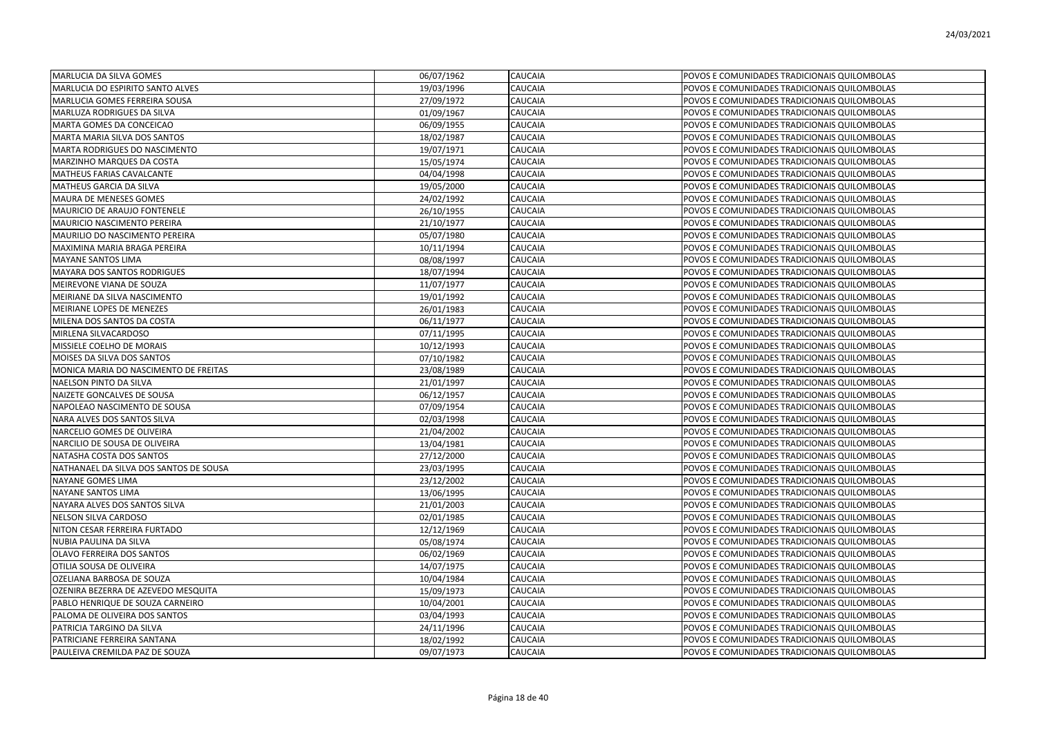| | | | |
|---|---|---|---|
| MARLUCIA DA SILVA GOMES | 06/07/1962 | CAUCAIA | POVOS E COMUNIDADES TRADICIONAIS QUILOMBOLAS |
| MARLUCIA DO ESPIRITO SANTO ALVES | 19/03/1996 | CAUCAIA | POVOS E COMUNIDADES TRADICIONAIS QUILOMBOLAS |
| MARLUCIA GOMES FERREIRA SOUSA | 27/09/1972 | CAUCAIA | POVOS E COMUNIDADES TRADICIONAIS QUILOMBOLAS |
| MARLUZA RODRIGUES DA SILVA | 01/09/1967 | CAUCAIA | POVOS E COMUNIDADES TRADICIONAIS QUILOMBOLAS |
| MARTA GOMES DA CONCEICAO | 06/09/1955 | CAUCAIA | POVOS E COMUNIDADES TRADICIONAIS QUILOMBOLAS |
| MARTA MARIA SILVA DOS SANTOS | 18/02/1987 | CAUCAIA | POVOS E COMUNIDADES TRADICIONAIS QUILOMBOLAS |
| MARTA RODRIGUES DO NASCIMENTO | 19/07/1971 | CAUCAIA | POVOS E COMUNIDADES TRADICIONAIS QUILOMBOLAS |
| MARZINHO MARQUES DA COSTA | 15/05/1974 | CAUCAIA | POVOS E COMUNIDADES TRADICIONAIS QUILOMBOLAS |
| MATHEUS FARIAS CAVALCANTE | 04/04/1998 | CAUCAIA | POVOS E COMUNIDADES TRADICIONAIS QUILOMBOLAS |
| MATHEUS GARCIA DA SILVA | 19/05/2000 | CAUCAIA | POVOS E COMUNIDADES TRADICIONAIS QUILOMBOLAS |
| MAURA DE MENESES GOMES | 24/02/1992 | CAUCAIA | POVOS E COMUNIDADES TRADICIONAIS QUILOMBOLAS |
| MAURICIO DE ARAUJO FONTENELE | 26/10/1955 | CAUCAIA | POVOS E COMUNIDADES TRADICIONAIS QUILOMBOLAS |
| MAURICIO NASCIMENTO PEREIRA | 21/10/1977 | CAUCAIA | POVOS E COMUNIDADES TRADICIONAIS QUILOMBOLAS |
| MAURILIO DO NASCIMENTO PEREIRA | 05/07/1980 | CAUCAIA | POVOS E COMUNIDADES TRADICIONAIS QUILOMBOLAS |
| MAXIMINA MARIA BRAGA PEREIRA | 10/11/1994 | CAUCAIA | POVOS E COMUNIDADES TRADICIONAIS QUILOMBOLAS |
| MAYANE SANTOS LIMA | 08/08/1997 | CAUCAIA | POVOS E COMUNIDADES TRADICIONAIS QUILOMBOLAS |
| MAYARA DOS SANTOS RODRIGUES | 18/07/1994 | CAUCAIA | POVOS E COMUNIDADES TRADICIONAIS QUILOMBOLAS |
| MEIREVONE VIANA DE SOUZA | 11/07/1977 | CAUCAIA | POVOS E COMUNIDADES TRADICIONAIS QUILOMBOLAS |
| MEIRIANE DA SILVA NASCIMENTO | 19/01/1992 | CAUCAIA | POVOS E COMUNIDADES TRADICIONAIS QUILOMBOLAS |
| MEIRIANE LOPES DE MENEZES | 26/01/1983 | CAUCAIA | POVOS E COMUNIDADES TRADICIONAIS QUILOMBOLAS |
| MILENA DOS SANTOS DA COSTA | 06/11/1977 | CAUCAIA | POVOS E COMUNIDADES TRADICIONAIS QUILOMBOLAS |
| MIRLENA SILVACARDOSO | 07/11/1995 | CAUCAIA | POVOS E COMUNIDADES TRADICIONAIS QUILOMBOLAS |
| MISSIELE COELHO DE MORAIS | 10/12/1993 | CAUCAIA | POVOS E COMUNIDADES TRADICIONAIS QUILOMBOLAS |
| MOISES DA SILVA DOS SANTOS | 07/10/1982 | CAUCAIA | POVOS E COMUNIDADES TRADICIONAIS QUILOMBOLAS |
| MONICA MARIA DO NASCIMENTO DE FREITAS | 23/08/1989 | CAUCAIA | POVOS E COMUNIDADES TRADICIONAIS QUILOMBOLAS |
| NAELSON PINTO DA SILVA | 21/01/1997 | CAUCAIA | POVOS E COMUNIDADES TRADICIONAIS QUILOMBOLAS |
| NAIZETE GONCALVES DE SOUSA | 06/12/1957 | CAUCAIA | POVOS E COMUNIDADES TRADICIONAIS QUILOMBOLAS |
| NAPOLEAO NASCIMENTO DE SOUSA | 07/09/1954 | CAUCAIA | POVOS E COMUNIDADES TRADICIONAIS QUILOMBOLAS |
| NARA ALVES DOS SANTOS SILVA | 02/03/1998 | CAUCAIA | POVOS E COMUNIDADES TRADICIONAIS QUILOMBOLAS |
| NARCELIO GOMES DE OLIVEIRA | 21/04/2002 | CAUCAIA | POVOS E COMUNIDADES TRADICIONAIS QUILOMBOLAS |
| NARCILIO DE SOUSA DE OLIVEIRA | 13/04/1981 | CAUCAIA | POVOS E COMUNIDADES TRADICIONAIS QUILOMBOLAS |
| NATASHA COSTA DOS SANTOS | 27/12/2000 | CAUCAIA | POVOS E COMUNIDADES TRADICIONAIS QUILOMBOLAS |
| NATHANAEL DA SILVA DOS SANTOS DE SOUSA | 23/03/1995 | CAUCAIA | POVOS E COMUNIDADES TRADICIONAIS QUILOMBOLAS |
| NAYANE GOMES LIMA | 23/12/2002 | CAUCAIA | POVOS E COMUNIDADES TRADICIONAIS QUILOMBOLAS |
| NAYANE SANTOS LIMA | 13/06/1995 | CAUCAIA | POVOS E COMUNIDADES TRADICIONAIS QUILOMBOLAS |
| NAYARA ALVES DOS SANTOS SILVA | 21/01/2003 | CAUCAIA | POVOS E COMUNIDADES TRADICIONAIS QUILOMBOLAS |
| NELSON SILVA CARDOSO | 02/01/1985 | CAUCAIA | POVOS E COMUNIDADES TRADICIONAIS QUILOMBOLAS |
| NITON CESAR FERREIRA FURTADO | 12/12/1969 | CAUCAIA | POVOS E COMUNIDADES TRADICIONAIS QUILOMBOLAS |
| NUBIA PAULINA DA SILVA | 05/08/1974 | CAUCAIA | POVOS E COMUNIDADES TRADICIONAIS QUILOMBOLAS |
| OLAVO FERREIRA DOS SANTOS | 06/02/1969 | CAUCAIA | POVOS E COMUNIDADES TRADICIONAIS QUILOMBOLAS |
| OTILIA SOUSA DE OLIVEIRA | 14/07/1975 | CAUCAIA | POVOS E COMUNIDADES TRADICIONAIS QUILOMBOLAS |
| OZELIANA BARBOSA DE SOUZA | 10/04/1984 | CAUCAIA | POVOS E COMUNIDADES TRADICIONAIS QUILOMBOLAS |
| OZENIRA BEZERRA DE AZEVEDO MESQUITA | 15/09/1973 | CAUCAIA | POVOS E COMUNIDADES TRADICIONAIS QUILOMBOLAS |
| PABLO HENRIQUE DE SOUZA CARNEIRO | 10/04/2001 | CAUCAIA | POVOS E COMUNIDADES TRADICIONAIS QUILOMBOLAS |
| PALOMA DE OLIVEIRA DOS SANTOS | 03/04/1993 | CAUCAIA | POVOS E COMUNIDADES TRADICIONAIS QUILOMBOLAS |
| PATRICIA TARGINO DA SILVA | 24/11/1996 | CAUCAIA | POVOS E COMUNIDADES TRADICIONAIS QUILOMBOLAS |
| PATRICIANE FERREIRA SANTANA | 18/02/1992 | CAUCAIA | POVOS E COMUNIDADES TRADICIONAIS QUILOMBOLAS |
| PAULEIVA CREMILDA PAZ DE SOUZA | 09/07/1973 | CAUCAIA | POVOS E COMUNIDADES TRADICIONAIS QUILOMBOLAS |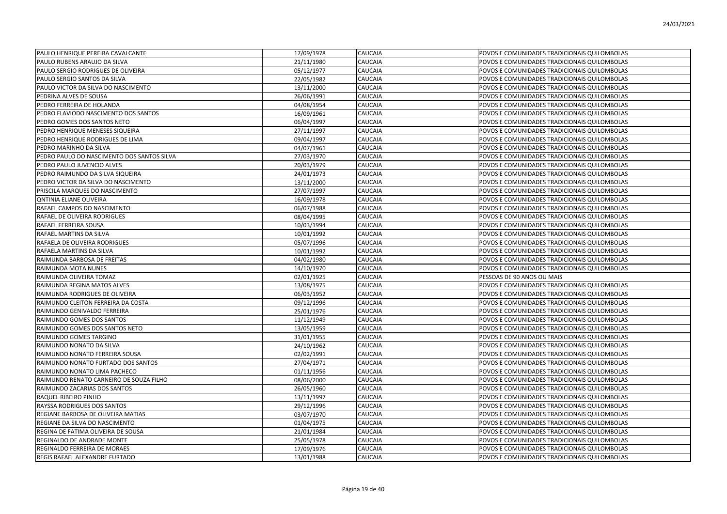| | | | |
|---|---|---|---|
| PAULO HENRIQUE PEREIRA CAVALCANTE | 17/09/1978 | CAUCAIA | POVOS E COMUNIDADES TRADICIONAIS QUILOMBOLAS |
| PAULO RUBENS ARAUJO DA SILVA | 21/11/1980 | CAUCAIA | POVOS E COMUNIDADES TRADICIONAIS QUILOMBOLAS |
| PAULO SERGIO RODRIGUES DE OLIVEIRA | 05/12/1977 | CAUCAIA | POVOS E COMUNIDADES TRADICIONAIS QUILOMBOLAS |
| PAULO SERGIO SANTOS DA SILVA | 22/05/1982 | CAUCAIA | POVOS E COMUNIDADES TRADICIONAIS QUILOMBOLAS |
| PAULO VICTOR DA SILVA DO NASCIMENTO | 13/11/2000 | CAUCAIA | POVOS E COMUNIDADES TRADICIONAIS QUILOMBOLAS |
| PEDRINA ALVES DE SOUSA | 26/06/1991 | CAUCAIA | POVOS E COMUNIDADES TRADICIONAIS QUILOMBOLAS |
| PEDRO FERREIRA DE HOLANDA | 04/08/1954 | CAUCAIA | POVOS E COMUNIDADES TRADICIONAIS QUILOMBOLAS |
| PEDRO FLAVIODO NASCIMENTO DOS SANTOS | 16/09/1961 | CAUCAIA | POVOS E COMUNIDADES TRADICIONAIS QUILOMBOLAS |
| PEDRO GOMES DOS SANTOS NETO | 06/04/1997 | CAUCAIA | POVOS E COMUNIDADES TRADICIONAIS QUILOMBOLAS |
| PEDRO HENRIQUE MENESES SIQUEIRA | 27/11/1997 | CAUCAIA | POVOS E COMUNIDADES TRADICIONAIS QUILOMBOLAS |
| PEDRO HENRIQUE RODRIGUES DE LIMA | 09/04/1997 | CAUCAIA | POVOS E COMUNIDADES TRADICIONAIS QUILOMBOLAS |
| PEDRO MARINHO DA SILVA | 04/07/1961 | CAUCAIA | POVOS E COMUNIDADES TRADICIONAIS QUILOMBOLAS |
| PEDRO PAULO DO NASCIMENTO DOS SANTOS SILVA | 27/03/1970 | CAUCAIA | POVOS E COMUNIDADES TRADICIONAIS QUILOMBOLAS |
| PEDRO PAULO JUVENCIO ALVES | 20/03/1979 | CAUCAIA | POVOS E COMUNIDADES TRADICIONAIS QUILOMBOLAS |
| PEDRO RAIMUNDO DA SILVA SIQUEIRA | 24/01/1973 | CAUCAIA | POVOS E COMUNIDADES TRADICIONAIS QUILOMBOLAS |
| PEDRO VICTOR DA SILVA DO NASCIMENTO | 13/11/2000 | CAUCAIA | POVOS E COMUNIDADES TRADICIONAIS QUILOMBOLAS |
| PRISCILA MARQUES DO NASCIMENTO | 27/07/1997 | CAUCAIA | POVOS E COMUNIDADES TRADICIONAIS QUILOMBOLAS |
| QNTINIA ELIANE OLIVEIRA | 16/09/1978 | CAUCAIA | POVOS E COMUNIDADES TRADICIONAIS QUILOMBOLAS |
| RAFAEL CAMPOS DO NASCIMENTO | 06/07/1988 | CAUCAIA | POVOS E COMUNIDADES TRADICIONAIS QUILOMBOLAS |
| RAFAEL DE OLIVEIRA RODRIGUES | 08/04/1995 | CAUCAIA | POVOS E COMUNIDADES TRADICIONAIS QUILOMBOLAS |
| RAFAEL FERREIRA SOUSA | 10/03/1994 | CAUCAIA | POVOS E COMUNIDADES TRADICIONAIS QUILOMBOLAS |
| RAFAEL MARTINS DA SILVA | 10/01/1992 | CAUCAIA | POVOS E COMUNIDADES TRADICIONAIS QUILOMBOLAS |
| RAFAELA DE OLIVEIRA RODRIGUES | 05/07/1996 | CAUCAIA | POVOS E COMUNIDADES TRADICIONAIS QUILOMBOLAS |
| RAFAELA MARTINS DA SILVA | 10/01/1992 | CAUCAIA | POVOS E COMUNIDADES TRADICIONAIS QUILOMBOLAS |
| RAIMUNDA BARBOSA DE FREITAS | 04/02/1980 | CAUCAIA | POVOS E COMUNIDADES TRADICIONAIS QUILOMBOLAS |
| RAIMUNDA MOTA NUNES | 14/10/1970 | CAUCAIA | POVOS E COMUNIDADES TRADICIONAIS QUILOMBOLAS |
| RAIMUNDA OLIVEIRA TOMAZ | 02/01/1925 | CAUCAIA | PESSOAS DE 90 ANOS OU MAIS |
| RAIMUNDA REGINA MATOS ALVES | 13/08/1975 | CAUCAIA | POVOS E COMUNIDADES TRADICIONAIS QUILOMBOLAS |
| RAIMUNDA RODRIGUES DE OLIVEIRA | 06/03/1952 | CAUCAIA | POVOS E COMUNIDADES TRADICIONAIS QUILOMBOLAS |
| RAIMUNDO CLEITON FERREIRA DA COSTA | 09/12/1996 | CAUCAIA | POVOS E COMUNIDADES TRADICIONAIS QUILOMBOLAS |
| RAIMUNDO GENIVALDO FERREIRA | 25/01/1976 | CAUCAIA | POVOS E COMUNIDADES TRADICIONAIS QUILOMBOLAS |
| RAIMUNDO GOMES DOS SANTOS | 11/12/1949 | CAUCAIA | POVOS E COMUNIDADES TRADICIONAIS QUILOMBOLAS |
| RAIMUNDO GOMES DOS SANTOS NETO | 13/05/1959 | CAUCAIA | POVOS E COMUNIDADES TRADICIONAIS QUILOMBOLAS |
| RAIMUNDO GOMES TARGINO | 31/01/1955 | CAUCAIA | POVOS E COMUNIDADES TRADICIONAIS QUILOMBOLAS |
| RAIMUNDO NONATO DA SILVA | 24/10/1962 | CAUCAIA | POVOS E COMUNIDADES TRADICIONAIS QUILOMBOLAS |
| RAIMUNDO NONATO FERREIRA SOUSA | 02/02/1991 | CAUCAIA | POVOS E COMUNIDADES TRADICIONAIS QUILOMBOLAS |
| RAIMUNDO NONATO FURTADO DOS SANTOS | 27/04/1971 | CAUCAIA | POVOS E COMUNIDADES TRADICIONAIS QUILOMBOLAS |
| RAIMUNDO NONATO LIMA PACHECO | 01/11/1956 | CAUCAIA | POVOS E COMUNIDADES TRADICIONAIS QUILOMBOLAS |
| RAIMUNDO RENATO CARNEIRO DE SOUZA FILHO | 08/06/2000 | CAUCAIA | POVOS E COMUNIDADES TRADICIONAIS QUILOMBOLAS |
| RAIMUNDO ZACARIAS DOS SANTOS | 26/05/1960 | CAUCAIA | POVOS E COMUNIDADES TRADICIONAIS QUILOMBOLAS |
| RAQUEL RIBEIRO PINHO | 13/11/1997 | CAUCAIA | POVOS E COMUNIDADES TRADICIONAIS QUILOMBOLAS |
| RAYSSA RODRIGUES DOS SANTOS | 29/12/1996 | CAUCAIA | POVOS E COMUNIDADES TRADICIONAIS QUILOMBOLAS |
| REGIANE BARBOSA DE OLIVEIRA MATIAS | 03/07/1970 | CAUCAIA | POVOS E COMUNIDADES TRADICIONAIS QUILOMBOLAS |
| REGIANE DA SILVA DO NASCIMENTO | 01/04/1975 | CAUCAIA | POVOS E COMUNIDADES TRADICIONAIS QUILOMBOLAS |
| REGINA DE FATIMA OLIVEIRA DE SOUSA | 21/01/1984 | CAUCAIA | POVOS E COMUNIDADES TRADICIONAIS QUILOMBOLAS |
| REGINALDO DE ANDRADE MONTE | 25/05/1978 | CAUCAIA | POVOS E COMUNIDADES TRADICIONAIS QUILOMBOLAS |
| REGINALDO FERREIRA DE MORAES | 17/09/1976 | CAUCAIA | POVOS E COMUNIDADES TRADICIONAIS QUILOMBOLAS |
| REGIS RAFAEL ALEXANDRE FURTADO | 13/01/1988 | CAUCAIA | POVOS E COMUNIDADES TRADICIONAIS QUILOMBOLAS |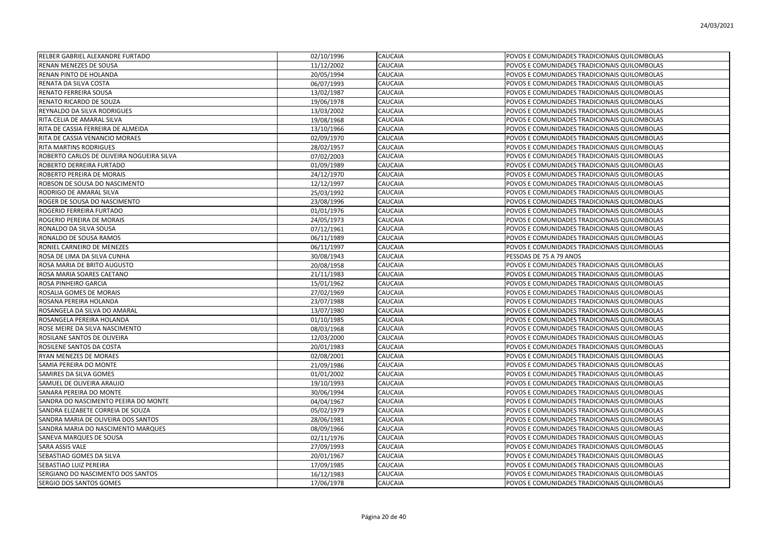| | | | |
|---|---|---|---|
| RELBER GABRIEL ALEXANDRE FURTADO | 02/10/1996 | CAUCAIA | POVOS E COMUNIDADES TRADICIONAIS QUILOMBOLAS |
| RENAN MENEZES DE SOUSA | 11/12/2002 | CAUCAIA | POVOS E COMUNIDADES TRADICIONAIS QUILOMBOLAS |
| RENAN PINTO DE HOLANDA | 20/05/1994 | CAUCAIA | POVOS E COMUNIDADES TRADICIONAIS QUILOMBOLAS |
| RENATA DA SILVA COSTA | 06/07/1993 | CAUCAIA | POVOS E COMUNIDADES TRADICIONAIS QUILOMBOLAS |
| RENATO FERREIRA SOUSA | 13/02/1987 | CAUCAIA | POVOS E COMUNIDADES TRADICIONAIS QUILOMBOLAS |
| RENATO RICARDO DE SOUZA | 19/06/1978 | CAUCAIA | POVOS E COMUNIDADES TRADICIONAIS QUILOMBOLAS |
| REYNALDO DA SILVA RODRIGUES | 13/03/2002 | CAUCAIA | POVOS E COMUNIDADES TRADICIONAIS QUILOMBOLAS |
| RITA CELIA DE AMARAL SILVA | 19/08/1968 | CAUCAIA | POVOS E COMUNIDADES TRADICIONAIS QUILOMBOLAS |
| RITA DE CASSIA FERREIRA DE ALMEIDA | 13/10/1966 | CAUCAIA | POVOS E COMUNIDADES TRADICIONAIS QUILOMBOLAS |
| RITA DE CASSIA VENANCIO MORAES | 02/09/1970 | CAUCAIA | POVOS E COMUNIDADES TRADICIONAIS QUILOMBOLAS |
| RITA MARTINS RODRIGUES | 28/02/1957 | CAUCAIA | POVOS E COMUNIDADES TRADICIONAIS QUILOMBOLAS |
| ROBERTO CARLOS DE OLIVEIRA NOGUEIRA SILVA | 07/02/2003 | CAUCAIA | POVOS E COMUNIDADES TRADICIONAIS QUILOMBOLAS |
| ROBERTO DERREIRA FURTADO | 01/09/1989 | CAUCAIA | POVOS E COMUNIDADES TRADICIONAIS QUILOMBOLAS |
| ROBERTO PEREIRA DE MORAIS | 24/12/1970 | CAUCAIA | POVOS E COMUNIDADES TRADICIONAIS QUILOMBOLAS |
| ROBSON DE SOUSA DO NASCIMENTO | 12/12/1997 | CAUCAIA | POVOS E COMUNIDADES TRADICIONAIS QUILOMBOLAS |
| RODRIGO DE AMARAL SILVA | 25/03/1992 | CAUCAIA | POVOS E COMUNIDADES TRADICIONAIS QUILOMBOLAS |
| ROGER DE SOUSA DO NASCIMENTO | 23/08/1996 | CAUCAIA | POVOS E COMUNIDADES TRADICIONAIS QUILOMBOLAS |
| ROGERIO FERREIRA FURTADO | 01/01/1976 | CAUCAIA | POVOS E COMUNIDADES TRADICIONAIS QUILOMBOLAS |
| ROGERIO PEREIRA DE MORAIS | 24/05/1973 | CAUCAIA | POVOS E COMUNIDADES TRADICIONAIS QUILOMBOLAS |
| RONALDO DA SILVA SOUSA | 07/12/1961 | CAUCAIA | POVOS E COMUNIDADES TRADICIONAIS QUILOMBOLAS |
| RONALDO DE SOUSA RAMOS | 06/11/1989 | CAUCAIA | POVOS E COMUNIDADES TRADICIONAIS QUILOMBOLAS |
| RONIEL CARNEIRO DE MENEZES | 06/11/1997 | CAUCAIA | POVOS E COMUNIDADES TRADICIONAIS QUILOMBOLAS |
| ROSA DE LIMA DA SILVA CUNHA | 30/08/1943 | CAUCAIA | PESSOAS DE 75 A 79 ANOS |
| ROSA MARIA DE BRITO AUGUSTO | 20/08/1958 | CAUCAIA | POVOS E COMUNIDADES TRADICIONAIS QUILOMBOLAS |
| ROSA MARIA SOARES CAETANO | 21/11/1983 | CAUCAIA | POVOS E COMUNIDADES TRADICIONAIS QUILOMBOLAS |
| ROSA PINHEIRO GARCIA | 15/01/1962 | CAUCAIA | POVOS E COMUNIDADES TRADICIONAIS QUILOMBOLAS |
| ROSALIA GOMES DE MORAIS | 27/02/1969 | CAUCAIA | POVOS E COMUNIDADES TRADICIONAIS QUILOMBOLAS |
| ROSANA PEREIRA HOLANDA | 23/07/1988 | CAUCAIA | POVOS E COMUNIDADES TRADICIONAIS QUILOMBOLAS |
| ROSANGELA DA SILVA DO AMARAL | 13/07/1980 | CAUCAIA | POVOS E COMUNIDADES TRADICIONAIS QUILOMBOLAS |
| ROSANGELA PEREIRA HOLANDA | 01/10/1985 | CAUCAIA | POVOS E COMUNIDADES TRADICIONAIS QUILOMBOLAS |
| ROSE MEIRE DA SILVA NASCIMENTO | 08/03/1968 | CAUCAIA | POVOS E COMUNIDADES TRADICIONAIS QUILOMBOLAS |
| ROSILANE SANTOS DE OLIVEIRA | 12/03/2000 | CAUCAIA | POVOS E COMUNIDADES TRADICIONAIS QUILOMBOLAS |
| ROSILENE SANTOS DA COSTA | 20/01/1983 | CAUCAIA | POVOS E COMUNIDADES TRADICIONAIS QUILOMBOLAS |
| RYAN MENEZES DE MORAES | 02/08/2001 | CAUCAIA | POVOS E COMUNIDADES TRADICIONAIS QUILOMBOLAS |
| SAMIA PEREIRA DO MONTE | 21/09/1986 | CAUCAIA | POVOS E COMUNIDADES TRADICIONAIS QUILOMBOLAS |
| SAMIRES DA SILVA GOMES | 01/01/2002 | CAUCAIA | POVOS E COMUNIDADES TRADICIONAIS QUILOMBOLAS |
| SAMUEL DE OLIVEIRA ARAUJO | 19/10/1993 | CAUCAIA | POVOS E COMUNIDADES TRADICIONAIS QUILOMBOLAS |
| SANARA PEREIRA DO MONTE | 30/06/1994 | CAUCAIA | POVOS E COMUNIDADES TRADICIONAIS QUILOMBOLAS |
| SANDRA DO NASCIMENTO PEEIRA DO MONTE | 04/04/1967 | CAUCAIA | POVOS E COMUNIDADES TRADICIONAIS QUILOMBOLAS |
| SANDRA ELIZABETE CORREIA DE SOUZA | 05/02/1979 | CAUCAIA | POVOS E COMUNIDADES TRADICIONAIS QUILOMBOLAS |
| SANDRA MARIA DE OLIVEIRA DOS SANTOS | 28/06/1981 | CAUCAIA | POVOS E COMUNIDADES TRADICIONAIS QUILOMBOLAS |
| SANDRA MARIA DO NASCIMENTO MARQUES | 08/09/1966 | CAUCAIA | POVOS E COMUNIDADES TRADICIONAIS QUILOMBOLAS |
| SANEVA MARQUES DE SOUSA | 02/11/1976 | CAUCAIA | POVOS E COMUNIDADES TRADICIONAIS QUILOMBOLAS |
| SARA ASSIS VALE | 27/09/1993 | CAUCAIA | POVOS E COMUNIDADES TRADICIONAIS QUILOMBOLAS |
| SEBASTIAO GOMES DA SILVA | 20/01/1967 | CAUCAIA | POVOS E COMUNIDADES TRADICIONAIS QUILOMBOLAS |
| SEBASTIAO LUIZ PEREIRA | 17/09/1985 | CAUCAIA | POVOS E COMUNIDADES TRADICIONAIS QUILOMBOLAS |
| SERGIANO DO NASCIMENTO DOS SANTOS | 16/12/1983 | CAUCAIA | POVOS E COMUNIDADES TRADICIONAIS QUILOMBOLAS |
| SERGIO DOS SANTOS GOMES | 17/06/1978 | CAUCAIA | POVOS E COMUNIDADES TRADICIONAIS QUILOMBOLAS |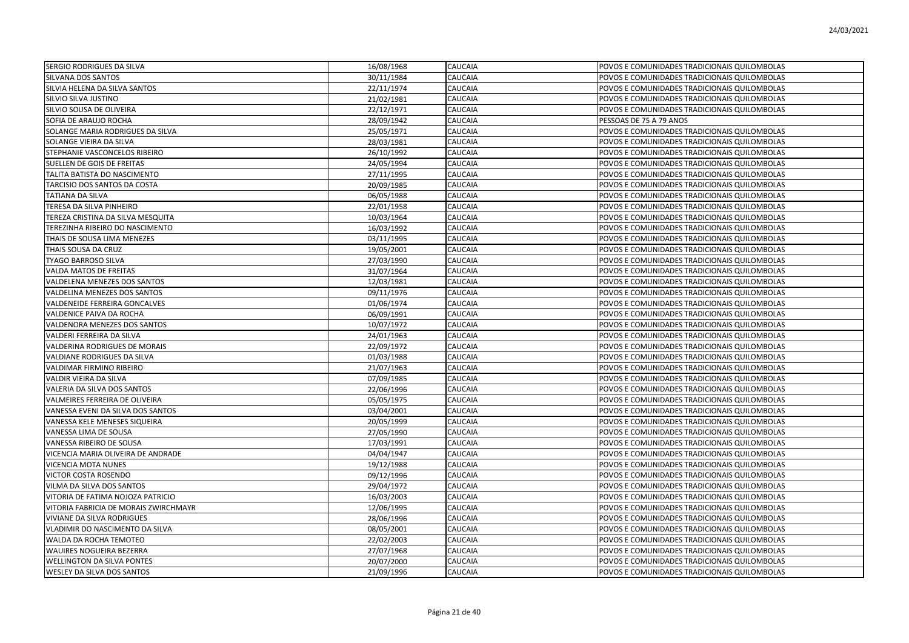| | | | |
|---|---|---|---|
| SERGIO RODRIGUES DA SILVA | 16/08/1968 | CAUCAIA | POVOS E COMUNIDADES TRADICIONAIS QUILOMBOLAS |
| SILVANA DOS SANTOS | 30/11/1984 | CAUCAIA | POVOS E COMUNIDADES TRADICIONAIS QUILOMBOLAS |
| SILVIA HELENA DA SILVA SANTOS | 22/11/1974 | CAUCAIA | POVOS E COMUNIDADES TRADICIONAIS QUILOMBOLAS |
| SILVIO SILVA JUSTINO | 21/02/1981 | CAUCAIA | POVOS E COMUNIDADES TRADICIONAIS QUILOMBOLAS |
| SILVIO SOUSA DE OLIVEIRA | 22/12/1971 | CAUCAIA | POVOS E COMUNIDADES TRADICIONAIS QUILOMBOLAS |
| SOFIA DE ARAUJO ROCHA | 28/09/1942 | CAUCAIA | PESSOAS DE 75 A 79 ANOS |
| SOLANGE MARIA RODRIGUES DA SILVA | 25/05/1971 | CAUCAIA | POVOS E COMUNIDADES TRADICIONAIS QUILOMBOLAS |
| SOLANGE VIEIRA DA SILVA | 28/03/1981 | CAUCAIA | POVOS E COMUNIDADES TRADICIONAIS QUILOMBOLAS |
| STEPHANIE VASCONCELOS RIBEIRO | 26/10/1992 | CAUCAIA | POVOS E COMUNIDADES TRADICIONAIS QUILOMBOLAS |
| SUELLEN DE GOIS DE FREITAS | 24/05/1994 | CAUCAIA | POVOS E COMUNIDADES TRADICIONAIS QUILOMBOLAS |
| TALITA BATISTA DO NASCIMENTO | 27/11/1995 | CAUCAIA | POVOS E COMUNIDADES TRADICIONAIS QUILOMBOLAS |
| TARCISIO DOS SANTOS DA COSTA | 20/09/1985 | CAUCAIA | POVOS E COMUNIDADES TRADICIONAIS QUILOMBOLAS |
| TATIANA DA SILVA | 06/05/1988 | CAUCAIA | POVOS E COMUNIDADES TRADICIONAIS QUILOMBOLAS |
| TERESA DA SILVA PINHEIRO | 22/01/1958 | CAUCAIA | POVOS E COMUNIDADES TRADICIONAIS QUILOMBOLAS |
| TEREZA CRISTINA DA SILVA MESQUITA | 10/03/1964 | CAUCAIA | POVOS E COMUNIDADES TRADICIONAIS QUILOMBOLAS |
| TEREZINHA RIBEIRO DO NASCIMENTO | 16/03/1992 | CAUCAIA | POVOS E COMUNIDADES TRADICIONAIS QUILOMBOLAS |
| THAIS DE SOUSA LIMA MENEZES | 03/11/1995 | CAUCAIA | POVOS E COMUNIDADES TRADICIONAIS QUILOMBOLAS |
| THAIS SOUSA DA CRUZ | 19/05/2001 | CAUCAIA | POVOS E COMUNIDADES TRADICIONAIS QUILOMBOLAS |
| TYAGO BARROSO SILVA | 27/03/1990 | CAUCAIA | POVOS E COMUNIDADES TRADICIONAIS QUILOMBOLAS |
| VALDA MATOS DE FREITAS | 31/07/1964 | CAUCAIA | POVOS E COMUNIDADES TRADICIONAIS QUILOMBOLAS |
| VALDELENA MENEZES DOS SANTOS | 12/03/1981 | CAUCAIA | POVOS E COMUNIDADES TRADICIONAIS QUILOMBOLAS |
| VALDELINA MENEZES DOS SANTOS | 09/11/1976 | CAUCAIA | POVOS E COMUNIDADES TRADICIONAIS QUILOMBOLAS |
| VALDENEIDE FERREIRA GONCALVES | 01/06/1974 | CAUCAIA | POVOS E COMUNIDADES TRADICIONAIS QUILOMBOLAS |
| VALDENICE PAIVA DA ROCHA | 06/09/1991 | CAUCAIA | POVOS E COMUNIDADES TRADICIONAIS QUILOMBOLAS |
| VALDENORA MENEZES DOS SANTOS | 10/07/1972 | CAUCAIA | POVOS E COMUNIDADES TRADICIONAIS QUILOMBOLAS |
| VALDERI FERREIRA DA SILVA | 24/01/1963 | CAUCAIA | POVOS E COMUNIDADES TRADICIONAIS QUILOMBOLAS |
| VALDERINA RODRIGUES DE MORAIS | 22/09/1972 | CAUCAIA | POVOS E COMUNIDADES TRADICIONAIS QUILOMBOLAS |
| VALDIANE RODRIGUES DA SILVA | 01/03/1988 | CAUCAIA | POVOS E COMUNIDADES TRADICIONAIS QUILOMBOLAS |
| VALDIMAR FIRMINO RIBEIRO | 21/07/1963 | CAUCAIA | POVOS E COMUNIDADES TRADICIONAIS QUILOMBOLAS |
| VALDIR VIEIRA DA SILVA | 07/09/1985 | CAUCAIA | POVOS E COMUNIDADES TRADICIONAIS QUILOMBOLAS |
| VALERIA DA SILVA DOS SANTOS | 22/06/1996 | CAUCAIA | POVOS E COMUNIDADES TRADICIONAIS QUILOMBOLAS |
| VALMEIRES FERREIRA DE OLIVEIRA | 05/05/1975 | CAUCAIA | POVOS E COMUNIDADES TRADICIONAIS QUILOMBOLAS |
| VANESSA EVENI DA SILVA DOS SANTOS | 03/04/2001 | CAUCAIA | POVOS E COMUNIDADES TRADICIONAIS QUILOMBOLAS |
| VANESSA KELE MENESES SIQUEIRA | 20/05/1999 | CAUCAIA | POVOS E COMUNIDADES TRADICIONAIS QUILOMBOLAS |
| VANESSA LIMA DE SOUSA | 27/05/1990 | CAUCAIA | POVOS E COMUNIDADES TRADICIONAIS QUILOMBOLAS |
| VANESSA RIBEIRO DE SOUSA | 17/03/1991 | CAUCAIA | POVOS E COMUNIDADES TRADICIONAIS QUILOMBOLAS |
| VICENCIA MARIA OLIVEIRA DE ANDRADE | 04/04/1947 | CAUCAIA | POVOS E COMUNIDADES TRADICIONAIS QUILOMBOLAS |
| VICENCIA MOTA NUNES | 19/12/1988 | CAUCAIA | POVOS E COMUNIDADES TRADICIONAIS QUILOMBOLAS |
| VICTOR COSTA ROSENDO | 09/12/1996 | CAUCAIA | POVOS E COMUNIDADES TRADICIONAIS QUILOMBOLAS |
| VILMA DA SILVA DOS SANTOS | 29/04/1972 | CAUCAIA | POVOS E COMUNIDADES TRADICIONAIS QUILOMBOLAS |
| VITORIA DE FATIMA NOJOZA PATRICIO | 16/03/2003 | CAUCAIA | POVOS E COMUNIDADES TRADICIONAIS QUILOMBOLAS |
| VITORIA FABRICIA DE MORAIS ZWIRCHMAYR | 12/06/1995 | CAUCAIA | POVOS E COMUNIDADES TRADICIONAIS QUILOMBOLAS |
| VIVIANE DA SILVA RODRIGUES | 28/06/1996 | CAUCAIA | POVOS E COMUNIDADES TRADICIONAIS QUILOMBOLAS |
| VLADIMIR DO NASCIMENTO DA SILVA | 08/05/2001 | CAUCAIA | POVOS E COMUNIDADES TRADICIONAIS QUILOMBOLAS |
| WALDA DA ROCHA TEMOTEO | 22/02/2003 | CAUCAIA | POVOS E COMUNIDADES TRADICIONAIS QUILOMBOLAS |
| WAUIRES NOGUEIRA BEZERRA | 27/07/1968 | CAUCAIA | POVOS E COMUNIDADES TRADICIONAIS QUILOMBOLAS |
| WELLINGTON DA SILVA PONTES | 20/07/2000 | CAUCAIA | POVOS E COMUNIDADES TRADICIONAIS QUILOMBOLAS |
| WESLEY DA SILVA DOS SANTOS | 21/09/1996 | CAUCAIA | POVOS E COMUNIDADES TRADICIONAIS QUILOMBOLAS |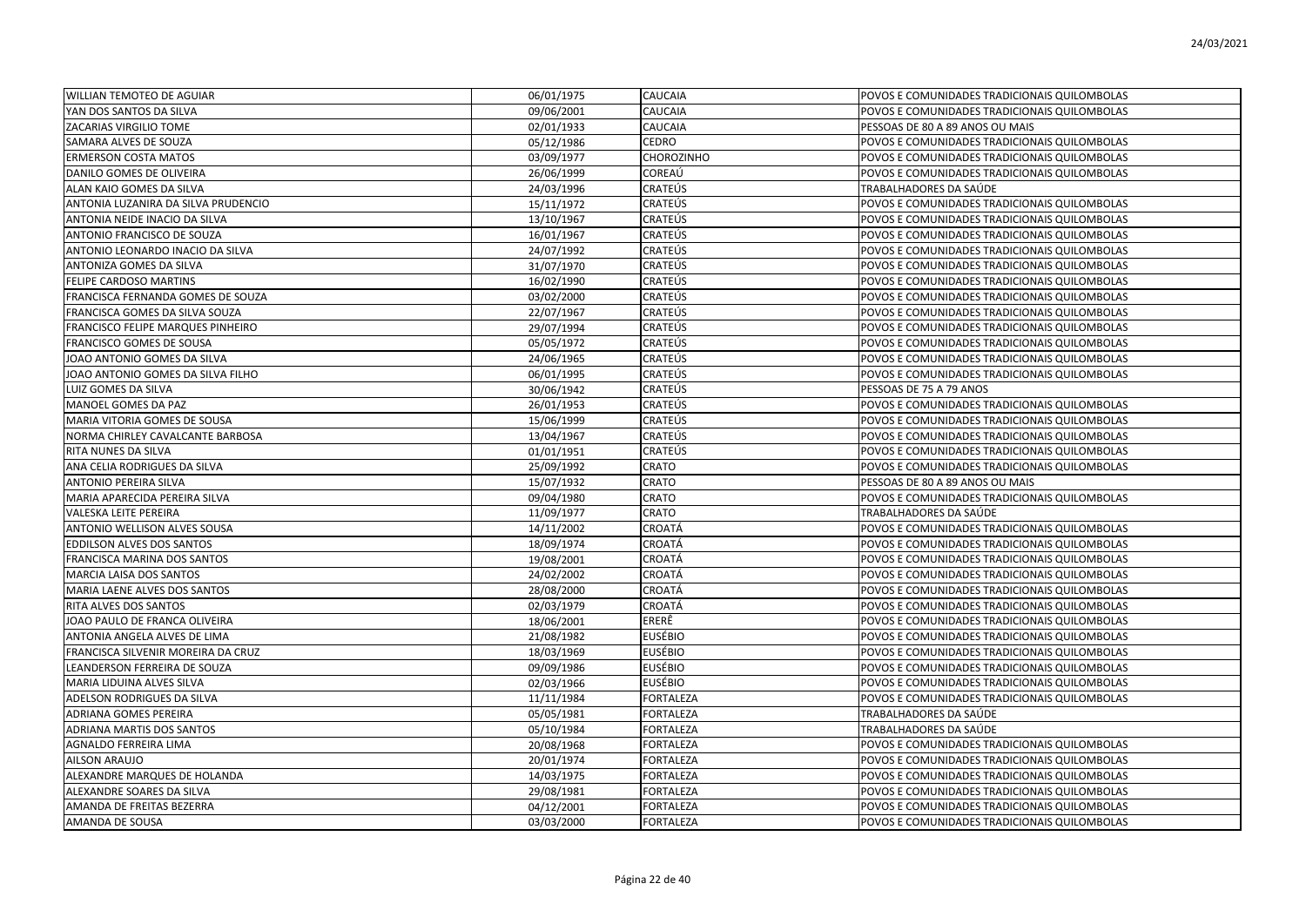| | | | |
|---|---|---|---|
| WILLIAN TEMOTEO DE AGUIAR | 06/01/1975 | CAUCAIA | POVOS E COMUNIDADES TRADICIONAIS QUILOMBOLAS |
| YAN DOS SANTOS DA SILVA | 09/06/2001 | CAUCAIA | POVOS E COMUNIDADES TRADICIONAIS QUILOMBOLAS |
| ZACARIAS VIRGILIO TOME | 02/01/1933 | CAUCAIA | PESSOAS DE 80 A 89 ANOS OU MAIS |
| SAMARA ALVES DE SOUZA | 05/12/1986 | CEDRO | POVOS E COMUNIDADES TRADICIONAIS QUILOMBOLAS |
| ERMERSON COSTA MATOS | 03/09/1977 | CHOROZINHO | POVOS E COMUNIDADES TRADICIONAIS QUILOMBOLAS |
| DANILO GOMES DE OLIVEIRA | 26/06/1999 | COREAÚ | POVOS E COMUNIDADES TRADICIONAIS QUILOMBOLAS |
| ALAN KAIO GOMES DA SILVA | 24/03/1996 | CRATEÚS | TRABALHADORES DA SAÚDE |
| ANTONIA LUZANIRA DA SILVA PRUDENCIO | 15/11/1972 | CRATEÚS | POVOS E COMUNIDADES TRADICIONAIS QUILOMBOLAS |
| ANTONIA NEIDE INACIO DA SILVA | 13/10/1967 | CRATEÚS | POVOS E COMUNIDADES TRADICIONAIS QUILOMBOLAS |
| ANTONIO FRANCISCO DE SOUZA | 16/01/1967 | CRATEÚS | POVOS E COMUNIDADES TRADICIONAIS QUILOMBOLAS |
| ANTONIO LEONARDO INACIO DA SILVA | 24/07/1992 | CRATEÚS | POVOS E COMUNIDADES TRADICIONAIS QUILOMBOLAS |
| ANTONIZA GOMES DA SILVA | 31/07/1970 | CRATEÚS | POVOS E COMUNIDADES TRADICIONAIS QUILOMBOLAS |
| FELIPE CARDOSO MARTINS | 16/02/1990 | CRATEÚS | POVOS E COMUNIDADES TRADICIONAIS QUILOMBOLAS |
| FRANCISCA FERNANDA GOMES DE SOUZA | 03/02/2000 | CRATEÚS | POVOS E COMUNIDADES TRADICIONAIS QUILOMBOLAS |
| FRANCISCA GOMES DA SILVA SOUZA | 22/07/1967 | CRATEÚS | POVOS E COMUNIDADES TRADICIONAIS QUILOMBOLAS |
| FRANCISCO FELIPE MARQUES PINHEIRO | 29/07/1994 | CRATEÚS | POVOS E COMUNIDADES TRADICIONAIS QUILOMBOLAS |
| FRANCISCO GOMES DE SOUSA | 05/05/1972 | CRATEÚS | POVOS E COMUNIDADES TRADICIONAIS QUILOMBOLAS |
| JOAO ANTONIO GOMES DA SILVA | 24/06/1965 | CRATEÚS | POVOS E COMUNIDADES TRADICIONAIS QUILOMBOLAS |
| JOAO ANTONIO GOMES DA SILVA FILHO | 06/01/1995 | CRATEÚS | POVOS E COMUNIDADES TRADICIONAIS QUILOMBOLAS |
| LUIZ GOMES DA SILVA | 30/06/1942 | CRATEÚS | PESSOAS DE 75 A 79 ANOS |
| MANOEL GOMES DA PAZ | 26/01/1953 | CRATEÚS | POVOS E COMUNIDADES TRADICIONAIS QUILOMBOLAS |
| MARIA VITORIA GOMES DE SOUSA | 15/06/1999 | CRATEÚS | POVOS E COMUNIDADES TRADICIONAIS QUILOMBOLAS |
| NORMA CHIRLEY CAVALCANTE BARBOSA | 13/04/1967 | CRATEÚS | POVOS E COMUNIDADES TRADICIONAIS QUILOMBOLAS |
| RITA NUNES DA SILVA | 01/01/1951 | CRATEÚS | POVOS E COMUNIDADES TRADICIONAIS QUILOMBOLAS |
| ANA CELIA RODRIGUES DA SILVA | 25/09/1992 | CRATO | POVOS E COMUNIDADES TRADICIONAIS QUILOMBOLAS |
| ANTONIO PEREIRA SILVA | 15/07/1932 | CRATO | PESSOAS DE 80 A 89 ANOS OU MAIS |
| MARIA APARECIDA PEREIRA SILVA | 09/04/1980 | CRATO | POVOS E COMUNIDADES TRADICIONAIS QUILOMBOLAS |
| VALESKA LEITE PEREIRA | 11/09/1977 | CRATO | TRABALHADORES DA SAÚDE |
| ANTONIO WELLISON ALVES SOUSA | 14/11/2002 | CROATÁ | POVOS E COMUNIDADES TRADICIONAIS QUILOMBOLAS |
| EDDILSON ALVES DOS SANTOS | 18/09/1974 | CROATÁ | POVOS E COMUNIDADES TRADICIONAIS QUILOMBOLAS |
| FRANCISCA MARINA DOS SANTOS | 19/08/2001 | CROATÁ | POVOS E COMUNIDADES TRADICIONAIS QUILOMBOLAS |
| MARCIA LAISA DOS SANTOS | 24/02/2002 | CROATÁ | POVOS E COMUNIDADES TRADICIONAIS QUILOMBOLAS |
| MARIA LAENE ALVES DOS SANTOS | 28/08/2000 | CROATÁ | POVOS E COMUNIDADES TRADICIONAIS QUILOMBOLAS |
| RITA ALVES DOS SANTOS | 02/03/1979 | CROATÁ | POVOS E COMUNIDADES TRADICIONAIS QUILOMBOLAS |
| JOAO PAULO DE FRANCA OLIVEIRA | 18/06/2001 | ERERÊ | POVOS E COMUNIDADES TRADICIONAIS QUILOMBOLAS |
| ANTONIA ANGELA ALVES DE LIMA | 21/08/1982 | EUSÉBIO | POVOS E COMUNIDADES TRADICIONAIS QUILOMBOLAS |
| FRANCISCA SILVENIR MOREIRA DA CRUZ | 18/03/1969 | EUSÉBIO | POVOS E COMUNIDADES TRADICIONAIS QUILOMBOLAS |
| LEANDERSON FERREIRA DE SOUZA | 09/09/1986 | EUSÉBIO | POVOS E COMUNIDADES TRADICIONAIS QUILOMBOLAS |
| MARIA LIDUINA ALVES SILVA | 02/03/1966 | EUSÉBIO | POVOS E COMUNIDADES TRADICIONAIS QUILOMBOLAS |
| ADELSON RODRIGUES DA SILVA | 11/11/1984 | FORTALEZA | POVOS E COMUNIDADES TRADICIONAIS QUILOMBOLAS |
| ADRIANA GOMES PEREIRA | 05/05/1981 | FORTALEZA | TRABALHADORES DA SAÚDE |
| ADRIANA MARTIS DOS SANTOS | 05/10/1984 | FORTALEZA | TRABALHADORES DA SAÚDE |
| AGNALDO FERREIRA LIMA | 20/08/1968 | FORTALEZA | POVOS E COMUNIDADES TRADICIONAIS QUILOMBOLAS |
| AILSON ARAUJO | 20/01/1974 | FORTALEZA | POVOS E COMUNIDADES TRADICIONAIS QUILOMBOLAS |
| ALEXANDRE MARQUES DE HOLANDA | 14/03/1975 | FORTALEZA | POVOS E COMUNIDADES TRADICIONAIS QUILOMBOLAS |
| ALEXANDRE SOARES DA SILVA | 29/08/1981 | FORTALEZA | POVOS E COMUNIDADES TRADICIONAIS QUILOMBOLAS |
| AMANDA DE FREITAS BEZERRA | 04/12/2001 | FORTALEZA | POVOS E COMUNIDADES TRADICIONAIS QUILOMBOLAS |
| AMANDA DE SOUSA | 03/03/2000 | FORTALEZA | POVOS E COMUNIDADES TRADICIONAIS QUILOMBOLAS |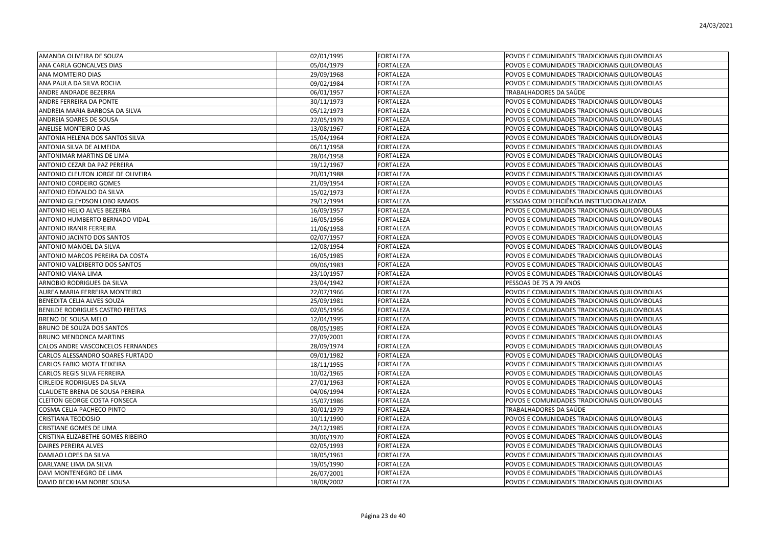| AMANDA OLIVEIRA DE SOUZA | 02/01/1995 | FORTALEZA | POVOS E COMUNIDADES TRADICIONAIS QUILOMBOLAS |
|---|---|---|---|
| ANA CARLA GONCALVES DIAS | 05/04/1979 | FORTALEZA | POVOS E COMUNIDADES TRADICIONAIS QUILOMBOLAS |
| ANA MOMTEIRO DIAS | 29/09/1968 | FORTALEZA | POVOS E COMUNIDADES TRADICIONAIS QUILOMBOLAS |
| ANA PAULA DA SILVA ROCHA | 09/02/1984 | FORTALEZA | POVOS E COMUNIDADES TRADICIONAIS QUILOMBOLAS |
| ANDRE ANDRADE BEZERRA | 06/01/1957 | FORTALEZA | TRABALHADORES DA SAÚDE |
| ANDRE FERREIRA DA PONTE | 30/11/1973 | FORTALEZA | POVOS E COMUNIDADES TRADICIONAIS QUILOMBOLAS |
| ANDREIA MARIA BARBOSA DA SILVA | 05/12/1973 | FORTALEZA | POVOS E COMUNIDADES TRADICIONAIS QUILOMBOLAS |
| ANDREIA SOARES DE SOUSA | 22/05/1979 | FORTALEZA | POVOS E COMUNIDADES TRADICIONAIS QUILOMBOLAS |
| ANELISE MONTEIRO DIAS | 13/08/1967 | FORTALEZA | POVOS E COMUNIDADES TRADICIONAIS QUILOMBOLAS |
| ANTONIA HELENA DOS SANTOS SILVA | 15/04/1964 | FORTALEZA | POVOS E COMUNIDADES TRADICIONAIS QUILOMBOLAS |
| ANTONIA SILVA DE ALMEIDA | 06/11/1958 | FORTALEZA | POVOS E COMUNIDADES TRADICIONAIS QUILOMBOLAS |
| ANTONIMAR MARTINS DE LIMA | 28/04/1958 | FORTALEZA | POVOS E COMUNIDADES TRADICIONAIS QUILOMBOLAS |
| ANTONIO CEZAR DA PAZ PEREIRA | 19/12/1967 | FORTALEZA | POVOS E COMUNIDADES TRADICIONAIS QUILOMBOLAS |
| ANTONIO CLEUTON JORGE DE OLIVEIRA | 20/01/1988 | FORTALEZA | POVOS E COMUNIDADES TRADICIONAIS QUILOMBOLAS |
| ANTONIO CORDEIRO GOMES | 21/09/1954 | FORTALEZA | POVOS E COMUNIDADES TRADICIONAIS QUILOMBOLAS |
| ANTONIO EDIVALDO DA SILVA | 15/02/1973 | FORTALEZA | POVOS E COMUNIDADES TRADICIONAIS QUILOMBOLAS |
| ANTONIO GLEYDSON LOBO RAMOS | 29/12/1994 | FORTALEZA | PESSOAS COM DEFICIÊNCIA INSTITUCIONALIZADA |
| ANTONIO HELIO ALVES BEZERRA | 16/09/1957 | FORTALEZA | POVOS E COMUNIDADES TRADICIONAIS QUILOMBOLAS |
| ANTONIO HUMBERTO BERNADO VIDAL | 16/05/1956 | FORTALEZA | POVOS E COMUNIDADES TRADICIONAIS QUILOMBOLAS |
| ANTONIO IRANIR FERREIRA | 11/06/1958 | FORTALEZA | POVOS E COMUNIDADES TRADICIONAIS QUILOMBOLAS |
| ANTONIO JACINTO DOS SANTOS | 02/07/1957 | FORTALEZA | POVOS E COMUNIDADES TRADICIONAIS QUILOMBOLAS |
| ANTONIO MANOEL DA SILVA | 12/08/1954 | FORTALEZA | POVOS E COMUNIDADES TRADICIONAIS QUILOMBOLAS |
| ANTONIO MARCOS PEREIRA DA COSTA | 16/05/1985 | FORTALEZA | POVOS E COMUNIDADES TRADICIONAIS QUILOMBOLAS |
| ANTONIO VALDIBERTO DOS SANTOS | 09/06/1983 | FORTALEZA | POVOS E COMUNIDADES TRADICIONAIS QUILOMBOLAS |
| ANTONIO VIANA LIMA | 23/10/1957 | FORTALEZA | POVOS E COMUNIDADES TRADICIONAIS QUILOMBOLAS |
| ARNOBIO RODRIGUES DA SILVA | 23/04/1942 | FORTALEZA | PESSOAS DE 75 A 79 ANOS |
| AUREA MARIA FERREIRA MONTEIRO | 22/07/1966 | FORTALEZA | POVOS E COMUNIDADES TRADICIONAIS QUILOMBOLAS |
| BENEDITA CELIA ALVES SOUZA | 25/09/1981 | FORTALEZA | POVOS E COMUNIDADES TRADICIONAIS QUILOMBOLAS |
| BENILDE RODRIGUES CASTRO FREITAS | 02/05/1956 | FORTALEZA | POVOS E COMUNIDADES TRADICIONAIS QUILOMBOLAS |
| BRENO DE SOUSA MELO | 12/04/1995 | FORTALEZA | POVOS E COMUNIDADES TRADICIONAIS QUILOMBOLAS |
| BRUNO DE SOUZA DOS SANTOS | 08/05/1985 | FORTALEZA | POVOS E COMUNIDADES TRADICIONAIS QUILOMBOLAS |
| BRUNO MENDONCA MARTINS | 27/09/2001 | FORTALEZA | POVOS E COMUNIDADES TRADICIONAIS QUILOMBOLAS |
| CALOS ANDRE VASCONCELOS FERNANDES | 28/09/1974 | FORTALEZA | POVOS E COMUNIDADES TRADICIONAIS QUILOMBOLAS |
| CARLOS ALESSANDRO SOARES FURTADO | 09/01/1982 | FORTALEZA | POVOS E COMUNIDADES TRADICIONAIS QUILOMBOLAS |
| CARLOS FABIO MOTA TEIXEIRA | 18/11/1955 | FORTALEZA | POVOS E COMUNIDADES TRADICIONAIS QUILOMBOLAS |
| CARLOS REGIS SILVA FERREIRA | 10/02/1965 | FORTALEZA | POVOS E COMUNIDADES TRADICIONAIS QUILOMBOLAS |
| CIRLEIDE RODRIGUES DA SILVA | 27/01/1963 | FORTALEZA | POVOS E COMUNIDADES TRADICIONAIS QUILOMBOLAS |
| CLAUDETE BRENA DE SOUSA PEREIRA | 04/06/1994 | FORTALEZA | POVOS E COMUNIDADES TRADICIONAIS QUILOMBOLAS |
| CLEITON GEORGE COSTA FONSECA | 15/07/1986 | FORTALEZA | POVOS E COMUNIDADES TRADICIONAIS QUILOMBOLAS |
| COSMA CELIA PACHECO PINTO | 30/01/1979 | FORTALEZA | TRABALHADORES DA SAÚDE |
| CRISTIANA TEODOSIO | 10/11/1990 | FORTALEZA | POVOS E COMUNIDADES TRADICIONAIS QUILOMBOLAS |
| CRISTIANE GOMES DE LIMA | 24/12/1985 | FORTALEZA | POVOS E COMUNIDADES TRADICIONAIS QUILOMBOLAS |
| CRISTINA ELIZABETHE GOMES RIBEIRO | 30/06/1970 | FORTALEZA | POVOS E COMUNIDADES TRADICIONAIS QUILOMBOLAS |
| DAIRES PEREIRA ALVES | 02/05/1993 | FORTALEZA | POVOS E COMUNIDADES TRADICIONAIS QUILOMBOLAS |
| DAMIAO LOPES DA SILVA | 18/05/1961 | FORTALEZA | POVOS E COMUNIDADES TRADICIONAIS QUILOMBOLAS |
| DARLYANE LIMA DA SILVA | 19/05/1990 | FORTALEZA | POVOS E COMUNIDADES TRADICIONAIS QUILOMBOLAS |
| DAVI MONTENEGRO DE LIMA | 26/07/2001 | FORTALEZA | POVOS E COMUNIDADES TRADICIONAIS QUILOMBOLAS |
| DAVID BECKHAM NOBRE SOUSA | 18/08/2002 | FORTALEZA | POVOS E COMUNIDADES TRADICIONAIS QUILOMBOLAS |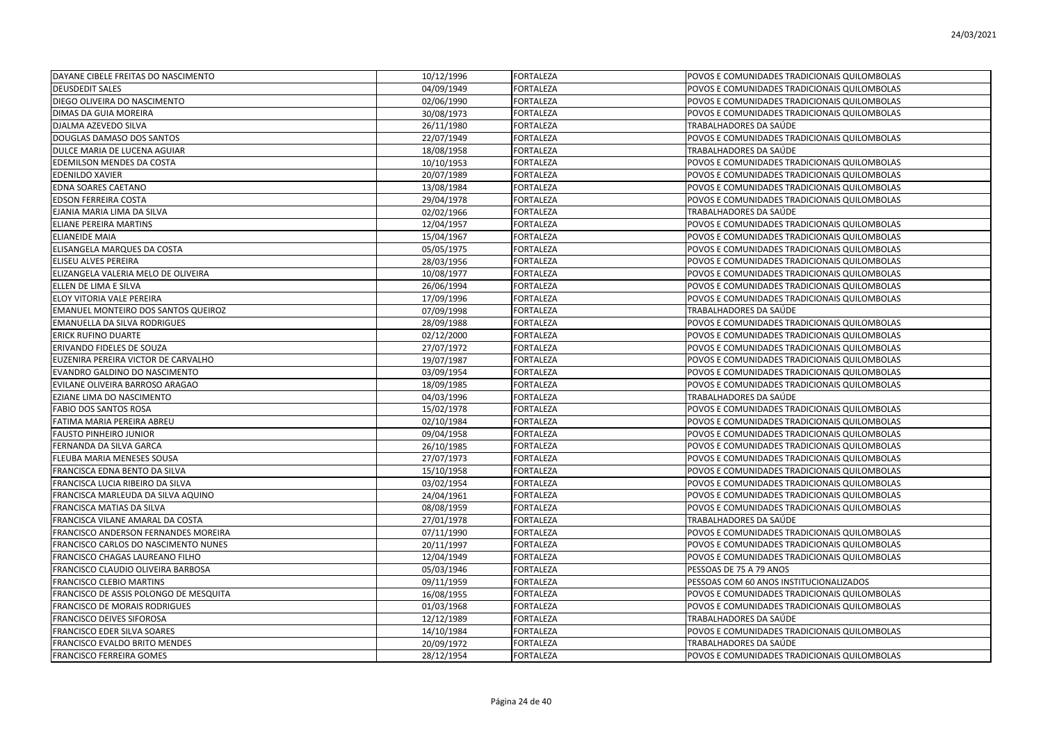| | | | |
|---|---|---|---|
| DAYANE CIBELE FREITAS DO NASCIMENTO | 10/12/1996 | FORTALEZA | POVOS E COMUNIDADES TRADICIONAIS QUILOMBOLAS |
| DEUSDEDIT SALES | 04/09/1949 | FORTALEZA | POVOS E COMUNIDADES TRADICIONAIS QUILOMBOLAS |
| DIEGO OLIVEIRA DO NASCIMENTO | 02/06/1990 | FORTALEZA | POVOS E COMUNIDADES TRADICIONAIS QUILOMBOLAS |
| DIMAS DA GUIA MOREIRA | 30/08/1973 | FORTALEZA | POVOS E COMUNIDADES TRADICIONAIS QUILOMBOLAS |
| DJALMA AZEVEDO SILVA | 26/11/1980 | FORTALEZA | TRABALHADORES DA SAÚDE |
| DOUGLAS DAMASO DOS SANTOS | 22/07/1949 | FORTALEZA | POVOS E COMUNIDADES TRADICIONAIS QUILOMBOLAS |
| DULCE MARIA DE LUCENA AGUIAR | 18/08/1958 | FORTALEZA | TRABALHADORES DA SAÚDE |
| EDEMILSON MENDES DA COSTA | 10/10/1953 | FORTALEZA | POVOS E COMUNIDADES TRADICIONAIS QUILOMBOLAS |
| EDENILDO XAVIER | 20/07/1989 | FORTALEZA | POVOS E COMUNIDADES TRADICIONAIS QUILOMBOLAS |
| EDNA SOARES CAETANO | 13/08/1984 | FORTALEZA | POVOS E COMUNIDADES TRADICIONAIS QUILOMBOLAS |
| EDSON FERREIRA COSTA | 29/04/1978 | FORTALEZA | POVOS E COMUNIDADES TRADICIONAIS QUILOMBOLAS |
| EJANIA MARIA LIMA DA SILVA | 02/02/1966 | FORTALEZA | TRABALHADORES DA SAÚDE |
| ELIANE PEREIRA MARTINS | 12/04/1957 | FORTALEZA | POVOS E COMUNIDADES TRADICIONAIS QUILOMBOLAS |
| ELIANEIDE MAIA | 15/04/1967 | FORTALEZA | POVOS E COMUNIDADES TRADICIONAIS QUILOMBOLAS |
| ELISANGELA MARQUES DA COSTA | 05/05/1975 | FORTALEZA | POVOS E COMUNIDADES TRADICIONAIS QUILOMBOLAS |
| ELISEU ALVES PEREIRA | 28/03/1956 | FORTALEZA | POVOS E COMUNIDADES TRADICIONAIS QUILOMBOLAS |
| ELIZANGELA VALERIA MELO DE OLIVEIRA | 10/08/1977 | FORTALEZA | POVOS E COMUNIDADES TRADICIONAIS QUILOMBOLAS |
| ELLEN DE LIMA E SILVA | 26/06/1994 | FORTALEZA | POVOS E COMUNIDADES TRADICIONAIS QUILOMBOLAS |
| ELOY VITORIA VALE PEREIRA | 17/09/1996 | FORTALEZA | POVOS E COMUNIDADES TRADICIONAIS QUILOMBOLAS |
| EMANUEL MONTEIRO DOS SANTOS QUEIROZ | 07/09/1998 | FORTALEZA | TRABALHADORES DA SAÚDE |
| EMANUELLA DA SILVA RODRIGUES | 28/09/1988 | FORTALEZA | POVOS E COMUNIDADES TRADICIONAIS QUILOMBOLAS |
| ERICK RUFINO DUARTE | 02/12/2000 | FORTALEZA | POVOS E COMUNIDADES TRADICIONAIS QUILOMBOLAS |
| ERIVANDO FIDELES DE SOUZA | 27/07/1972 | FORTALEZA | POVOS E COMUNIDADES TRADICIONAIS QUILOMBOLAS |
| EUZENIRA PEREIRA VICTOR DE CARVALHO | 19/07/1987 | FORTALEZA | POVOS E COMUNIDADES TRADICIONAIS QUILOMBOLAS |
| EVANDRO GALDINO DO NASCIMENTO | 03/09/1954 | FORTALEZA | POVOS E COMUNIDADES TRADICIONAIS QUILOMBOLAS |
| EVILANE OLIVEIRA BARROSO ARAGAO | 18/09/1985 | FORTALEZA | POVOS E COMUNIDADES TRADICIONAIS QUILOMBOLAS |
| EZIANE LIMA DO NASCIMENTO | 04/03/1996 | FORTALEZA | TRABALHADORES DA SAÚDE |
| FABIO DOS SANTOS ROSA | 15/02/1978 | FORTALEZA | POVOS E COMUNIDADES TRADICIONAIS QUILOMBOLAS |
| FATIMA MARIA PEREIRA ABREU | 02/10/1984 | FORTALEZA | POVOS E COMUNIDADES TRADICIONAIS QUILOMBOLAS |
| FAUSTO PINHEIRO JUNIOR | 09/04/1958 | FORTALEZA | POVOS E COMUNIDADES TRADICIONAIS QUILOMBOLAS |
| FERNANDA DA SILVA GARCA | 26/10/1985 | FORTALEZA | POVOS E COMUNIDADES TRADICIONAIS QUILOMBOLAS |
| FLEUBA MARIA MENESES SOUSA | 27/07/1973 | FORTALEZA | POVOS E COMUNIDADES TRADICIONAIS QUILOMBOLAS |
| FRANCISCA EDNA BENTO DA SILVA | 15/10/1958 | FORTALEZA | POVOS E COMUNIDADES TRADICIONAIS QUILOMBOLAS |
| FRANCISCA LUCIA RIBEIRO DA SILVA | 03/02/1954 | FORTALEZA | POVOS E COMUNIDADES TRADICIONAIS QUILOMBOLAS |
| FRANCISCA MARLEUDA DA SILVA AQUINO | 24/04/1961 | FORTALEZA | POVOS E COMUNIDADES TRADICIONAIS QUILOMBOLAS |
| FRANCISCA MATIAS DA SILVA | 08/08/1959 | FORTALEZA | POVOS E COMUNIDADES TRADICIONAIS QUILOMBOLAS |
| FRANCISCA VILANE AMARAL DA COSTA | 27/01/1978 | FORTALEZA | TRABALHADORES DA SAÚDE |
| FRANCISCO ANDERSON FERNANDES MOREIRA | 07/11/1990 | FORTALEZA | POVOS E COMUNIDADES TRADICIONAIS QUILOMBOLAS |
| FRANCISCO CARLOS DO NASCIMENTO NUNES | 20/11/1997 | FORTALEZA | POVOS E COMUNIDADES TRADICIONAIS QUILOMBOLAS |
| FRANCISCO CHAGAS LAUREANO FILHO | 12/04/1949 | FORTALEZA | POVOS E COMUNIDADES TRADICIONAIS QUILOMBOLAS |
| FRANCISCO CLAUDIO OLIVEIRA BARBOSA | 05/03/1946 | FORTALEZA | PESSOAS DE 75 A 79 ANOS |
| FRANCISCO CLEBIO MARTINS | 09/11/1959 | FORTALEZA | PESSOAS COM 60 ANOS INSTITUCIONALIZADOS |
| FRANCISCO DE ASSIS POLONGO DE MESQUITA | 16/08/1955 | FORTALEZA | POVOS E COMUNIDADES TRADICIONAIS QUILOMBOLAS |
| FRANCISCO DE MORAIS RODRIGUES | 01/03/1968 | FORTALEZA | POVOS E COMUNIDADES TRADICIONAIS QUILOMBOLAS |
| FRANCISCO DEIVES SIFOROSA | 12/12/1989 | FORTALEZA | TRABALHADORES DA SAÚDE |
| FRANCISCO EDER SILVA SOARES | 14/10/1984 | FORTALEZA | POVOS E COMUNIDADES TRADICIONAIS QUILOMBOLAS |
| FRANCISCO EVALDO BRITO MENDES | 20/09/1972 | FORTALEZA | TRABALHADORES DA SAÚDE |
| FRANCISCO FERREIRA GOMES | 28/12/1954 | FORTALEZA | POVOS E COMUNIDADES TRADICIONAIS QUILOMBOLAS |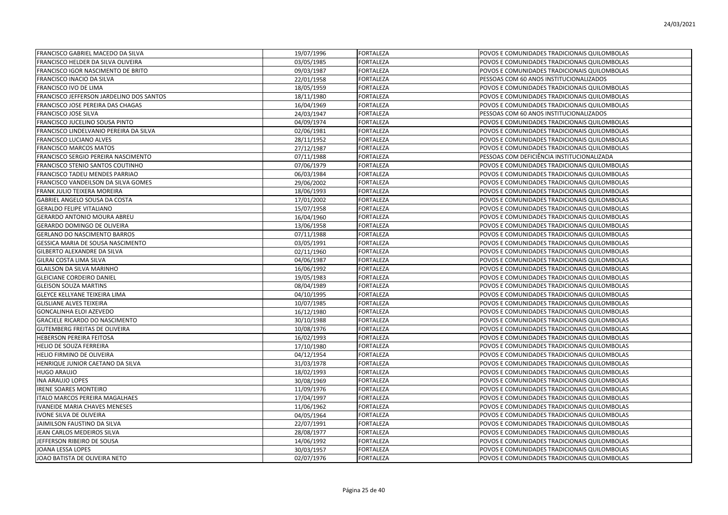| | | | |
|---|---|---|---|
| FRANCISCO GABRIEL MACEDO DA SILVA | 19/07/1996 | FORTALEZA | POVOS E COMUNIDADES TRADICIONAIS QUILOMBOLAS |
| FRANCISCO HELDER DA SILVA OLIVEIRA | 03/05/1985 | FORTALEZA | POVOS E COMUNIDADES TRADICIONAIS QUILOMBOLAS |
| FRANCISCO IGOR NASCIMENTO DE BRITO | 09/03/1987 | FORTALEZA | POVOS E COMUNIDADES TRADICIONAIS QUILOMBOLAS |
| FRANCISCO INACIO DA SILVA | 22/01/1958 | FORTALEZA | PESSOAS COM 60 ANOS INSTITUCIONALIZADOS |
| FRANCISCO IVO DE LIMA | 18/05/1959 | FORTALEZA | POVOS E COMUNIDADES TRADICIONAIS QUILOMBOLAS |
| FRANCISCO JEFFERSON JARDELINO DOS SANTOS | 18/11/1980 | FORTALEZA | POVOS E COMUNIDADES TRADICIONAIS QUILOMBOLAS |
| FRANCISCO JOSE PEREIRA DAS CHAGAS | 16/04/1969 | FORTALEZA | POVOS E COMUNIDADES TRADICIONAIS QUILOMBOLAS |
| FRANCISCO JOSE SILVA | 24/03/1947 | FORTALEZA | PESSOAS COM 60 ANOS INSTITUCIONALIZADOS |
| FRANCISCO JUCELINO SOUSA PINTO | 04/09/1974 | FORTALEZA | POVOS E COMUNIDADES TRADICIONAIS QUILOMBOLAS |
| FRANCISCO LINDELVANIO PEREIRA DA SILVA | 02/06/1981 | FORTALEZA | POVOS E COMUNIDADES TRADICIONAIS QUILOMBOLAS |
| FRANCISCO LUCIANO ALVES | 28/11/1952 | FORTALEZA | POVOS E COMUNIDADES TRADICIONAIS QUILOMBOLAS |
| FRANCISCO MARCOS MATOS | 27/12/1987 | FORTALEZA | POVOS E COMUNIDADES TRADICIONAIS QUILOMBOLAS |
| FRANCISCO SERGIO PEREIRA NASCIMENTO | 07/11/1988 | FORTALEZA | PESSOAS COM DEFICIÊNCIA INSTITUCIONALIZADA |
| FRANCISCO STENIO SANTOS COUTINHO | 07/06/1979 | FORTALEZA | POVOS E COMUNIDADES TRADICIONAIS QUILOMBOLAS |
| FRANCISCO TADEU MENDES PARRIAO | 06/03/1984 | FORTALEZA | POVOS E COMUNIDADES TRADICIONAIS QUILOMBOLAS |
| FRANCISCO VANDEILSON DA SILVA GOMES | 29/06/2002 | FORTALEZA | POVOS E COMUNIDADES TRADICIONAIS QUILOMBOLAS |
| FRANK JULIO TEIXERA MOREIRA | 18/06/1993 | FORTALEZA | POVOS E COMUNIDADES TRADICIONAIS QUILOMBOLAS |
| GABRIEL ANGELO SOUSA DA COSTA | 17/01/2002 | FORTALEZA | POVOS E COMUNIDADES TRADICIONAIS QUILOMBOLAS |
| GERALDO FELIPE VITALIANO | 15/07/1958 | FORTALEZA | POVOS E COMUNIDADES TRADICIONAIS QUILOMBOLAS |
| GERARDO ANTONIO MOURA ABREU | 16/04/1960 | FORTALEZA | POVOS E COMUNIDADES TRADICIONAIS QUILOMBOLAS |
| GERARDO DOMINGO DE OLIVEIRA | 13/06/1958 | FORTALEZA | POVOS E COMUNIDADES TRADICIONAIS QUILOMBOLAS |
| GERLANO DO NASCIMENTO BARROS | 07/11/1988 | FORTALEZA | POVOS E COMUNIDADES TRADICIONAIS QUILOMBOLAS |
| GESSICA MARIA DE SOUSA NASCIMENTO | 03/05/1991 | FORTALEZA | POVOS E COMUNIDADES TRADICIONAIS QUILOMBOLAS |
| GILBERTO ALEXANDRE DA SILVA | 02/11/1960 | FORTALEZA | POVOS E COMUNIDADES TRADICIONAIS QUILOMBOLAS |
| GILRAI COSTA LIMA SILVA | 04/06/1987 | FORTALEZA | POVOS E COMUNIDADES TRADICIONAIS QUILOMBOLAS |
| GLAILSON DA SILVA MARINHO | 16/06/1992 | FORTALEZA | POVOS E COMUNIDADES TRADICIONAIS QUILOMBOLAS |
| GLEICIANE CORDEIRO DANIEL | 19/05/1983 | FORTALEZA | POVOS E COMUNIDADES TRADICIONAIS QUILOMBOLAS |
| GLEISON SOUZA MARTINS | 08/04/1989 | FORTALEZA | POVOS E COMUNIDADES TRADICIONAIS QUILOMBOLAS |
| GLEYCE KELLYANE TEIXEIRA LIMA | 04/10/1995 | FORTALEZA | POVOS E COMUNIDADES TRADICIONAIS QUILOMBOLAS |
| GLISLIANE ALVES TEIXEIRA | 10/07/1985 | FORTALEZA | POVOS E COMUNIDADES TRADICIONAIS QUILOMBOLAS |
| GONCALINHA ELOI AZEVEDO | 16/12/1980 | FORTALEZA | POVOS E COMUNIDADES TRADICIONAIS QUILOMBOLAS |
| GRACIELE RICARDO DO NASCIMENTO | 30/10/1988 | FORTALEZA | POVOS E COMUNIDADES TRADICIONAIS QUILOMBOLAS |
| GUTEMBERG FREITAS DE OLIVEIRA | 10/08/1976 | FORTALEZA | POVOS E COMUNIDADES TRADICIONAIS QUILOMBOLAS |
| HEBERSON PEREIRA FEITOSA | 16/02/1993 | FORTALEZA | POVOS E COMUNIDADES TRADICIONAIS QUILOMBOLAS |
| HELIO DE SOUZA FERREIRA | 17/10/1980 | FORTALEZA | POVOS E COMUNIDADES TRADICIONAIS QUILOMBOLAS |
| HELIO FIRMINO DE OLIVEIRA | 04/12/1954 | FORTALEZA | POVOS E COMUNIDADES TRADICIONAIS QUILOMBOLAS |
| HENRIQUE JUNIOR CAETANO DA SILVA | 31/03/1978 | FORTALEZA | POVOS E COMUNIDADES TRADICIONAIS QUILOMBOLAS |
| HUGO ARAUJO | 18/02/1993 | FORTALEZA | POVOS E COMUNIDADES TRADICIONAIS QUILOMBOLAS |
| INA ARAUJO LOPES | 30/08/1969 | FORTALEZA | POVOS E COMUNIDADES TRADICIONAIS QUILOMBOLAS |
| IRENE SOARES MONTEIRO | 11/09/1976 | FORTALEZA | POVOS E COMUNIDADES TRADICIONAIS QUILOMBOLAS |
| ITALO MARCOS PEREIRA MAGALHAES | 17/04/1997 | FORTALEZA | POVOS E COMUNIDADES TRADICIONAIS QUILOMBOLAS |
| IVANEIDE MARIA CHAVES MENESES | 11/06/1962 | FORTALEZA | POVOS E COMUNIDADES TRADICIONAIS QUILOMBOLAS |
| IVONE SILVA DE OLIVEIRA | 04/05/1964 | FORTALEZA | POVOS E COMUNIDADES TRADICIONAIS QUILOMBOLAS |
| JAIMILSON FAUSTINO DA SILVA | 22/07/1991 | FORTALEZA | POVOS E COMUNIDADES TRADICIONAIS QUILOMBOLAS |
| JEAN CARLOS MEDEIROS SILVA | 28/08/1977 | FORTALEZA | POVOS E COMUNIDADES TRADICIONAIS QUILOMBOLAS |
| JEFFERSON RIBEIRO DE SOUSA | 14/06/1992 | FORTALEZA | POVOS E COMUNIDADES TRADICIONAIS QUILOMBOLAS |
| JOANA LESSA LOPES | 30/03/1957 | FORTALEZA | POVOS E COMUNIDADES TRADICIONAIS QUILOMBOLAS |
| JOAO BATISTA DE OLIVEIRA NETO | 02/07/1976 | FORTALEZA | POVOS E COMUNIDADES TRADICIONAIS QUILOMBOLAS |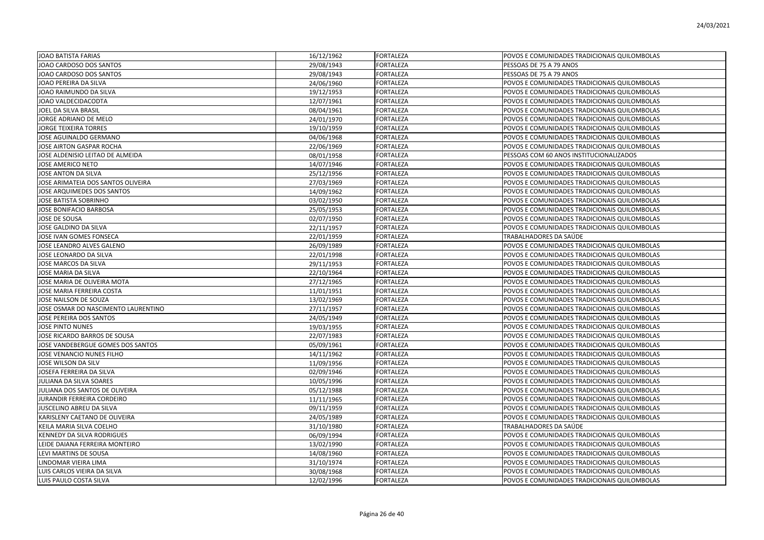| | | | |
|---|---|---|---|
| JOAO BATISTA FARIAS | 16/12/1962 | FORTALEZA | POVOS E COMUNIDADES TRADICIONAIS QUILOMBOLAS |
| JOAO CARDOSO DOS SANTOS | 29/08/1943 | FORTALEZA | PESSOAS DE 75 A 79 ANOS |
| JOAO CARDOSO DOS SANTOS | 29/08/1943 | FORTALEZA | PESSOAS DE 75 A 79 ANOS |
| JOAO PEREIRA DA SILVA | 24/06/1960 | FORTALEZA | POVOS E COMUNIDADES TRADICIONAIS QUILOMBOLAS |
| JOAO RAIMUNDO DA SILVA | 19/12/1953 | FORTALEZA | POVOS E COMUNIDADES TRADICIONAIS QUILOMBOLAS |
| JOAO VALDECIDACODTA | 12/07/1961 | FORTALEZA | POVOS E COMUNIDADES TRADICIONAIS QUILOMBOLAS |
| JOEL DA SILVA BRASIL | 08/04/1961 | FORTALEZA | POVOS E COMUNIDADES TRADICIONAIS QUILOMBOLAS |
| JORGE ADRIANO DE MELO | 24/01/1970 | FORTALEZA | POVOS E COMUNIDADES TRADICIONAIS QUILOMBOLAS |
| JORGE TEIXEIRA TORRES | 19/10/1959 | FORTALEZA | POVOS E COMUNIDADES TRADICIONAIS QUILOMBOLAS |
| JOSE AGUINALDO GERMANO | 04/06/1968 | FORTALEZA | POVOS E COMUNIDADES TRADICIONAIS QUILOMBOLAS |
| JOSE AIRTON GASPAR ROCHA | 22/06/1969 | FORTALEZA | POVOS E COMUNIDADES TRADICIONAIS QUILOMBOLAS |
| JOSE ALDENISIO LEITAO DE ALMEIDA | 08/01/1958 | FORTALEZA | PESSOAS COM 60 ANOS INSTITUCIONALIZADOS |
| JOSE AMERICO NETO | 14/07/1946 | FORTALEZA | POVOS E COMUNIDADES TRADICIONAIS QUILOMBOLAS |
| JOSE ANTON DA SILVA | 25/12/1956 | FORTALEZA | POVOS E COMUNIDADES TRADICIONAIS QUILOMBOLAS |
| JOSE ARIMATEIA DOS SANTOS OLIVEIRA | 27/03/1969 | FORTALEZA | POVOS E COMUNIDADES TRADICIONAIS QUILOMBOLAS |
| JOSE ARQUIMEDES DOS SANTOS | 14/09/1962 | FORTALEZA | POVOS E COMUNIDADES TRADICIONAIS QUILOMBOLAS |
| JOSE BATISTA SOBRINHO | 03/02/1950 | FORTALEZA | POVOS E COMUNIDADES TRADICIONAIS QUILOMBOLAS |
| JOSE BONIFACIO BARBOSA | 25/05/1953 | FORTALEZA | POVOS E COMUNIDADES TRADICIONAIS QUILOMBOLAS |
| JOSE DE SOUSA | 02/07/1950 | FORTALEZA | POVOS E COMUNIDADES TRADICIONAIS QUILOMBOLAS |
| JOSE GALDINO DA SILVA | 22/11/1957 | FORTALEZA | POVOS E COMUNIDADES TRADICIONAIS QUILOMBOLAS |
| JOSE IVAN GOMES FONSECA | 22/01/1959 | FORTALEZA | TRABALHADORES DA SAÚDE |
| JOSE LEANDRO ALVES GALENO | 26/09/1989 | FORTALEZA | POVOS E COMUNIDADES TRADICIONAIS QUILOMBOLAS |
| JOSE LEONARDO DA SILVA | 22/01/1998 | FORTALEZA | POVOS E COMUNIDADES TRADICIONAIS QUILOMBOLAS |
| JOSE MARCOS DA SILVA | 29/11/1953 | FORTALEZA | POVOS E COMUNIDADES TRADICIONAIS QUILOMBOLAS |
| JOSE MARIA DA SILVA | 22/10/1964 | FORTALEZA | POVOS E COMUNIDADES TRADICIONAIS QUILOMBOLAS |
| JOSE MARIA DE OLIVEIRA MOTA | 27/12/1965 | FORTALEZA | POVOS E COMUNIDADES TRADICIONAIS QUILOMBOLAS |
| JOSE MARIA FERREIRA COSTA | 11/01/1951 | FORTALEZA | POVOS E COMUNIDADES TRADICIONAIS QUILOMBOLAS |
| JOSE NAILSON DE SOUZA | 13/02/1969 | FORTALEZA | POVOS E COMUNIDADES TRADICIONAIS QUILOMBOLAS |
| JOSE OSMAR DO NASCIMENTO LAURENTINO | 27/11/1957 | FORTALEZA | POVOS E COMUNIDADES TRADICIONAIS QUILOMBOLAS |
| JOSE PEREIRA DOS SANTOS | 24/05/1949 | FORTALEZA | POVOS E COMUNIDADES TRADICIONAIS QUILOMBOLAS |
| JOSE PINTO NUNES | 19/03/1955 | FORTALEZA | POVOS E COMUNIDADES TRADICIONAIS QUILOMBOLAS |
| JOSE RICARDO BARROS DE SOUSA | 22/07/1983 | FORTALEZA | POVOS E COMUNIDADES TRADICIONAIS QUILOMBOLAS |
| JOSE VANDEBERGUE GOMES DOS SANTOS | 05/09/1961 | FORTALEZA | POVOS E COMUNIDADES TRADICIONAIS QUILOMBOLAS |
| JOSE VENANCIO NUNES FILHO | 14/11/1962 | FORTALEZA | POVOS E COMUNIDADES TRADICIONAIS QUILOMBOLAS |
| JOSE WILSON DA SILV | 11/09/1956 | FORTALEZA | POVOS E COMUNIDADES TRADICIONAIS QUILOMBOLAS |
| JOSEFA FERREIRA DA SILVA | 02/09/1946 | FORTALEZA | POVOS E COMUNIDADES TRADICIONAIS QUILOMBOLAS |
| JULIANA DA SILVA SOARES | 10/05/1996 | FORTALEZA | POVOS E COMUNIDADES TRADICIONAIS QUILOMBOLAS |
| JULIANA DOS SANTOS DE OLIVEIRA | 05/12/1988 | FORTALEZA | POVOS E COMUNIDADES TRADICIONAIS QUILOMBOLAS |
| JURANDIR FERREIRA CORDEIRO | 11/11/1965 | FORTALEZA | POVOS E COMUNIDADES TRADICIONAIS QUILOMBOLAS |
| JUSCELINO ABREU DA SILVA | 09/11/1959 | FORTALEZA | POVOS E COMUNIDADES TRADICIONAIS QUILOMBOLAS |
| KARISLENY CAETANO DE OLIVEIRA | 24/05/1989 | FORTALEZA | POVOS E COMUNIDADES TRADICIONAIS QUILOMBOLAS |
| KEILA MARIA SILVA COELHO | 31/10/1980 | FORTALEZA | TRABALHADORES DA SAÚDE |
| KENNEDY DA SILVA RODRIGUES | 06/09/1994 | FORTALEZA | POVOS E COMUNIDADES TRADICIONAIS QUILOMBOLAS |
| LEIDE DAIANA FERREIRA MONTEIRO | 13/02/1990 | FORTALEZA | POVOS E COMUNIDADES TRADICIONAIS QUILOMBOLAS |
| LEVI MARTINS DE SOUSA | 14/08/1960 | FORTALEZA | POVOS E COMUNIDADES TRADICIONAIS QUILOMBOLAS |
| LINDOMAR VIEIRA LIMA | 31/10/1974 | FORTALEZA | POVOS E COMUNIDADES TRADICIONAIS QUILOMBOLAS |
| LUIS CARLOS VIEIRA DA SILVA | 30/08/1968 | FORTALEZA | POVOS E COMUNIDADES TRADICIONAIS QUILOMBOLAS |
| LUIS PAULO COSTA SILVA | 12/02/1996 | FORTALEZA | POVOS E COMUNIDADES TRADICIONAIS QUILOMBOLAS |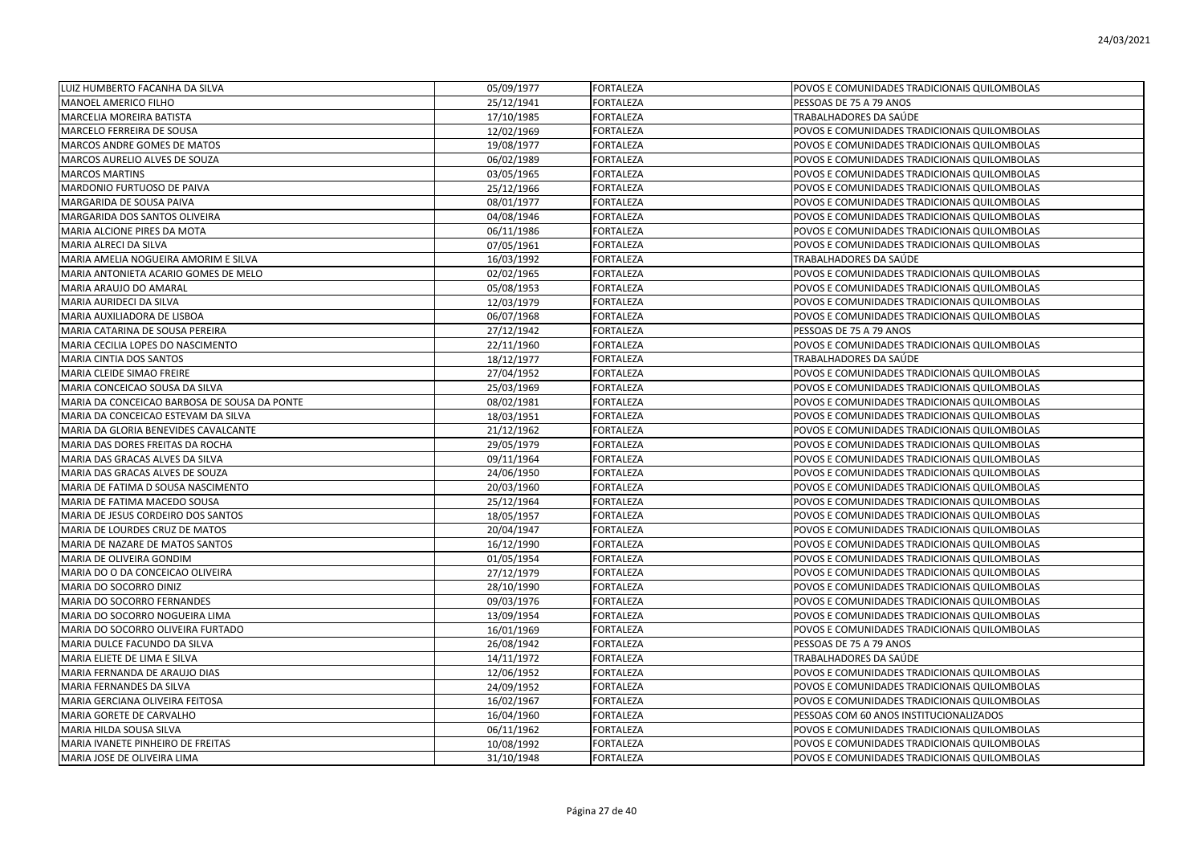| | | | |
|---|---|---|---|
| LUIZ HUMBERTO FACANHA DA SILVA | 05/09/1977 | FORTALEZA | POVOS E COMUNIDADES TRADICIONAIS QUILOMBOLAS |
| MANOEL AMERICO FILHO | 25/12/1941 | FORTALEZA | PESSOAS DE 75 A 79 ANOS |
| MARCELIA MOREIRA BATISTA | 17/10/1985 | FORTALEZA | TRABALHADORES DA SAÚDE |
| MARCELO FERREIRA DE SOUSA | 12/02/1969 | FORTALEZA | POVOS E COMUNIDADES TRADICIONAIS QUILOMBOLAS |
| MARCOS ANDRE GOMES DE MATOS | 19/08/1977 | FORTALEZA | POVOS E COMUNIDADES TRADICIONAIS QUILOMBOLAS |
| MARCOS AURELIO ALVES DE SOUZA | 06/02/1989 | FORTALEZA | POVOS E COMUNIDADES TRADICIONAIS QUILOMBOLAS |
| MARCOS MARTINS | 03/05/1965 | FORTALEZA | POVOS E COMUNIDADES TRADICIONAIS QUILOMBOLAS |
| MARDONIO FURTUOSO DE PAIVA | 25/12/1966 | FORTALEZA | POVOS E COMUNIDADES TRADICIONAIS QUILOMBOLAS |
| MARGARIDA DE SOUSA PAIVA | 08/01/1977 | FORTALEZA | POVOS E COMUNIDADES TRADICIONAIS QUILOMBOLAS |
| MARGARIDA DOS SANTOS OLIVEIRA | 04/08/1946 | FORTALEZA | POVOS E COMUNIDADES TRADICIONAIS QUILOMBOLAS |
| MARIA ALCIONE PIRES DA MOTA | 06/11/1986 | FORTALEZA | POVOS E COMUNIDADES TRADICIONAIS QUILOMBOLAS |
| MARIA ALRECI DA SILVA | 07/05/1961 | FORTALEZA | POVOS E COMUNIDADES TRADICIONAIS QUILOMBOLAS |
| MARIA AMELIA NOGUEIRA AMORIM E SILVA | 16/03/1992 | FORTALEZA | TRABALHADORES DA SAÚDE |
| MARIA ANTONIETA ACARIO GOMES DE MELO | 02/02/1965 | FORTALEZA | POVOS E COMUNIDADES TRADICIONAIS QUILOMBOLAS |
| MARIA ARAUJO DO AMARAL | 05/08/1953 | FORTALEZA | POVOS E COMUNIDADES TRADICIONAIS QUILOMBOLAS |
| MARIA AURIDECI DA SILVA | 12/03/1979 | FORTALEZA | POVOS E COMUNIDADES TRADICIONAIS QUILOMBOLAS |
| MARIA AUXILIADORA DE LISBOA | 06/07/1968 | FORTALEZA | POVOS E COMUNIDADES TRADICIONAIS QUILOMBOLAS |
| MARIA CATARINA DE SOUSA PEREIRA | 27/12/1942 | FORTALEZA | PESSOAS DE 75 A 79 ANOS |
| MARIA CECILIA LOPES DO NASCIMENTO | 22/11/1960 | FORTALEZA | POVOS E COMUNIDADES TRADICIONAIS QUILOMBOLAS |
| MARIA CINTIA DOS SANTOS | 18/12/1977 | FORTALEZA | TRABALHADORES DA SAÚDE |
| MARIA CLEIDE SIMAO FREIRE | 27/04/1952 | FORTALEZA | POVOS E COMUNIDADES TRADICIONAIS QUILOMBOLAS |
| MARIA CONCEICAO SOUSA DA SILVA | 25/03/1969 | FORTALEZA | POVOS E COMUNIDADES TRADICIONAIS QUILOMBOLAS |
| MARIA DA CONCEICAO BARBOSA DE SOUSA DA PONTE | 08/02/1981 | FORTALEZA | POVOS E COMUNIDADES TRADICIONAIS QUILOMBOLAS |
| MARIA DA CONCEICAO ESTEVAM DA SILVA | 18/03/1951 | FORTALEZA | POVOS E COMUNIDADES TRADICIONAIS QUILOMBOLAS |
| MARIA DA GLORIA BENEVIDES CAVALCANTE | 21/12/1962 | FORTALEZA | POVOS E COMUNIDADES TRADICIONAIS QUILOMBOLAS |
| MARIA DAS DORES FREITAS DA ROCHA | 29/05/1979 | FORTALEZA | POVOS E COMUNIDADES TRADICIONAIS QUILOMBOLAS |
| MARIA DAS GRACAS ALVES DA SILVA | 09/11/1964 | FORTALEZA | POVOS E COMUNIDADES TRADICIONAIS QUILOMBOLAS |
| MARIA DAS GRACAS ALVES DE SOUZA | 24/06/1950 | FORTALEZA | POVOS E COMUNIDADES TRADICIONAIS QUILOMBOLAS |
| MARIA DE FATIMA D SOUSA NASCIMENTO | 20/03/1960 | FORTALEZA | POVOS E COMUNIDADES TRADICIONAIS QUILOMBOLAS |
| MARIA DE FATIMA MACEDO SOUSA | 25/12/1964 | FORTALEZA | POVOS E COMUNIDADES TRADICIONAIS QUILOMBOLAS |
| MARIA DE JESUS CORDEIRO DOS SANTOS | 18/05/1957 | FORTALEZA | POVOS E COMUNIDADES TRADICIONAIS QUILOMBOLAS |
| MARIA DE LOURDES CRUZ DE MATOS | 20/04/1947 | FORTALEZA | POVOS E COMUNIDADES TRADICIONAIS QUILOMBOLAS |
| MARIA DE NAZARE DE MATOS SANTOS | 16/12/1990 | FORTALEZA | POVOS E COMUNIDADES TRADICIONAIS QUILOMBOLAS |
| MARIA DE OLIVEIRA GONDIM | 01/05/1954 | FORTALEZA | POVOS E COMUNIDADES TRADICIONAIS QUILOMBOLAS |
| MARIA DO O DA CONCEICAO OLIVEIRA | 27/12/1979 | FORTALEZA | POVOS E COMUNIDADES TRADICIONAIS QUILOMBOLAS |
| MARIA DO SOCORRO DINIZ | 28/10/1990 | FORTALEZA | POVOS E COMUNIDADES TRADICIONAIS QUILOMBOLAS |
| MARIA DO SOCORRO FERNANDES | 09/03/1976 | FORTALEZA | POVOS E COMUNIDADES TRADICIONAIS QUILOMBOLAS |
| MARIA DO SOCORRO NOGUEIRA LIMA | 13/09/1954 | FORTALEZA | POVOS E COMUNIDADES TRADICIONAIS QUILOMBOLAS |
| MARIA DO SOCORRO OLIVEIRA FURTADO | 16/01/1969 | FORTALEZA | POVOS E COMUNIDADES TRADICIONAIS QUILOMBOLAS |
| MARIA DULCE FACUNDO DA SILVA | 26/08/1942 | FORTALEZA | PESSOAS DE 75 A 79 ANOS |
| MARIA ELIETE DE LIMA E SILVA | 14/11/1972 | FORTALEZA | TRABALHADORES DA SAÚDE |
| MARIA FERNANDA DE ARAUJO DIAS | 12/06/1952 | FORTALEZA | POVOS E COMUNIDADES TRADICIONAIS QUILOMBOLAS |
| MARIA FERNANDES DA SILVA | 24/09/1952 | FORTALEZA | POVOS E COMUNIDADES TRADICIONAIS QUILOMBOLAS |
| MARIA GERCIANA OLIVEIRA FEITOSA | 16/02/1967 | FORTALEZA | POVOS E COMUNIDADES TRADICIONAIS QUILOMBOLAS |
| MARIA GORETE DE CARVALHO | 16/04/1960 | FORTALEZA | PESSOAS COM 60 ANOS INSTITUCIONALIZADOS |
| MARIA HILDA SOUSA SILVA | 06/11/1962 | FORTALEZA | POVOS E COMUNIDADES TRADICIONAIS QUILOMBOLAS |
| MARIA IVANETE PINHEIRO DE FREITAS | 10/08/1992 | FORTALEZA | POVOS E COMUNIDADES TRADICIONAIS QUILOMBOLAS |
| MARIA JOSE DE OLIVEIRA LIMA | 31/10/1948 | FORTALEZA | POVOS E COMUNIDADES TRADICIONAIS QUILOMBOLAS |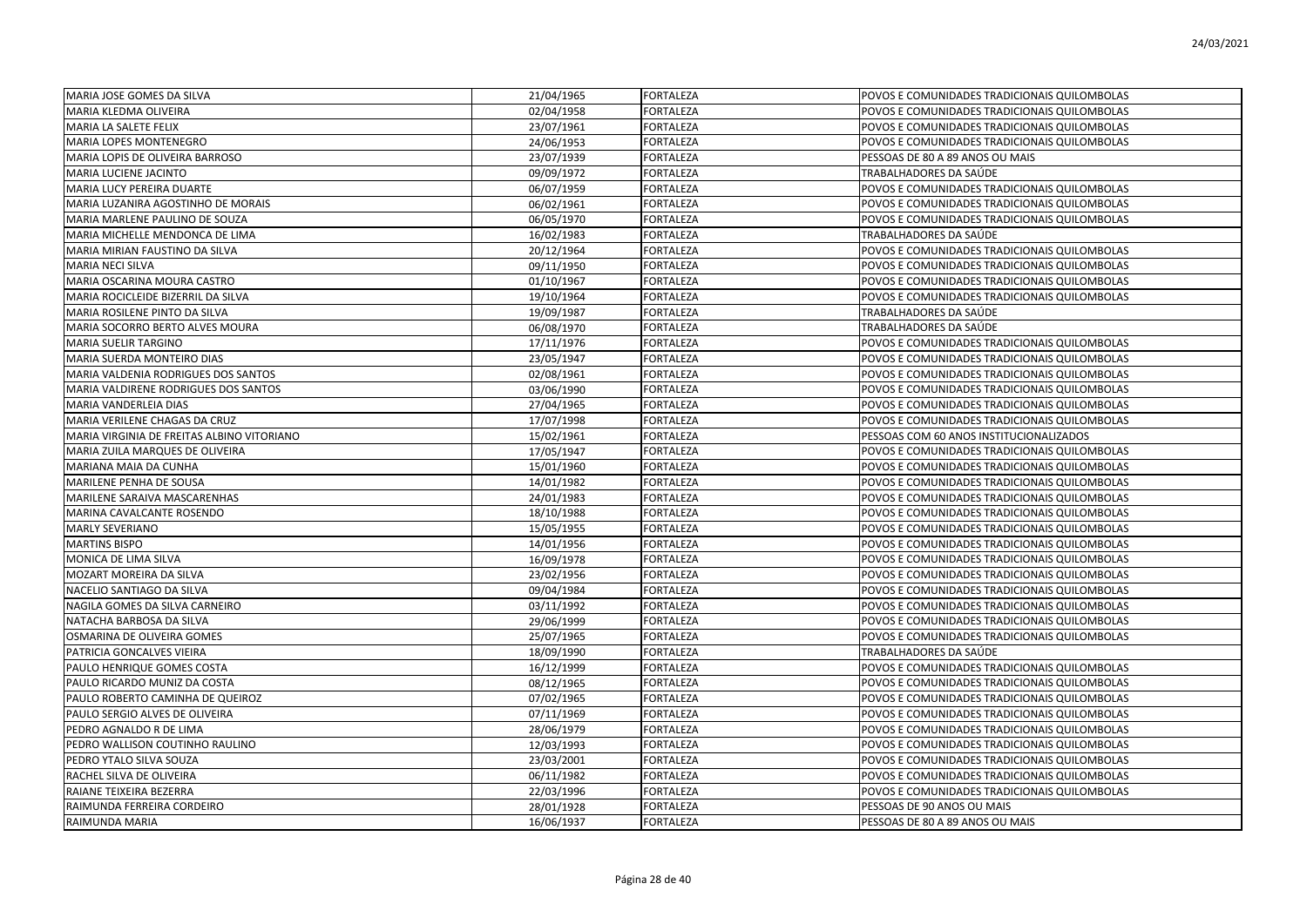| MARIA JOSE GOMES DA SILVA | 21/04/1965 | FORTALEZA | POVOS E COMUNIDADES TRADICIONAIS QUILOMBOLAS |
|---|---|---|---|
| MARIA KLEDMA OLIVEIRA | 02/04/1958 | FORTALEZA | POVOS E COMUNIDADES TRADICIONAIS QUILOMBOLAS |
| MARIA LA SALETE FELIX | 23/07/1961 | FORTALEZA | POVOS E COMUNIDADES TRADICIONAIS QUILOMBOLAS |
| MARIA LOPES MONTENEGRO | 24/06/1953 | FORTALEZA | POVOS E COMUNIDADES TRADICIONAIS QUILOMBOLAS |
| MARIA LOPIS DE OLIVEIRA BARROSO | 23/07/1939 | FORTALEZA | PESSOAS DE 80 A 89 ANOS OU MAIS |
| MARIA LUCIENE JACINTO | 09/09/1972 | FORTALEZA | TRABALHADORES DA SAÚDE |
| MARIA LUCY PEREIRA DUARTE | 06/07/1959 | FORTALEZA | POVOS E COMUNIDADES TRADICIONAIS QUILOMBOLAS |
| MARIA LUZANIRA AGOSTINHO DE MORAIS | 06/02/1961 | FORTALEZA | POVOS E COMUNIDADES TRADICIONAIS QUILOMBOLAS |
| MARIA MARLENE PAULINO DE SOUZA | 06/05/1970 | FORTALEZA | POVOS E COMUNIDADES TRADICIONAIS QUILOMBOLAS |
| MARIA MICHELLE MENDONCA DE LIMA | 16/02/1983 | FORTALEZA | TRABALHADORES DA SAÚDE |
| MARIA MIRIAN FAUSTINO DA SILVA | 20/12/1964 | FORTALEZA | POVOS E COMUNIDADES TRADICIONAIS QUILOMBOLAS |
| MARIA NECI SILVA | 09/11/1950 | FORTALEZA | POVOS E COMUNIDADES TRADICIONAIS QUILOMBOLAS |
| MARIA OSCARINA MOURA CASTRO | 01/10/1967 | FORTALEZA | POVOS E COMUNIDADES TRADICIONAIS QUILOMBOLAS |
| MARIA ROCICLEIDE BIZERRIL DA SILVA | 19/10/1964 | FORTALEZA | POVOS E COMUNIDADES TRADICIONAIS QUILOMBOLAS |
| MARIA ROSILENE PINTO DA SILVA | 19/09/1987 | FORTALEZA | TRABALHADORES DA SAÚDE |
| MARIA SOCORRO BERTO ALVES MOURA | 06/08/1970 | FORTALEZA | TRABALHADORES DA SAÚDE |
| MARIA SUELIR TARGINO | 17/11/1976 | FORTALEZA | POVOS E COMUNIDADES TRADICIONAIS QUILOMBOLAS |
| MARIA SUERDA MONTEIRO DIAS | 23/05/1947 | FORTALEZA | POVOS E COMUNIDADES TRADICIONAIS QUILOMBOLAS |
| MARIA VALDENIA RODRIGUES DOS SANTOS | 02/08/1961 | FORTALEZA | POVOS E COMUNIDADES TRADICIONAIS QUILOMBOLAS |
| MARIA VALDIRENE RODRIGUES DOS SANTOS | 03/06/1990 | FORTALEZA | POVOS E COMUNIDADES TRADICIONAIS QUILOMBOLAS |
| MARIA VANDERLEIA DIAS | 27/04/1965 | FORTALEZA | POVOS E COMUNIDADES TRADICIONAIS QUILOMBOLAS |
| MARIA VERILENE CHAGAS DA CRUZ | 17/07/1998 | FORTALEZA | POVOS E COMUNIDADES TRADICIONAIS QUILOMBOLAS |
| MARIA VIRGINIA DE FREITAS ALBINO VITORIANO | 15/02/1961 | FORTALEZA | PESSOAS COM 60 ANOS INSTITUCIONALIZADOS |
| MARIA ZUILA MARQUES DE OLIVEIRA | 17/05/1947 | FORTALEZA | POVOS E COMUNIDADES TRADICIONAIS QUILOMBOLAS |
| MARIANA MAIA DA CUNHA | 15/01/1960 | FORTALEZA | POVOS E COMUNIDADES TRADICIONAIS QUILOMBOLAS |
| MARILENE PENHA DE SOUSA | 14/01/1982 | FORTALEZA | POVOS E COMUNIDADES TRADICIONAIS QUILOMBOLAS |
| MARILENE SARAIVA MASCARENHAS | 24/01/1983 | FORTALEZA | POVOS E COMUNIDADES TRADICIONAIS QUILOMBOLAS |
| MARINA CAVALCANTE ROSENDO | 18/10/1988 | FORTALEZA | POVOS E COMUNIDADES TRADICIONAIS QUILOMBOLAS |
| MARLY SEVERIANO | 15/05/1955 | FORTALEZA | POVOS E COMUNIDADES TRADICIONAIS QUILOMBOLAS |
| MARTINS BISPO | 14/01/1956 | FORTALEZA | POVOS E COMUNIDADES TRADICIONAIS QUILOMBOLAS |
| MONICA DE LIMA SILVA | 16/09/1978 | FORTALEZA | POVOS E COMUNIDADES TRADICIONAIS QUILOMBOLAS |
| MOZART MOREIRA DA SILVA | 23/02/1956 | FORTALEZA | POVOS E COMUNIDADES TRADICIONAIS QUILOMBOLAS |
| NACELIO SANTIAGO DA SILVA | 09/04/1984 | FORTALEZA | POVOS E COMUNIDADES TRADICIONAIS QUILOMBOLAS |
| NAGILA GOMES DA SILVA CARNEIRO | 03/11/1992 | FORTALEZA | POVOS E COMUNIDADES TRADICIONAIS QUILOMBOLAS |
| NATACHA BARBOSA DA SILVA | 29/06/1999 | FORTALEZA | POVOS E COMUNIDADES TRADICIONAIS QUILOMBOLAS |
| OSMARINA DE OLIVEIRA GOMES | 25/07/1965 | FORTALEZA | POVOS E COMUNIDADES TRADICIONAIS QUILOMBOLAS |
| PATRICIA GONCALVES VIEIRA | 18/09/1990 | FORTALEZA | TRABALHADORES DA SAÚDE |
| PAULO HENRIQUE GOMES COSTA | 16/12/1999 | FORTALEZA | POVOS E COMUNIDADES TRADICIONAIS QUILOMBOLAS |
| PAULO RICARDO MUNIZ DA COSTA | 08/12/1965 | FORTALEZA | POVOS E COMUNIDADES TRADICIONAIS QUILOMBOLAS |
| PAULO ROBERTO CAMINHA DE QUEIROZ | 07/02/1965 | FORTALEZA | POVOS E COMUNIDADES TRADICIONAIS QUILOMBOLAS |
| PAULO SERGIO ALVES DE OLIVEIRA | 07/11/1969 | FORTALEZA | POVOS E COMUNIDADES TRADICIONAIS QUILOMBOLAS |
| PEDRO AGNALDO R DE LIMA | 28/06/1979 | FORTALEZA | POVOS E COMUNIDADES TRADICIONAIS QUILOMBOLAS |
| PEDRO WALLISON COUTINHO RAULINO | 12/03/1993 | FORTALEZA | POVOS E COMUNIDADES TRADICIONAIS QUILOMBOLAS |
| PEDRO YTALO SILVA SOUZA | 23/03/2001 | FORTALEZA | POVOS E COMUNIDADES TRADICIONAIS QUILOMBOLAS |
| RACHEL SILVA DE OLIVEIRA | 06/11/1982 | FORTALEZA | POVOS E COMUNIDADES TRADICIONAIS QUILOMBOLAS |
| RAIANE TEIXEIRA BEZERRA | 22/03/1996 | FORTALEZA | POVOS E COMUNIDADES TRADICIONAIS QUILOMBOLAS |
| RAIMUNDA FERREIRA CORDEIRO | 28/01/1928 | FORTALEZA | PESSOAS DE 90 ANOS OU MAIS |
| RAIMUNDA MARIA | 16/06/1937 | FORTALEZA | PESSOAS DE 80 A 89 ANOS OU MAIS |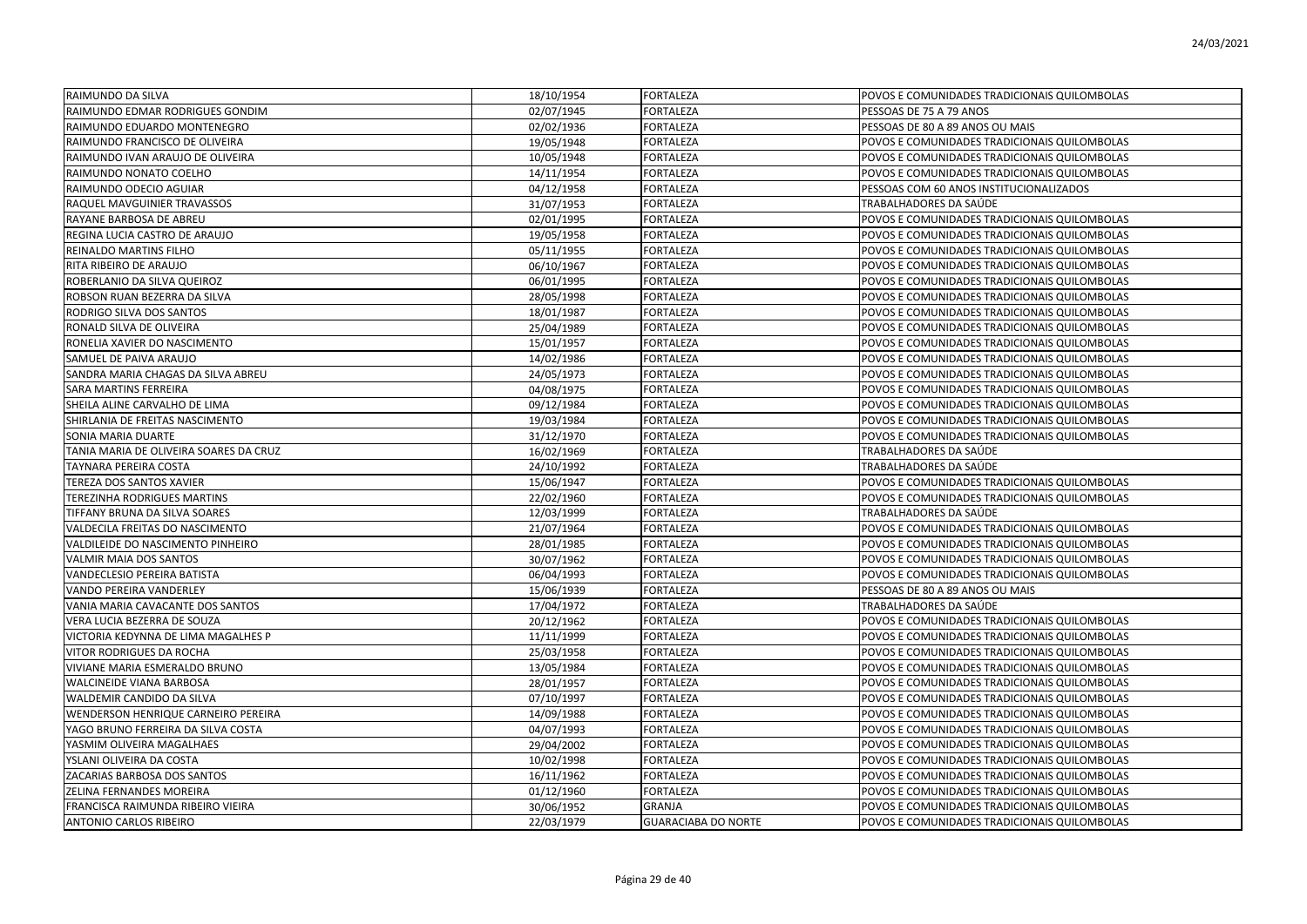| | | | |
|---|---|---|---|
| RAIMUNDO DA SILVA | 18/10/1954 | FORTALEZA | POVOS E COMUNIDADES TRADICIONAIS QUILOMBOLAS |
| RAIMUNDO EDMAR RODRIGUES GONDIM | 02/07/1945 | FORTALEZA | PESSOAS DE 75 A 79 ANOS |
| RAIMUNDO EDUARDO MONTENEGRO | 02/02/1936 | FORTALEZA | PESSOAS DE 80 A 89 ANOS OU MAIS |
| RAIMUNDO FRANCISCO DE OLIVEIRA | 19/05/1948 | FORTALEZA | POVOS E COMUNIDADES TRADICIONAIS QUILOMBOLAS |
| RAIMUNDO IVAN ARAUJO DE OLIVEIRA | 10/05/1948 | FORTALEZA | POVOS E COMUNIDADES TRADICIONAIS QUILOMBOLAS |
| RAIMUNDO NONATO COELHO | 14/11/1954 | FORTALEZA | POVOS E COMUNIDADES TRADICIONAIS QUILOMBOLAS |
| RAIMUNDO ODECIO AGUIAR | 04/12/1958 | FORTALEZA | PESSOAS COM 60 ANOS INSTITUCIONALIZADOS |
| RAQUEL MAVGUINIER TRAVASSOS | 31/07/1953 | FORTALEZA | TRABALHADORES DA SAÚDE |
| RAYANE BARBOSA DE ABREU | 02/01/1995 | FORTALEZA | POVOS E COMUNIDADES TRADICIONAIS QUILOMBOLAS |
| REGINA LUCIA CASTRO DE ARAUJO | 19/05/1958 | FORTALEZA | POVOS E COMUNIDADES TRADICIONAIS QUILOMBOLAS |
| REINALDO MARTINS FILHO | 05/11/1955 | FORTALEZA | POVOS E COMUNIDADES TRADICIONAIS QUILOMBOLAS |
| RITA RIBEIRO DE ARAUJO | 06/10/1967 | FORTALEZA | POVOS E COMUNIDADES TRADICIONAIS QUILOMBOLAS |
| ROBERLANIO DA SILVA QUEIROZ | 06/01/1995 | FORTALEZA | POVOS E COMUNIDADES TRADICIONAIS QUILOMBOLAS |
| ROBSON RUAN BEZERRA DA SILVA | 28/05/1998 | FORTALEZA | POVOS E COMUNIDADES TRADICIONAIS QUILOMBOLAS |
| RODRIGO SILVA DOS SANTOS | 18/01/1987 | FORTALEZA | POVOS E COMUNIDADES TRADICIONAIS QUILOMBOLAS |
| RONALD SILVA DE OLIVEIRA | 25/04/1989 | FORTALEZA | POVOS E COMUNIDADES TRADICIONAIS QUILOMBOLAS |
| RONELIA XAVIER DO NASCIMENTO | 15/01/1957 | FORTALEZA | POVOS E COMUNIDADES TRADICIONAIS QUILOMBOLAS |
| SAMUEL DE PAIVA ARAUJO | 14/02/1986 | FORTALEZA | POVOS E COMUNIDADES TRADICIONAIS QUILOMBOLAS |
| SANDRA MARIA CHAGAS DA SILVA ABREU | 24/05/1973 | FORTALEZA | POVOS E COMUNIDADES TRADICIONAIS QUILOMBOLAS |
| SARA MARTINS FERREIRA | 04/08/1975 | FORTALEZA | POVOS E COMUNIDADES TRADICIONAIS QUILOMBOLAS |
| SHEILA ALINE CARVALHO DE LIMA | 09/12/1984 | FORTALEZA | POVOS E COMUNIDADES TRADICIONAIS QUILOMBOLAS |
| SHIRLANIA DE FREITAS NASCIMENTO | 19/03/1984 | FORTALEZA | POVOS E COMUNIDADES TRADICIONAIS QUILOMBOLAS |
| SONIA MARIA DUARTE | 31/12/1970 | FORTALEZA | POVOS E COMUNIDADES TRADICIONAIS QUILOMBOLAS |
| TANIA MARIA DE OLIVEIRA SOARES DA CRUZ | 16/02/1969 | FORTALEZA | TRABALHADORES DA SAÚDE |
| TAYNARA PEREIRA COSTA | 24/10/1992 | FORTALEZA | TRABALHADORES DA SAÚDE |
| TEREZA DOS SANTOS XAVIER | 15/06/1947 | FORTALEZA | POVOS E COMUNIDADES TRADICIONAIS QUILOMBOLAS |
| TEREZINHA RODRIGUES MARTINS | 22/02/1960 | FORTALEZA | POVOS E COMUNIDADES TRADICIONAIS QUILOMBOLAS |
| TIFFANY BRUNA DA SILVA SOARES | 12/03/1999 | FORTALEZA | TRABALHADORES DA SAÚDE |
| VALDECILA FREITAS DO NASCIMENTO | 21/07/1964 | FORTALEZA | POVOS E COMUNIDADES TRADICIONAIS QUILOMBOLAS |
| VALDILEIDE DO NASCIMENTO PINHEIRO | 28/01/1985 | FORTALEZA | POVOS E COMUNIDADES TRADICIONAIS QUILOMBOLAS |
| VALMIR MAIA DOS SANTOS | 30/07/1962 | FORTALEZA | POVOS E COMUNIDADES TRADICIONAIS QUILOMBOLAS |
| VANDECLESIO PEREIRA BATISTA | 06/04/1993 | FORTALEZA | POVOS E COMUNIDADES TRADICIONAIS QUILOMBOLAS |
| VANDO PEREIRA VANDERLEY | 15/06/1939 | FORTALEZA | PESSOAS DE 80 A 89 ANOS OU MAIS |
| VANIA MARIA CAVACANTE DOS SANTOS | 17/04/1972 | FORTALEZA | TRABALHADORES DA SAÚDE |
| VERA LUCIA BEZERRA DE SOUZA | 20/12/1962 | FORTALEZA | POVOS E COMUNIDADES TRADICIONAIS QUILOMBOLAS |
| VICTORIA KEDYNNA DE LIMA MAGALHES P | 11/11/1999 | FORTALEZA | POVOS E COMUNIDADES TRADICIONAIS QUILOMBOLAS |
| VITOR RODRIGUES DA ROCHA | 25/03/1958 | FORTALEZA | POVOS E COMUNIDADES TRADICIONAIS QUILOMBOLAS |
| VIVIANE MARIA ESMERALDO BRUNO | 13/05/1984 | FORTALEZA | POVOS E COMUNIDADES TRADICIONAIS QUILOMBOLAS |
| WALCINEIDE VIANA BARBOSA | 28/01/1957 | FORTALEZA | POVOS E COMUNIDADES TRADICIONAIS QUILOMBOLAS |
| WALDEMIR CANDIDO DA SILVA | 07/10/1997 | FORTALEZA | POVOS E COMUNIDADES TRADICIONAIS QUILOMBOLAS |
| WENDERSON HENRIQUE CARNEIRO PEREIRA | 14/09/1988 | FORTALEZA | POVOS E COMUNIDADES TRADICIONAIS QUILOMBOLAS |
| YAGO BRUNO FERREIRA DA SILVA COSTA | 04/07/1993 | FORTALEZA | POVOS E COMUNIDADES TRADICIONAIS QUILOMBOLAS |
| YASMIM OLIVEIRA MAGALHAES | 29/04/2002 | FORTALEZA | POVOS E COMUNIDADES TRADICIONAIS QUILOMBOLAS |
| YSLANI OLIVEIRA DA COSTA | 10/02/1998 | FORTALEZA | POVOS E COMUNIDADES TRADICIONAIS QUILOMBOLAS |
| ZACARIAS BARBOSA DOS SANTOS | 16/11/1962 | FORTALEZA | POVOS E COMUNIDADES TRADICIONAIS QUILOMBOLAS |
| ZELINA FERNANDES MOREIRA | 01/12/1960 | FORTALEZA | POVOS E COMUNIDADES TRADICIONAIS QUILOMBOLAS |
| FRANCISCA RAIMUNDA RIBEIRO VIEIRA | 30/06/1952 | GRANJA | POVOS E COMUNIDADES TRADICIONAIS QUILOMBOLAS |
| ANTONIO CARLOS RIBEIRO | 22/03/1979 | GUARACIABA DO NORTE | POVOS E COMUNIDADES TRADICIONAIS QUILOMBOLAS |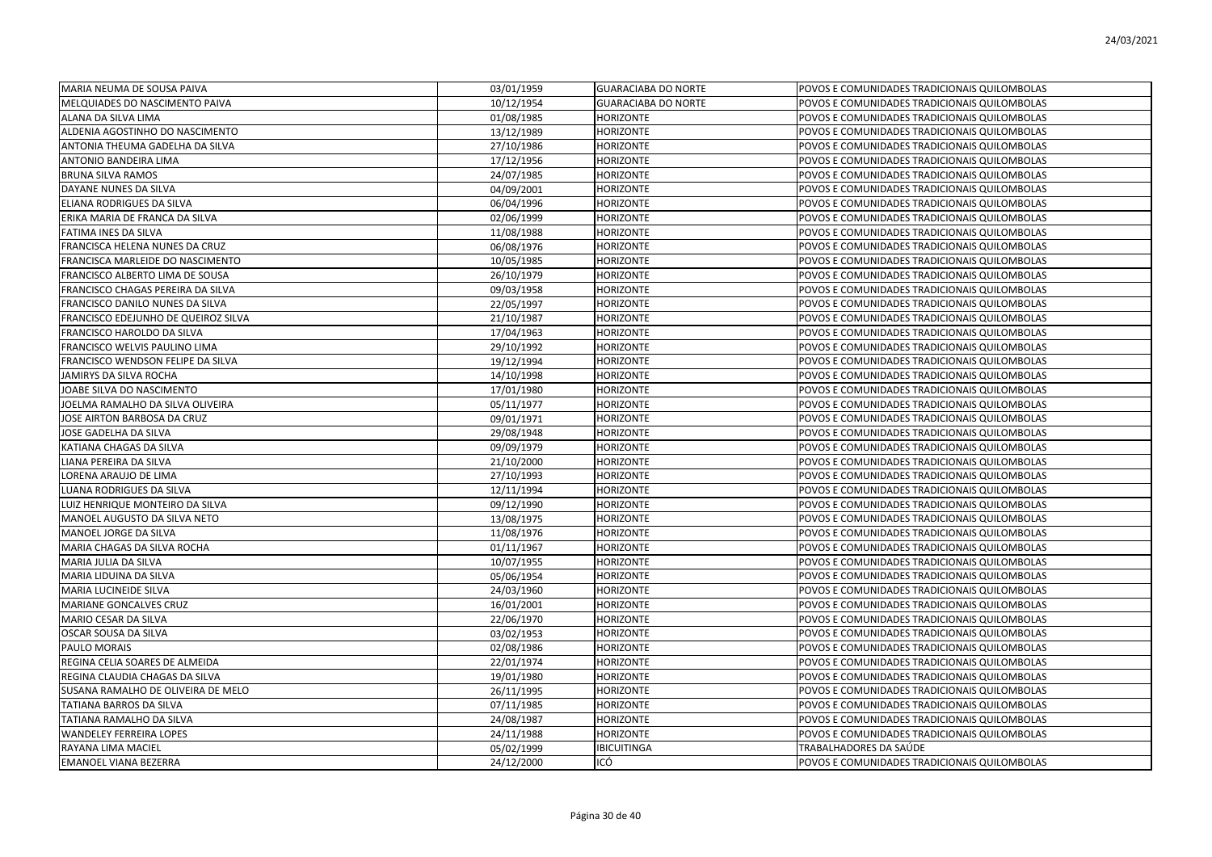| | | | |
|---|---|---|---|
| MARIA NEUMA DE SOUSA PAIVA | 03/01/1959 | GUARACIABA DO NORTE | POVOS E COMUNIDADES TRADICIONAIS QUILOMBOLAS |
| MELQUIADES DO NASCIMENTO PAIVA | 10/12/1954 | GUARACIABA DO NORTE | POVOS E COMUNIDADES TRADICIONAIS QUILOMBOLAS |
| ALANA DA SILVA LIMA | 01/08/1985 | HORIZONTE | POVOS E COMUNIDADES TRADICIONAIS QUILOMBOLAS |
| ALDENIA AGOSTINHO DO NASCIMENTO | 13/12/1989 | HORIZONTE | POVOS E COMUNIDADES TRADICIONAIS QUILOMBOLAS |
| ANTONIA THEUMA GADELHA DA SILVA | 27/10/1986 | HORIZONTE | POVOS E COMUNIDADES TRADICIONAIS QUILOMBOLAS |
| ANTONIO BANDEIRA LIMA | 17/12/1956 | HORIZONTE | POVOS E COMUNIDADES TRADICIONAIS QUILOMBOLAS |
| BRUNA SILVA RAMOS | 24/07/1985 | HORIZONTE | POVOS E COMUNIDADES TRADICIONAIS QUILOMBOLAS |
| DAYANE NUNES DA SILVA | 04/09/2001 | HORIZONTE | POVOS E COMUNIDADES TRADICIONAIS QUILOMBOLAS |
| ELIANA RODRIGUES DA SILVA | 06/04/1996 | HORIZONTE | POVOS E COMUNIDADES TRADICIONAIS QUILOMBOLAS |
| ERIKA MARIA DE FRANCA DA SILVA | 02/06/1999 | HORIZONTE | POVOS E COMUNIDADES TRADICIONAIS QUILOMBOLAS |
| FATIMA INES DA SILVA | 11/08/1988 | HORIZONTE | POVOS E COMUNIDADES TRADICIONAIS QUILOMBOLAS |
| FRANCISCA HELENA NUNES DA CRUZ | 06/08/1976 | HORIZONTE | POVOS E COMUNIDADES TRADICIONAIS QUILOMBOLAS |
| FRANCISCA MARLEIDE DO NASCIMENTO | 10/05/1985 | HORIZONTE | POVOS E COMUNIDADES TRADICIONAIS QUILOMBOLAS |
| FRANCISCO ALBERTO LIMA DE SOUSA | 26/10/1979 | HORIZONTE | POVOS E COMUNIDADES TRADICIONAIS QUILOMBOLAS |
| FRANCISCO CHAGAS PEREIRA DA SILVA | 09/03/1958 | HORIZONTE | POVOS E COMUNIDADES TRADICIONAIS QUILOMBOLAS |
| FRANCISCO DANILO NUNES DA SILVA | 22/05/1997 | HORIZONTE | POVOS E COMUNIDADES TRADICIONAIS QUILOMBOLAS |
| FRANCISCO EDEJUNHO DE QUEIROZ SILVA | 21/10/1987 | HORIZONTE | POVOS E COMUNIDADES TRADICIONAIS QUILOMBOLAS |
| FRANCISCO HAROLDO DA SILVA | 17/04/1963 | HORIZONTE | POVOS E COMUNIDADES TRADICIONAIS QUILOMBOLAS |
| FRANCISCO WELVIS PAULINO LIMA | 29/10/1992 | HORIZONTE | POVOS E COMUNIDADES TRADICIONAIS QUILOMBOLAS |
| FRANCISCO WENDSON FELIPE DA SILVA | 19/12/1994 | HORIZONTE | POVOS E COMUNIDADES TRADICIONAIS QUILOMBOLAS |
| JAMIRYS DA SILVA ROCHA | 14/10/1998 | HORIZONTE | POVOS E COMUNIDADES TRADICIONAIS QUILOMBOLAS |
| JOABE SILVA DO NASCIMENTO | 17/01/1980 | HORIZONTE | POVOS E COMUNIDADES TRADICIONAIS QUILOMBOLAS |
| JOELMA RAMALHO DA SILVA OLIVEIRA | 05/11/1977 | HORIZONTE | POVOS E COMUNIDADES TRADICIONAIS QUILOMBOLAS |
| JOSE AIRTON BARBOSA DA CRUZ | 09/01/1971 | HORIZONTE | POVOS E COMUNIDADES TRADICIONAIS QUILOMBOLAS |
| JOSE GADELHA DA SILVA | 29/08/1948 | HORIZONTE | POVOS E COMUNIDADES TRADICIONAIS QUILOMBOLAS |
| KATIANA CHAGAS DA SILVA | 09/09/1979 | HORIZONTE | POVOS E COMUNIDADES TRADICIONAIS QUILOMBOLAS |
| LIANA PEREIRA DA SILVA | 21/10/2000 | HORIZONTE | POVOS E COMUNIDADES TRADICIONAIS QUILOMBOLAS |
| LORENA ARAUJO DE LIMA | 27/10/1993 | HORIZONTE | POVOS E COMUNIDADES TRADICIONAIS QUILOMBOLAS |
| LUANA RODRIGUES DA SILVA | 12/11/1994 | HORIZONTE | POVOS E COMUNIDADES TRADICIONAIS QUILOMBOLAS |
| LUIZ HENRIQUE MONTEIRO DA SILVA | 09/12/1990 | HORIZONTE | POVOS E COMUNIDADES TRADICIONAIS QUILOMBOLAS |
| MANOEL AUGUSTO DA SILVA NETO | 13/08/1975 | HORIZONTE | POVOS E COMUNIDADES TRADICIONAIS QUILOMBOLAS |
| MANOEL JORGE DA SILVA | 11/08/1976 | HORIZONTE | POVOS E COMUNIDADES TRADICIONAIS QUILOMBOLAS |
| MARIA CHAGAS DA SILVA ROCHA | 01/11/1967 | HORIZONTE | POVOS E COMUNIDADES TRADICIONAIS QUILOMBOLAS |
| MARIA JULIA DA SILVA | 10/07/1955 | HORIZONTE | POVOS E COMUNIDADES TRADICIONAIS QUILOMBOLAS |
| MARIA LIDUINA DA SILVA | 05/06/1954 | HORIZONTE | POVOS E COMUNIDADES TRADICIONAIS QUILOMBOLAS |
| MARIA LUCINEIDE SILVA | 24/03/1960 | HORIZONTE | POVOS E COMUNIDADES TRADICIONAIS QUILOMBOLAS |
| MARIANE GONCALVES CRUZ | 16/01/2001 | HORIZONTE | POVOS E COMUNIDADES TRADICIONAIS QUILOMBOLAS |
| MARIO CESAR DA SILVA | 22/06/1970 | HORIZONTE | POVOS E COMUNIDADES TRADICIONAIS QUILOMBOLAS |
| OSCAR SOUSA DA SILVA | 03/02/1953 | HORIZONTE | POVOS E COMUNIDADES TRADICIONAIS QUILOMBOLAS |
| PAULO MORAIS | 02/08/1986 | HORIZONTE | POVOS E COMUNIDADES TRADICIONAIS QUILOMBOLAS |
| REGINA CELIA SOARES DE ALMEIDA | 22/01/1974 | HORIZONTE | POVOS E COMUNIDADES TRADICIONAIS QUILOMBOLAS |
| REGINA CLAUDIA CHAGAS DA SILVA | 19/01/1980 | HORIZONTE | POVOS E COMUNIDADES TRADICIONAIS QUILOMBOLAS |
| SUSANA RAMALHO DE OLIVEIRA DE MELO | 26/11/1995 | HORIZONTE | POVOS E COMUNIDADES TRADICIONAIS QUILOMBOLAS |
| TATIANA BARROS DA SILVA | 07/11/1985 | HORIZONTE | POVOS E COMUNIDADES TRADICIONAIS QUILOMBOLAS |
| TATIANA RAMALHO DA SILVA | 24/08/1987 | HORIZONTE | POVOS E COMUNIDADES TRADICIONAIS QUILOMBOLAS |
| WANDELEY FERREIRA LOPES | 24/11/1988 | HORIZONTE | POVOS E COMUNIDADES TRADICIONAIS QUILOMBOLAS |
| RAYANA LIMA MACIEL | 05/02/1999 | IBICUITINGA | TRABALHADORES DA SAÚDE |
| EMANOEL VIANA BEZERRA | 24/12/2000 | ICÓ | POVOS E COMUNIDADES TRADICIONAIS QUILOMBOLAS |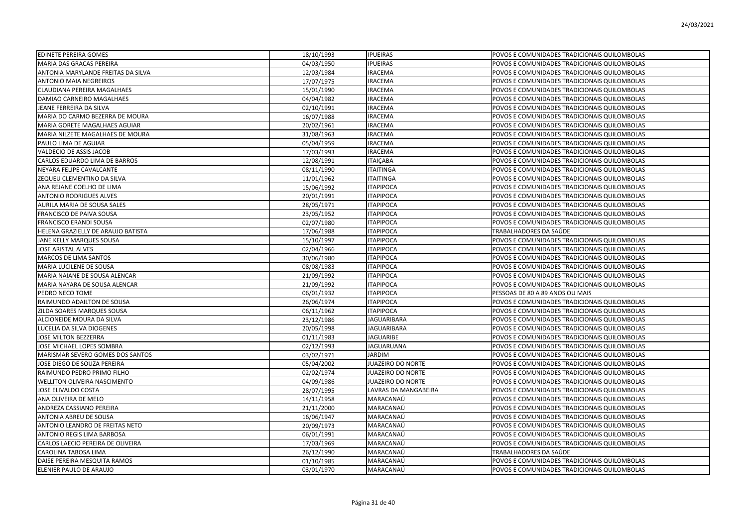| EDINETE PEREIRA GOMES | 18/10/1993 | IPUEIRAS | POVOS E COMUNIDADES TRADICIONAIS QUILOMBOLAS |
|---|---|---|---|
| MARIA DAS GRACAS PEREIRA | 04/03/1950 | IPUEIRAS | POVOS E COMUNIDADES TRADICIONAIS QUILOMBOLAS |
| ANTONIA MARYLANDE FREITAS DA SILVA | 12/03/1984 | IRACEMA | POVOS E COMUNIDADES TRADICIONAIS QUILOMBOLAS |
| ANTONIO MAIA NEGREIROS | 17/07/1975 | IRACEMA | POVOS E COMUNIDADES TRADICIONAIS QUILOMBOLAS |
| CLAUDIANA PEREIRA MAGALHAES | 15/01/1990 | IRACEMA | POVOS E COMUNIDADES TRADICIONAIS QUILOMBOLAS |
| DAMIAO CARNEIRO MAGALHAES | 04/04/1982 | IRACEMA | POVOS E COMUNIDADES TRADICIONAIS QUILOMBOLAS |
| JEANE FERREIRA DA SILVA | 02/10/1991 | IRACEMA | POVOS E COMUNIDADES TRADICIONAIS QUILOMBOLAS |
| MARIA DO CARMO BEZERRA DE MOURA | 16/07/1988 | IRACEMA | POVOS E COMUNIDADES TRADICIONAIS QUILOMBOLAS |
| MARIA GORETE MAGALHAES AGUIAR | 20/02/1961 | IRACEMA | POVOS E COMUNIDADES TRADICIONAIS QUILOMBOLAS |
| MARIA NILZETE MAGALHAES DE MOURA | 31/08/1963 | IRACEMA | POVOS E COMUNIDADES TRADICIONAIS QUILOMBOLAS |
| PAULO LIMA DE AGUIAR | 05/04/1959 | IRACEMA | POVOS E COMUNIDADES TRADICIONAIS QUILOMBOLAS |
| VALDECIO DE ASSIS JACOB | 17/03/1993 | IRACEMA | POVOS E COMUNIDADES TRADICIONAIS QUILOMBOLAS |
| CARLOS EDUARDO LIMA DE BARROS | 12/08/1991 | ITAIÇABA | POVOS E COMUNIDADES TRADICIONAIS QUILOMBOLAS |
| NEYARA FELIPE CAVALCANTE | 08/11/1990 | ITAITINGA | POVOS E COMUNIDADES TRADICIONAIS QUILOMBOLAS |
| ZEQUEU CLEMENTINO DA SILVA | 11/01/1962 | ITAITINGA | POVOS E COMUNIDADES TRADICIONAIS QUILOMBOLAS |
| ANA REJANE COELHO DE LIMA | 15/06/1992 | ITAPIPOCA | POVOS E COMUNIDADES TRADICIONAIS QUILOMBOLAS |
| ANTONIO RODRIGUES ALVES | 20/01/1991 | ITAPIPOCA | POVOS E COMUNIDADES TRADICIONAIS QUILOMBOLAS |
| AURILA MARIA DE SOUSA SALES | 28/05/1971 | ITAPIPOCA | POVOS E COMUNIDADES TRADICIONAIS QUILOMBOLAS |
| FRANCISCO DE PAIVA SOUSA | 23/05/1952 | ITAPIPOCA | POVOS E COMUNIDADES TRADICIONAIS QUILOMBOLAS |
| FRANCISCO ERANDI SOUSA | 02/07/1980 | ITAPIPOCA | POVOS E COMUNIDADES TRADICIONAIS QUILOMBOLAS |
| HELENA GRAZIELLY DE ARAUJO BATISTA | 17/06/1988 | ITAPIPOCA | TRABALHADORES DA SAÚDE |
| JANE KELLY MARQUES SOUSA | 15/10/1997 | ITAPIPOCA | POVOS E COMUNIDADES TRADICIONAIS QUILOMBOLAS |
| JOSE ARISTAL ALVES | 02/04/1966 | ITAPIPOCA | POVOS E COMUNIDADES TRADICIONAIS QUILOMBOLAS |
| MARCOS DE LIMA SANTOS | 30/06/1980 | ITAPIPOCA | POVOS E COMUNIDADES TRADICIONAIS QUILOMBOLAS |
| MARIA LUCILENE DE SOUSA | 08/08/1983 | ITAPIPOCA | POVOS E COMUNIDADES TRADICIONAIS QUILOMBOLAS |
| MARIA NAIANE DE SOUSA ALENCAR | 21/09/1992 | ITAPIPOCA | POVOS E COMUNIDADES TRADICIONAIS QUILOMBOLAS |
| MARIA NAYARA DE SOUSA ALENCAR | 21/09/1992 | ITAPIPOCA | POVOS E COMUNIDADES TRADICIONAIS QUILOMBOLAS |
| PEDRO NECO TOME | 06/01/1932 | ITAPIPOCA | PESSOAS DE 80 A 89 ANOS OU MAIS |
| RAIMUNDO ADAILTON DE SOUSA | 26/06/1974 | ITAPIPOCA | POVOS E COMUNIDADES TRADICIONAIS QUILOMBOLAS |
| ZILDA SOARES MARQUES SOUSA | 06/11/1962 | ITAPIPOCA | POVOS E COMUNIDADES TRADICIONAIS QUILOMBOLAS |
| ALCIONEIDE MOURA DA SILVA | 23/12/1986 | JAGUARIBARA | POVOS E COMUNIDADES TRADICIONAIS QUILOMBOLAS |
| LUCELIA DA SILVA DIOGENES | 20/05/1998 | JAGUARIBARA | POVOS E COMUNIDADES TRADICIONAIS QUILOMBOLAS |
| JOSE MILTON BEZZERRA | 01/11/1983 | JAGUARIBE | POVOS E COMUNIDADES TRADICIONAIS QUILOMBOLAS |
| JOSE MICHAEL LOPES SOMBRA | 02/12/1993 | JAGUARUANA | POVOS E COMUNIDADES TRADICIONAIS QUILOMBOLAS |
| MARISMAR SEVERO GOMES DOS SANTOS | 03/02/1971 | JARDIM | POVOS E COMUNIDADES TRADICIONAIS QUILOMBOLAS |
| JOSE DIEGO DE SOUZA PEREIRA | 05/04/2002 | JUAZEIRO DO NORTE | POVOS E COMUNIDADES TRADICIONAIS QUILOMBOLAS |
| RAIMUNDO PEDRO PRIMO FILHO | 02/02/1974 | JUAZEIRO DO NORTE | POVOS E COMUNIDADES TRADICIONAIS QUILOMBOLAS |
| WELLITON OLIVEIRA NASCIMENTO | 04/09/1986 | JUAZEIRO DO NORTE | POVOS E COMUNIDADES TRADICIONAIS QUILOMBOLAS |
| JOSE ELIVALDO COSTA | 28/07/1995 | LAVRAS DA MANGABEIRA | POVOS E COMUNIDADES TRADICIONAIS QUILOMBOLAS |
| ANA OLIVEIRA DE MELO | 14/11/1958 | MARACANAÚ | POVOS E COMUNIDADES TRADICIONAIS QUILOMBOLAS |
| ANDREZA CASSIANO PEREIRA | 21/11/2000 | MARACANAÚ | POVOS E COMUNIDADES TRADICIONAIS QUILOMBOLAS |
| ANTONIA ABREU DE SOUSA | 16/06/1947 | MARACANAÚ | POVOS E COMUNIDADES TRADICIONAIS QUILOMBOLAS |
| ANTONIO LEANDRO DE FREITAS NETO | 20/09/1973 | MARACANAÚ | POVOS E COMUNIDADES TRADICIONAIS QUILOMBOLAS |
| ANTONIO REGIS LIMA BARBOSA | 06/01/1991 | MARACANAÚ | POVOS E COMUNIDADES TRADICIONAIS QUILOMBOLAS |
| CARLOS LAECIO PEREIRA DE OLIVEIRA | 17/03/1969 | MARACANAÚ | POVOS E COMUNIDADES TRADICIONAIS QUILOMBOLAS |
| CAROLINA TABOSA LIMA | 26/12/1990 | MARACANAÚ | TRABALHADORES DA SAÚDE |
| DAISE PEREIRA MESQUITA RAMOS | 01/10/1985 | MARACANAÚ | POVOS E COMUNIDADES TRADICIONAIS QUILOMBOLAS |
| ELENIER PAULO DE ARAUJO | 03/01/1970 | MARACANAÚ | POVOS E COMUNIDADES TRADICIONAIS QUILOMBOLAS |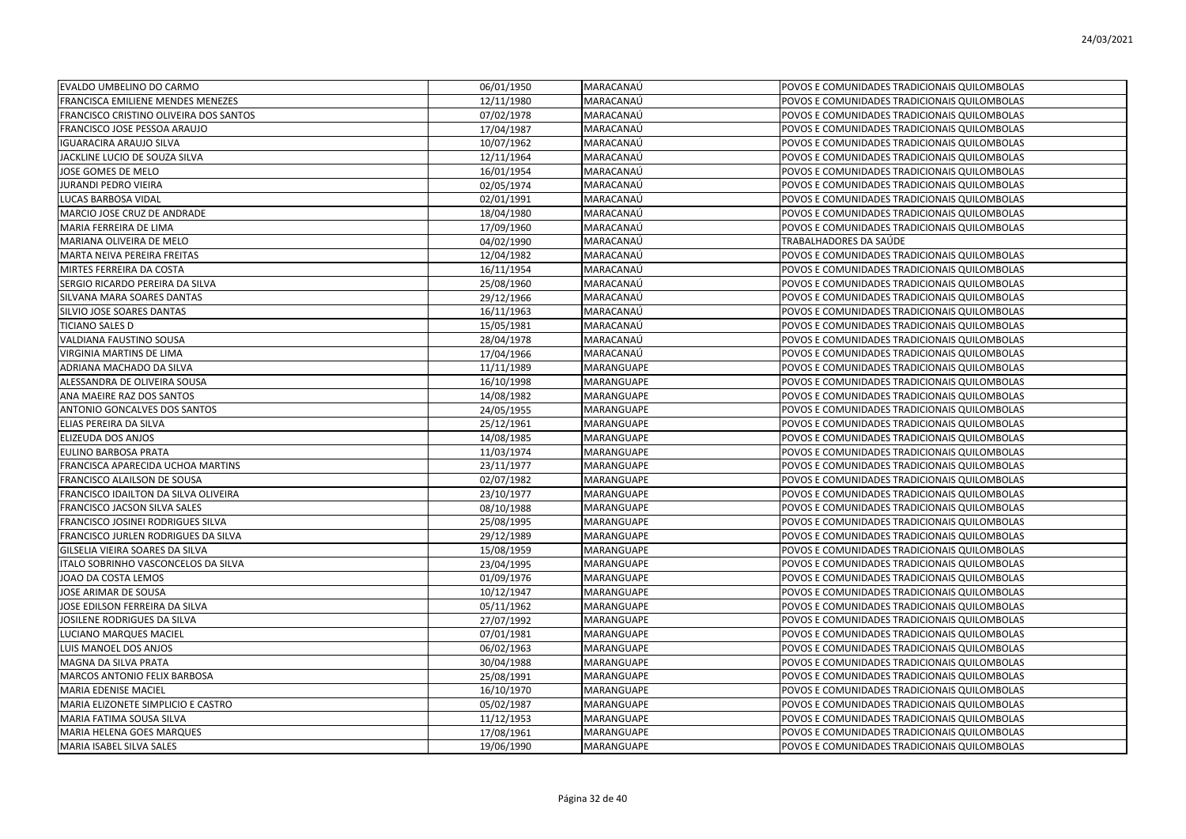| | | | |
|---|---|---|---|
| EVALDO UMBELINO DO CARMO | 06/01/1950 | MARACANAÚ | POVOS E COMUNIDADES TRADICIONAIS QUILOMBOLAS |
| FRANCISCA EMILIENE MENDES MENEZES | 12/11/1980 | MARACANAÚ | POVOS E COMUNIDADES TRADICIONAIS QUILOMBOLAS |
| FRANCISCO CRISTINO OLIVEIRA DOS SANTOS | 07/02/1978 | MARACANAÚ | POVOS E COMUNIDADES TRADICIONAIS QUILOMBOLAS |
| FRANCISCO JOSE PESSOA ARAUJO | 17/04/1987 | MARACANAÚ | POVOS E COMUNIDADES TRADICIONAIS QUILOMBOLAS |
| IGUARACIRA ARAUJO SILVA | 10/07/1962 | MARACANAÚ | POVOS E COMUNIDADES TRADICIONAIS QUILOMBOLAS |
| JACKLINE LUCIO DE SOUZA SILVA | 12/11/1964 | MARACANAÚ | POVOS E COMUNIDADES TRADICIONAIS QUILOMBOLAS |
| JOSE GOMES DE MELO | 16/01/1954 | MARACANAÚ | POVOS E COMUNIDADES TRADICIONAIS QUILOMBOLAS |
| JURANDI PEDRO VIEIRA | 02/05/1974 | MARACANAÚ | POVOS E COMUNIDADES TRADICIONAIS QUILOMBOLAS |
| LUCAS BARBOSA VIDAL | 02/01/1991 | MARACANAÚ | POVOS E COMUNIDADES TRADICIONAIS QUILOMBOLAS |
| MARCIO JOSE CRUZ DE ANDRADE | 18/04/1980 | MARACANAÚ | POVOS E COMUNIDADES TRADICIONAIS QUILOMBOLAS |
| MARIA FERREIRA DE LIMA | 17/09/1960 | MARACANAÚ | POVOS E COMUNIDADES TRADICIONAIS QUILOMBOLAS |
| MARIANA OLIVEIRA DE MELO | 04/02/1990 | MARACANAÚ | TRABALHADORES DA SAÚDE |
| MARTA NEIVA PEREIRA FREITAS | 12/04/1982 | MARACANAÚ | POVOS E COMUNIDADES TRADICIONAIS QUILOMBOLAS |
| MIRTES FERREIRA DA COSTA | 16/11/1954 | MARACANAÚ | POVOS E COMUNIDADES TRADICIONAIS QUILOMBOLAS |
| SERGIO RICARDO PEREIRA DA SILVA | 25/08/1960 | MARACANAÚ | POVOS E COMUNIDADES TRADICIONAIS QUILOMBOLAS |
| SILVANA MARA SOARES DANTAS | 29/12/1966 | MARACANAÚ | POVOS E COMUNIDADES TRADICIONAIS QUILOMBOLAS |
| SILVIO JOSE SOARES DANTAS | 16/11/1963 | MARACANAÚ | POVOS E COMUNIDADES TRADICIONAIS QUILOMBOLAS |
| TICIANO SALES D | 15/05/1981 | MARACANAÚ | POVOS E COMUNIDADES TRADICIONAIS QUILOMBOLAS |
| VALDIANA FAUSTINO SOUSA | 28/04/1978 | MARACANAÚ | POVOS E COMUNIDADES TRADICIONAIS QUILOMBOLAS |
| VIRGINIA MARTINS DE LIMA | 17/04/1966 | MARACANAÚ | POVOS E COMUNIDADES TRADICIONAIS QUILOMBOLAS |
| ADRIANA MACHADO DA SILVA | 11/11/1989 | MARANGUAPE | POVOS E COMUNIDADES TRADICIONAIS QUILOMBOLAS |
| ALESSANDRA DE OLIVEIRA SOUSA | 16/10/1998 | MARANGUAPE | POVOS E COMUNIDADES TRADICIONAIS QUILOMBOLAS |
| ANA MAEIRE RAZ DOS SANTOS | 14/08/1982 | MARANGUAPE | POVOS E COMUNIDADES TRADICIONAIS QUILOMBOLAS |
| ANTONIO GONCALVES DOS SANTOS | 24/05/1955 | MARANGUAPE | POVOS E COMUNIDADES TRADICIONAIS QUILOMBOLAS |
| ELIAS PEREIRA DA SILVA | 25/12/1961 | MARANGUAPE | POVOS E COMUNIDADES TRADICIONAIS QUILOMBOLAS |
| ELIZEUDA DOS ANJOS | 14/08/1985 | MARANGUAPE | POVOS E COMUNIDADES TRADICIONAIS QUILOMBOLAS |
| EULINO BARBOSA PRATA | 11/03/1974 | MARANGUAPE | POVOS E COMUNIDADES TRADICIONAIS QUILOMBOLAS |
| FRANCISCA APARECIDA UCHOA MARTINS | 23/11/1977 | MARANGUAPE | POVOS E COMUNIDADES TRADICIONAIS QUILOMBOLAS |
| FRANCISCO ALAILSON DE SOUSA | 02/07/1982 | MARANGUAPE | POVOS E COMUNIDADES TRADICIONAIS QUILOMBOLAS |
| FRANCISCO IDAILTON DA SILVA OLIVEIRA | 23/10/1977 | MARANGUAPE | POVOS E COMUNIDADES TRADICIONAIS QUILOMBOLAS |
| FRANCISCO JACSON SILVA SALES | 08/10/1988 | MARANGUAPE | POVOS E COMUNIDADES TRADICIONAIS QUILOMBOLAS |
| FRANCISCO JOSINEI RODRIGUES SILVA | 25/08/1995 | MARANGUAPE | POVOS E COMUNIDADES TRADICIONAIS QUILOMBOLAS |
| FRANCISCO JURLEN RODRIGUES DA SILVA | 29/12/1989 | MARANGUAPE | POVOS E COMUNIDADES TRADICIONAIS QUILOMBOLAS |
| GILSELIA VIEIRA SOARES DA SILVA | 15/08/1959 | MARANGUAPE | POVOS E COMUNIDADES TRADICIONAIS QUILOMBOLAS |
| ITALO SOBRINHO VASCONCELOS DA SILVA | 23/04/1995 | MARANGUAPE | POVOS E COMUNIDADES TRADICIONAIS QUILOMBOLAS |
| JOAO DA COSTA LEMOS | 01/09/1976 | MARANGUAPE | POVOS E COMUNIDADES TRADICIONAIS QUILOMBOLAS |
| JOSE ARIMAR DE SOUSA | 10/12/1947 | MARANGUAPE | POVOS E COMUNIDADES TRADICIONAIS QUILOMBOLAS |
| JOSE EDILSON FERREIRA DA SILVA | 05/11/1962 | MARANGUAPE | POVOS E COMUNIDADES TRADICIONAIS QUILOMBOLAS |
| JOSILENE RODRIGUES DA SILVA | 27/07/1992 | MARANGUAPE | POVOS E COMUNIDADES TRADICIONAIS QUILOMBOLAS |
| LUCIANO MARQUES MACIEL | 07/01/1981 | MARANGUAPE | POVOS E COMUNIDADES TRADICIONAIS QUILOMBOLAS |
| LUIS MANOEL DOS ANJOS | 06/02/1963 | MARANGUAPE | POVOS E COMUNIDADES TRADICIONAIS QUILOMBOLAS |
| MAGNA DA SILVA PRATA | 30/04/1988 | MARANGUAPE | POVOS E COMUNIDADES TRADICIONAIS QUILOMBOLAS |
| MARCOS ANTONIO FELIX BARBOSA | 25/08/1991 | MARANGUAPE | POVOS E COMUNIDADES TRADICIONAIS QUILOMBOLAS |
| MARIA EDENISE MACIEL | 16/10/1970 | MARANGUAPE | POVOS E COMUNIDADES TRADICIONAIS QUILOMBOLAS |
| MARIA ELIZONETE SIMPLICIO E CASTRO | 05/02/1987 | MARANGUAPE | POVOS E COMUNIDADES TRADICIONAIS QUILOMBOLAS |
| MARIA FATIMA SOUSA SILVA | 11/12/1953 | MARANGUAPE | POVOS E COMUNIDADES TRADICIONAIS QUILOMBOLAS |
| MARIA HELENA GOES MARQUES | 17/08/1961 | MARANGUAPE | POVOS E COMUNIDADES TRADICIONAIS QUILOMBOLAS |
| MARIA ISABEL SILVA SALES | 19/06/1990 | MARANGUAPE | POVOS E COMUNIDADES TRADICIONAIS QUILOMBOLAS |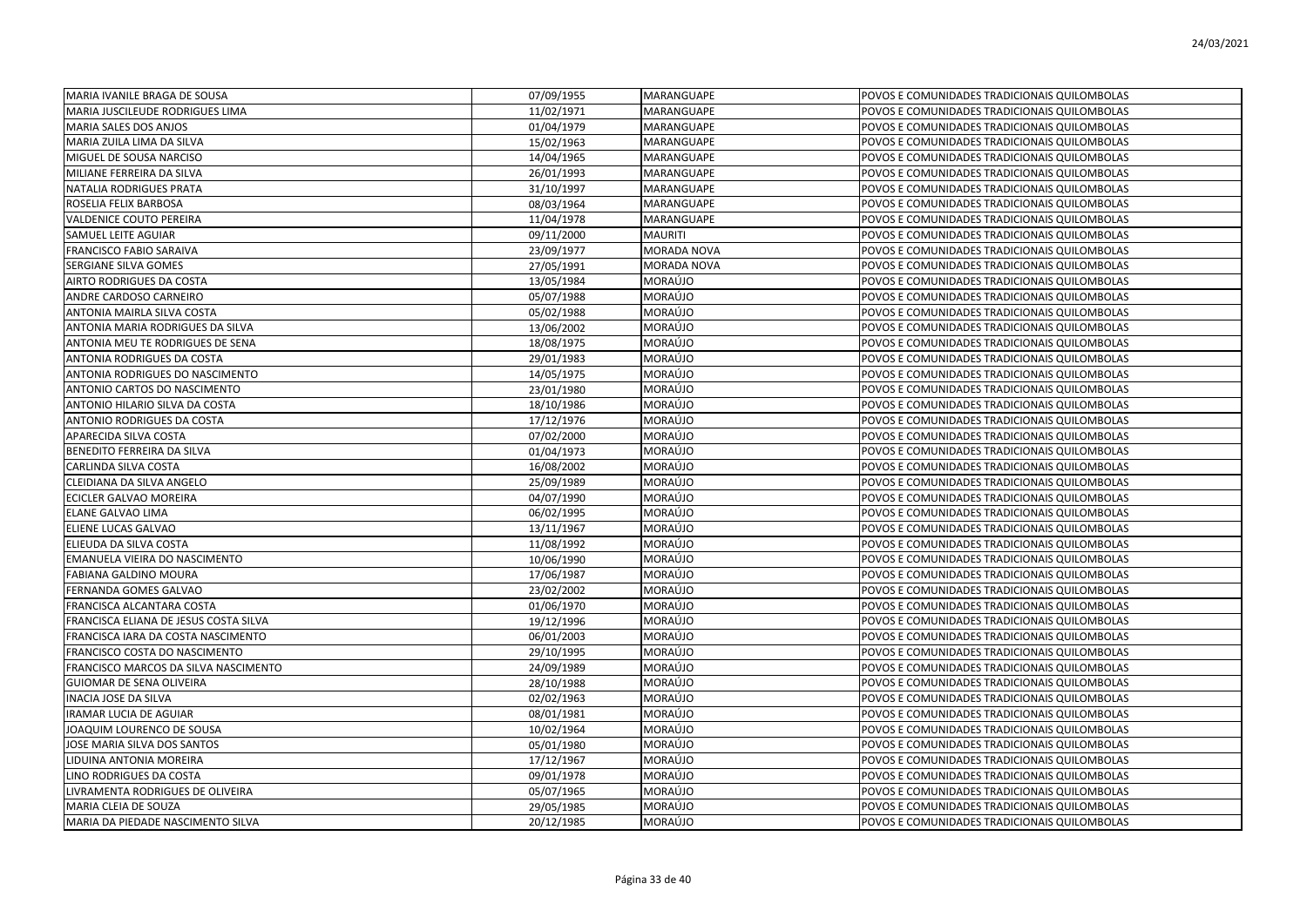| | | | |
|---|---|---|---|
| MARIA IVANILE BRAGA DE SOUSA | 07/09/1955 | MARANGUAPE | POVOS E COMUNIDADES TRADICIONAIS QUILOMBOLAS |
| MARIA JUSCILEUDE RODRIGUES LIMA | 11/02/1971 | MARANGUAPE | POVOS E COMUNIDADES TRADICIONAIS QUILOMBOLAS |
| MARIA SALES DOS ANJOS | 01/04/1979 | MARANGUAPE | POVOS E COMUNIDADES TRADICIONAIS QUILOMBOLAS |
| MARIA ZUILA LIMA DA SILVA | 15/02/1963 | MARANGUAPE | POVOS E COMUNIDADES TRADICIONAIS QUILOMBOLAS |
| MIGUEL DE SOUSA NARCISO | 14/04/1965 | MARANGUAPE | POVOS E COMUNIDADES TRADICIONAIS QUILOMBOLAS |
| MILIANE FERREIRA DA SILVA | 26/01/1993 | MARANGUAPE | POVOS E COMUNIDADES TRADICIONAIS QUILOMBOLAS |
| NATALIA RODRIGUES PRATA | 31/10/1997 | MARANGUAPE | POVOS E COMUNIDADES TRADICIONAIS QUILOMBOLAS |
| ROSELIA FELIX BARBOSA | 08/03/1964 | MARANGUAPE | POVOS E COMUNIDADES TRADICIONAIS QUILOMBOLAS |
| VALDENICE COUTO PEREIRA | 11/04/1978 | MARANGUAPE | POVOS E COMUNIDADES TRADICIONAIS QUILOMBOLAS |
| SAMUEL LEITE AGUIAR | 09/11/2000 | MAURITI | POVOS E COMUNIDADES TRADICIONAIS QUILOMBOLAS |
| FRANCISCO FABIO SARAIVA | 23/09/1977 | MORADA NOVA | POVOS E COMUNIDADES TRADICIONAIS QUILOMBOLAS |
| SERGIANE SILVA GOMES | 27/05/1991 | MORADA NOVA | POVOS E COMUNIDADES TRADICIONAIS QUILOMBOLAS |
| AIRTO RODRIGUES DA COSTA | 13/05/1984 | MORAÚJO | POVOS E COMUNIDADES TRADICIONAIS QUILOMBOLAS |
| ANDRE CARDOSO CARNEIRO | 05/07/1988 | MORAÚJO | POVOS E COMUNIDADES TRADICIONAIS QUILOMBOLAS |
| ANTONIA MAIRLA SILVA COSTA | 05/02/1988 | MORAÚJO | POVOS E COMUNIDADES TRADICIONAIS QUILOMBOLAS |
| ANTONIA MARIA RODRIGUES DA SILVA | 13/06/2002 | MORAÚJO | POVOS E COMUNIDADES TRADICIONAIS QUILOMBOLAS |
| ANTONIA MEU TE RODRIGUES DE SENA | 18/08/1975 | MORAÚJO | POVOS E COMUNIDADES TRADICIONAIS QUILOMBOLAS |
| ANTONIA RODRIGUES DA COSTA | 29/01/1983 | MORAÚJO | POVOS E COMUNIDADES TRADICIONAIS QUILOMBOLAS |
| ANTONIA RODRIGUES DO NASCIMENTO | 14/05/1975 | MORAÚJO | POVOS E COMUNIDADES TRADICIONAIS QUILOMBOLAS |
| ANTONIO CARTOS DO NASCIMENTO | 23/01/1980 | MORAÚJO | POVOS E COMUNIDADES TRADICIONAIS QUILOMBOLAS |
| ANTONIO HILARIO SILVA DA COSTA | 18/10/1986 | MORAÚJO | POVOS E COMUNIDADES TRADICIONAIS QUILOMBOLAS |
| ANTONIO RODRIGUES DA COSTA | 17/12/1976 | MORAÚJO | POVOS E COMUNIDADES TRADICIONAIS QUILOMBOLAS |
| APARECIDA SILVA COSTA | 07/02/2000 | MORAÚJO | POVOS E COMUNIDADES TRADICIONAIS QUILOMBOLAS |
| BENEDITO FERREIRA DA SILVA | 01/04/1973 | MORAÚJO | POVOS E COMUNIDADES TRADICIONAIS QUILOMBOLAS |
| CARLINDA SILVA COSTA | 16/08/2002 | MORAÚJO | POVOS E COMUNIDADES TRADICIONAIS QUILOMBOLAS |
| CLEIDIANA DA SILVA ANGELO | 25/09/1989 | MORAÚJO | POVOS E COMUNIDADES TRADICIONAIS QUILOMBOLAS |
| ECICLER GALVAO MOREIRA | 04/07/1990 | MORAÚJO | POVOS E COMUNIDADES TRADICIONAIS QUILOMBOLAS |
| ELANE GALVAO LIMA | 06/02/1995 | MORAÚJO | POVOS E COMUNIDADES TRADICIONAIS QUILOMBOLAS |
| ELIENE LUCAS GALVAO | 13/11/1967 | MORAÚJO | POVOS E COMUNIDADES TRADICIONAIS QUILOMBOLAS |
| ELIEUDA DA SILVA COSTA | 11/08/1992 | MORAÚJO | POVOS E COMUNIDADES TRADICIONAIS QUILOMBOLAS |
| EMANUELA VIEIRA DO NASCIMENTO | 10/06/1990 | MORAÚJO | POVOS E COMUNIDADES TRADICIONAIS QUILOMBOLAS |
| FABIANA GALDINO MOURA | 17/06/1987 | MORAÚJO | POVOS E COMUNIDADES TRADICIONAIS QUILOMBOLAS |
| FERNANDA GOMES GALVAO | 23/02/2002 | MORAÚJO | POVOS E COMUNIDADES TRADICIONAIS QUILOMBOLAS |
| FRANCISCA ALCANTARA COSTA | 01/06/1970 | MORAÚJO | POVOS E COMUNIDADES TRADICIONAIS QUILOMBOLAS |
| FRANCISCA ELIANA DE JESUS COSTA SILVA | 19/12/1996 | MORAÚJO | POVOS E COMUNIDADES TRADICIONAIS QUILOMBOLAS |
| FRANCISCA IARA DA COSTA NASCIMENTO | 06/01/2003 | MORAÚJO | POVOS E COMUNIDADES TRADICIONAIS QUILOMBOLAS |
| FRANCISCO COSTA DO NASCIMENTO | 29/10/1995 | MORAÚJO | POVOS E COMUNIDADES TRADICIONAIS QUILOMBOLAS |
| FRANCISCO MARCOS DA SILVA NASCIMENTO | 24/09/1989 | MORAÚJO | POVOS E COMUNIDADES TRADICIONAIS QUILOMBOLAS |
| GUIOMAR DE SENA OLIVEIRA | 28/10/1988 | MORAÚJO | POVOS E COMUNIDADES TRADICIONAIS QUILOMBOLAS |
| INACIA JOSE DA SILVA | 02/02/1963 | MORAÚJO | POVOS E COMUNIDADES TRADICIONAIS QUILOMBOLAS |
| IRAMAR LUCIA DE AGUIAR | 08/01/1981 | MORAÚJO | POVOS E COMUNIDADES TRADICIONAIS QUILOMBOLAS |
| JOAQUIM LOURENCO DE SOUSA | 10/02/1964 | MORAÚJO | POVOS E COMUNIDADES TRADICIONAIS QUILOMBOLAS |
| JOSE MARIA SILVA DOS SANTOS | 05/01/1980 | MORAÚJO | POVOS E COMUNIDADES TRADICIONAIS QUILOMBOLAS |
| LIDUINA ANTONIA MOREIRA | 17/12/1967 | MORAÚJO | POVOS E COMUNIDADES TRADICIONAIS QUILOMBOLAS |
| LINO RODRIGUES DA COSTA | 09/01/1978 | MORAÚJO | POVOS E COMUNIDADES TRADICIONAIS QUILOMBOLAS |
| LIVRAMENTA RODRIGUES DE OLIVEIRA | 05/07/1965 | MORAÚJO | POVOS E COMUNIDADES TRADICIONAIS QUILOMBOLAS |
| MARIA CLEIA DE SOUZA | 29/05/1985 | MORAÚJO | POVOS E COMUNIDADES TRADICIONAIS QUILOMBOLAS |
| MARIA DA PIEDADE NASCIMENTO SILVA | 20/12/1985 | MORAÚJO | POVOS E COMUNIDADES TRADICIONAIS QUILOMBOLAS |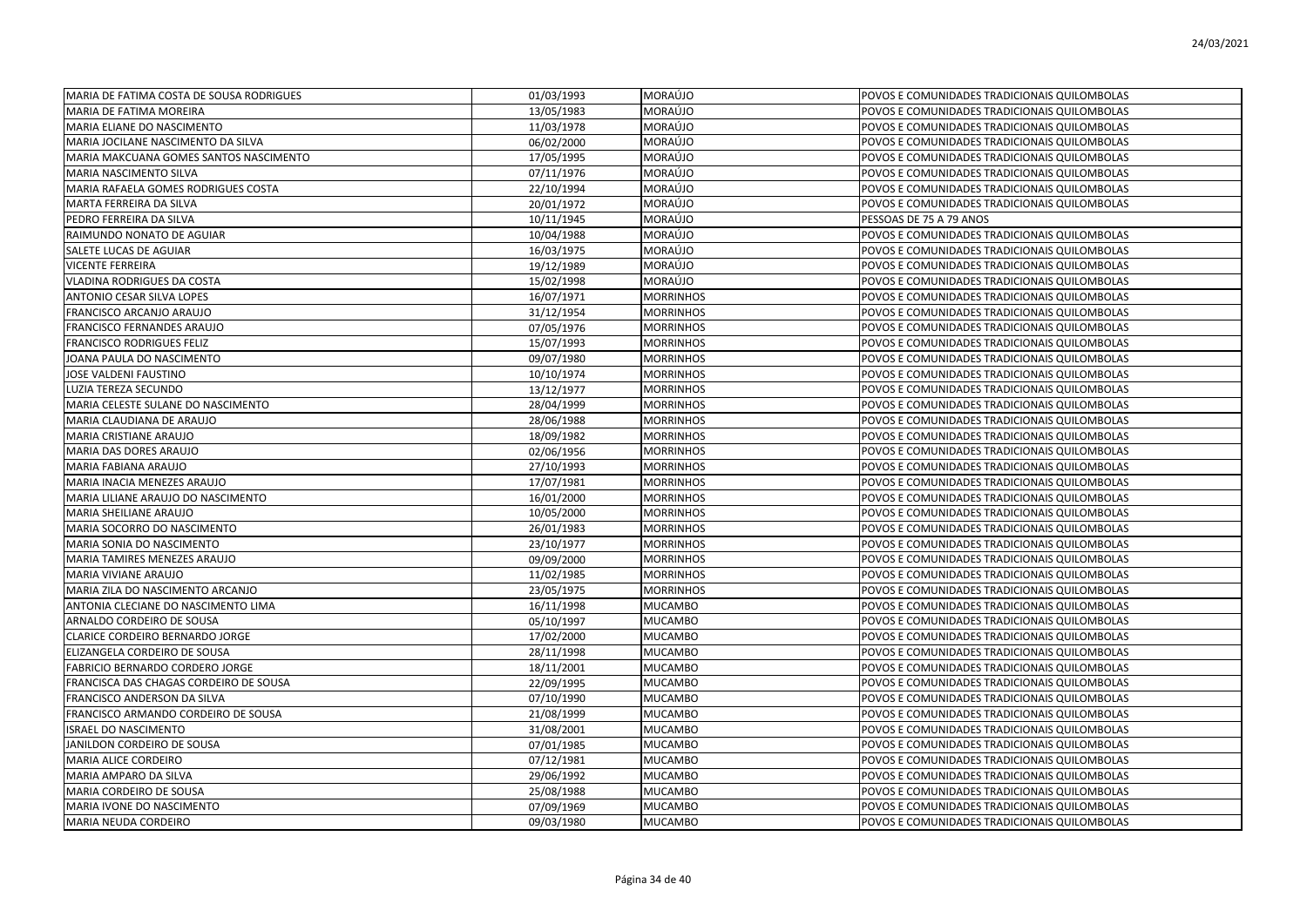| | | | |
|---|---|---|---|
| MARIA DE FATIMA COSTA DE SOUSA RODRIGUES | 01/03/1993 | MORAÚJO | POVOS E COMUNIDADES TRADICIONAIS QUILOMBOLAS |
| MARIA DE FATIMA MOREIRA | 13/05/1983 | MORAÚJO | POVOS E COMUNIDADES TRADICIONAIS QUILOMBOLAS |
| MARIA ELIANE DO NASCIMENTO | 11/03/1978 | MORAÚJO | POVOS E COMUNIDADES TRADICIONAIS QUILOMBOLAS |
| MARIA JOCILANE NASCIMENTO DA SILVA | 06/02/2000 | MORAÚJO | POVOS E COMUNIDADES TRADICIONAIS QUILOMBOLAS |
| MARIA MAKCUANA GOMES SANTOS NASCIMENTO | 17/05/1995 | MORAÚJO | POVOS E COMUNIDADES TRADICIONAIS QUILOMBOLAS |
| MARIA NASCIMENTO SILVA | 07/11/1976 | MORAÚJO | POVOS E COMUNIDADES TRADICIONAIS QUILOMBOLAS |
| MARIA RAFAELA GOMES RODRIGUES COSTA | 22/10/1994 | MORAÚJO | POVOS E COMUNIDADES TRADICIONAIS QUILOMBOLAS |
| MARTA FERREIRA DA SILVA | 20/01/1972 | MORAÚJO | POVOS E COMUNIDADES TRADICIONAIS QUILOMBOLAS |
| PEDRO FERREIRA DA SILVA | 10/11/1945 | MORAÚJO | PESSOAS DE 75 A 79 ANOS |
| RAIMUNDO NONATO DE AGUIAR | 10/04/1988 | MORAÚJO | POVOS E COMUNIDADES TRADICIONAIS QUILOMBOLAS |
| SALETE LUCAS DE AGUIAR | 16/03/1975 | MORAÚJO | POVOS E COMUNIDADES TRADICIONAIS QUILOMBOLAS |
| VICENTE FERREIRA | 19/12/1989 | MORAÚJO | POVOS E COMUNIDADES TRADICIONAIS QUILOMBOLAS |
| VLADINA RODRIGUES DA COSTA | 15/02/1998 | MORAÚJO | POVOS E COMUNIDADES TRADICIONAIS QUILOMBOLAS |
| ANTONIO CESAR SILVA LOPES | 16/07/1971 | MORRINHOS | POVOS E COMUNIDADES TRADICIONAIS QUILOMBOLAS |
| FRANCISCO ARCANJO ARAUJO | 31/12/1954 | MORRINHOS | POVOS E COMUNIDADES TRADICIONAIS QUILOMBOLAS |
| FRANCISCO FERNANDES ARAUJO | 07/05/1976 | MORRINHOS | POVOS E COMUNIDADES TRADICIONAIS QUILOMBOLAS |
| FRANCISCO RODRIGUES FELIZ | 15/07/1993 | MORRINHOS | POVOS E COMUNIDADES TRADICIONAIS QUILOMBOLAS |
| JOANA PAULA DO NASCIMENTO | 09/07/1980 | MORRINHOS | POVOS E COMUNIDADES TRADICIONAIS QUILOMBOLAS |
| JOSE VALDENI FAUSTINO | 10/10/1974 | MORRINHOS | POVOS E COMUNIDADES TRADICIONAIS QUILOMBOLAS |
| LUZIA TEREZA SECUNDO | 13/12/1977 | MORRINHOS | POVOS E COMUNIDADES TRADICIONAIS QUILOMBOLAS |
| MARIA CELESTE SULANE DO NASCIMENTO | 28/04/1999 | MORRINHOS | POVOS E COMUNIDADES TRADICIONAIS QUILOMBOLAS |
| MARIA CLAUDIANA DE ARAUJO | 28/06/1988 | MORRINHOS | POVOS E COMUNIDADES TRADICIONAIS QUILOMBOLAS |
| MARIA CRISTIANE ARAUJO | 18/09/1982 | MORRINHOS | POVOS E COMUNIDADES TRADICIONAIS QUILOMBOLAS |
| MARIA DAS DORES ARAUJO | 02/06/1956 | MORRINHOS | POVOS E COMUNIDADES TRADICIONAIS QUILOMBOLAS |
| MARIA FABIANA ARAUJO | 27/10/1993 | MORRINHOS | POVOS E COMUNIDADES TRADICIONAIS QUILOMBOLAS |
| MARIA INACIA MENEZES ARAUJO | 17/07/1981 | MORRINHOS | POVOS E COMUNIDADES TRADICIONAIS QUILOMBOLAS |
| MARIA LILIANE ARAUJO DO NASCIMENTO | 16/01/2000 | MORRINHOS | POVOS E COMUNIDADES TRADICIONAIS QUILOMBOLAS |
| MARIA SHEILIANE ARAUJO | 10/05/2000 | MORRINHOS | POVOS E COMUNIDADES TRADICIONAIS QUILOMBOLAS |
| MARIA SOCORRO DO NASCIMENTO | 26/01/1983 | MORRINHOS | POVOS E COMUNIDADES TRADICIONAIS QUILOMBOLAS |
| MARIA SONIA DO NASCIMENTO | 23/10/1977 | MORRINHOS | POVOS E COMUNIDADES TRADICIONAIS QUILOMBOLAS |
| MARIA TAMIRES MENEZES ARAUJO | 09/09/2000 | MORRINHOS | POVOS E COMUNIDADES TRADICIONAIS QUILOMBOLAS |
| MARIA VIVIANE ARAUJO | 11/02/1985 | MORRINHOS | POVOS E COMUNIDADES TRADICIONAIS QUILOMBOLAS |
| MARIA ZILA DO NASCIMENTO ARCANJO | 23/05/1975 | MORRINHOS | POVOS E COMUNIDADES TRADICIONAIS QUILOMBOLAS |
| ANTONIA CLECIANE DO NASCIMENTO LIMA | 16/11/1998 | MUCAMBO | POVOS E COMUNIDADES TRADICIONAIS QUILOMBOLAS |
| ARNALDO CORDEIRO DE SOUSA | 05/10/1997 | MUCAMBO | POVOS E COMUNIDADES TRADICIONAIS QUILOMBOLAS |
| CLARICE CORDEIRO BERNARDO JORGE | 17/02/2000 | MUCAMBO | POVOS E COMUNIDADES TRADICIONAIS QUILOMBOLAS |
| ELIZANGELA CORDEIRO DE SOUSA | 28/11/1998 | MUCAMBO | POVOS E COMUNIDADES TRADICIONAIS QUILOMBOLAS |
| FABRICIO BERNARDO CORDERO JORGE | 18/11/2001 | MUCAMBO | POVOS E COMUNIDADES TRADICIONAIS QUILOMBOLAS |
| FRANCISCA DAS CHAGAS CORDEIRO DE SOUSA | 22/09/1995 | MUCAMBO | POVOS E COMUNIDADES TRADICIONAIS QUILOMBOLAS |
| FRANCISCO ANDERSON DA SILVA | 07/10/1990 | MUCAMBO | POVOS E COMUNIDADES TRADICIONAIS QUILOMBOLAS |
| FRANCISCO ARMANDO CORDEIRO DE SOUSA | 21/08/1999 | MUCAMBO | POVOS E COMUNIDADES TRADICIONAIS QUILOMBOLAS |
| ISRAEL DO NASCIMENTO | 31/08/2001 | MUCAMBO | POVOS E COMUNIDADES TRADICIONAIS QUILOMBOLAS |
| JANILDON CORDEIRO DE SOUSA | 07/01/1985 | MUCAMBO | POVOS E COMUNIDADES TRADICIONAIS QUILOMBOLAS |
| MARIA ALICE CORDEIRO | 07/12/1981 | MUCAMBO | POVOS E COMUNIDADES TRADICIONAIS QUILOMBOLAS |
| MARIA AMPARO DA SILVA | 29/06/1992 | MUCAMBO | POVOS E COMUNIDADES TRADICIONAIS QUILOMBOLAS |
| MARIA CORDEIRO DE SOUSA | 25/08/1988 | MUCAMBO | POVOS E COMUNIDADES TRADICIONAIS QUILOMBOLAS |
| MARIA IVONE DO NASCIMENTO | 07/09/1969 | MUCAMBO | POVOS E COMUNIDADES TRADICIONAIS QUILOMBOLAS |
| MARIA NEUDA CORDEIRO | 09/03/1980 | MUCAMBO | POVOS E COMUNIDADES TRADICIONAIS QUILOMBOLAS |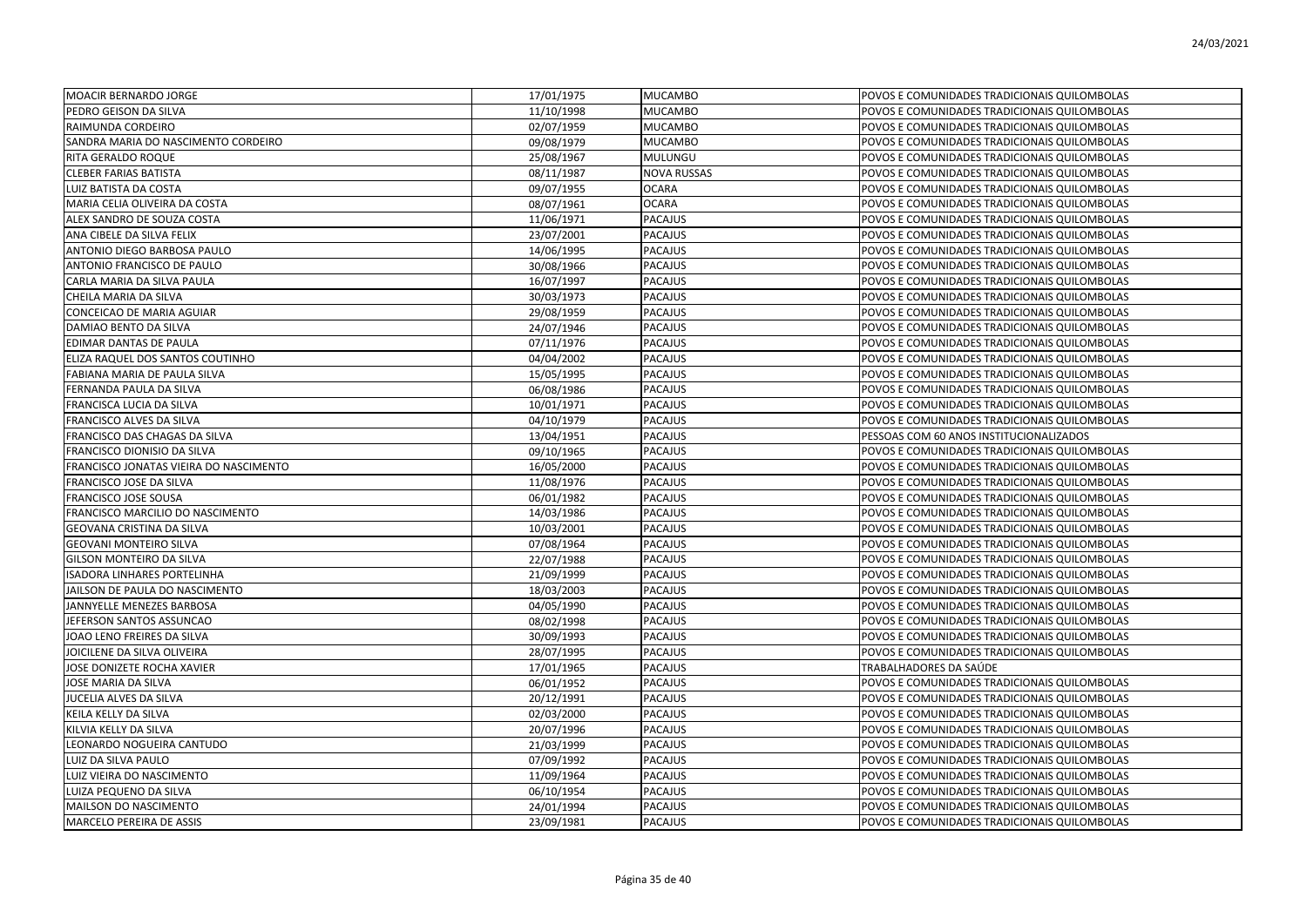| | | | |
|---|---|---|---|
| MOACIR BERNARDO JORGE | 17/01/1975 | MUCAMBO | POVOS E COMUNIDADES TRADICIONAIS QUILOMBOLAS |
| PEDRO GEISON DA SILVA | 11/10/1998 | MUCAMBO | POVOS E COMUNIDADES TRADICIONAIS QUILOMBOLAS |
| RAIMUNDA CORDEIRO | 02/07/1959 | MUCAMBO | POVOS E COMUNIDADES TRADICIONAIS QUILOMBOLAS |
| SANDRA MARIA DO NASCIMENTO CORDEIRO | 09/08/1979 | MUCAMBO | POVOS E COMUNIDADES TRADICIONAIS QUILOMBOLAS |
| RITA GERALDO ROQUE | 25/08/1967 | MULUNGU | POVOS E COMUNIDADES TRADICIONAIS QUILOMBOLAS |
| CLEBER FARIAS BATISTA | 08/11/1987 | NOVA RUSSAS | POVOS E COMUNIDADES TRADICIONAIS QUILOMBOLAS |
| LUIZ BATISTA DA COSTA | 09/07/1955 | OCARA | POVOS E COMUNIDADES TRADICIONAIS QUILOMBOLAS |
| MARIA CELIA OLIVEIRA DA COSTA | 08/07/1961 | OCARA | POVOS E COMUNIDADES TRADICIONAIS QUILOMBOLAS |
| ALEX SANDRO DE SOUZA COSTA | 11/06/1971 | PACAJUS | POVOS E COMUNIDADES TRADICIONAIS QUILOMBOLAS |
| ANA CIBELE DA SILVA FELIX | 23/07/2001 | PACAJUS | POVOS E COMUNIDADES TRADICIONAIS QUILOMBOLAS |
| ANTONIO DIEGO BARBOSA PAULO | 14/06/1995 | PACAJUS | POVOS E COMUNIDADES TRADICIONAIS QUILOMBOLAS |
| ANTONIO FRANCISCO DE PAULO | 30/08/1966 | PACAJUS | POVOS E COMUNIDADES TRADICIONAIS QUILOMBOLAS |
| CARLA MARIA DA SILVA PAULA | 16/07/1997 | PACAJUS | POVOS E COMUNIDADES TRADICIONAIS QUILOMBOLAS |
| CHEILA MARIA DA SILVA | 30/03/1973 | PACAJUS | POVOS E COMUNIDADES TRADICIONAIS QUILOMBOLAS |
| CONCEICAO DE MARIA AGUIAR | 29/08/1959 | PACAJUS | POVOS E COMUNIDADES TRADICIONAIS QUILOMBOLAS |
| DAMIAO BENTO DA SILVA | 24/07/1946 | PACAJUS | POVOS E COMUNIDADES TRADICIONAIS QUILOMBOLAS |
| EDIMAR DANTAS DE PAULA | 07/11/1976 | PACAJUS | POVOS E COMUNIDADES TRADICIONAIS QUILOMBOLAS |
| ELIZA RAQUEL DOS SANTOS COUTINHO | 04/04/2002 | PACAJUS | POVOS E COMUNIDADES TRADICIONAIS QUILOMBOLAS |
| FABIANA MARIA DE PAULA SILVA | 15/05/1995 | PACAJUS | POVOS E COMUNIDADES TRADICIONAIS QUILOMBOLAS |
| FERNANDA PAULA DA SILVA | 06/08/1986 | PACAJUS | POVOS E COMUNIDADES TRADICIONAIS QUILOMBOLAS |
| FRANCISCA LUCIA DA SILVA | 10/01/1971 | PACAJUS | POVOS E COMUNIDADES TRADICIONAIS QUILOMBOLAS |
| FRANCISCO ALVES DA SILVA | 04/10/1979 | PACAJUS | POVOS E COMUNIDADES TRADICIONAIS QUILOMBOLAS |
| FRANCISCO DAS CHAGAS DA SILVA | 13/04/1951 | PACAJUS | PESSOAS COM 60 ANOS INSTITUCIONALIZADOS |
| FRANCISCO DIONISIO DA SILVA | 09/10/1965 | PACAJUS | POVOS E COMUNIDADES TRADICIONAIS QUILOMBOLAS |
| FRANCISCO JONATAS VIEIRA DO NASCIMENTO | 16/05/2000 | PACAJUS | POVOS E COMUNIDADES TRADICIONAIS QUILOMBOLAS |
| FRANCISCO JOSE DA SILVA | 11/08/1976 | PACAJUS | POVOS E COMUNIDADES TRADICIONAIS QUILOMBOLAS |
| FRANCISCO JOSE SOUSA | 06/01/1982 | PACAJUS | POVOS E COMUNIDADES TRADICIONAIS QUILOMBOLAS |
| FRANCISCO MARCILIO DO NASCIMENTO | 14/03/1986 | PACAJUS | POVOS E COMUNIDADES TRADICIONAIS QUILOMBOLAS |
| GEOVANA CRISTINA DA SILVA | 10/03/2001 | PACAJUS | POVOS E COMUNIDADES TRADICIONAIS QUILOMBOLAS |
| GEOVANI MONTEIRO SILVA | 07/08/1964 | PACAJUS | POVOS E COMUNIDADES TRADICIONAIS QUILOMBOLAS |
| GILSON MONTEIRO DA SILVA | 22/07/1988 | PACAJUS | POVOS E COMUNIDADES TRADICIONAIS QUILOMBOLAS |
| ISADORA LINHARES PORTELINHA | 21/09/1999 | PACAJUS | POVOS E COMUNIDADES TRADICIONAIS QUILOMBOLAS |
| JAILSON DE PAULA DO NASCIMENTO | 18/03/2003 | PACAJUS | POVOS E COMUNIDADES TRADICIONAIS QUILOMBOLAS |
| JANNYELLE MENEZES BARBOSA | 04/05/1990 | PACAJUS | POVOS E COMUNIDADES TRADICIONAIS QUILOMBOLAS |
| JEFERSON SANTOS ASSUNCAO | 08/02/1998 | PACAJUS | POVOS E COMUNIDADES TRADICIONAIS QUILOMBOLAS |
| JOAO LENO FREIRES DA SILVA | 30/09/1993 | PACAJUS | POVOS E COMUNIDADES TRADICIONAIS QUILOMBOLAS |
| JOICILENE DA SILVA OLIVEIRA | 28/07/1995 | PACAJUS | POVOS E COMUNIDADES TRADICIONAIS QUILOMBOLAS |
| JOSE DONIZETE ROCHA XAVIER | 17/01/1965 | PACAJUS | TRABALHADORES DA SAÚDE |
| JOSE MARIA DA SILVA | 06/01/1952 | PACAJUS | POVOS E COMUNIDADES TRADICIONAIS QUILOMBOLAS |
| JUCELIA ALVES DA SILVA | 20/12/1991 | PACAJUS | POVOS E COMUNIDADES TRADICIONAIS QUILOMBOLAS |
| KEILA KELLY DA SILVA | 02/03/2000 | PACAJUS | POVOS E COMUNIDADES TRADICIONAIS QUILOMBOLAS |
| KILVIA KELLY DA SILVA | 20/07/1996 | PACAJUS | POVOS E COMUNIDADES TRADICIONAIS QUILOMBOLAS |
| LEONARDO NOGUEIRA CANTUDO | 21/03/1999 | PACAJUS | POVOS E COMUNIDADES TRADICIONAIS QUILOMBOLAS |
| LUIZ DA SILVA PAULO | 07/09/1992 | PACAJUS | POVOS E COMUNIDADES TRADICIONAIS QUILOMBOLAS |
| LUIZ VIEIRA DO NASCIMENTO | 11/09/1964 | PACAJUS | POVOS E COMUNIDADES TRADICIONAIS QUILOMBOLAS |
| LUIZA PEQUENO DA SILVA | 06/10/1954 | PACAJUS | POVOS E COMUNIDADES TRADICIONAIS QUILOMBOLAS |
| MAILSON DO NASCIMENTO | 24/01/1994 | PACAJUS | POVOS E COMUNIDADES TRADICIONAIS QUILOMBOLAS |
| MARCELO PEREIRA DE ASSIS | 23/09/1981 | PACAJUS | POVOS E COMUNIDADES TRADICIONAIS QUILOMBOLAS |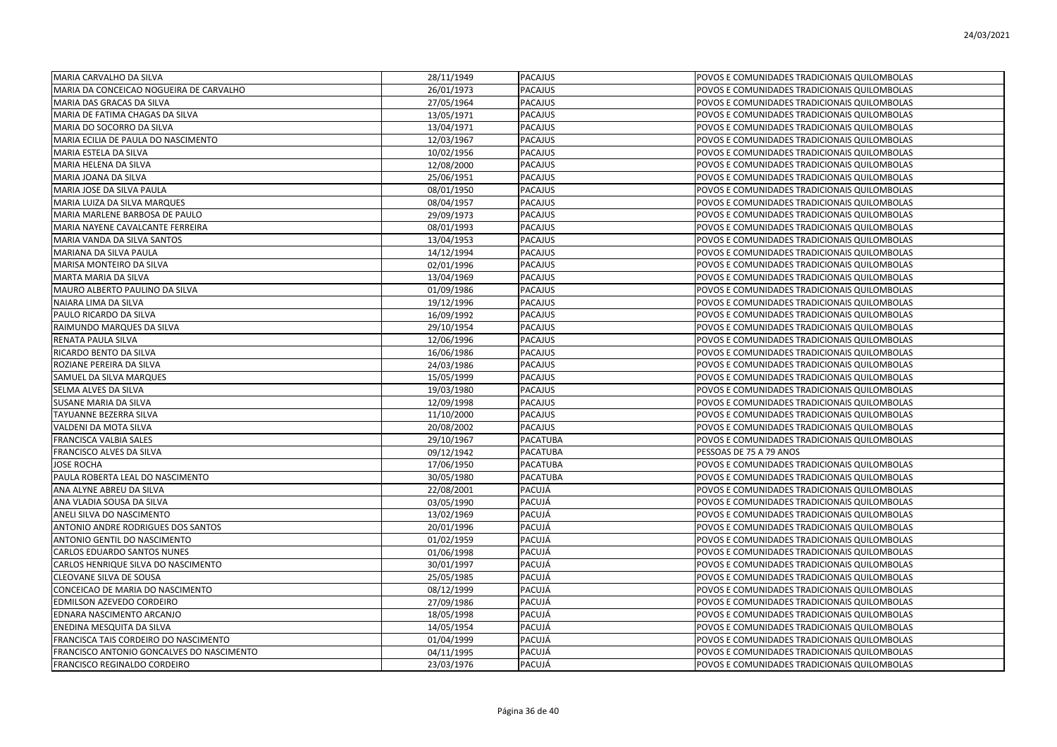| | | | |
|---|---|---|---|
| MARIA CARVALHO DA SILVA | 28/11/1949 | PACAJUS | POVOS E COMUNIDADES TRADICIONAIS QUILOMBOLAS |
| MARIA DA CONCEICAO NOGUEIRA DE CARVALHO | 26/01/1973 | PACAJUS | POVOS E COMUNIDADES TRADICIONAIS QUILOMBOLAS |
| MARIA DAS GRACAS DA SILVA | 27/05/1964 | PACAJUS | POVOS E COMUNIDADES TRADICIONAIS QUILOMBOLAS |
| MARIA DE FATIMA CHAGAS DA SILVA | 13/05/1971 | PACAJUS | POVOS E COMUNIDADES TRADICIONAIS QUILOMBOLAS |
| MARIA DO SOCORRO DA SILVA | 13/04/1971 | PACAJUS | POVOS E COMUNIDADES TRADICIONAIS QUILOMBOLAS |
| MARIA ECILIA DE PAULA DO NASCIMENTO | 12/03/1967 | PACAJUS | POVOS E COMUNIDADES TRADICIONAIS QUILOMBOLAS |
| MARIA ESTELA DA SILVA | 10/02/1956 | PACAJUS | POVOS E COMUNIDADES TRADICIONAIS QUILOMBOLAS |
| MARIA HELENA DA SILVA | 12/08/2000 | PACAJUS | POVOS E COMUNIDADES TRADICIONAIS QUILOMBOLAS |
| MARIA JOANA DA SILVA | 25/06/1951 | PACAJUS | POVOS E COMUNIDADES TRADICIONAIS QUILOMBOLAS |
| MARIA JOSE DA SILVA PAULA | 08/01/1950 | PACAJUS | POVOS E COMUNIDADES TRADICIONAIS QUILOMBOLAS |
| MARIA LUIZA DA SILVA MARQUES | 08/04/1957 | PACAJUS | POVOS E COMUNIDADES TRADICIONAIS QUILOMBOLAS |
| MARIA MARLENE BARBOSA DE PAULO | 29/09/1973 | PACAJUS | POVOS E COMUNIDADES TRADICIONAIS QUILOMBOLAS |
| MARIA NAYENE CAVALCANTE FERREIRA | 08/01/1993 | PACAJUS | POVOS E COMUNIDADES TRADICIONAIS QUILOMBOLAS |
| MARIA VANDA DA SILVA SANTOS | 13/04/1953 | PACAJUS | POVOS E COMUNIDADES TRADICIONAIS QUILOMBOLAS |
| MARIANA DA SILVA PAULA | 14/12/1994 | PACAJUS | POVOS E COMUNIDADES TRADICIONAIS QUILOMBOLAS |
| MARISA MONTEIRO DA SILVA | 02/01/1996 | PACAJUS | POVOS E COMUNIDADES TRADICIONAIS QUILOMBOLAS |
| MARTA MARIA DA SILVA | 13/04/1969 | PACAJUS | POVOS E COMUNIDADES TRADICIONAIS QUILOMBOLAS |
| MAURO ALBERTO PAULINO DA SILVA | 01/09/1986 | PACAJUS | POVOS E COMUNIDADES TRADICIONAIS QUILOMBOLAS |
| NAIARA LIMA DA SILVA | 19/12/1996 | PACAJUS | POVOS E COMUNIDADES TRADICIONAIS QUILOMBOLAS |
| PAULO RICARDO DA SILVA | 16/09/1992 | PACAJUS | POVOS E COMUNIDADES TRADICIONAIS QUILOMBOLAS |
| RAIMUNDO MARQUES DA SILVA | 29/10/1954 | PACAJUS | POVOS E COMUNIDADES TRADICIONAIS QUILOMBOLAS |
| RENATA PAULA SILVA | 12/06/1996 | PACAJUS | POVOS E COMUNIDADES TRADICIONAIS QUILOMBOLAS |
| RICARDO BENTO DA SILVA | 16/06/1986 | PACAJUS | POVOS E COMUNIDADES TRADICIONAIS QUILOMBOLAS |
| ROZIANE PEREIRA DA SILVA | 24/03/1986 | PACAJUS | POVOS E COMUNIDADES TRADICIONAIS QUILOMBOLAS |
| SAMUEL DA SILVA MARQUES | 15/05/1999 | PACAJUS | POVOS E COMUNIDADES TRADICIONAIS QUILOMBOLAS |
| SELMA ALVES DA SILVA | 19/03/1980 | PACAJUS | POVOS E COMUNIDADES TRADICIONAIS QUILOMBOLAS |
| SUSANE MARIA DA SILVA | 12/09/1998 | PACAJUS | POVOS E COMUNIDADES TRADICIONAIS QUILOMBOLAS |
| TAYUANNE BEZERRA SILVA | 11/10/2000 | PACAJUS | POVOS E COMUNIDADES TRADICIONAIS QUILOMBOLAS |
| VALDENI DA MOTA SILVA | 20/08/2002 | PACAJUS | POVOS E COMUNIDADES TRADICIONAIS QUILOMBOLAS |
| FRANCISCA VALBIA SALES | 29/10/1967 | PACATUBA | POVOS E COMUNIDADES TRADICIONAIS QUILOMBOLAS |
| FRANCISCO ALVES DA SILVA | 09/12/1942 | PACATUBA | PESSOAS DE 75 A 79 ANOS |
| JOSE ROCHA | 17/06/1950 | PACATUBA | POVOS E COMUNIDADES TRADICIONAIS QUILOMBOLAS |
| PAULA ROBERTA LEAL DO NASCIMENTO | 30/05/1980 | PACATUBA | POVOS E COMUNIDADES TRADICIONAIS QUILOMBOLAS |
| ANA ALYNE ABREU DA SILVA | 22/08/2001 | PACUJÁ | POVOS E COMUNIDADES TRADICIONAIS QUILOMBOLAS |
| ANA VLADIA SOUSA DA SILVA | 03/05/1990 | PACUJÁ | POVOS E COMUNIDADES TRADICIONAIS QUILOMBOLAS |
| ANELI SILVA DO NASCIMENTO | 13/02/1969 | PACUJÁ | POVOS E COMUNIDADES TRADICIONAIS QUILOMBOLAS |
| ANTONIO ANDRE RODRIGUES DOS SANTOS | 20/01/1996 | PACUJÁ | POVOS E COMUNIDADES TRADICIONAIS QUILOMBOLAS |
| ANTONIO GENTIL DO NASCIMENTO | 01/02/1959 | PACUJÁ | POVOS E COMUNIDADES TRADICIONAIS QUILOMBOLAS |
| CARLOS EDUARDO SANTOS NUNES | 01/06/1998 | PACUJÁ | POVOS E COMUNIDADES TRADICIONAIS QUILOMBOLAS |
| CARLOS HENRIQUE SILVA DO NASCIMENTO | 30/01/1997 | PACUJÁ | POVOS E COMUNIDADES TRADICIONAIS QUILOMBOLAS |
| CLEOVANE SILVA DE SOUSA | 25/05/1985 | PACUJÁ | POVOS E COMUNIDADES TRADICIONAIS QUILOMBOLAS |
| CONCEICAO DE MARIA DO NASCIMENTO | 08/12/1999 | PACUJÁ | POVOS E COMUNIDADES TRADICIONAIS QUILOMBOLAS |
| EDMILSON AZEVEDO CORDEIRO | 27/09/1986 | PACUJÁ | POVOS E COMUNIDADES TRADICIONAIS QUILOMBOLAS |
| EDNARA NASCIMENTO ARCANJO | 18/05/1998 | PACUJÁ | POVOS E COMUNIDADES TRADICIONAIS QUILOMBOLAS |
| ENEDINA MESQUITA DA SILVA | 14/05/1954 | PACUJÁ | POVOS E COMUNIDADES TRADICIONAIS QUILOMBOLAS |
| FRANCISCA TAIS CORDEIRO DO NASCIMENTO | 01/04/1999 | PACUJÁ | POVOS E COMUNIDADES TRADICIONAIS QUILOMBOLAS |
| FRANCISCO ANTONIO GONCALVES DO NASCIMENTO | 04/11/1995 | PACUJÁ | POVOS E COMUNIDADES TRADICIONAIS QUILOMBOLAS |
| FRANCISCO REGINALDO CORDEIRO | 23/03/1976 | PACUJÁ | POVOS E COMUNIDADES TRADICIONAIS QUILOMBOLAS |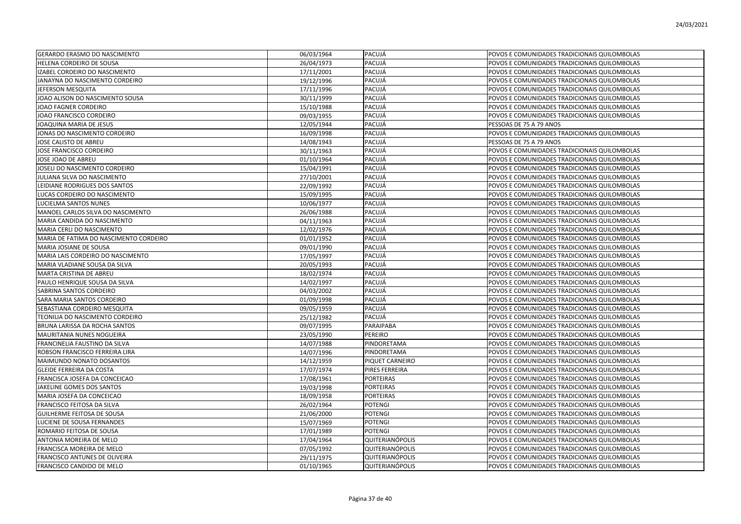| | | | |
|---|---|---|---|
| GERARDO ERASMO DO NASCIMENTO | 06/03/1964 | PACUJÁ | POVOS E COMUNIDADES TRADICIONAIS QUILOMBOLAS |
| HELENA CORDEIRO DE SOUSA | 26/04/1973 | PACUJÁ | POVOS E COMUNIDADES TRADICIONAIS QUILOMBOLAS |
| IZABEL CORDEIRO DO NASCIMENTO | 17/11/2001 | PACUJÁ | POVOS E COMUNIDADES TRADICIONAIS QUILOMBOLAS |
| JANAYNA DO NASCIMENTO CORDEIRO | 19/12/1996 | PACUJÁ | POVOS E COMUNIDADES TRADICIONAIS QUILOMBOLAS |
| JEFERSON MESQUITA | 17/11/1996 | PACUJÁ | POVOS E COMUNIDADES TRADICIONAIS QUILOMBOLAS |
| JOAO ALISON DO NASCIMENTO SOUSA | 30/11/1999 | PACUJÁ | POVOS E COMUNIDADES TRADICIONAIS QUILOMBOLAS |
| JOAO FAGNER CORDEIRO | 15/10/1988 | PACUJÁ | POVOS E COMUNIDADES TRADICIONAIS QUILOMBOLAS |
| JOAO FRANCISCO CORDEIRO | 09/03/1955 | PACUJÁ | POVOS E COMUNIDADES TRADICIONAIS QUILOMBOLAS |
| JOAQUINA MARIA DE JESUS | 12/05/1944 | PACUJÁ | PESSOAS DE 75 A 79 ANOS |
| JONAS DO NASCIMENTO CORDEIRO | 16/09/1998 | PACUJÁ | POVOS E COMUNIDADES TRADICIONAIS QUILOMBOLAS |
| JOSE CALISTO DE ABREU | 14/08/1943 | PACUJÁ | PESSOAS DE 75 A 79 ANOS |
| JOSE FRANCISCO CORDEIRO | 30/11/1963 | PACUJÁ | POVOS E COMUNIDADES TRADICIONAIS QUILOMBOLAS |
| JOSE JOAO DE ABREU | 01/10/1964 | PACUJÁ | POVOS E COMUNIDADES TRADICIONAIS QUILOMBOLAS |
| JOSELI DO NASCIMENTO CORDEIRO | 15/04/1991 | PACUJÁ | POVOS E COMUNIDADES TRADICIONAIS QUILOMBOLAS |
| JULIANA SILVA DO NASCIMENTO | 27/10/2001 | PACUJÁ | POVOS E COMUNIDADES TRADICIONAIS QUILOMBOLAS |
| LEIDIANE RODRIGUES DOS SANTOS | 22/09/1992 | PACUJÁ | POVOS E COMUNIDADES TRADICIONAIS QUILOMBOLAS |
| LUCAS CORDEIRO DO NASCIMENTO | 15/09/1995 | PACUJÁ | POVOS E COMUNIDADES TRADICIONAIS QUILOMBOLAS |
| LUCIELMA SANTOS NUNES | 10/06/1977 | PACUJÁ | POVOS E COMUNIDADES TRADICIONAIS QUILOMBOLAS |
| MANOEL CARLOS SILVA DO NASCIMENTO | 26/06/1988 | PACUJÁ | POVOS E COMUNIDADES TRADICIONAIS QUILOMBOLAS |
| MARIA CANDIDA DO NASCIMENTO | 04/11/1963 | PACUJÁ | POVOS E COMUNIDADES TRADICIONAIS QUILOMBOLAS |
| MARIA CERLI DO NASCIMENTO | 12/02/1976 | PACUJÁ | POVOS E COMUNIDADES TRADICIONAIS QUILOMBOLAS |
| MARIA DE FATIMA DO NASCIMENTO CORDEIRO | 01/01/1952 | PACUJÁ | POVOS E COMUNIDADES TRADICIONAIS QUILOMBOLAS |
| MARIA JOSIANE DE SOUSA | 09/01/1990 | PACUJÁ | POVOS E COMUNIDADES TRADICIONAIS QUILOMBOLAS |
| MARIA LAIS CORDEIRO DO NASCIMENTO | 17/05/1997 | PACUJÁ | POVOS E COMUNIDADES TRADICIONAIS QUILOMBOLAS |
| MARIA VLADIANE SOUSA DA SILVA | 20/05/1993 | PACUJÁ | POVOS E COMUNIDADES TRADICIONAIS QUILOMBOLAS |
| MARTA CRISTINA DE ABREU | 18/02/1974 | PACUJÁ | POVOS E COMUNIDADES TRADICIONAIS QUILOMBOLAS |
| PAULO HENRIQUE SOUSA DA SILVA | 14/02/1997 | PACUJÁ | POVOS E COMUNIDADES TRADICIONAIS QUILOMBOLAS |
| SABRINA SANTOS CORDEIRO | 04/03/2002 | PACUJÁ | POVOS E COMUNIDADES TRADICIONAIS QUILOMBOLAS |
| SARA MARIA SANTOS CORDEIRO | 01/09/1998 | PACUJÁ | POVOS E COMUNIDADES TRADICIONAIS QUILOMBOLAS |
| SEBASTIANA CORDEIRO MESQUITA | 09/05/1959 | PACUJÁ | POVOS E COMUNIDADES TRADICIONAIS QUILOMBOLAS |
| TEONILIA DO NASCIMENTO CORDEIRO | 25/12/1982 | PACUJÁ | POVOS E COMUNIDADES TRADICIONAIS QUILOMBOLAS |
| BRUNA LARISSA DA ROCHA SANTOS | 09/07/1995 | PARAIPABA | POVOS E COMUNIDADES TRADICIONAIS QUILOMBOLAS |
| MAURITANIA NUNES NOGUEIRA | 23/05/1990 | PEREIRO | POVOS E COMUNIDADES TRADICIONAIS QUILOMBOLAS |
| FRANCINELIA FAUSTINO DA SILVA | 14/07/1988 | PINDORETAMA | POVOS E COMUNIDADES TRADICIONAIS QUILOMBOLAS |
| ROBSON FRANCISCO FERREIRA LIRA | 14/07/1996 | PINDORETAMA | POVOS E COMUNIDADES TRADICIONAIS QUILOMBOLAS |
| MAIMUNDO NONATO DOSANTOS | 14/12/1959 | PIQUET CARNEIRO | POVOS E COMUNIDADES TRADICIONAIS QUILOMBOLAS |
| GLEIDE FERREIRA DA COSTA | 17/07/1974 | PIRES FERREIRA | POVOS E COMUNIDADES TRADICIONAIS QUILOMBOLAS |
| FRANCISCA JOSEFA DA CONCEICAO | 17/08/1961 | PORTEIRAS | POVOS E COMUNIDADES TRADICIONAIS QUILOMBOLAS |
| JAKELINE GOMES DOS SANTOS | 19/03/1998 | PORTEIRAS | POVOS E COMUNIDADES TRADICIONAIS QUILOMBOLAS |
| MARIA JOSEFA DA CONCEICAO | 18/09/1958 | PORTEIRAS | POVOS E COMUNIDADES TRADICIONAIS QUILOMBOLAS |
| FRANCISCO FEITOSA DA SILVA | 26/02/1964 | POTENGI | POVOS E COMUNIDADES TRADICIONAIS QUILOMBOLAS |
| GUILHERME FEITOSA DE SOUSA | 21/06/2000 | POTENGI | POVOS E COMUNIDADES TRADICIONAIS QUILOMBOLAS |
| LUCIENE DE SOUSA FERNANDES | 15/07/1969 | POTENGI | POVOS E COMUNIDADES TRADICIONAIS QUILOMBOLAS |
| ROMARIO FEITOSA DE SOUSA | 17/01/1989 | POTENGI | POVOS E COMUNIDADES TRADICIONAIS QUILOMBOLAS |
| ANTONIA MOREIRA DE MELO | 17/04/1964 | QUITERIANÓPOLIS | POVOS E COMUNIDADES TRADICIONAIS QUILOMBOLAS |
| FRANCISCA MOREIRA DE MELO | 07/05/1992 | QUITERIANÓPOLIS | POVOS E COMUNIDADES TRADICIONAIS QUILOMBOLAS |
| FRANCISCO ANTUNES DE OLIVEIRA | 29/11/1975 | QUITERIANÓPOLIS | POVOS E COMUNIDADES TRADICIONAIS QUILOMBOLAS |
| FRANCISCO CANDIDO DE MELO | 01/10/1965 | QUITERIANÓPOLIS | POVOS E COMUNIDADES TRADICIONAIS QUILOMBOLAS |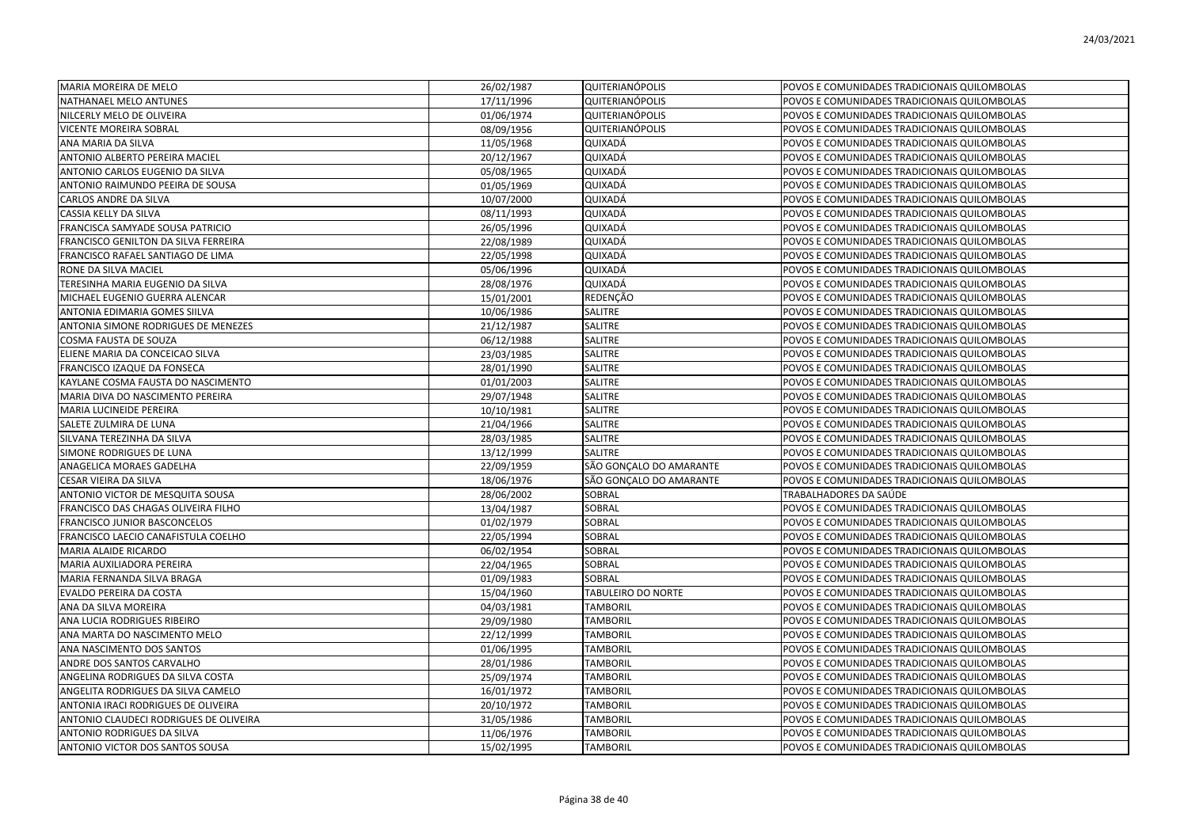| MARIA MOREIRA DE MELO | 26/02/1987 | QUITERIANÓPOLIS | POVOS E COMUNIDADES TRADICIONAIS QUILOMBOLAS |
|---|---|---|---|
| NATHANAEL MELO ANTUNES | 17/11/1996 | QUITERIANÓPOLIS | POVOS E COMUNIDADES TRADICIONAIS QUILOMBOLAS |
| NILCERLY MELO DE OLIVEIRA | 01/06/1974 | QUITERIANÓPOLIS | POVOS E COMUNIDADES TRADICIONAIS QUILOMBOLAS |
| VICENTE MOREIRA SOBRAL | 08/09/1956 | QUITERIANÓPOLIS | POVOS E COMUNIDADES TRADICIONAIS QUILOMBOLAS |
| ANA MARIA DA SILVA | 11/05/1968 | QUIXADÁ | POVOS E COMUNIDADES TRADICIONAIS QUILOMBOLAS |
| ANTONIO ALBERTO PEREIRA MACIEL | 20/12/1967 | QUIXADÁ | POVOS E COMUNIDADES TRADICIONAIS QUILOMBOLAS |
| ANTONIO CARLOS EUGENIO DA SILVA | 05/08/1965 | QUIXADÁ | POVOS E COMUNIDADES TRADICIONAIS QUILOMBOLAS |
| ANTONIO RAIMUNDO PEEIRA DE SOUSA | 01/05/1969 | QUIXADÁ | POVOS E COMUNIDADES TRADICIONAIS QUILOMBOLAS |
| CARLOS ANDRE DA SILVA | 10/07/2000 | QUIXADÁ | POVOS E COMUNIDADES TRADICIONAIS QUILOMBOLAS |
| CASSIA KELLY DA SILVA | 08/11/1993 | QUIXADÁ | POVOS E COMUNIDADES TRADICIONAIS QUILOMBOLAS |
| FRANCISCA SAMYADE SOUSA PATRICIO | 26/05/1996 | QUIXADÁ | POVOS E COMUNIDADES TRADICIONAIS QUILOMBOLAS |
| FRANCISCO GENILTON DA SILVA FERREIRA | 22/08/1989 | QUIXADÁ | POVOS E COMUNIDADES TRADICIONAIS QUILOMBOLAS |
| FRANCISCO RAFAEL SANTIAGO DE LIMA | 22/05/1998 | QUIXADÁ | POVOS E COMUNIDADES TRADICIONAIS QUILOMBOLAS |
| RONE DA SILVA MACIEL | 05/06/1996 | QUIXADÁ | POVOS E COMUNIDADES TRADICIONAIS QUILOMBOLAS |
| TERESINHA MARIA EUGENIO DA SILVA | 28/08/1976 | QUIXADÁ | POVOS E COMUNIDADES TRADICIONAIS QUILOMBOLAS |
| MICHAEL EUGENIO GUERRA ALENCAR | 15/01/2001 | REDENÇÃO | POVOS E COMUNIDADES TRADICIONAIS QUILOMBOLAS |
| ANTONIA EDIMARIA GOMES SIILVA | 10/06/1986 | SALITRE | POVOS E COMUNIDADES TRADICIONAIS QUILOMBOLAS |
| ANTONIA SIMONE RODRIGUES DE MENEZES | 21/12/1987 | SALITRE | POVOS E COMUNIDADES TRADICIONAIS QUILOMBOLAS |
| COSMA FAUSTA DE SOUZA | 06/12/1988 | SALITRE | POVOS E COMUNIDADES TRADICIONAIS QUILOMBOLAS |
| ELIENE MARIA DA CONCEICAO SILVA | 23/03/1985 | SALITRE | POVOS E COMUNIDADES TRADICIONAIS QUILOMBOLAS |
| FRANCISCO IZAQUE DA FONSECA | 28/01/1990 | SALITRE | POVOS E COMUNIDADES TRADICIONAIS QUILOMBOLAS |
| KAYLANE COSMA FAUSTA DO NASCIMENTO | 01/01/2003 | SALITRE | POVOS E COMUNIDADES TRADICIONAIS QUILOMBOLAS |
| MARIA DIVA DO NASCIMENTO PEREIRA | 29/07/1948 | SALITRE | POVOS E COMUNIDADES TRADICIONAIS QUILOMBOLAS |
| MARIA LUCINEIDE PEREIRA | 10/10/1981 | SALITRE | POVOS E COMUNIDADES TRADICIONAIS QUILOMBOLAS |
| SALETE ZULMIRA DE LUNA | 21/04/1966 | SALITRE | POVOS E COMUNIDADES TRADICIONAIS QUILOMBOLAS |
| SILVANA TEREZINHA DA SILVA | 28/03/1985 | SALITRE | POVOS E COMUNIDADES TRADICIONAIS QUILOMBOLAS |
| SIMONE RODRIGUES DE LUNA | 13/12/1999 | SALITRE | POVOS E COMUNIDADES TRADICIONAIS QUILOMBOLAS |
| ANAGELICA MORAES GADELHA | 22/09/1959 | SÃO GONÇALO DO AMARANTE | POVOS E COMUNIDADES TRADICIONAIS QUILOMBOLAS |
| CESAR VIEIRA DA SILVA | 18/06/1976 | SÃO GONÇALO DO AMARANTE | POVOS E COMUNIDADES TRADICIONAIS QUILOMBOLAS |
| ANTONIO VICTOR DE MESQUITA SOUSA | 28/06/2002 | SOBRAL | TRABALHADORES DA SAÚDE |
| FRANCISCO DAS CHAGAS OLIVEIRA FILHO | 13/04/1987 | SOBRAL | POVOS E COMUNIDADES TRADICIONAIS QUILOMBOLAS |
| FRANCISCO JUNIOR BASCONCELOS | 01/02/1979 | SOBRAL | POVOS E COMUNIDADES TRADICIONAIS QUILOMBOLAS |
| FRANCISCO LAECIO CANAFISTULA COELHO | 22/05/1994 | SOBRAL | POVOS E COMUNIDADES TRADICIONAIS QUILOMBOLAS |
| MARIA ALAIDE RICARDO | 06/02/1954 | SOBRAL | POVOS E COMUNIDADES TRADICIONAIS QUILOMBOLAS |
| MARIA AUXILIADORA PEREIRA | 22/04/1965 | SOBRAL | POVOS E COMUNIDADES TRADICIONAIS QUILOMBOLAS |
| MARIA FERNANDA SILVA BRAGA | 01/09/1983 | SOBRAL | POVOS E COMUNIDADES TRADICIONAIS QUILOMBOLAS |
| EVALDO PEREIRA DA COSTA | 15/04/1960 | TABULEIRO DO NORTE | POVOS E COMUNIDADES TRADICIONAIS QUILOMBOLAS |
| ANA DA SILVA MOREIRA | 04/03/1981 | TAMBORIL | POVOS E COMUNIDADES TRADICIONAIS QUILOMBOLAS |
| ANA LUCIA RODRIGUES RIBEIRO | 29/09/1980 | TAMBORIL | POVOS E COMUNIDADES TRADICIONAIS QUILOMBOLAS |
| ANA MARTA DO NASCIMENTO MELO | 22/12/1999 | TAMBORIL | POVOS E COMUNIDADES TRADICIONAIS QUILOMBOLAS |
| ANA NASCIMENTO DOS SANTOS | 01/06/1995 | TAMBORIL | POVOS E COMUNIDADES TRADICIONAIS QUILOMBOLAS |
| ANDRE DOS SANTOS CARVALHO | 28/01/1986 | TAMBORIL | POVOS E COMUNIDADES TRADICIONAIS QUILOMBOLAS |
| ANGELINA RODRIGUES DA SILVA COSTA | 25/09/1974 | TAMBORIL | POVOS E COMUNIDADES TRADICIONAIS QUILOMBOLAS |
| ANGELITA RODRIGUES DA SILVA CAMELO | 16/01/1972 | TAMBORIL | POVOS E COMUNIDADES TRADICIONAIS QUILOMBOLAS |
| ANTONIA IRACI RODRIGUES DE OLIVEIRA | 20/10/1972 | TAMBORIL | POVOS E COMUNIDADES TRADICIONAIS QUILOMBOLAS |
| ANTONIO CLAUDECI RODRIGUES DE OLIVEIRA | 31/05/1986 | TAMBORIL | POVOS E COMUNIDADES TRADICIONAIS QUILOMBOLAS |
| ANTONIO RODRIGUES DA SILVA | 11/06/1976 | TAMBORIL | POVOS E COMUNIDADES TRADICIONAIS QUILOMBOLAS |
| ANTONIO VICTOR DOS SANTOS SOUSA | 15/02/1995 | TAMBORIL | POVOS E COMUNIDADES TRADICIONAIS QUILOMBOLAS |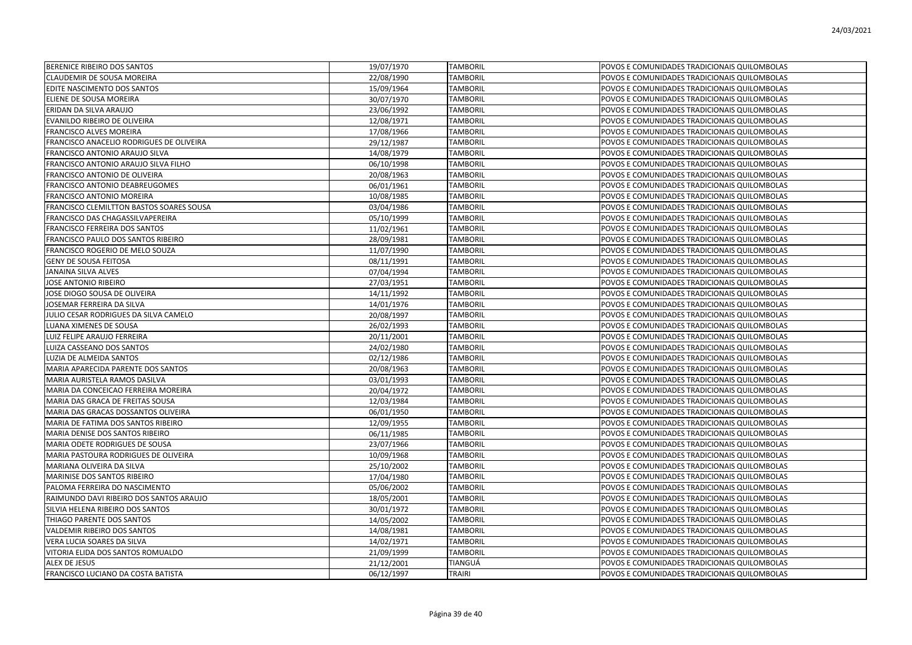| | | | |
|---|---|---|---|
| BERENICE RIBEIRO DOS SANTOS | 19/07/1970 | TAMBORIL | POVOS E COMUNIDADES TRADICIONAIS QUILOMBOLAS |
| CLAUDEMIR DE SOUSA MOREIRA | 22/08/1990 | TAMBORIL | POVOS E COMUNIDADES TRADICIONAIS QUILOMBOLAS |
| EDITE NASCIMENTO DOS SANTOS | 15/09/1964 | TAMBORIL | POVOS E COMUNIDADES TRADICIONAIS QUILOMBOLAS |
| ELIENE DE SOUSA MOREIRA | 30/07/1970 | TAMBORIL | POVOS E COMUNIDADES TRADICIONAIS QUILOMBOLAS |
| ERIDAN DA SILVA ARAUJO | 23/06/1992 | TAMBORIL | POVOS E COMUNIDADES TRADICIONAIS QUILOMBOLAS |
| EVANILDO RIBEIRO DE OLIVEIRA | 12/08/1971 | TAMBORIL | POVOS E COMUNIDADES TRADICIONAIS QUILOMBOLAS |
| FRANCISCO ALVES MOREIRA | 17/08/1966 | TAMBORIL | POVOS E COMUNIDADES TRADICIONAIS QUILOMBOLAS |
| FRANCISCO ANACELIO RODRIGUES DE OLIVEIRA | 29/12/1987 | TAMBORIL | POVOS E COMUNIDADES TRADICIONAIS QUILOMBOLAS |
| FRANCISCO ANTONIO ARAUJO SILVA | 14/08/1979 | TAMBORIL | POVOS E COMUNIDADES TRADICIONAIS QUILOMBOLAS |
| FRANCISCO ANTONIO ARAUJO SILVA FILHO | 06/10/1998 | TAMBORIL | POVOS E COMUNIDADES TRADICIONAIS QUILOMBOLAS |
| FRANCISCO ANTONIO DE OLIVEIRA | 20/08/1963 | TAMBORIL | POVOS E COMUNIDADES TRADICIONAIS QUILOMBOLAS |
| FRANCISCO ANTONIO DEABREUGOMES | 06/01/1961 | TAMBORIL | POVOS E COMUNIDADES TRADICIONAIS QUILOMBOLAS |
| FRANCISCO ANTONIO MOREIRA | 10/08/1985 | TAMBORIL | POVOS E COMUNIDADES TRADICIONAIS QUILOMBOLAS |
| FRANCISCO CLEMILTTON BASTOS SOARES SOUSA | 03/04/1986 | TAMBORIL | POVOS E COMUNIDADES TRADICIONAIS QUILOMBOLAS |
| FRANCISCO DAS CHAGASSILVAPEREIRA | 05/10/1999 | TAMBORIL | POVOS E COMUNIDADES TRADICIONAIS QUILOMBOLAS |
| FRANCISCO FERREIRA DOS SANTOS | 11/02/1961 | TAMBORIL | POVOS E COMUNIDADES TRADICIONAIS QUILOMBOLAS |
| FRANCISCO PAULO DOS SANTOS RIBEIRO | 28/09/1981 | TAMBORIL | POVOS E COMUNIDADES TRADICIONAIS QUILOMBOLAS |
| FRANCISCO ROGERIO DE MELO SOUZA | 11/07/1990 | TAMBORIL | POVOS E COMUNIDADES TRADICIONAIS QUILOMBOLAS |
| GENY DE SOUSA FEITOSA | 08/11/1991 | TAMBORIL | POVOS E COMUNIDADES TRADICIONAIS QUILOMBOLAS |
| JANAINA SILVA ALVES | 07/04/1994 | TAMBORIL | POVOS E COMUNIDADES TRADICIONAIS QUILOMBOLAS |
| JOSE ANTONIO RIBEIRO | 27/03/1951 | TAMBORIL | POVOS E COMUNIDADES TRADICIONAIS QUILOMBOLAS |
| JOSE DIOGO SOUSA DE OLIVEIRA | 14/11/1992 | TAMBORIL | POVOS E COMUNIDADES TRADICIONAIS QUILOMBOLAS |
| JOSEMAR FERREIRA DA SILVA | 14/01/1976 | TAMBORIL | POVOS E COMUNIDADES TRADICIONAIS QUILOMBOLAS |
| JULIO CESAR RODRIGUES DA SILVA CAMELO | 20/08/1997 | TAMBORIL | POVOS E COMUNIDADES TRADICIONAIS QUILOMBOLAS |
| LUANA XIMENES DE SOUSA | 26/02/1993 | TAMBORIL | POVOS E COMUNIDADES TRADICIONAIS QUILOMBOLAS |
| LUIZ FELIPE ARAUJO FERREIRA | 20/11/2001 | TAMBORIL | POVOS E COMUNIDADES TRADICIONAIS QUILOMBOLAS |
| LUIZA CASSEANO DOS SANTOS | 24/02/1980 | TAMBORIL | POVOS E COMUNIDADES TRADICIONAIS QUILOMBOLAS |
| LUZIA DE ALMEIDA SANTOS | 02/12/1986 | TAMBORIL | POVOS E COMUNIDADES TRADICIONAIS QUILOMBOLAS |
| MARIA APARECIDA PARENTE DOS SANTOS | 20/08/1963 | TAMBORIL | POVOS E COMUNIDADES TRADICIONAIS QUILOMBOLAS |
| MARIA AURISTELA RAMOS DASILVA | 03/01/1993 | TAMBORIL | POVOS E COMUNIDADES TRADICIONAIS QUILOMBOLAS |
| MARIA DA CONCEICAO FERREIRA MOREIRA | 20/04/1972 | TAMBORIL | POVOS E COMUNIDADES TRADICIONAIS QUILOMBOLAS |
| MARIA DAS GRACA DE FREITAS SOUSA | 12/03/1984 | TAMBORIL | POVOS E COMUNIDADES TRADICIONAIS QUILOMBOLAS |
| MARIA DAS GRACAS DOSSANTOS OLIVEIRA | 06/01/1950 | TAMBORIL | POVOS E COMUNIDADES TRADICIONAIS QUILOMBOLAS |
| MARIA DE FATIMA DOS SANTOS RIBEIRO | 12/09/1955 | TAMBORIL | POVOS E COMUNIDADES TRADICIONAIS QUILOMBOLAS |
| MARIA DENISE DOS SANTOS RIBEIRO | 06/11/1985 | TAMBORIL | POVOS E COMUNIDADES TRADICIONAIS QUILOMBOLAS |
| MARIA ODETE RODRIGUES DE SOUSA | 23/07/1966 | TAMBORIL | POVOS E COMUNIDADES TRADICIONAIS QUILOMBOLAS |
| MARIA PASTOURA RODRIGUES DE OLIVEIRA | 10/09/1968 | TAMBORIL | POVOS E COMUNIDADES TRADICIONAIS QUILOMBOLAS |
| MARIANA OLIVEIRA DA SILVA | 25/10/2002 | TAMBORIL | POVOS E COMUNIDADES TRADICIONAIS QUILOMBOLAS |
| MARINISE DOS SANTOS RIBEIRO | 17/04/1980 | TAMBORIL | POVOS E COMUNIDADES TRADICIONAIS QUILOMBOLAS |
| PALOMA FERREIRA DO NASCIMENTO | 05/06/2002 | TAMBORIL | POVOS E COMUNIDADES TRADICIONAIS QUILOMBOLAS |
| RAIMUNDO DAVI RIBEIRO DOS SANTOS ARAUJO | 18/05/2001 | TAMBORIL | POVOS E COMUNIDADES TRADICIONAIS QUILOMBOLAS |
| SILVIA HELENA RIBEIRO DOS SANTOS | 30/01/1972 | TAMBORIL | POVOS E COMUNIDADES TRADICIONAIS QUILOMBOLAS |
| THIAGO PARENTE DOS SANTOS | 14/05/2002 | TAMBORIL | POVOS E COMUNIDADES TRADICIONAIS QUILOMBOLAS |
| VALDEMIR RIBEIRO DOS SANTOS | 14/08/1981 | TAMBORIL | POVOS E COMUNIDADES TRADICIONAIS QUILOMBOLAS |
| VERA LUCIA SOARES DA SILVA | 14/02/1971 | TAMBORIL | POVOS E COMUNIDADES TRADICIONAIS QUILOMBOLAS |
| VITORIA ELIDA DOS SANTOS ROMUALDO | 21/09/1999 | TAMBORIL | POVOS E COMUNIDADES TRADICIONAIS QUILOMBOLAS |
| ALEX DE JESUS | 21/12/2001 | TIANGUÁ | POVOS E COMUNIDADES TRADICIONAIS QUILOMBOLAS |
| FRANCISCO LUCIANO DA COSTA BATISTA | 06/12/1997 | TRAIRI | POVOS E COMUNIDADES TRADICIONAIS QUILOMBOLAS |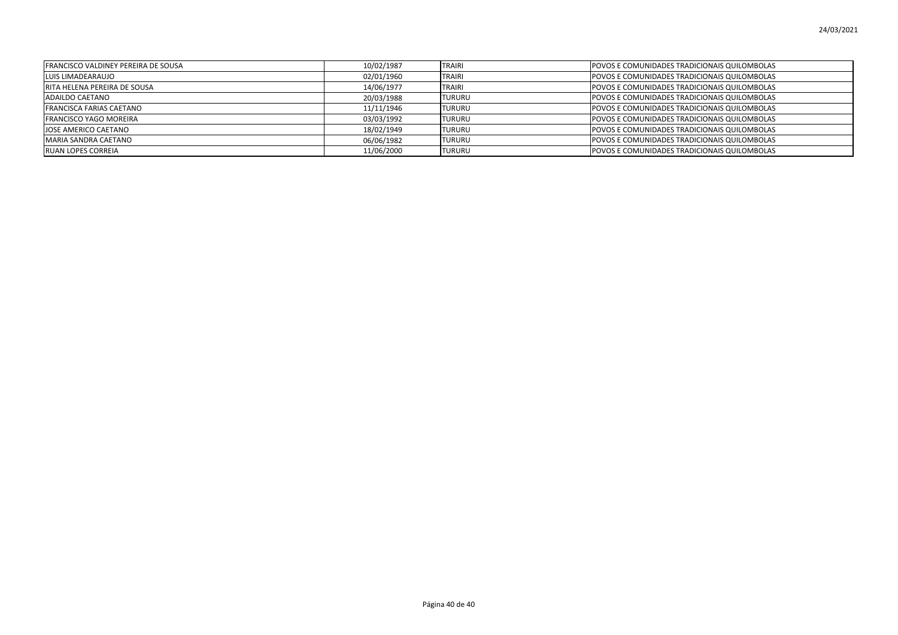| | | | |
|---|---|---|---|
| FRANCISCO VALDINEY PEREIRA DE SOUSA | 10/02/1987 | TRAIRI | POVOS E COMUNIDADES TRADICIONAIS QUILOMBOLAS |
| LUIS LIMADEARAUJO | 02/01/1960 | TRAIRI | POVOS E COMUNIDADES TRADICIONAIS QUILOMBOLAS |
| RITA HELENA PEREIRA DE SOUSA | 14/06/1977 | TRAIRI | POVOS E COMUNIDADES TRADICIONAIS QUILOMBOLAS |
| ADAILDO CAETANO | 20/03/1988 | TURURU | POVOS E COMUNIDADES TRADICIONAIS QUILOMBOLAS |
| FRANCISCA FARIAS CAETANO | 11/11/1946 | TURURU | POVOS E COMUNIDADES TRADICIONAIS QUILOMBOLAS |
| FRANCISCO YAGO MOREIRA | 03/03/1992 | TURURU | POVOS E COMUNIDADES TRADICIONAIS QUILOMBOLAS |
| JOSE AMERICO CAETANO | 18/02/1949 | TURURU | POVOS E COMUNIDADES TRADICIONAIS QUILOMBOLAS |
| MARIA SANDRA CAETANO | 06/06/1982 | TURURU | POVOS E COMUNIDADES TRADICIONAIS QUILOMBOLAS |
| RUAN LOPES CORREIA | 11/06/2000 | TURURU | POVOS E COMUNIDADES TRADICIONAIS QUILOMBOLAS |